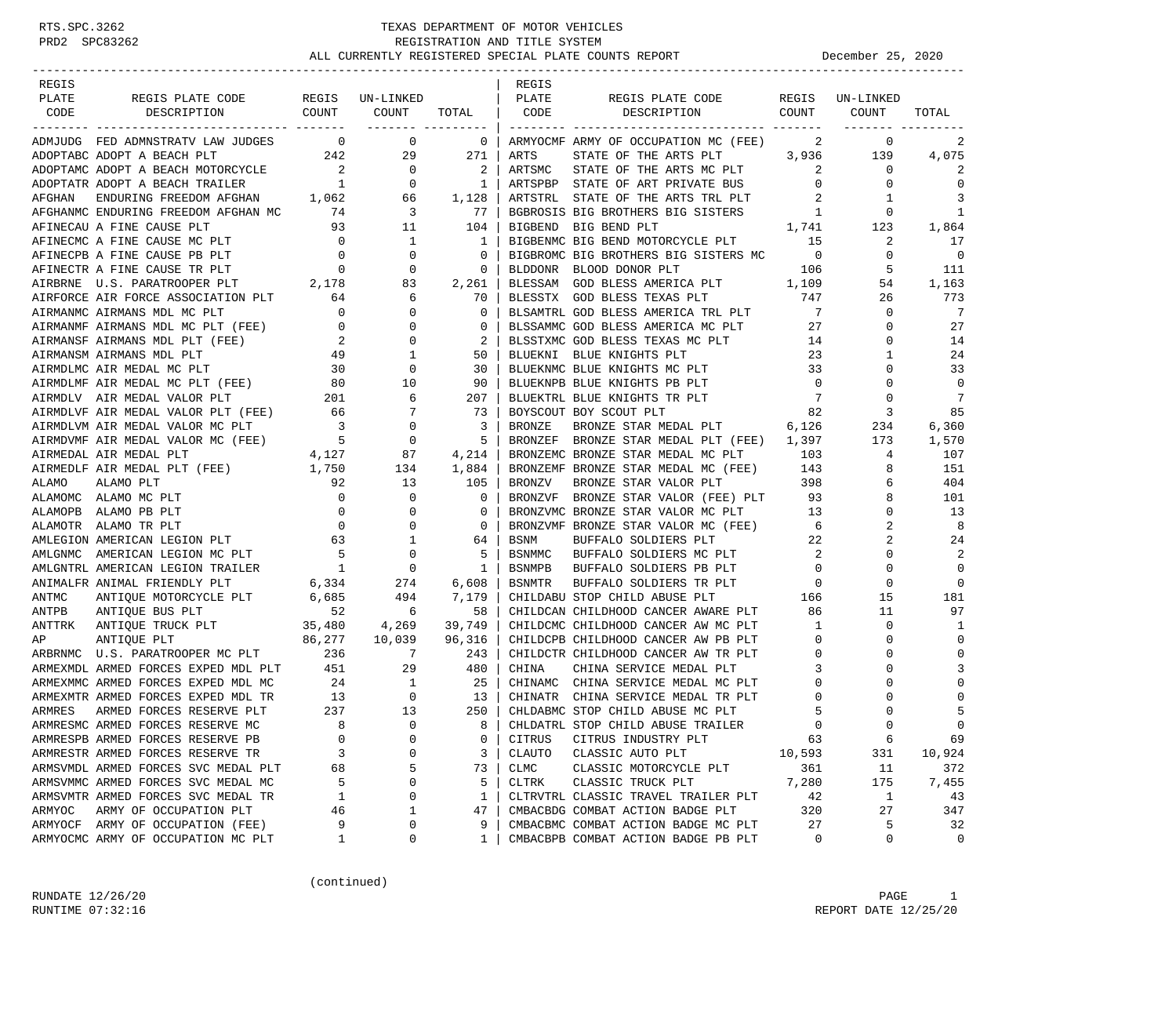# TEXAS DEPARTMENT OF MOTOR VEHICLES

## REGISTRATION AND TITLE SYSTEM

### ALL CURRENTLY REGISTERED SPECIAL PLATE COUNTS REPORT

December 25, 2020

RTS.SPC.3262
PRD2 SPC83262

| REGIS PLATE CODE | REGIS PLATE CODE DESCRIPTION | REGIS COUNT | UN-LINKED COUNT | TOTAL |
|---|---|---|---|---|
| ADMJUDG | FED ADMNSTRATV LAW JUDGES | 0 | 0 | 0 |
| ADOPTABC | ADOPT A BEACH PLT | 242 | 29 | 271 |
| ADOPTAMC | ADOPT A BEACH MOTORCYCLE | 2 | 0 | 2 |
| ADOPTATR | ADOPT A BEACH TRAILER | 1 | 0 | 1 |
| AFGHAN | ENDURING FREEDOM AFGHAN | 1,062 | 66 | 1,128 |
| AFGHANMC | ENDURING FREEDOM AFGHAN MC | 74 | 3 | 77 |
| AFINECAU | A FINE CAUSE PLT | 93 | 11 | 104 |
| AFINECMC | A FINE CAUSE MC PLT | 0 | 1 | 1 |
| AFINECPB | A FINE CAUSE PB PLT | 0 | 0 | 0 |
| AFINECTR | A FINE CAUSE TR PLT | 0 | 0 | 0 |
| AIRBRNE | U.S. PARATROOPER PLT | 2,178 | 83 | 2,261 |
| AIRFORCE | AIR FORCE ASSOCIATION PLT | 64 | 6 | 70 |
| AIRMANMC | AIRMANS MDL MC PLT | 0 | 0 | 0 |
| AIRMANMF | AIRMANS MDL MC PLT (FEE) | 0 | 0 | 0 |
| AIRMANSF | AIRMANS MDL PLT (FEE) | 2 | 0 | 2 |
| AIRMANSM | AIRMANS MDL PLT | 49 | 1 | 50 |
| AIRMDLMC | AIR MEDAL MC PLT | 30 | 0 | 30 |
| AIRMDLMF | AIR MEDAL MC PLT (FEE) | 80 | 10 | 90 |
| AIRMDLV | AIR MEDAL VALOR PLT | 201 | 6 | 207 |
| AIRMDLVF | AIR MEDAL VALOR PLT (FEE) | 66 | 7 | 73 |
| AIRMDLVM | AIR MEDAL VALOR MC PLT | 3 | 0 | 3 |
| AIRMDVMF | AIR MEDAL VALOR MC (FEE) | 5 | 0 | 5 |
| AIRMEDAL | AIR MEDAL PLT | 4,127 | 87 | 4,214 |
| AIRMEDLF | AIR MEDAL PLT (FEE) | 1,750 | 134 | 1,884 |
| ALAMO | ALAMO PLT | 92 | 13 | 105 |
| ALAMOMC | ALAMO MC PLT | 0 | 0 | 0 |
| ALAMOPB | ALAMO PB PLT | 0 | 0 | 0 |
| ALAMOTR | ALAMO TR PLT | 0 | 0 | 0 |
| AMLEGION | AMERICAN LEGION PLT | 63 | 1 | 64 |
| AMLGNMC | AMERICAN LEGION MC PLT | 5 | 0 | 5 |
| AMLGNTRL | AMERICAN LEGION TRAILER | 1 | 0 | 1 |
| ANIMALFR | ANIMAL FRIENDLY PLT | 6,334 | 274 | 6,608 |
| ANTMC | ANTIQUE MOTORCYCLE PLT | 6,685 | 494 | 7,179 |
| ANTPB | ANTIQUE BUS PLT | 52 | 6 | 58 |
| ANTTRK | ANTIQUE TRUCK PLT | 35,480 | 4,269 | 39,749 |
| AP | ANTIQUE PLT | 86,277 | 10,039 | 96,316 |
| ARBRNMC | U.S. PARATROOPER MC PLT | 236 | 7 | 243 |
| ARMEXMDL | ARMED FORCES EXPED MDL PLT | 451 | 29 | 480 |
| ARMEXMMC | ARMED FORCES EXPED MDL MC | 24 | 1 | 25 |
| ARMEXMTR | ARMED FORCES EXPED MDL TR | 13 | 0 | 13 |
| ARMRES | ARMED FORCES RESERVE PLT | 237 | 13 | 250 |
| ARMRESMC | ARMED FORCES RESERVE MC | 8 | 0 | 8 |
| ARMRESPB | ARMED FORCES RESERVE PB | 0 | 0 | 0 |
| ARMRESTR | ARMED FORCES RESERVE TR | 3 | 0 | 3 |
| ARMSVMDL | ARMED FORCES SVC MEDAL PLT | 68 | 5 | 73 |
| ARMSVMMC | ARMED FORCES SVC MEDAL MC | 5 | 0 | 5 |
| ARMSVMTR | ARMED FORCES SVC MEDAL TR | 1 | 0 | 1 |
| ARMYOC | ARMY OF OCCUPATION PLT | 46 | 1 | 47 |
| ARMYOCF | ARMY OF OCCUPATION (FEE) | 9 | 0 | 9 |
| ARMYOCMC | ARMY OF OCCUPATION MC PLT | 1 | 0 | 1 |
| ARMYOCMF | ARMY OF OCCUPATION MC (FEE) | 2 | 0 | 2 |
| ARTS | STATE OF THE ARTS PLT | 3,936 | 139 | 4,075 |
| ARTSMC | STATE OF THE ARTS MC PLT | 2 | 0 | 2 |
| ARTSPBP | STATE OF ART PRIVATE BUS | 0 | 0 | 0 |
| ARTSTRL | STATE OF THE ARTS TRL PLT | 2 | 1 | 3 |
| BGBROSIS | BIG BROTHERS BIG SISTERS | 1 | 0 | 1 |
| BIGBEND | BIG BEND PLT | 1,741 | 123 | 1,864 |
| BIGBENMC | BIG BEND MOTORCYCLE PLT | 15 | 2 | 17 |
| BIGBROMC | BIG BROTHERS BIG SISTERS MC | 0 | 0 | 0 |
| BLDDONR | BLOOD DONOR PLT | 106 | 5 | 111 |
| BLESSAM | GOD BLESS AMERICA PLT | 1,109 | 54 | 1,163 |
| BLESSTX | GOD BLESS TEXAS PLT | 747 | 26 | 773 |
| BLSAMTRL | GOD BLESS AMERICA TRL PLT | 7 | 0 | 7 |
| BLSSAMMC | GOD BLESS AMERICA MC PLT | 27 | 0 | 27 |
| BLSSTXMC | GOD BLESS TEXAS MC PLT | 14 | 0 | 14 |
| BLUEKNI | BLUE KNIGHTS PLT | 23 | 1 | 24 |
| BLUEKNMC | BLUE KNIGHTS MC PLT | 33 | 0 | 33 |
| BLUEKNPB | BLUE KNIGHTS PB PLT | 0 | 0 | 0 |
| BLUEKTRL | BLUE KNIGHTS TR PLT | 7 | 0 | 7 |
| BOYSCOUT | BOY SCOUT PLT | 82 | 3 | 85 |
| BRONZE | BRONZE STAR MEDAL PLT | 6,126 | 234 | 6,360 |
| BRONZEF | BRONZE STAR MEDAL PLT (FEE) | 1,397 | 173 | 1,570 |
| BRONZEMC | BRONZE STAR MEDAL MC PLT | 103 | 4 | 107 |
| BRONZEMF | BRONZE STAR MEDAL MC (FEE) | 143 | 8 | 151 |
| BRONZV | BRONZE STAR VALOR PLT | 398 | 6 | 404 |
| BRONZVF | BRONZE STAR VALOR (FEE) PLT | 93 | 8 | 101 |
| BRONZVMC | BRONZE STAR VALOR MC PLT | 13 | 0 | 13 |
| BRONZVMF | BRONZE STAR VALOR MC (FEE) | 6 | 2 | 8 |
| BSNM | BUFFALO SOLDIERS PLT | 22 | 2 | 24 |
| BSNMMC | BUFFALO SOLDIERS MC PLT | 2 | 0 | 2 |
| BSNMPB | BUFFALO SOLDIERS PB PLT | 0 | 0 | 0 |
| BSNMTR | BUFFALO SOLDIERS TR PLT | 0 | 0 | 0 |
| CHILDABU | STOP CHILD ABUSE PLT | 166 | 15 | 181 |
| CHILDCAN | CHILDHOOD CANCER AWARE PLT | 86 | 11 | 97 |
| CHILDCMC | CHILDHOOD CANCER AW MC PLT | 1 | 0 | 1 |
| CHILDCPB | CHILDHOOD CANCER AW PB PLT | 0 | 0 | 0 |
| CHILDCTR | CHILDHOOD CANCER AW TR PLT | 0 | 0 | 0 |
| CHINA | CHINA SERVICE MEDAL PLT | 3 | 0 | 3 |
| CHINAMC | CHINA SERVICE MEDAL MC PLT | 0 | 0 | 0 |
| CHINATR | CHINA SERVICE MEDAL TR PLT | 0 | 0 | 0 |
| CHLDABMC | STOP CHILD ABUSE MC PLT | 5 | 0 | 5 |
| CHLDATRL | STOP CHILD ABUSE TRAILER | 0 | 0 | 0 |
| CITRUS | CITRUS INDUSTRY PLT | 63 | 6 | 69 |
| CLAUTO | CLASSIC AUTO PLT | 10,593 | 331 | 10,924 |
| CLMC | CLASSIC MOTORCYCLE PLT | 361 | 11 | 372 |
| CLTRK | CLASSIC TRUCK PLT | 7,280 | 175 | 7,455 |
| CLTRVTRL | CLASSIC TRAVEL TRAILER PLT | 42 | 1 | 43 |
| CMBACBDG | COMBAT ACTION BADGE PLT | 320 | 27 | 347 |
| CMBACBMC | COMBAT ACTION BADGE MC PLT | 27 | 5 | 32 |
| CMBACBPB | COMBAT ACTION BADGE PB PLT | 0 | 0 | 0 |

(continued)

RUNDATE 12/26/20
RUNTIME 07:32:16
REPORT DATE 12/25/20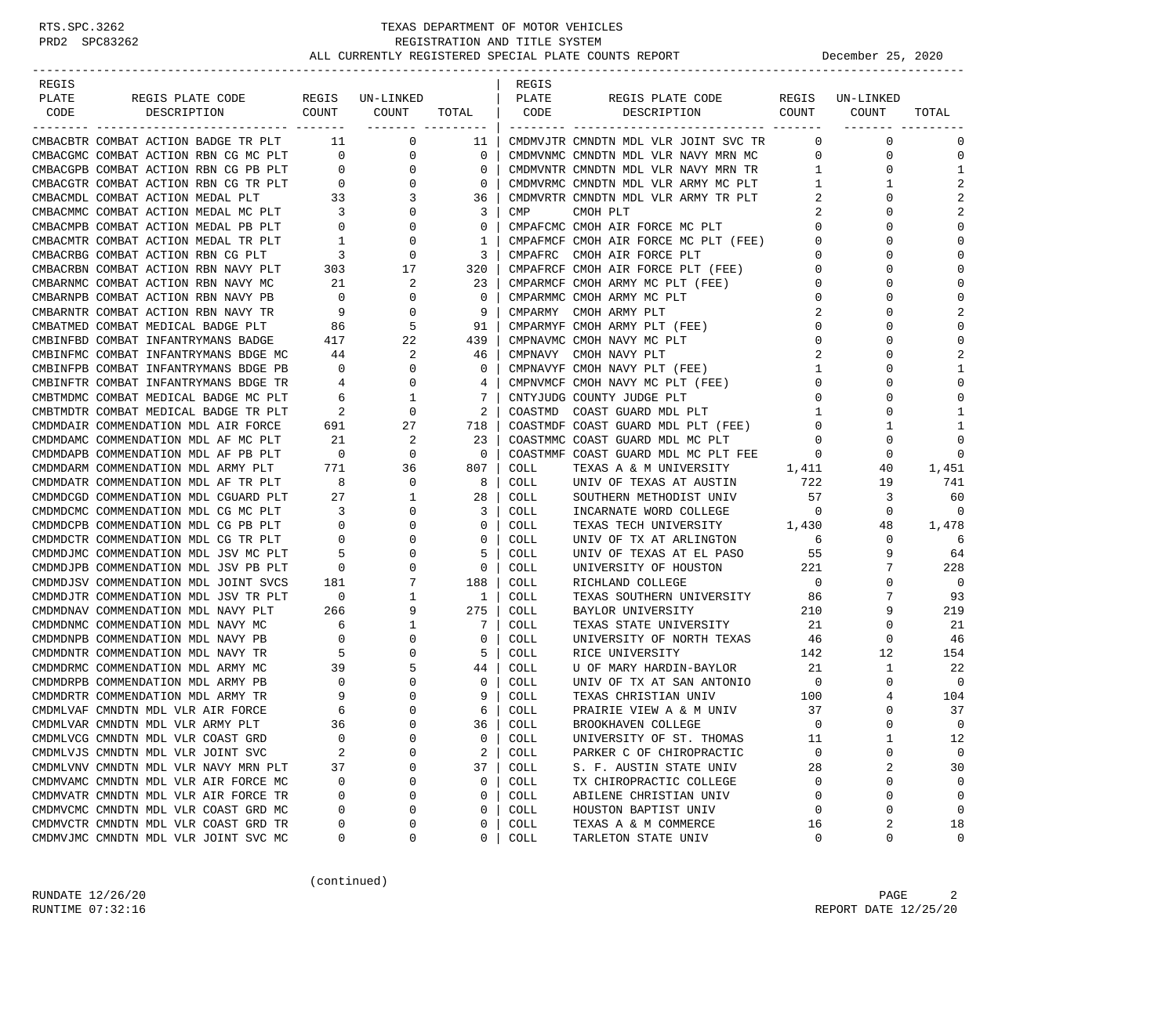# TEXAS DEPARTMENT OF MOTOR VEHICLES
## REGISTRATION AND TITLE SYSTEM
### ALL CURRENTLY REGISTERED SPECIAL PLATE COUNTS REPORT — December 25, 2020

RTS.SPC.3262
PRD2 SPC83262

| REGIS PLATE CODE | REGIS PLATE CODE DESCRIPTION | REGIS COUNT | UN-LINKED COUNT | TOTAL |
|---|---|---|---|---|
| CMBACBTR | COMBAT ACTION BADGE TR PLT | 11 | 0 | 11 |
| CMBACGMC | COMBAT ACTION RBN CG MC PLT | 0 | 0 | 0 |
| CMBACGPB | COMBAT ACTION RBN CG PB PLT | 0 | 0 | 0 |
| CMBACGTR | COMBAT ACTION RBN CG TR PLT | 0 | 0 | 0 |
| CMBACMDL | COMBAT ACTION MEDAL PLT | 33 | 3 | 36 |
| CMBACMMC | COMBAT ACTION MEDAL MC PLT | 3 | 0 | 3 |
| CMBACMPB | COMBAT ACTION MEDAL PB PLT | 0 | 0 | 0 |
| CMBACMTR | COMBAT ACTION MEDAL TR PLT | 1 | 0 | 1 |
| CMBACRBG | COMBAT ACTION RBN CG PLT | 3 | 0 | 3 |
| CMBACRBN | COMBAT ACTION RBN NAVY PLT | 303 | 17 | 320 |
| CMBARNMC | COMBAT ACTION RBN NAVY MC | 21 | 2 | 23 |
| CMBARNPB | COMBAT ACTION RBN NAVY PB | 0 | 0 | 0 |
| CMBARNTR | COMBAT ACTION RBN NAVY TR | 9 | 0 | 9 |
| CMBATMED | COMBAT MEDICAL BADGE PLT | 86 | 5 | 91 |
| CMBINFBD | COMBAT INFANTRYMANS BADGE | 417 | 22 | 439 |
| CMBINFMC | COMBAT INFANTRYMANS BDGE MC | 44 | 2 | 46 |
| CMBINFPB | COMBAT INFANTRYMANS BDGE PB | 0 | 0 | 0 |
| CMBINFTR | COMBAT INFANTRYMANS BDGE TR | 4 | 0 | 4 |
| CMBTMDMC | COMBAT MEDICAL BADGE MC PLT | 6 | 1 | 7 |
| CMBTMDTR | COMBAT MEDICAL BADGE TR PLT | 2 | 0 | 2 |
| CMDMDAIR | COMMENDATION MDL AIR FORCE | 691 | 27 | 718 |
| CMDMDAMC | COMMENDATION MDL AF MC PLT | 21 | 2 | 23 |
| CMDMDAPB | COMMENDATION MDL AF PB PLT | 0 | 0 | 0 |
| CMDMDARM | COMMENDATION MDL ARMY PLT | 771 | 36 | 807 |
| CMDMDATR | COMMENDATION MDL AF TR PLT | 8 | 0 | 8 |
| CMDMDCGD | COMMENDATION MDL CGUARD PLT | 27 | 1 | 28 |
| CMDMDCMC | COMMENDATION MDL CG MC PLT | 3 | 0 | 3 |
| CMDMDCPB | COMMENDATION MDL CG PB PLT | 0 | 0 | 0 |
| CMDMDCTR | COMMENDATION MDL CG TR PLT | 0 | 0 | 0 |
| CMDMDJMC | COMMENDATION MDL JSV MC PLT | 5 | 0 | 5 |
| CMDMDJPB | COMMENDATION MDL JSV PB PLT | 0 | 0 | 0 |
| CMDMDJSV | COMMENDATION MDL JOINT SVCS | 181 | 7 | 188 |
| CMDMDJTR | COMMENDATION MDL JSV TR PLT | 0 | 1 | 1 |
| CMDMDNAV | COMMENDATION MDL NAVY PLT | 266 | 9 | 275 |
| CMDMDNMC | COMMENDATION MDL NAVY MC | 6 | 1 | 7 |
| CMDMDNPB | COMMENDATION MDL NAVY PB | 0 | 0 | 0 |
| CMDMDNTR | COMMENDATION MDL NAVY TR | 5 | 0 | 5 |
| CMDMDRMC | COMMENDATION MDL ARMY MC | 39 | 5 | 44 |
| CMDMDRPB | COMMENDATION MDL ARMY PB | 0 | 0 | 0 |
| CMDMDRTR | COMMENDATION MDL ARMY TR | 9 | 0 | 9 |
| CMDMLVAF | CMNDTN MDL VLR AIR FORCE | 6 | 0 | 6 |
| CMDMLVAR | CMNDTN MDL VLR ARMY PLT | 36 | 0 | 36 |
| CMDMLVCG | CMNDTN MDL VLR COAST GRD | 0 | 0 | 0 |
| CMDMLVJS | CMNDTN MDL VLR JOINT SVC | 2 | 0 | 2 |
| CMDMLVNV | CMNDTN MDL VLR NAVY MRN PLT | 37 | 0 | 37 |
| CMDMVAMC | CMNDTN MDL VLR AIR FORCE MC | 0 | 0 | 0 |
| CMDMVATR | CMNDTN MDL VLR AIR FORCE TR | 0 | 0 | 0 |
| CMDMVCMC | CMNDTN MDL VLR COAST GRD MC | 0 | 0 | 0 |
| CMDMVCTR | CMNDTN MDL VLR COAST GRD TR | 0 | 0 | 0 |
| CMDMVJMC | CMNDTN MDL VLR JOINT SVC MC | 0 | 0 | 0 |
| CMDMVJTR | CMNDTN MDL VLR JOINT SVC TR | 0 | 0 | 0 |
| CMDMVNMC | CMNDTN MDL VLR NAVY MRN MC | 0 | 0 | 0 |
| CMDMVNTR | CMNDTN MDL VLR NAVY MRN TR | 1 | 0 | 1 |
| CMDMVRMC | CMNDTN MDL VLR ARMY MC PLT | 1 | 1 | 2 |
| CMDMVRTR | CMNDTN MDL VLR ARMY TR PLT | 2 | 0 | 2 |
| CMP | CMOH PLT | 2 | 0 | 2 |
| CMPAFCMC | CMOH AIR FORCE MC PLT | 0 | 0 | 0 |
| CMPAFMCF | CMOH AIR FORCE MC PLT (FEE) | 0 | 0 | 0 |
| CMPAFRC | CMOH AIR FORCE PLT | 0 | 0 | 0 |
| CMPAFRCF | CMOH AIR FORCE PLT (FEE) | 0 | 0 | 0 |
| CMPARMCF | CMOH ARMY MC PLT (FEE) | 0 | 0 | 0 |
| CMPARMMC | CMOH ARMY MC PLT | 0 | 0 | 0 |
| CMPARMY | CMOH ARMY PLT | 2 | 0 | 2 |
| CMPARMYF | CMOH ARMY PLT (FEE) | 0 | 0 | 0 |
| CMPNAVMC | CMOH NAVY MC PLT | 0 | 0 | 0 |
| CMPNAVY | CMOH NAVY PLT | 2 | 0 | 2 |
| CMPNAVYF | CMOH NAVY PLT (FEE) | 1 | 0 | 1 |
| CMPNVMCF | CMOH NAVY MC PLT (FEE) | 0 | 0 | 0 |
| CNTYJUDG | COUNTY JUDGE PLT | 0 | 0 | 0 |
| COASTMD | COAST GUARD MDL PLT | 1 | 0 | 1 |
| COASTMDF | COAST GUARD MDL PLT (FEE) | 0 | 1 | 1 |
| COASTMMC | COAST GUARD MDL MC PLT | 0 | 0 | 0 |
| COASTMMF | COAST GUARD MDL MC PLT FEE | 0 | 0 | 0 |
| COLL | TEXAS A & M UNIVERSITY | 1,411 | 40 | 1,451 |
| COLL | UNIV OF TEXAS AT AUSTIN | 722 | 19 | 741 |
| COLL | SOUTHERN METHODIST UNIV | 57 | 3 | 60 |
| COLL | INCARNATE WORD COLLEGE | 0 | 0 | 0 |
| COLL | TEXAS TECH UNIVERSITY | 1,430 | 48 | 1,478 |
| COLL | UNIV OF TX AT ARLINGTON | 6 | 0 | 6 |
| COLL | UNIV OF TEXAS AT EL PASO | 55 | 9 | 64 |
| COLL | UNIVERSITY OF HOUSTON | 221 | 7 | 228 |
| COLL | RICHLAND COLLEGE | 0 | 0 | 0 |
| COLL | TEXAS SOUTHERN UNIVERSITY | 86 | 7 | 93 |
| COLL | BAYLOR UNIVERSITY | 210 | 9 | 219 |
| COLL | TEXAS STATE UNIVERSITY | 21 | 0 | 21 |
| COLL | UNIVERSITY OF NORTH TEXAS | 46 | 0 | 46 |
| COLL | RICE UNIVERSITY | 142 | 12 | 154 |
| COLL | U OF MARY HARDIN-BAYLOR | 21 | 1 | 22 |
| COLL | UNIV OF TX AT SAN ANTONIO | 0 | 0 | 0 |
| COLL | TEXAS CHRISTIAN UNIV | 100 | 4 | 104 |
| COLL | PRAIRIE VIEW A & M UNIV | 37 | 0 | 37 |
| COLL | BROOKHAVEN COLLEGE | 0 | 0 | 0 |
| COLL | UNIVERSITY OF ST. THOMAS | 11 | 1 | 12 |
| COLL | PARKER C OF CHIROPRACTIC | 0 | 0 | 0 |
| COLL | S. F. AUSTIN STATE UNIV | 28 | 2 | 30 |
| COLL | TX CHIROPRACTIC COLLEGE | 0 | 0 | 0 |
| COLL | ABILENE CHRISTIAN UNIV | 0 | 0 | 0 |
| COLL | HOUSTON BAPTIST UNIV | 0 | 0 | 0 |
| COLL | TEXAS A & M COMMERCE | 16 | 2 | 18 |
| COLL | TARLETON STATE UNIV | 0 | 0 | 0 |

(continued)

RUNDATE 12/26/20
RUNTIME 07:32:16
REPORT DATE 12/25/20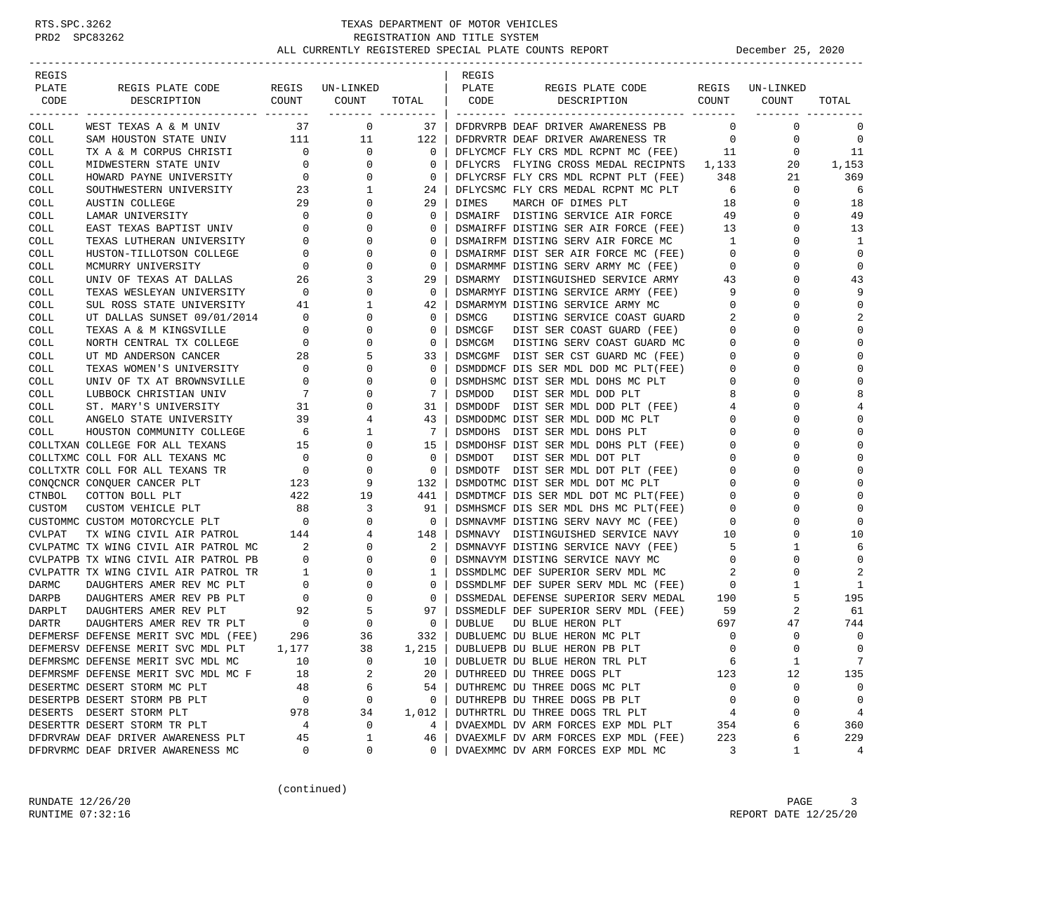# TEXAS DEPARTMENT OF MOTOR VEHICLES
## REGISTRATION AND TITLE SYSTEM
### ALL CURRENTLY REGISTERED SPECIAL PLATE COUNTS REPORT — December 25, 2020

| REGIS PLATE CODE | REGIS PLATE CODE DESCRIPTION | REGIS COUNT | UN-LINKED COUNT | TOTAL |
|---|---|---|---|---|
| COLL | WEST TEXAS A & M UNIV | 37 | 0 | 37 |
| COLL | SAM HOUSTON STATE UNIV | 111 | 11 | 122 |
| COLL | TX A & M CORPUS CHRISTI | 0 | 0 | 0 |
| COLL | MIDWESTERN STATE UNIV | 0 | 0 | 0 |
| COLL | HOWARD PAYNE UNIVERSITY | 0 | 0 | 0 |
| COLL | SOUTHWESTERN UNIVERSITY | 23 | 1 | 24 |
| COLL | AUSTIN COLLEGE | 29 | 0 | 29 |
| COLL | LAMAR UNIVERSITY | 0 | 0 | 0 |
| COLL | EAST TEXAS BAPTIST UNIV | 0 | 0 | 0 |
| COLL | TEXAS LUTHERAN UNIVERSITY | 0 | 0 | 0 |
| COLL | HUSTON-TILLOTSON COLLEGE | 0 | 0 | 0 |
| COLL | MCMURRY UNIVERSITY | 0 | 0 | 0 |
| COLL | UNIV OF TEXAS AT DALLAS | 26 | 3 | 29 |
| COLL | TEXAS WESLEYAN UNIVERSITY | 0 | 0 | 0 |
| COLL | SUL ROSS STATE UNIVERSITY | 41 | 1 | 42 |
| COLL | UT DALLAS SUNSET 09/01/2014 | 0 | 0 | 0 |
| COLL | TEXAS A & M KINGSVILLE | 0 | 0 | 0 |
| COLL | NORTH CENTRAL TX COLLEGE | 0 | 0 | 0 |
| COLL | UT MD ANDERSON CANCER | 28 | 5 | 33 |
| COLL | TEXAS WOMEN'S UNIVERSITY | 0 | 0 | 0 |
| COLL | UNIV OF TX AT BROWNSVILLE | 0 | 0 | 0 |
| COLL | LUBBOCK CHRISTIAN UNIV | 7 | 0 | 7 |
| COLL | ST. MARY'S UNIVERSITY | 31 | 0 | 31 |
| COLL | ANGELO STATE UNIVERSITY | 39 | 4 | 43 |
| COLL | HOUSTON COMMUNITY COLLEGE | 6 | 1 | 7 |
| COLLTXAN | COLLEGE FOR ALL TEXANS | 15 | 0 | 15 |
| COLLTXMC | COLL FOR ALL TEXANS MC | 0 | 0 | 0 |
| COLLTXTR | COLL FOR ALL TEXANS TR | 0 | 0 | 0 |
| CONQCNCR | CONQUER CANCER PLT | 123 | 9 | 132 |
| CTNBOL | COTTON BOLL PLT | 422 | 19 | 441 |
| CUSTOM | CUSTOM VEHICLE PLT | 88 | 3 | 91 |
| CUSTOMMC | CUSTOM MOTORCYCLE PLT | 0 | 0 | 0 |
| CVLPAT | TX WING CIVIL AIR PATROL | 144 | 4 | 148 |
| CVLPATMC | TX WING CIVIL AIR PATROL MC | 2 | 0 | 2 |
| CVLPATPB | TX WING CIVIL AIR PATROL PB | 0 | 0 | 0 |
| CVLPATTR | TX WING CIVIL AIR PATROL TR | 1 | 0 | 1 |
| DARMC | DAUGHTERS AMER REV MC PLT | 0 | 0 | 0 |
| DARPB | DAUGHTERS AMER REV PB PLT | 0 | 0 | 0 |
| DARPLT | DAUGHTERS AMER REV PLT | 92 | 5 | 97 |
| DARTR | DAUGHTERS AMER REV TR PLT | 0 | 0 | 0 |
| DEFMERSF | DEFENSE MERIT SVC MDL (FEE) | 296 | 36 | 332 |
| DEFMERSV | DEFENSE MERIT SVC MDL PLT | 1,177 | 38 | 1,215 |
| DEFMRSMC | DEFENSE MERIT SVC MDL MC | 10 | 0 | 10 |
| DEFMRSMF | DEFENSE MERIT SVC MDL MC F | 18 | 2 | 20 |
| DESERTMC | DESERT STORM MC PLT | 48 | 6 | 54 |
| DESERTPB | DESERT STORM PB PLT | 0 | 0 | 0 |
| DESERTS | DESERT STORM PLT | 978 | 34 | 1,012 |
| DESERTTR | DESERT STORM TR PLT | 4 | 0 | 4 |
| DFDRVRAW | DEAF DRIVER AWARENESS PLT | 45 | 1 | 46 |
| DFDRVRMC | DEAF DRIVER AWARENESS MC | 0 | 0 | 0 |
| DFDRVRPB | DEAF DRIVER AWARENESS PB | 0 | 0 | 0 |
| DFDRVRTR | DEAF DRIVER AWARENESS TR | 0 | 0 | 0 |
| DFLYCMCF | FLY CRS MDL RCPNT MC (FEE) | 11 | 0 | 11 |
| DFLYCRS | FLYING CROSS MEDAL RECIPNTS | 1,133 | 20 | 1,153 |
| DFLYCRSF | FLY CRS MDL RCPNT PLT (FEE) | 348 | 21 | 369 |
| DFLYCSMC | FLY CRS MEDAL RCPNT MC PLT | 6 | 0 | 6 |
| DIMES | MARCH OF DIMES PLT | 18 | 0 | 18 |
| DSMAIRF | DISTING SERVICE AIR FORCE | 49 | 0 | 49 |
| DSMAIRFF | DISTING SER AIR FORCE (FEE) | 13 | 0 | 13 |
| DSMAIRFM | DISTING SERV AIR FORCE MC | 1 | 0 | 1 |
| DSMAIRMF | DIST SER AIR FORCE MC (FEE) | 0 | 0 | 0 |
| DSMARMMF | DISTING SERV ARMY MC (FEE) | 0 | 0 | 0 |
| DSMARMY | DISTINGUISHED SERVICE ARMY | 43 | 0 | 43 |
| DSMARMYF | DISTING SERVICE ARMY (FEE) | 9 | 0 | 9 |
| DSMARMYM | DISTING SERVICE ARMY MC | 0 | 0 | 0 |
| DSMCG | DISTING SERVICE COAST GUARD | 2 | 0 | 2 |
| DSMCGF | DIST SER COAST GUARD (FEE) | 0 | 0 | 0 |
| DSMCGM | DISTING SERV COAST GUARD MC | 0 | 0 | 0 |
| DSMCGMF | DIST SER CST GUARD MC (FEE) | 0 | 0 | 0 |
| DSMDDMCF | DIS SER MDL DOD MC PLT(FEE) | 0 | 0 | 0 |
| DSMDHSMC | DIST SER MDL DOHS MC PLT | 0 | 0 | 0 |
| DSMDOD | DIST SER MDL DOD PLT | 8 | 0 | 8 |
| DSMDODF | DIST SER MDL DOD PLT (FEE) | 4 | 0 | 4 |
| DSMDODMC | DIST SER MDL DOD MC PLT | 0 | 0 | 0 |
| DSMDOHS | DIST SER MDL DOHS PLT | 0 | 0 | 0 |
| DSMDOHSF | DIST SER MDL DOHS PLT (FEE) | 0 | 0 | 0 |
| DSMDOT | DIST SER MDL DOT PLT | 0 | 0 | 0 |
| DSMDOTF | DIST SER MDL DOT PLT (FEE) | 0 | 0 | 0 |
| DSMDOTMC | DIST SER MDL DOT MC PLT | 0 | 0 | 0 |
| DSMDTMCF | DIS SER MDL DOT MC PLT(FEE) | 0 | 0 | 0 |
| DSMHSMCF | DIS SER MDL DHS MC PLT(FEE) | 0 | 0 | 0 |
| DSMNAVMF | DISTING SERV NAVY MC (FEE) | 0 | 0 | 0 |
| DSMNAVY | DISTINGUISHED SERVICE NAVY | 10 | 0 | 10 |
| DSMNAVYF | DISTING SERVICE NAVY (FEE) | 5 | 1 | 6 |
| DSMNAVYM | DISTING SERVICE NAVY MC | 0 | 0 | 0 |
| DSSMDLMC | DEF SUPERIOR SERV MDL MC | 2 | 0 | 2 |
| DSSMDLMF | DEF SUPER SERV MDL MC (FEE) | 0 | 1 | 1 |
| DSSMEDAL | DEFENSE SUPERIOR SERV MEDAL | 190 | 5 | 195 |
| DSSMEDLF | DEF SUPERIOR SERV MDL (FEE) | 59 | 2 | 61 |
| DUBLUE | DU BLUE HERON PLT | 697 | 47 | 744 |
| DUBLUEMC | DU BLUE HERON MC PLT | 0 | 0 | 0 |
| DUBLUEPB | DU BLUE HERON PB PLT | 0 | 0 | 0 |
| DUBLUETR | DU BLUE HERON TRL PLT | 6 | 1 | 7 |
| DUTHREED | DU THREE DOGS PLT | 123 | 12 | 135 |
| DUTHREMC | DU THREE DOGS MC PLT | 0 | 0 | 0 |
| DUTHREPB | DU THREE DOGS PB PLT | 0 | 0 | 0 |
| DUTHRTRL | DU THREE DOGS TRL PLT | 4 | 0 | 4 |
| DVAEXMDL | DV ARM FORCES EXP MDL PLT | 354 | 6 | 360 |
| DVAEXMLF | DV ARM FORCES EXP MDL (FEE) | 223 | 6 | 229 |
| DVAEXMMC | DV ARM FORCES EXP MDL MC | 3 | 1 | 4 |

(continued)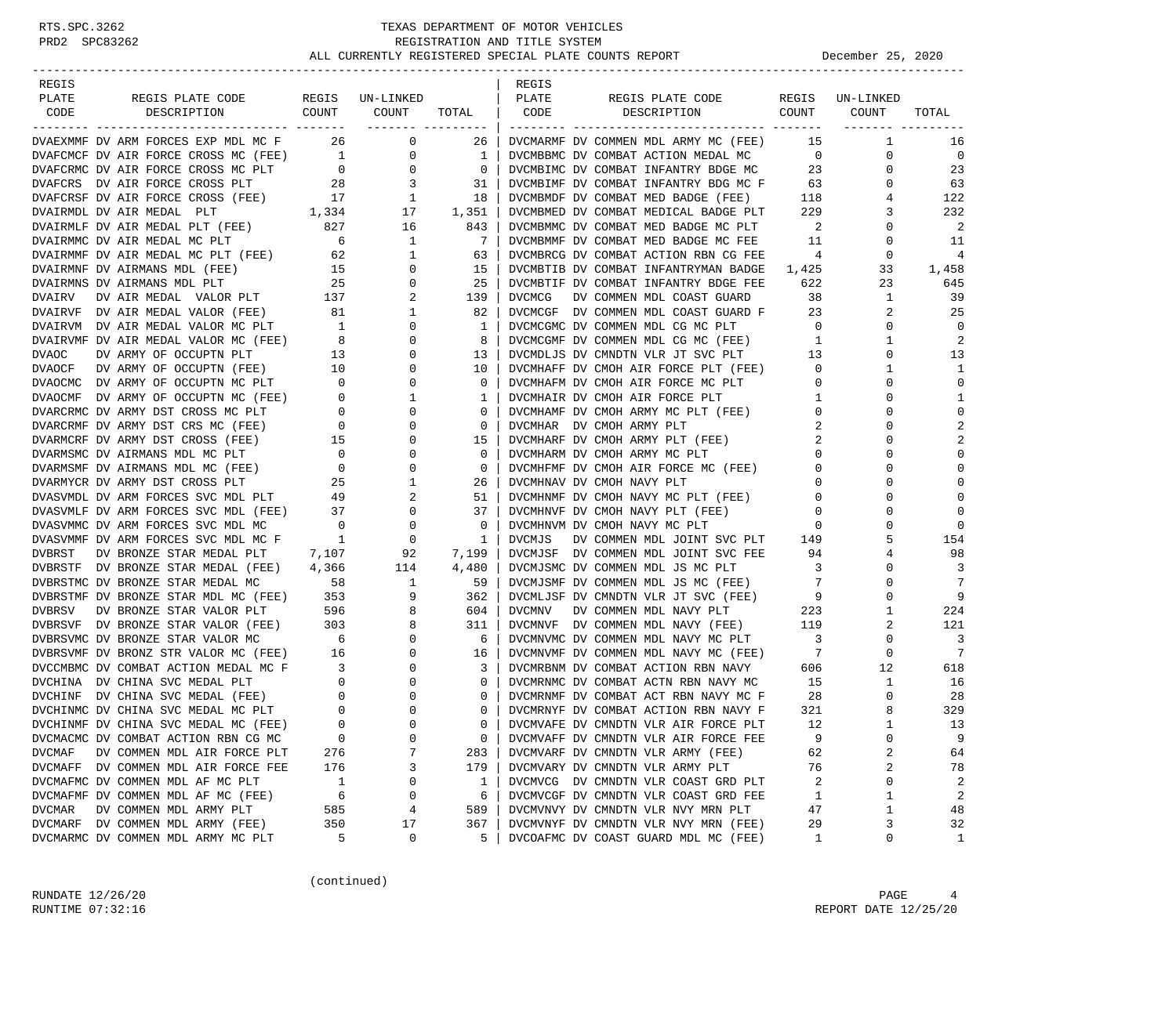RTS.SPC.3262
PRD2 SPC83262

# TEXAS DEPARTMENT OF MOTOR VEHICLES
## REGISTRATION AND TITLE SYSTEM
## ALL CURRENTLY REGISTERED SPECIAL PLATE COUNTS REPORT

December 25, 2020

| REGIS PLATE CODE | REGIS PLATE CODE DESCRIPTION | REGIS COUNT | UN-LINKED COUNT | TOTAL |
|---|---|---|---|---|
| DVAEXMMF | DV ARM FORCES EXP MDL MC F | 26 | 0 | 26 |
| DVAFCMCF | DV AIR FORCE CROSS MC (FEE) | 1 | 0 | 1 |
| DVAFCRMC | DV AIR FORCE CROSS MC PLT | 0 | 0 | 0 |
| DVAFCRS | DV AIR FORCE CROSS PLT | 28 | 3 | 31 |
| DVAFCRSF | DV AIR FORCE CROSS (FEE) | 17 | 1 | 18 |
| DVAIRMDL | DV AIR MEDAL PLT | 1,334 | 17 | 1,351 |
| DVAIRMLF | DV AIR MEDAL PLT (FEE) | 827 | 16 | 843 |
| DVAIRMMC | DV AIR MEDAL MC PLT | 6 | 1 | 7 |
| DVAIRMMF | DV AIR MEDAL MC PLT (FEE) | 62 | 1 | 63 |
| DVAIRMNF | DV AIRMANS MDL (FEE) | 15 | 0 | 15 |
| DVAIRMNS | DV AIRMANS MDL PLT | 25 | 0 | 25 |
| DVAIRV | DV AIR MEDAL VALOR PLT | 137 | 2 | 139 |
| DVAIRVF | DV AIR MEDAL VALOR (FEE) | 81 | 1 | 82 |
| DVAIRVM | DV AIR MEDAL VALOR MC PLT | 1 | 0 | 1 |
| DVAIRVMF | DV AIR MEDAL VALOR MC (FEE) | 8 | 0 | 8 |
| DVAOC | DV ARMY OF OCCUPTN PLT | 13 | 0 | 13 |
| DVAOCF | DV ARMY OF OCCUPTN (FEE) | 10 | 0 | 10 |
| DVAOCMC | DV ARMY OF OCCUPTN MC PLT | 0 | 0 | 0 |
| DVAOCMF | DV ARMY OF OCCUPTN MC (FEE) | 0 | 1 | 1 |
| DVARCRMC | DV ARMY DST CROSS MC PLT | 0 | 0 | 0 |
| DVARCRMF | DV ARMY DST CRS MC (FEE) | 0 | 0 | 0 |
| DVARMCRF | DV ARMY DST CROSS (FEE) | 15 | 0 | 15 |
| DVARMSMC | DV AIRMANS MDL MC PLT | 0 | 0 | 0 |
| DVARMSMF | DV AIRMANS MDL MC (FEE) | 0 | 0 | 0 |
| DVARMYCR | DV ARMY DST CROSS PLT | 25 | 1 | 26 |
| DVASVMDL | DV ARM FORCES SVC MDL PLT | 49 | 2 | 51 |
| DVASVMLF | DV ARM FORCES SVC MDL (FEE) | 37 | 0 | 37 |
| DVASVMMC | DV ARM FORCES SVC MDL MC | 0 | 0 | 0 |
| DVASVMMF | DV ARM FORCES SVC MDL MC F | 1 | 0 | 1 |
| DVBRST | DV BRONZE STAR MEDAL PLT | 7,107 | 92 | 7,199 |
| DVBRSTF | DV BRONZE STAR MEDAL (FEE) | 4,366 | 114 | 4,480 |
| DVBRSTMC | DV BRONZE STAR MEDAL MC | 58 | 1 | 59 |
| DVBRSTMF | DV BRONZE STAR MDL MC (FEE) | 353 | 9 | 362 |
| DVBRSV | DV BRONZE STAR VALOR PLT | 596 | 8 | 604 |
| DVBRSVF | DV BRONZE STAR VALOR (FEE) | 303 | 8 | 311 |
| DVBRSVMC | DV BRONZE STAR VALOR MC | 6 | 0 | 6 |
| DVBRSVMF | DV BRONZ STR VALOR MC (FEE) | 16 | 0 | 16 |
| DVCCMBMC | DV COMBAT ACTION MEDAL MC F | 3 | 0 | 3 |
| DVCHINA | DV CHINA SVC MEDAL PLT | 0 | 0 | 0 |
| DVCHINF | DV CHINA SVC MEDAL (FEE) | 0 | 0 | 0 |
| DVCHINMC | DV CHINA SVC MEDAL MC PLT | 0 | 0 | 0 |
| DVCHINMF | DV CHINA SVC MEDAL MC (FEE) | 0 | 0 | 0 |
| DVCMACMC | DV COMBAT ACTION RBN CG MC | 0 | 0 | 0 |
| DVCMAF | DV COMMEN MDL AIR FORCE PLT | 276 | 7 | 283 |
| DVCMAFF | DV COMMEN MDL AIR FORCE FEE | 176 | 3 | 179 |
| DVCMAFMC | DV COMMEN MDL AF MC PLT | 1 | 0 | 1 |
| DVCMAFMF | DV COMMEN MDL AF MC (FEE) | 6 | 0 | 6 |
| DVCMAR | DV COMMEN MDL ARMY PLT | 585 | 4 | 589 |
| DVCMARF | DV COMMEN MDL ARMY (FEE) | 350 | 17 | 367 |
| DVCMARMC | DV COMMEN MDL ARMY MC PLT | 5 | 0 | 5 |
| DVCMARMF | DV COMMEN MDL ARMY MC (FEE) | 15 | 1 | 16 |
| DVCMBBMC | DV COMBAT ACTION MEDAL MC | 0 | 0 | 0 |
| DVCMBIMC | DV COMBAT INFANTRY BDGE MC | 23 | 0 | 23 |
| DVCMBIMF | DV COMBAT INFANTRY BDG MC F | 63 | 0 | 63 |
| DVCMBMDF | DV COMBAT MED BADGE (FEE) | 118 | 4 | 122 |
| DVCMBMED | DV COMBAT MEDICAL BADGE PLT | 229 | 3 | 232 |
| DVCMBMMC | DV COMBAT MED BADGE MC PLT | 2 | 0 | 2 |
| DVCMBMMF | DV COMBAT MED BADGE MC FEE | 11 | 0 | 11 |
| DVCMBRCG | DV COMBAT ACTION RBN CG FEE | 4 | 0 | 4 |
| DVCMBTIB | DV COMBAT INFANTRYMAN BADGE | 1,425 | 33 | 1,458 |
| DVCMBTIF | DV COMBAT INFANTRY BDGE FEE | 622 | 23 | 645 |
| DVCMCG | DV COMMEN MDL COAST GUARD | 38 | 1 | 39 |
| DVCMCGF | DV COMMEN MDL COAST GUARD F | 23 | 2 | 25 |
| DVCMCGMC | DV COMMEN MDL CG MC PLT | 0 | 0 | 0 |
| DVCMCGMF | DV COMMEN MDL CG MC (FEE) | 1 | 1 | 2 |
| DVCMDLJS | DV CMNDTN VLR JT SVC PLT | 13 | 0 | 13 |
| DVCMHAFF | DV CMOH AIR FORCE PLT (FEE) | 0 | 1 | 1 |
| DVCMHAFM | DV CMOH AIR FORCE MC PLT | 0 | 0 | 0 |
| DVCMHAIR | DV CMOH AIR FORCE PLT | 1 | 0 | 1 |
| DVCMHAMF | DV CMOH ARMY MC PLT (FEE) | 0 | 0 | 0 |
| DVCMHAR | DV CMOH ARMY PLT | 2 | 0 | 2 |
| DVCMHARF | DV CMOH ARMY PLT (FEE) | 2 | 0 | 2 |
| DVCMHARM | DV CMOH ARMY MC PLT | 0 | 0 | 0 |
| DVCMHFMF | DV CMOH AIR FORCE MC (FEE) | 0 | 0 | 0 |
| DVCMHNAV | DV CMOH NAVY PLT | 0 | 0 | 0 |
| DVCMHNMF | DV CMOH NAVY MC PLT (FEE) | 0 | 0 | 0 |
| DVCMHNVF | DV CMOH NAVY PLT (FEE) | 0 | 0 | 0 |
| DVCMHNVM | DV CMOH NAVY MC PLT | 0 | 0 | 0 |
| DVCMJS | DV COMMEN MDL JOINT SVC PLT | 149 | 5 | 154 |
| DVCMJSF | DV COMMEN MDL JOINT SVC FEE | 94 | 4 | 98 |
| DVCMJSMC | DV COMMEN MDL JS MC PLT | 3 | 0 | 3 |
| DVCMJSMF | DV COMMEN MDL JS MC (FEE) | 7 | 0 | 7 |
| DVCMLJSF | DV CMNDTN VLR JT SVC (FEE) | 9 | 0 | 9 |
| DVCMNV | DV COMMEN MDL NAVY PLT | 223 | 1 | 224 |
| DVCMNVF | DV COMMEN MDL NAVY (FEE) | 119 | 2 | 121 |
| DVCMNVMC | DV COMMEN MDL NAVY MC PLT | 3 | 0 | 3 |
| DVCMNVMF | DV COMMEN MDL NAVY MC (FEE) | 7 | 0 | 7 |
| DVCMRBNM | DV COMBAT ACTION RBN NAVY | 606 | 12 | 618 |
| DVCMRNMC | DV COMBAT ACTN RBN NAVY MC | 15 | 1 | 16 |
| DVCMRNMF | DV COMBAT ACT RBN NAVY MC F | 28 | 0 | 28 |
| DVCMRNYF | DV COMBAT ACTION RBN NAVY F | 321 | 8 | 329 |
| DVCMVAFE | DV CMNDTN VLR AIR FORCE PLT | 12 | 1 | 13 |
| DVCMVAFF | DV CMNDTN VLR AIR FORCE FEE | 9 | 0 | 9 |
| DVCMVARF | DV CMNDTN VLR ARMY (FEE) | 62 | 2 | 64 |
| DVCMVARY | DV CMNDTN VLR ARMY PLT | 76 | 2 | 78 |
| DVCMVCG | DV CMNDTN VLR COAST GRD PLT | 2 | 0 | 2 |
| DVCMVCGF | DV CMNDTN VLR COAST GRD FEE | 1 | 1 | 2 |
| DVCMVNVY | DV CMNDTN VLR NVY MRN PLT | 47 | 1 | 48 |
| DVCMVNYF | DV CMNDTN VLR NVY MRN (FEE) | 29 | 3 | 32 |
| DVCOAFMC | DV COAST GUARD MDL MC (FEE) | 1 | 0 | 1 |

(continued)

RUNDATE 12/26/20
RUNTIME 07:32:16
REPORT DATE 12/25/20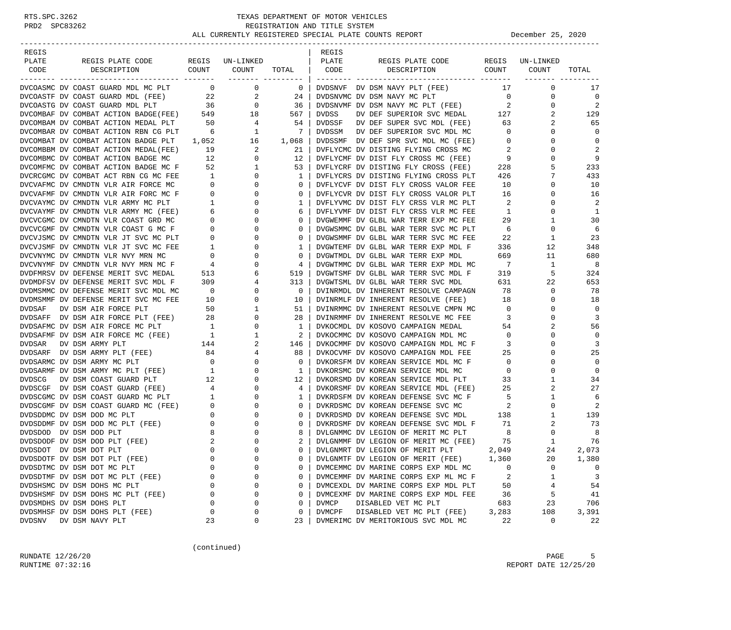# TEXAS DEPARTMENT OF MOTOR VEHICLES
## REGISTRATION AND TITLE SYSTEM
### ALL CURRENTLY REGISTERED SPECIAL PLATE COUNTS REPORT — December 25, 2020

| REGIS PLATE CODE | REGIS PLATE CODE DESCRIPTION | REGIS COUNT | UN-LINKED COUNT | TOTAL |
|---|---|---|---|---|
| DVCOASMC | DV COAST GUARD MDL MC PLT | 0 | 0 | 0 |
| DVCOASTF | DV COAST GUARD MDL (FEE) | 22 | 2 | 24 |
| DVCOASTG | DV COAST GUARD MDL PLT | 36 | 0 | 36 |
| DVCOMBAF | DV COMBAT ACTION BADGE(FEE) | 549 | 18 | 567 |
| DVCOMBAM | DV COMBAT ACTION MEDAL PLT | 50 | 4 | 54 |
| DVCOMBAR | DV COMBAT ACTION RBN CG PLT | 6 | 1 | 7 |
| DVCOMBAT | DV COMBAT ACTION BADGE PLT | 1,052 | 16 | 1,068 |
| DVCOMBBM | DV COMBAT ACTION MEDAL(FEE) | 19 | 2 | 21 |
| DVCOMBMC | DV COMBAT ACTION BADGE MC | 12 | 0 | 12 |
| DVCOMFMC | DV COMBAT ACTION BADGE MC F | 52 | 1 | 53 |
| DVCRCGMC | DV COMBAT ACT RBN CG MC FEE | 1 | 0 | 1 |
| DVCVAFMC | DV CMNDTN VLR AIR FORCE MC | 0 | 0 | 0 |
| DVCVAFMF | DV CMNDTN VLR AIR FORC MC F | 0 | 0 | 0 |
| DVCVAYMC | DV CMNDTN VLR ARMY MC PLT | 1 | 0 | 1 |
| DVCVAYMF | DV CMNDTN VLR ARMY MC (FEE) | 6 | 0 | 6 |
| DVCVCGMC | DV CMNDTN VLR COAST GRD MC | 0 | 0 | 0 |
| DVCVCGMF | DV CMNDTN VLR COAST G MC F | 0 | 0 | 0 |
| DVCVJSMC | DV CMNDTN VLR JT SVC MC PLT | 0 | 0 | 0 |
| DVCVJSMF | DV CMNDTN VLR JT SVC MC FEE | 1 | 0 | 1 |
| DVCVNYMC | DV CMNDTN VLR NVY MRN MC | 0 | 0 | 0 |
| DVCVNYMF | DV CMNDTN VLR NVY MRN MC F | 4 | 0 | 4 |
| DVDFMRSV | DV DEFENSE MERIT SVC MEDAL | 513 | 6 | 519 |
| DVDMDFSV | DV DEFENSE MERIT SVC MDL F | 309 | 4 | 313 |
| DVDMSMMC | DV DEFENSE MERIT SVC MDL MC | 0 | 0 | 0 |
| DVDMSMMF | DV DEFENSE MERIT SVC MC FEE | 10 | 0 | 10 |
| DVDSAF | DV DSM AIR FORCE PLT | 50 | 1 | 51 |
| DVDSAFF | DV DSM AIR FORCE PLT (FEE) | 28 | 0 | 28 |
| DVDSAFMC | DV DSM AIR FORCE MC PLT | 1 | 0 | 1 |
| DVDSAFMF | DV DSM AIR FORCE MC (FEE) | 1 | 1 | 2 |
| DVDSAR | DV DSM ARMY PLT | 144 | 2 | 146 |
| DVDSARF | DV DSM ARMY PLT (FEE) | 84 | 4 | 88 |
| DVDSARMC | DV DSM ARMY MC PLT | 0 | 0 | 0 |
| DVDSARMF | DV DSM ARMY MC PLT (FEE) | 1 | 0 | 1 |
| DVDSCG | DV DSM COAST GUARD PLT | 12 | 0 | 12 |
| DVDSCGF | DV DSM COAST GUARD (FEE) | 4 | 0 | 4 |
| DVDSCGMC | DV DSM COAST GUARD MC PLT | 1 | 0 | 1 |
| DVDSCGMF | DV DSM COAST GUARD MC (FEE) | 0 | 0 | 0 |
| DVDSDDMC | DV DSM DOD MC PLT | 0 | 0 | 0 |
| DVDSDDMF | DV DSM DOD MC PLT (FEE) | 0 | 0 | 0 |
| DVDSDOD | DV DSM DOD PLT | 8 | 0 | 8 |
| DVDSDODF | DV DSM DOD PLT (FEE) | 2 | 0 | 2 |
| DVDSDOT | DV DSM DOT PLT | 0 | 0 | 0 |
| DVDSDOTF | DV DSM DOT PLT (FEE) | 0 | 0 | 0 |
| DVDSDTMC | DV DSM DOT MC PLT | 0 | 0 | 0 |
| DVDSDTMF | DV DSM DOT MC PLT (FEE) | 0 | 0 | 0 |
| DVDSHSMC | DV DSM DOHS MC PLT | 0 | 0 | 0 |
| DVDSHSMF | DV DSM DOHS MC PLT (FEE) | 0 | 0 | 0 |
| DVDSMDHS | DV DSM DOHS PLT | 0 | 0 | 0 |
| DVDSMHSF | DV DSM DOHS PLT (FEE) | 0 | 0 | 0 |
| DVDSNV | DV DSM NAVY PLT | 23 | 0 | 23 |
| DVDSNVF | DV DSM NAVY PLT (FEE) | 17 | 0 | 17 |
| DVDSNVMC | DV DSM NAVY MC PLT | 0 | 0 | 0 |
| DVDSNVMF | DV DSM NAVY MC PLT (FEE) | 2 | 0 | 2 |
| DVDSS | DV DEF SUPERIOR SVC MEDAL | 127 | 2 | 129 |
| DVDSSF | DV DEF SUPER SVC MDL (FEE) | 63 | 2 | 65 |
| DVDSSM | DV DEF SUPERIOR SVC MDL MC | 0 | 0 | 0 |
| DVDSSMF | DV DEF SPR SVC MDL MC (FEE) | 0 | 0 | 0 |
| DVFLYCMC | DV DISTING FLYING CROSS MC | 2 | 0 | 2 |
| DVFLYCMF | DV DIST FLY CROSS MC (FEE) | 9 | 0 | 9 |
| DVFLYCRF | DV DISTING FLYING CROSS (FEE) | 228 | 5 | 233 |
| DVFLYCRS | DV DISTING FLYING CROSS PLT | 426 | 7 | 433 |
| DVFLYCVF | DV DIST FLY CROSS VALOR FEE | 10 | 0 | 10 |
| DVFLYCVR | DV DIST FLY CROSS VALOR PLT | 16 | 0 | 16 |
| DVFLYVMC | DV DIST FLY CRSS VLR MC PLT | 2 | 0 | 2 |
| DVFLYVMF | DV DIST FLY CRSS VLR MC FEE | 1 | 0 | 1 |
| DVGWEMMF | DV GLBL WAR TERR EXP MC FEE | 29 | 1 | 30 |
| DVGWSMMC | DV GLBL WAR TERR SVC MC PLT | 6 | 0 | 6 |
| DVGWSMMF | DV GLBL WAR TERR SVC MC FEE | 22 | 1 | 23 |
| DVGWTEMF | DV GLBL WAR TERR EXP MDL F | 336 | 12 | 348 |
| DVGWTMDL | DV GLBL WAR TERR EXP MDL | 669 | 11 | 680 |
| DVGWTMMC | DV GLBL WAR TERR EXP MDL MC | 7 | 1 | 8 |
| DVGWTSMF | DV GLBL WAR TERR SVC MDL F | 319 | 5 | 324 |
| DVGWTSML | DV GLBL WAR TERR SVC MDL | 631 | 22 | 653 |
| DVINRMDL | DV INHERENT RESOLVE CAMPAGN | 78 | 0 | 78 |
| DVINRMLF | DV INHERENT RESOLVE (FEE) | 18 | 0 | 18 |
| DVINRMMC | DV INHERENT RESOLVE CMPN MC | 0 | 0 | 0 |
| DVINRMMF | DV INHERENT RESOLVE MC FEE | 3 | 0 | 3 |
| DVKOCMDL | DV KOSOVO CAMPAIGN MEDAL | 54 | 2 | 56 |
| DVKOCMMC | DV KOSOVO CAMPAIGN MDL MC | 0 | 0 | 0 |
| DVKOCMMF | DV KOSOVO CAMPAIGN MDL MC F | 3 | 0 | 3 |
| DVKOCVMF | DV KOSOVO CAMPAIGN MDL FEE | 25 | 0 | 25 |
| DVKORSFM | DV KOREAN SERVICE MDL MC F | 0 | 0 | 0 |
| DVKORSMC | DV KOREAN SERVICE MDL MC | 0 | 0 | 0 |
| DVKORSMD | DV KOREAN SERVICE MDL PLT | 33 | 1 | 34 |
| DVKORSMF | DV KOREAN SERVICE MDL (FEE) | 25 | 2 | 27 |
| DVKRDSFM | DV KOREAN DEFENSE SVC MC F | 5 | 1 | 6 |
| DVKRDSMC | DV KOREAN DEFENSE SVC MC | 2 | 0 | 2 |
| DVKRDSMD | DV KOREAN DEFENSE SVC MDL | 138 | 1 | 139 |
| DVKRDSMF | DV KOREAN DEFENSE SVC MDL F | 71 | 2 | 73 |
| DVLGNMMC | DV LEGION OF MERIT MC PLT | 8 | 0 | 8 |
| DVLGNMMF | DV LEGION OF MERIT MC (FEE) | 75 | 1 | 76 |
| DVLGNMRT | DV LEGION OF MERIT PLT | 2,049 | 24 | 2,073 |
| DVLGNMTF | DV LEGION OF MERIT (FEE) | 1,360 | 20 | 1,380 |
| DVMCEMMC | DV MARINE CORPS EXP MDL MC | 0 | 0 | 0 |
| DVMCEMMF | DV MARINE CORPS EXP ML MC F | 2 | 1 | 3 |
| DVMCEXDL | DV MARINE CORPS EXP MDL PLT | 50 | 4 | 54 |
| DVMCEXMF | DV MARINE CORPS EXP MDL FEE | 36 | 5 | 41 |
| DVMCP | DISABLED VET MC PLT | 683 | 23 | 706 |
| DVMCPF | DISABLED VET MC PLT (FEE) | 3,283 | 108 | 3,391 |
| DVMERIMC | DV MERITORIOUS SVC MDL MC | 22 | 0 | 22 |

(continued)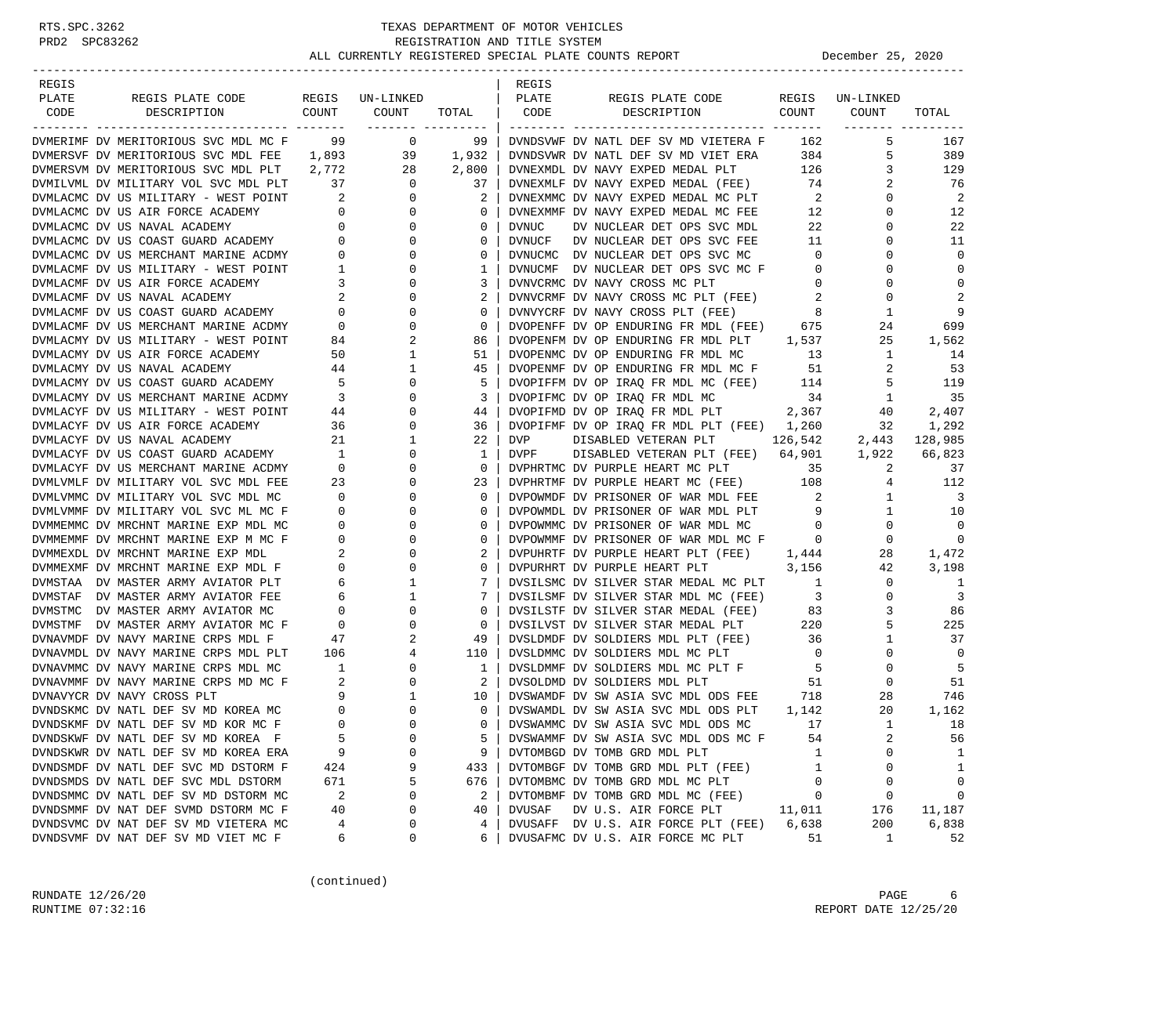TEXAS DEPARTMENT OF MOTOR VEHICLES
REGISTRATION AND TITLE SYSTEM
ALL CURRENTLY REGISTERED SPECIAL PLATE COUNTS REPORT — December 25, 2020

| REGIS PLATE CODE | REGIS PLATE CODE DESCRIPTION | REGIS COUNT | UN-LINKED COUNT | TOTAL |
|---|---|---|---|---|
| DVMERIMF | DV MERITORIOUS SVC MDL MC F | 99 | 0 | 99 |
| DVMERSVF | DV MERITORIOUS SVC MDL FEE | 1,893 | 39 | 1,932 |
| DVMERSVM | DV MERITORIOUS SVC MDL PLT | 2,772 | 28 | 2,800 |
| DVMILVML | DV MILITARY VOL SVC MDL PLT | 37 | 0 | 37 |
| DVMLACMC | DV US MILITARY - WEST POINT | 2 | 0 | 2 |
| DVMLACMC | DV US AIR FORCE ACADEMY | 0 | 0 | 0 |
| DVMLACMC | DV US NAVAL ACADEMY | 0 | 0 | 0 |
| DVMLACMC | DV US COAST GUARD ACADEMY | 0 | 0 | 0 |
| DVMLACMC | DV US MERCHANT MARINE ACDMY | 0 | 0 | 0 |
| DVMLACMF | DV US MILITARY - WEST POINT | 1 | 0 | 1 |
| DVMLACMF | DV US AIR FORCE ACADEMY | 3 | 0 | 3 |
| DVMLACMF | DV US NAVAL ACADEMY | 2 | 0 | 2 |
| DVMLACMF | DV US COAST GUARD ACADEMY | 0 | 0 | 0 |
| DVMLACMF | DV US MERCHANT MARINE ACDMY | 0 | 0 | 0 |
| DVMLACMY | DV US MILITARY - WEST POINT | 84 | 2 | 86 |
| DVMLACMY | DV US AIR FORCE ACADEMY | 50 | 1 | 51 |
| DVMLACMY | DV US NAVAL ACADEMY | 44 | 1 | 45 |
| DVMLACMY | DV US COAST GUARD ACADEMY | 5 | 0 | 5 |
| DVMLACMY | DV US MERCHANT MARINE ACDMY | 3 | 0 | 3 |
| DVMLACYF | DV US MILITARY - WEST POINT | 44 | 0 | 44 |
| DVMLACYF | DV US AIR FORCE ACADEMY | 36 | 0 | 36 |
| DVMLACYF | DV US NAVAL ACADEMY | 21 | 1 | 22 |
| DVMLACYF | DV US COAST GUARD ACADEMY | 1 | 0 | 1 |
| DVMLACYF | DV US MERCHANT MARINE ACDMY | 0 | 0 | 0 |
| DVMLVMLF | DV MILITARY VOL SVC MDL FEE | 23 | 0 | 23 |
| DVMLVMMC | DV MILITARY VOL SVC MDL MC | 0 | 0 | 0 |
| DVMLVMMF | DV MILITARY VOL SVC ML MC F | 0 | 0 | 0 |
| DVMMEMMC | DV MRCHNT MARINE EXP MDL MC | 0 | 0 | 0 |
| DVMMEMMF | DV MRCHNT MARINE EXP M MC F | 0 | 0 | 0 |
| DVMMEXDL | DV MRCHNT MARINE EXP MDL | 2 | 0 | 2 |
| DVMMEXMF | DV MRCHNT MARINE EXP MDL F | 0 | 0 | 0 |
| DVMSTAA | DV MASTER ARMY AVIATOR PLT | 6 | 1 | 7 |
| DVMSTAF | DV MASTER ARMY AVIATOR FEE | 6 | 1 | 7 |
| DVMSTMC | DV MASTER ARMY AVIATOR MC | 0 | 0 | 0 |
| DVMSTMF | DV MASTER ARMY AVIATOR MC F | 0 | 0 | 0 |
| DVNAVMDF | DV NAVY MARINE CRPS MDL F | 47 | 2 | 49 |
| DVNAVMDL | DV NAVY MARINE CRPS MDL PLT | 106 | 4 | 110 |
| DVNAVMMC | DV NAVY MARINE CRPS MDL MC | 1 | 0 | 1 |
| DVNAVMMF | DV NAVY MARINE CRPS MD MC F | 2 | 0 | 2 |
| DVNAVYCR | DV NAVY CROSS PLT | 9 | 1 | 10 |
| DVNDSKMC | DV NATL DEF SV MD KOREA MC | 0 | 0 | 0 |
| DVNDSKMF | DV NATL DEF SV MD KOR MC F | 0 | 0 | 0 |
| DVNDSKWF | DV NATL DEF SV MD KOREA F | 5 | 0 | 5 |
| DVNDSKWR | DV NATL DEF SV MD KOREA ERA | 9 | 0 | 9 |
| DVNDSMDF | DV NATL DEF SVC MD DSTORM F | 424 | 9 | 433 |
| DVNDSMDS | DV NATL DEF SVC MDL DSTORM | 671 | 5 | 676 |
| DVNDSMMC | DV NATL DEF SV MD DSTORM MC | 2 | 0 | 2 |
| DVNDSMMF | DV NAT DEF SVMD DSTORM MC F | 40 | 0 | 40 |
| DVNDSVMC | DV NAT DEF SV MD VIETERA MC | 4 | 0 | 4 |
| DVNDSVMF | DV NAT DEF SV MD VIET MC F | 6 | 0 | 6 |
| DVNDSVWF | DV NATL DEF SV MD VIETERA F | 162 | 5 | 167 |
| DVNDSVWR | DV NATL DEF SV MD VIET ERA | 384 | 5 | 389 |
| DVNEXMDL | DV NAVY EXPED MEDAL PLT | 126 | 3 | 129 |
| DVNEXMLF | DV NAVY EXPED MEDAL (FEE) | 74 | 2 | 76 |
| DVNEXMMC | DV NAVY EXPED MEDAL MC PLT | 2 | 0 | 2 |
| DVNEXMMF | DV NAVY EXPED MEDAL MC FEE | 12 | 0 | 12 |
| DVNUC | DV NUCLEAR DET OPS SVC MDL | 22 | 0 | 22 |
| DVNUCF | DV NUCLEAR DET OPS SVC FEE | 11 | 0 | 11 |
| DVNUCMC | DV NUCLEAR DET OPS SVC MC | 0 | 0 | 0 |
| DVNUCMF | DV NUCLEAR DET OPS SVC MC F | 0 | 0 | 0 |
| DVNVCRMC | DV NAVY CROSS MC PLT | 0 | 0 | 0 |
| DVNVCRMF | DV NAVY CROSS MC PLT (FEE) | 2 | 0 | 2 |
| DVNVYCRF | DV NAVY CROSS PLT (FEE) | 8 | 1 | 9 |
| DVOPENFF | DV OP ENDURING FR MDL (FEE) | 675 | 24 | 699 |
| DVOPENFM | DV OP ENDURING FR MDL PLT | 1,537 | 25 | 1,562 |
| DVOPENMC | DV OP ENDURING FR MDL MC | 13 | 1 | 14 |
| DVOPENMF | DV OP ENDURING FR MDL MC F | 51 | 2 | 53 |
| DVOPIFFM | DV OP IRAQ FR MDL MC (FEE) | 114 | 5 | 119 |
| DVOPIFMC | DV OP IRAQ FR MDL MC | 34 | 1 | 35 |
| DVOPIFMD | DV OP IRAQ FR MDL PLT | 2,367 | 40 | 2,407 |
| DVOPIFMF | DV OP IRAQ FR MDL PLT (FEE) | 1,260 | 32 | 1,292 |
| DVP | DISABLED VETERAN PLT | 126,542 | 2,443 | 128,985 |
| DVPF | DISABLED VETERAN PLT (FEE) | 64,901 | 1,922 | 66,823 |
| DVPHRTMC | DV PURPLE HEART MC PLT | 35 | 2 | 37 |
| DVPHRTMF | DV PURPLE HEART MC (FEE) | 108 | 4 | 112 |
| DVPOWMDF | DV PRISONER OF WAR MDL FEE | 2 | 1 | 3 |
| DVPOWMDL | DV PRISONER OF WAR MDL PLT | 9 | 1 | 10 |
| DVPOWMMC | DV PRISONER OF WAR MDL MC | 0 | 0 | 0 |
| DVPOWMMF | DV PRISONER OF WAR MDL MC F | 0 | 0 | 0 |
| DVPUHRTF | DV PURPLE HEART PLT (FEE) | 1,444 | 28 | 1,472 |
| DVPURHRT | DV PURPLE HEART PLT | 3,156 | 42 | 3,198 |
| DVSILSMC | DV SILVER STAR MEDAL MC PLT | 1 | 0 | 1 |
| DVSILSMF | DV SILVER STAR MDL MC (FEE) | 3 | 0 | 3 |
| DVSILSTF | DV SILVER STAR MEDAL (FEE) | 83 | 3 | 86 |
| DVSILVST | DV SILVER STAR MEDAL PLT | 220 | 5 | 225 |
| DVSLDMDF | DV SOLDIERS MDL PLT (FEE) | 36 | 1 | 37 |
| DVSLDMMC | DV SOLDIERS MDL MC PLT | 0 | 0 | 0 |
| DVSLDMMF | DV SOLDIERS MDL MC PLT F | 5 | 0 | 5 |
| DVSOLDMD | DV SOLDIERS MDL PLT | 51 | 0 | 51 |
| DVSWAMDF | DV SW ASIA SVC MDL ODS FEE | 718 | 28 | 746 |
| DVSWAMDL | DV SW ASIA SVC MDL ODS PLT | 1,142 | 20 | 1,162 |
| DVSWAMMC | DV SW ASIA SVC MDL ODS MC | 17 | 1 | 18 |
| DVSWAMMF | DV SW ASIA SVC MDL ODS MC F | 54 | 2 | 56 |
| DVTOMBGD | DV TOMB GRD MDL PLT | 1 | 0 | 1 |
| DVTOMBGF | DV TOMB GRD MDL PLT (FEE) | 1 | 0 | 1 |
| DVTOMBMC | DV TOMB GRD MDL MC PLT | 0 | 0 | 0 |
| DVTOMBMF | DV TOMB GRD MDL MC (FEE) | 0 | 0 | 0 |
| DVUSAF | DV U.S. AIR FORCE PLT | 11,011 | 176 | 11,187 |
| DVUSAFF | DV U.S. AIR FORCE PLT (FEE) | 6,638 | 200 | 6,838 |
| DVUSAFMC | DV U.S. AIR FORCE MC PLT | 51 | 1 | 52 |

(continued)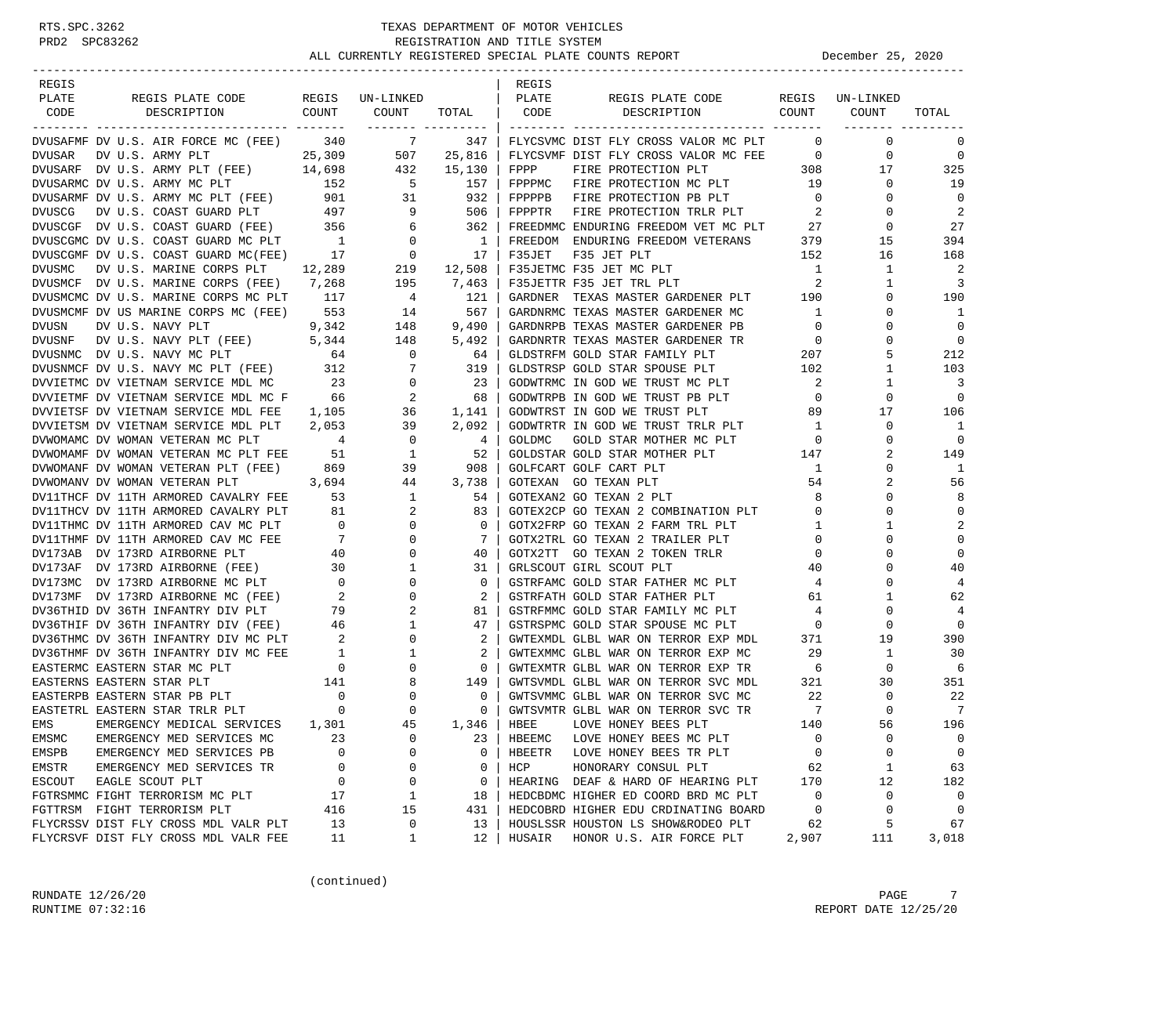TEXAS DEPARTMENT OF MOTOR VEHICLES
REGISTRATION AND TITLE SYSTEM
ALL CURRENTLY REGISTERED SPECIAL PLATE COUNTS REPORT — December 25, 2020

| REGIS PLATE CODE | REGIS PLATE CODE DESCRIPTION | REGIS COUNT | UN-LINKED COUNT | TOTAL |
|---|---|---|---|---|
| DVUSAFMF | DV U.S. AIR FORCE MC (FEE) | 340 | 7 | 347 |
| DVUSAR | DV U.S. ARMY PLT | 25,309 | 507 | 25,816 |
| DVUSARF | DV U.S. ARMY PLT (FEE) | 14,698 | 432 | 15,130 |
| DVUSARMC | DV U.S. ARMY MC PLT | 152 | 5 | 157 |
| DVUSARMF | DV U.S. ARMY MC PLT (FEE) | 901 | 31 | 932 |
| DVUSCG | DV U.S. COAST GUARD PLT | 497 | 9 | 506 |
| DVUSCGF | DV U.S. COAST GUARD (FEE) | 356 | 6 | 362 |
| DVUSCGMC | DV U.S. COAST GUARD MC PLT | 1 | 0 | 1 |
| DVUSCGMF | DV U.S. COAST GUARD MC(FEE) | 17 | 0 | 17 |
| DVUSMC | DV U.S. MARINE CORPS PLT | 12,289 | 219 | 12,508 |
| DVUSMCF | DV U.S. MARINE CORPS (FEE) | 7,268 | 195 | 7,463 |
| DVUSMCMC | DV U.S. MARINE CORPS MC PLT | 117 | 4 | 121 |
| DVUSMCMF | DV US MARINE CORPS MC (FEE) | 553 | 14 | 567 |
| DVUSN | DV U.S. NAVY PLT | 9,342 | 148 | 9,490 |
| DVUSNF | DV U.S. NAVY PLT (FEE) | 5,344 | 148 | 5,492 |
| DVUSNMC | DV U.S. NAVY MC PLT | 64 | 0 | 64 |
| DVUSNMCF | DV U.S. NAVY MC PLT (FEE) | 312 | 7 | 319 |
| DVVIETMC | DV VIETNAM SERVICE MDL MC | 23 | 0 | 23 |
| DVVIETMF | DV VIETNAM SERVICE MDL MC F | 66 | 2 | 68 |
| DVVIETSF | DV VIETNAM SERVICE MDL FEE | 1,105 | 36 | 1,141 |
| DVVIETSM | DV VIETNAM SERVICE MDL PLT | 2,053 | 39 | 2,092 |
| DVWOMAMC | DV WOMAN VETERAN MC PLT | 4 | 0 | 4 |
| DVWOMAMF | DV WOMAN VETERAN MC PLT FEE | 51 | 1 | 52 |
| DVWOMANF | DV WOMAN VETERAN PLT (FEE) | 869 | 39 | 908 |
| DVWOMANV | DV WOMAN VETERAN PLT | 3,694 | 44 | 3,738 |
| DV11THCF | DV 11TH ARMORED CAVALRY FEE | 53 | 1 | 54 |
| DV11THCV | DV 11TH ARMORED CAVALRY PLT | 81 | 2 | 83 |
| DV11THMC | DV 11TH ARMORED CAV MC PLT | 0 | 0 | 0 |
| DV11THMF | DV 11TH ARMORED CAV MC FEE | 7 | 0 | 7 |
| DV173AB | DV 173RD AIRBORNE PLT | 40 | 0 | 40 |
| DV173AF | DV 173RD AIRBORNE (FEE) | 30 | 1 | 31 |
| DV173MC | DV 173RD AIRBORNE MC PLT | 0 | 0 | 0 |
| DV173MF | DV 173RD AIRBORNE MC (FEE) | 2 | 0 | 2 |
| DV36THID | DV 36TH INFANTRY DIV PLT | 79 | 2 | 81 |
| DV36THIF | DV 36TH INFANTRY DIV (FEE) | 46 | 1 | 47 |
| DV36THMC | DV 36TH INFANTRY DIV MC PLT | 2 | 0 | 2 |
| DV36THMF | DV 36TH INFANTRY DIV MC FEE | 1 | 1 | 2 |
| EASTERMC | EASTERN STAR MC PLT | 0 | 0 | 0 |
| EASTERNS | EASTERN STAR PLT | 141 | 8 | 149 |
| EASTERPB | EASTERN STAR PB PLT | 0 | 0 | 0 |
| EASTETRL | EASTERN STAR TRLR PLT | 0 | 0 | 0 |
| EMS | EMERGENCY MEDICAL SERVICES | 1,301 | 45 | 1,346 |
| EMSMC | EMERGENCY MED SERVICES MC | 23 | 0 | 23 |
| EMSPB | EMERGENCY MED SERVICES PB | 0 | 0 | 0 |
| EMSTR | EMERGENCY MED SERVICES TR | 0 | 0 | 0 |
| ESCOUT | EAGLE SCOUT PLT | 0 | 0 | 0 |
| FGTRSMMC | FIGHT TERRORISM MC PLT | 17 | 1 | 18 |
| FGTTRSM | FIGHT TERRORISM PLT | 416 | 15 | 431 |
| FLYCRSSV | DIST FLY CROSS MDL VALR PLT | 13 | 0 | 13 |
| FLYCRSVF | DIST FLY CROSS MDL VALR FEE | 11 | 1 | 12 |
| FLYCSVMC | DIST FLY CROSS VALOR MC PLT | 0 | 0 | 0 |
| FLYCSVMF | DIST FLY CROSS VALOR MC FEE | 0 | 0 | 0 |
| FPPP | FIRE PROTECTION PLT | 308 | 17 | 325 |
| FPPPMC | FIRE PROTECTION MC PLT | 19 | 0 | 19 |
| FPPPPB | FIRE PROTECTION PB PLT | 0 | 0 | 0 |
| FPPPTR | FIRE PROTECTION TRLR PLT | 2 | 0 | 2 |
| FREEDMMC | ENDURING FREEDOM VET MC PLT | 27 | 0 | 27 |
| FREEDOM | ENDURING FREEDOM VETERANS | 379 | 15 | 394 |
| F35JET | F35 JET PLT | 152 | 16 | 168 |
| F35JETMC | F35 JET MC PLT | 1 | 1 | 2 |
| F35JETTR | F35 JET TRL PLT | 2 | 1 | 3 |
| GARDNER | TEXAS MASTER GARDENER PLT | 190 | 0 | 190 |
| GARDNRMC | TEXAS MASTER GARDENER MC | 1 | 0 | 1 |
| GARDNRPB | TEXAS MASTER GARDENER PB | 0 | 0 | 0 |
| GARDNRTR | TEXAS MASTER GARDENER TR | 0 | 0 | 0 |
| GLDSTRFM | GOLD STAR FAMILY PLT | 207 | 5 | 212 |
| GLDSTRSP | GOLD STAR SPOUSE PLT | 102 | 1 | 103 |
| GODWTRMC | IN GOD WE TRUST MC PLT | 2 | 1 | 3 |
| GODWTRPB | IN GOD WE TRUST PB PLT | 0 | 0 | 0 |
| GODWTRST | IN GOD WE TRUST PLT | 89 | 17 | 106 |
| GODWTRTR | IN GOD WE TRUST TRLR PLT | 1 | 0 | 1 |
| GOLDMC | GOLD STAR MOTHER MC PLT | 0 | 0 | 0 |
| GOLDSTAR | GOLD STAR MOTHER PLT | 147 | 2 | 149 |
| GOLFCART | GOLF CART PLT | 1 | 0 | 1 |
| GOTEXAN | GO TEXAN PLT | 54 | 2 | 56 |
| GOTEXAN2 | GO TEXAN 2 PLT | 8 | 0 | 8 |
| GOTEX2CP | GO TEXAN 2 COMBINATION PLT | 0 | 0 | 0 |
| GOTX2FRP | GO TEXAN 2 FARM TRL PLT | 1 | 1 | 2 |
| GOTX2TRL | GO TEXAN 2 TRAILER PLT | 0 | 0 | 0 |
| GOTX2TT | GO TEXAN 2 TOKEN TRLR | 0 | 0 | 0 |
| GRLSCOUT | GIRL SCOUT PLT | 40 | 0 | 40 |
| GSTRFAMC | GOLD STAR FATHER MC PLT | 4 | 0 | 4 |
| GSTRFATH | GOLD STAR FATHER PLT | 61 | 1 | 62 |
| GSTRFMMC | GOLD STAR FAMILY MC PLT | 4 | 0 | 4 |
| GSTRSPMC | GOLD STAR SPOUSE MC PLT | 0 | 0 | 0 |
| GWTEXMDL | GLBL WAR ON TERROR EXP MDL | 371 | 19 | 390 |
| GWTEXMMC | GLBL WAR ON TERROR EXP MC | 29 | 1 | 30 |
| GWTEXMTR | GLBL WAR ON TERROR EXP TR | 6 | 0 | 6 |
| GWTSVMDL | GLBL WAR ON TERROR SVC MDL | 321 | 30 | 351 |
| GWTSVMMC | GLBL WAR ON TERROR SVC MC | 22 | 0 | 22 |
| GWTSVMTR | GLBL WAR ON TERROR SVC TR | 7 | 0 | 7 |
| HBEE | LOVE HONEY BEES PLT | 140 | 56 | 196 |
| HBEEMC | LOVE HONEY BEES MC PLT | 0 | 0 | 0 |
| HBEETR | LOVE HONEY BEES TR PLT | 0 | 0 | 0 |
| HCP | HONORARY CONSUL PLT | 62 | 1 | 63 |
| HEARING | DEAF & HARD OF HEARING PLT | 170 | 12 | 182 |
| HEDCBDMC | HIGHER ED COORD BRD MC PLT | 0 | 0 | 0 |
| HEDCOBRD | HIGHER EDU CRDINATING BOARD | 0 | 0 | 0 |
| HOUSLSSR | HOUSTON LS SHOW&RODEO PLT | 62 | 5 | 67 |
| HUSAIR | HONOR U.S. AIR FORCE PLT | 2,907 | 111 | 3,018 |

(continued)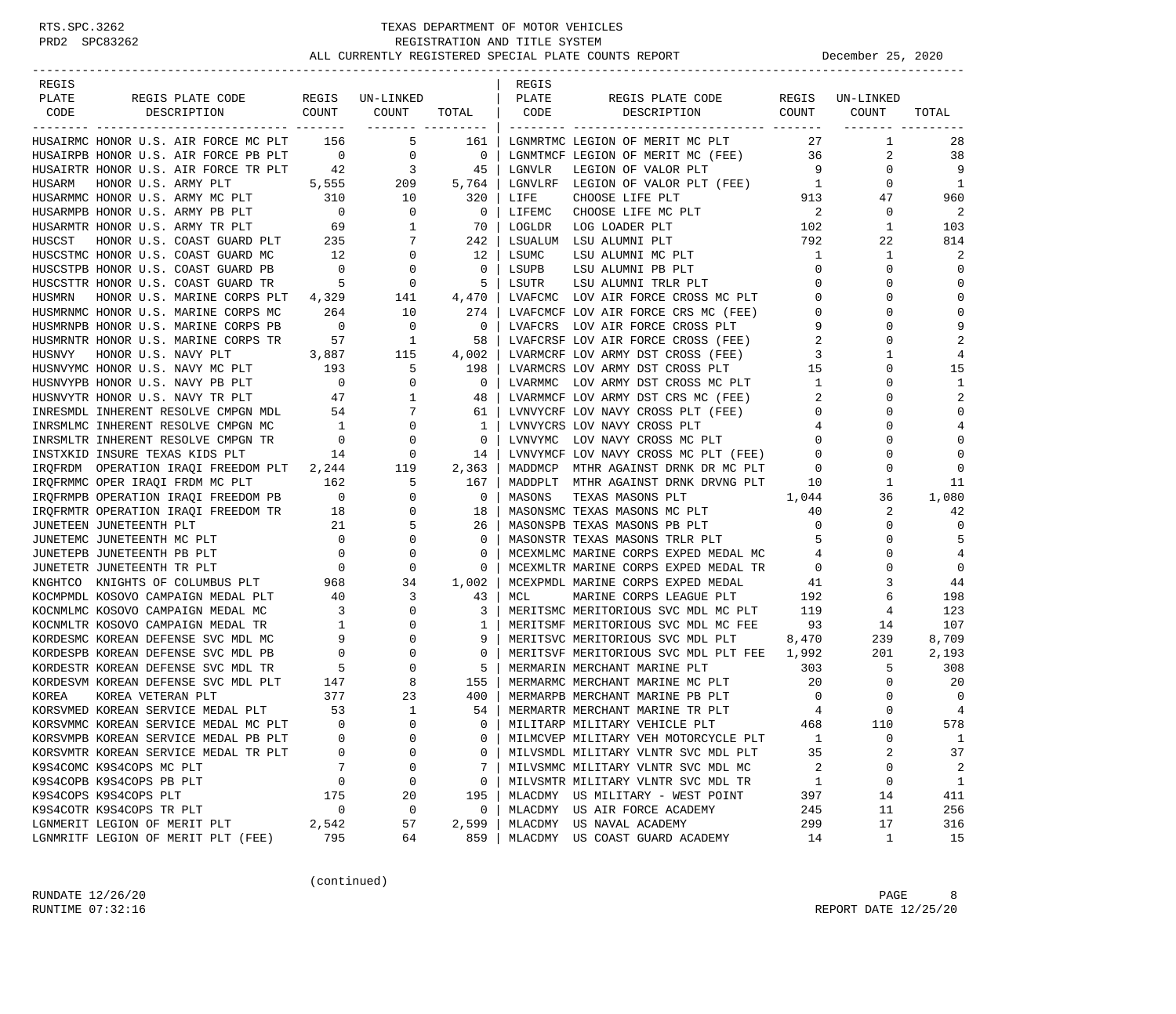# TEXAS DEPARTMENT OF MOTOR VEHICLES
## REGISTRATION AND TITLE SYSTEM
### ALL CURRENTLY REGISTERED SPECIAL PLATE COUNTS REPORT — December 25, 2020

RTS.SPC.3262
PRD2 SPC83262

| REGIS PLATE CODE | REGIS PLATE CODE DESCRIPTION | REGIS COUNT | UN-LINKED COUNT | TOTAL |
|---|---|---|---|---|
| HUSAIRMC | HONOR U.S. AIR FORCE MC PLT | 156 | 5 | 161 |
| HUSAIRPB | HONOR U.S. AIR FORCE PB PLT | 0 | 0 | 0 |
| HUSAIRTR | HONOR U.S. AIR FORCE TR PLT | 42 | 3 | 45 |
| HUSARM | HONOR U.S. ARMY PLT | 5,555 | 209 | 5,764 |
| HUSARMMC | HONOR U.S. ARMY MC PLT | 310 | 10 | 320 |
| HUSARMPB | HONOR U.S. ARMY PB PLT | 0 | 0 | 0 |
| HUSARMTR | HONOR U.S. ARMY TR PLT | 69 | 1 | 70 |
| HUSCST | HONOR U.S. COAST GUARD PLT | 235 | 7 | 242 |
| HUSCSTMC | HONOR U.S. COAST GUARD MC | 12 | 0 | 12 |
| HUSCSTPB | HONOR U.S. COAST GUARD PB | 0 | 0 | 0 |
| HUSCSTTR | HONOR U.S. COAST GUARD TR | 5 | 0 | 5 |
| HUSMRN | HONOR U.S. MARINE CORPS PLT | 4,329 | 141 | 4,470 |
| HUSMRNMC | HONOR U.S. MARINE CORPS MC | 264 | 10 | 274 |
| HUSMRNPB | HONOR U.S. MARINE CORPS PB | 0 | 0 | 0 |
| HUSMRNTR | HONOR U.S. MARINE CORPS TR | 57 | 1 | 58 |
| HUSNVY | HONOR U.S. NAVY PLT | 3,887 | 115 | 4,002 |
| HUSNVYMC | HONOR U.S. NAVY MC PLT | 193 | 5 | 198 |
| HUSNVYPB | HONOR U.S. NAVY PB PLT | 0 | 0 | 0 |
| HUSNVYTR | HONOR U.S. NAVY TR PLT | 47 | 1 | 48 |
| INRESMDL | INHERENT RESOLVE CMPGN MDL | 54 | 7 | 61 |
| INRSMLMC | INHERENT RESOLVE CMPGN MC | 1 | 0 | 1 |
| INRSMLTR | INHERENT RESOLVE CMPGN TR | 0 | 0 | 0 |
| INSTXKID | INSURE TEXAS KIDS PLT | 14 | 0 | 14 |
| IRQFRDM | OPERATION IRAQI FREEDOM PLT | 2,244 | 119 | 2,363 |
| IRQFRMMC | OPER IRAQI FRDM MC PLT | 162 | 5 | 167 |
| IRQFRMPB | OPERATION IRAQI FREEDOM PB | 0 | 0 | 0 |
| IRQFRMTR | OPERATION IRAQI FREEDOM TR | 18 | 0 | 18 |
| JUNETEEN | JUNETEENTH PLT | 21 | 5 | 26 |
| JUNETEMC | JUNETEENTH MC PLT | 0 | 0 | 0 |
| JUNETEPB | JUNETEENTH PB PLT | 0 | 0 | 0 |
| JUNETETR | JUNETEENTH TR PLT | 0 | 0 | 0 |
| KNGHTCO | KNIGHTS OF COLUMBUS PLT | 968 | 34 | 1,002 |
| KOCMPMDL | KOSOVO CAMPAIGN MEDAL PLT | 40 | 3 | 43 |
| KOCNMLMC | KOSOVO CAMPAIGN MEDAL MC | 3 | 0 | 3 |
| KOCNMLTR | KOSOVO CAMPAIGN MEDAL TR | 1 | 0 | 1 |
| KORDESMC | KOREAN DEFENSE SVC MDL MC | 9 | 0 | 9 |
| KORDESPB | KOREAN DEFENSE SVC MDL PB | 0 | 0 | 0 |
| KORDESTR | KOREAN DEFENSE SVC MDL TR | 5 | 0 | 5 |
| KORDESVM | KOREAN DEFENSE SVC MDL PLT | 147 | 8 | 155 |
| KOREA | KOREA VETERAN PLT | 377 | 23 | 400 |
| KORSVMED | KOREAN SERVICE MEDAL PLT | 53 | 1 | 54 |
| KORSVMMC | KOREAN SERVICE MEDAL MC PLT | 0 | 0 | 0 |
| KORSVMPB | KOREAN SERVICE MEDAL PB PLT | 0 | 0 | 0 |
| KORSVMTR | KOREAN SERVICE MEDAL TR PLT | 0 | 0 | 0 |
| K9S4COMC | K9S4COPS MC PLT | 7 | 0 | 7 |
| K9S4COPB | K9S4COPS PB PLT | 0 | 0 | 0 |
| K9S4COPS | K9S4COPS PLT | 175 | 20 | 195 |
| K9S4COTR | K9S4COPS TR PLT | 0 | 0 | 0 |
| LGNMERIT | LEGION OF MERIT PLT | 2,542 | 57 | 2,599 |
| LGNMRITF | LEGION OF MERIT PLT (FEE) | 795 | 64 | 859 |
| LGNMRTMC | LEGION OF MERIT MC PLT | 27 | 1 | 28 |
| LGNMTMCF | LEGION OF MERIT MC (FEE) | 36 | 2 | 38 |
| LGNVLR | LEGION OF VALOR PLT | 9 | 0 | 9 |
| LGNVLRF | LEGION OF VALOR PLT (FEE) | 1 | 0 | 1 |
| LIFE | CHOOSE LIFE PLT | 913 | 47 | 960 |
| LIFEMC | CHOOSE LIFE MC PLT | 2 | 0 | 2 |
| LOGLDR | LOG LOADER PLT | 102 | 1 | 103 |
| LSUALUM | LSU ALUMNI PLT | 792 | 22 | 814 |
| LSUMC | LSU ALUMNI MC PLT | 1 | 1 | 2 |
| LSUPB | LSU ALUMNI PB PLT | 0 | 0 | 0 |
| LSUTR | LSU ALUMNI TRLR PLT | 0 | 0 | 0 |
| LVAFCMC | LOV AIR FORCE CROSS MC PLT | 0 | 0 | 0 |
| LVAFCMCF | LOV AIR FORCE CRS MC (FEE) | 0 | 0 | 0 |
| LVAFCRS | LOV AIR FORCE CROSS PLT | 9 | 0 | 9 |
| LVAFCRSF | LOV AIR FORCE CROSS (FEE) | 2 | 0 | 2 |
| LVARMCRF | LOV ARMY DST CROSS (FEE) | 3 | 1 | 4 |
| LVARMCRS | LOV ARMY DST CROSS PLT | 15 | 0 | 15 |
| LVARMMC | LOV ARMY DST CRSS MC PLT | 1 | 0 | 1 |
| LVARMMCF | LOV ARMY DST CRS MC (FEE) | 2 | 0 | 2 |
| LVNVYCRF | LOV NAVY CROSS PLT (FEE) | 0 | 0 | 0 |
| LVNVYCRS | LOV NAVY CROSS PLT | 4 | 0 | 4 |
| LVNVYMC | LOV NAVY CROSS MC PLT | 0 | 0 | 0 |
| LVNVYMCF | LOV NAVY CROSS MC PLT (FEE) | 0 | 0 | 0 |
| MADDMCP | MTHR AGAINST DRNK DR MC PLT | 0 | 0 | 0 |
| MADDPLT | MTHR AGAINST DRNK DRVNG PLT | 10 | 1 | 11 |
| MASONS | TEXAS MASONS PLT | 1,044 | 36 | 1,080 |
| MASONSMC | TEXAS MASONS MC PLT | 40 | 2 | 42 |
| MASONSPB | TEXAS MASONS PB PLT | 0 | 0 | 0 |
| MASONSTR | TEXAS MASONS TRLR PLT | 5 | 0 | 5 |
| MCEXMLMC | MARINE CORPS EXPED MEDAL MC | 4 | 0 | 4 |
| MCEXMLTR | MARINE CORPS EXPED MEDAL TR | 0 | 0 | 0 |
| MCEXPMDL | MARINE CORPS EXPED MEDAL | 41 | 3 | 44 |
| MCL | MARINE CORPS LEAGUE PLT | 192 | 6 | 198 |
| MERITSMC | MERITORIOUS SVC MDL MC PLT | 119 | 4 | 123 |
| MERITSMF | MERITORIOUS SVC MDL MC FEE | 93 | 14 | 107 |
| MERITSVC | MERITORIOUS SVC MDL PLT | 8,470 | 239 | 8,709 |
| MERITSVF | MERITORIOUS SVC MDL PLT FEE | 1,992 | 201 | 2,193 |
| MERMARIN | MERCHANT MARINE PLT | 303 | 5 | 308 |
| MERMARMC | MERCHANT MARINE MC PLT | 20 | 0 | 20 |
| MERMARPB | MERCHANT MARINE PB PLT | 0 | 0 | 0 |
| MERMARTR | MERCHANT MARINE TR PLT | 4 | 0 | 4 |
| MILITARP | MILITARY VEHICLE PLT | 468 | 110 | 578 |
| MILMCVEP | MILITARY VEH MOTORCYCLE PLT | 1 | 0 | 1 |
| MILVSMDL | MILITARY VLNTR SVC MDL PLT | 35 | 2 | 37 |
| MILVSMMC | MILITARY VLNTR SVC MDL MC | 2 | 0 | 2 |
| MILVSMTR | MILITARY VLNTR SVC MDL TR | 1 | 0 | 1 |
| MLACDMY | US MILITARY - WEST POINT | 397 | 14 | 411 |
| MLACDMY | US AIR FORCE ACADEMY | 245 | 11 | 256 |
| MLACDMY | US NAVAL ACADEMY | 299 | 17 | 316 |
| MLACDMY | US COAST GUARD ACADEMY | 14 | 1 | 15 |

(continued)

RUNDATE 12/26/20
RUNTIME 07:32:16
REPORT DATE 12/25/20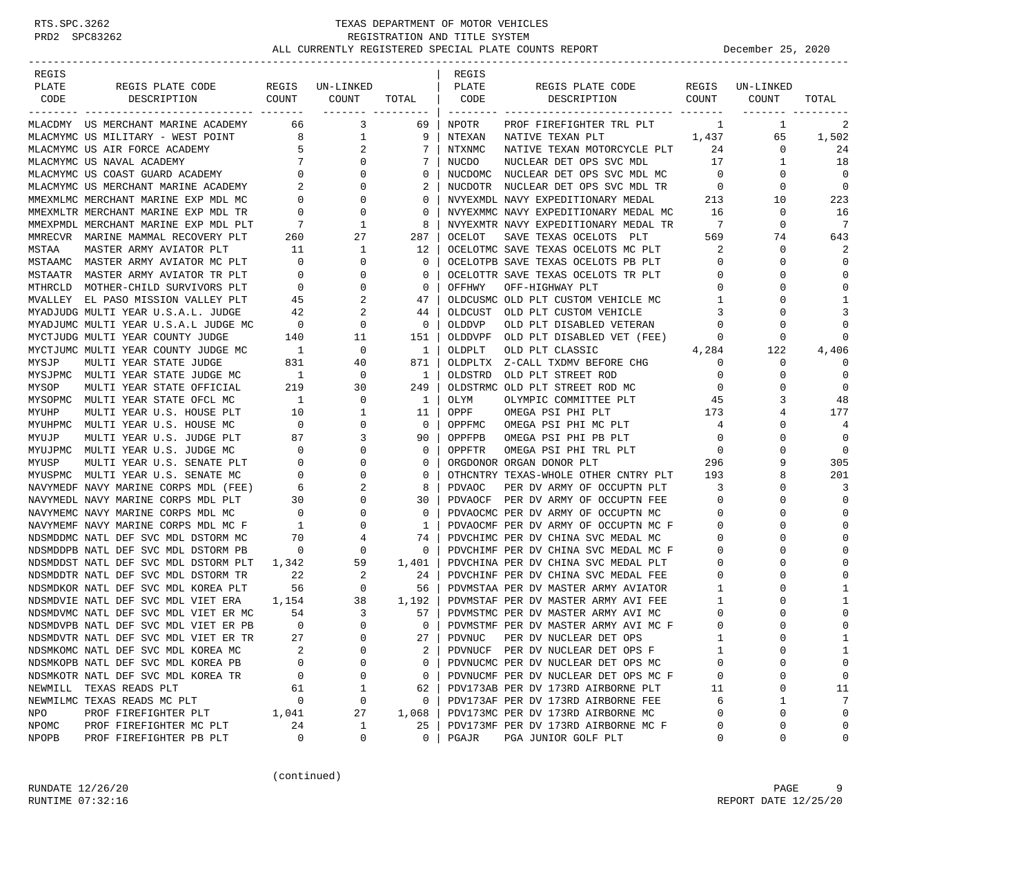RTS.SPC.3262 TEXAS DEPARTMENT OF MOTOR VEHICLES
PRD2 SPC83262 REGISTRATION AND TITLE SYSTEM

ALL CURRENTLY REGISTERED SPECIAL PLATE COUNTS REPORT — December 25, 2020

| REGIS PLATE CODE | REGIS PLATE CODE DESCRIPTION | REGIS COUNT | UN-LINKED COUNT | TOTAL |
|---|---|---|---|---|
| MLACDMY | US MERCHANT MARINE ACADEMY | 66 | 3 | 69 |
| MLACMYMC | US MILITARY - WEST POINT | 8 | 1 | 9 |
| MLACMYMC | US AIR FORCE ACADEMY | 5 | 2 | 7 |
| MLACMYMC | US NAVAL ACADEMY | 7 | 0 | 7 |
| MLACMYMC | US COAST GUARD ACADEMY | 0 | 0 | 0 |
| MLACMYMC | US MERCHANT MARINE ACADEMY | 2 | 0 | 2 |
| MMEXMLMC | MERCHANT MARINE EXP MDL MC | 0 | 0 | 0 |
| MMEXMLTR | MERCHANT MARINE EXP MDL TR | 0 | 0 | 0 |
| MMEXPMDL | MERCHANT MARINE EXP MDL PLT | 7 | 1 | 8 |
| MMRECVR | MARINE MAMMAL RECOVERY PLT | 260 | 27 | 287 |
| MSTAA | MASTER ARMY AVIATOR PLT | 11 | 1 | 12 |
| MSTAAMC | MASTER ARMY AVIATOR MC PLT | 0 | 0 | 0 |
| MSTAATR | MASTER ARMY AVIATOR TR PLT | 0 | 0 | 0 |
| MTHRCLD | MOTHER-CHILD SURVIVORS PLT | 0 | 0 | 0 |
| MVALLEY | EL PASO MISSION VALLEY PLT | 45 | 2 | 47 |
| MYADJUDG | MULTI YEAR U.S.A.L. JUDGE | 42 | 2 | 44 |
| MYADJUMC | MULTI YEAR U.S.A.L JUDGE MC | 0 | 0 | 0 |
| MYCTJUDG | MULTI YEAR COUNTY JUDGE | 140 | 11 | 151 |
| MYCTJUMC | MULTI YEAR COUNTY JUDGE MC | 1 | 0 | 1 |
| MYSJP | MULTI YEAR STATE JUDGE | 831 | 40 | 871 |
| MYSJPMC | MULTI YEAR STATE JUDGE MC | 1 | 0 | 1 |
| MYSOP | MULTI YEAR STATE OFFICIAL | 219 | 30 | 249 |
| MYSOPMC | MULTI YEAR STATE OFCL MC | 1 | 0 | 1 |
| MYUHP | MULTI YEAR U.S. HOUSE PLT | 10 | 1 | 11 |
| MYUHPMC | MULTI YEAR U.S. HOUSE MC | 0 | 0 | 0 |
| MYUJP | MULTI YEAR U.S. JUDGE PLT | 87 | 3 | 90 |
| MYUJPMC | MULTI YEAR U.S. JUDGE MC | 0 | 0 | 0 |
| MYUSP | MULTI YEAR U.S. SENATE PLT | 0 | 0 | 0 |
| MYUSPMC | MULTI YEAR U.S. SENATE MC | 0 | 0 | 0 |
| NAVYMEDF | NAVY MARINE CORPS MDL (FEE) | 6 | 2 | 8 |
| NAVYMEDL | NAVY MARINE CORPS MDL PLT | 30 | 0 | 30 |
| NAVYMEMC | NAVY MARINE CORPS MDL MC | 0 | 0 | 0 |
| NAVYMEMF | NAVY MARINE CORPS MDL MC F | 1 | 0 | 1 |
| NDSMDDMC | NATL DEF SVC MDL DSTORM MC | 70 | 4 | 74 |
| NDSMDDPB | NATL DEF SVC MDL DSTORM PB | 0 | 0 | 0 |
| NDSMDDST | NATL DEF SVC MDL DSTORM PLT | 1,342 | 59 | 1,401 |
| NDSMDDTR | NATL DEF SVC MDL DSTORM TR | 22 | 2 | 24 |
| NDSMDKOR | NATL DEF SVC MDL KOREA PLT | 56 | 0 | 56 |
| NDSMDVIE | NATL DEF SVC MDL VIET ERA | 1,154 | 38 | 1,192 |
| NDSMDVMC | NATL DEF SVC MDL VIET ER MC | 54 | 3 | 57 |
| NDSMDVPB | NATL DEF SVC MDL VIET ER PB | 0 | 0 | 0 |
| NDSMDVTR | NATL DEF SVC MDL VIET ER TR | 27 | 0 | 27 |
| NDSMKOMC | NATL DEF SVC MDL KOREA MC | 2 | 0 | 2 |
| NDSMKOPB | NATL DEF SVC MDL KOREA PB | 0 | 0 | 0 |
| NDSMKOTR | NATL DEF SVC MDL KOREA TR | 0 | 0 | 0 |
| NEWMILL | TEXAS READS PLT | 61 | 1 | 62 |
| NEWMILMC | TEXAS READS MC PLT | 0 | 0 | 0 |
| NPO | PROF FIREFIGHTER PLT | 1,041 | 27 | 1,068 |
| NPOMC | PROF FIREFIGHTER MC PLT | 24 | 1 | 25 |
| NPOPB | PROF FIREFIGHTER PB PLT | 0 | 0 | 0 |
| NPOTR | PROF FIREFIGHTER TRL PLT | 1 | 1 | 2 |
| NTEXAN | NATIVE TEXAN PLT | 1,437 | 65 | 1,502 |
| NTXNMC | NATIVE TEXAN MOTORCYCLE PLT | 24 | 0 | 24 |
| NUCDO | NUCLEAR DET OPS SVC MDL | 17 | 1 | 18 |
| NUCDOMC | NUCLEAR DET OPS SVC MDL MC | 0 | 0 | 0 |
| NUCDOTR | NUCLEAR DET OPS SVC MDL TR | 0 | 0 | 0 |
| NVYEXMDL | NAVY EXPEDITIONARY MEDAL | 213 | 10 | 223 |
| NVYEXMMC | NAVY EXPEDITIONARY MEDAL MC | 16 | 0 | 16 |
| NVYEXMTR | NAVY EXPEDITIONARY MEDAL TR | 7 | 0 | 7 |
| OCELOT | SAVE TEXAS OCELOTS PLT | 569 | 74 | 643 |
| OCELOTMC | SAVE TEXAS OCELOTS MC PLT | 2 | 0 | 2 |
| OCELOTPB | SAVE TEXAS OCELOTS PB PLT | 0 | 0 | 0 |
| OCELOTTR | SAVE TEXAS OCELOTS TR PLT | 0 | 0 | 0 |
| OFFHWY | OFF-HIGHWAY PLT | 0 | 0 | 0 |
| OLDCUSMC | OLD PLT CUSTOM VEHICLE MC | 1 | 0 | 1 |
| OLDCUST | OLD PLT CUSTOM VEHICLE | 3 | 0 | 3 |
| OLDDVP | OLD PLT DISABLED VETERAN | 0 | 0 | 0 |
| OLDDVPF | OLD PLT DISABLED VET (FEE) | 0 | 0 | 0 |
| OLDPLT | OLD PLT CLASSIC | 4,284 | 122 | 4,406 |
| OLDPLTX | Z-CALL TXDMV BEFORE CHG | 0 | 0 | 0 |
| OLDSTRD | OLD PLT STREET ROD | 0 | 0 | 0 |
| OLDSTRMC | OLD PLT STREET ROD MC | 0 | 0 | 0 |
| OLYM | OLYMPIC COMMITTEE PLT | 45 | 3 | 48 |
| OPPF | OMEGA PSI PHI PLT | 173 | 4 | 177 |
| OPPFMC | OMEGA PSI PHI MC PLT | 4 | 0 | 4 |
| OPPFPB | OMEGA PSI PHI PB PLT | 0 | 0 | 0 |
| OPPFTR | OMEGA PSI PHI TRL PLT | 0 | 0 | 0 |
| ORGDONOR | ORGAN DONOR PLT | 296 | 9 | 305 |
| OTHCNTRY | TEXAS-WHOLE OTHER CNTRY PLT | 193 | 8 | 201 |
| PDVAOC | PER DV ARMY OF OCCUPTN PLT | 3 | 0 | 3 |
| PDVAOCF | PER DV ARMY OF OCCUPTN FEE | 0 | 0 | 0 |
| PDVAOCMC | PER DV ARMY OF OCCUPTN MC | 0 | 0 | 0 |
| PDVAOCMF | PER DV ARMY OF OCCUPTN MC F | 0 | 0 | 0 |
| PDVCHIMC | PER DV CHINA SVC MEDAL MC | 0 | 0 | 0 |
| PDVCHIMF | PER DV CHINA SVC MEDAL MC F | 0 | 0 | 0 |
| PDVCHINA | PER DV CHINA SVC MEDAL PLT | 0 | 0 | 0 |
| PDVCHINF | PER DV CHINA SVC MEDAL FEE | 0 | 0 | 0 |
| PDVMSTAA | PER DV MASTER ARMY AVIATOR | 1 | 0 | 1 |
| PDVMSTAF | PER DV MASTER ARMY AVI FEE | 1 | 0 | 1 |
| PDVMSTMC | PER DV MASTER ARMY AVI MC | 0 | 0 | 0 |
| PDVMSTMF | PER DV MASTER ARMY AVI MC F | 0 | 0 | 0 |
| PDVNUC | PER DV NUCLEAR DET OPS | 1 | 0 | 1 |
| PDVNUCF | PER DV NUCLEAR DET OPS F | 1 | 0 | 1 |
| PDVNUCMC | PER DV NUCLEAR DET OPS MC | 0 | 0 | 0 |
| PDVNUCMF | PER DV NUCLEAR DET OPS MC F | 0 | 0 | 0 |
| PDV173AB | PER DV 173RD AIRBORNE PLT | 11 | 0 | 11 |
| PDV173AF | PER DV 173RD AIRBORNE FEE | 6 | 1 | 7 |
| PDV173MC | PER DV 173RD AIRBORNE MC | 0 | 0 | 0 |
| PDV173MF | PER DV 173RD AIRBORNE MC F | 0 | 0 | 0 |
| PGAJR | PGA JUNIOR GOLF PLT | 0 | 0 | 0 |

(continued)

RUNDATE 12/26/20
RUNTIME 07:32:16
REPORT DATE 12/25/20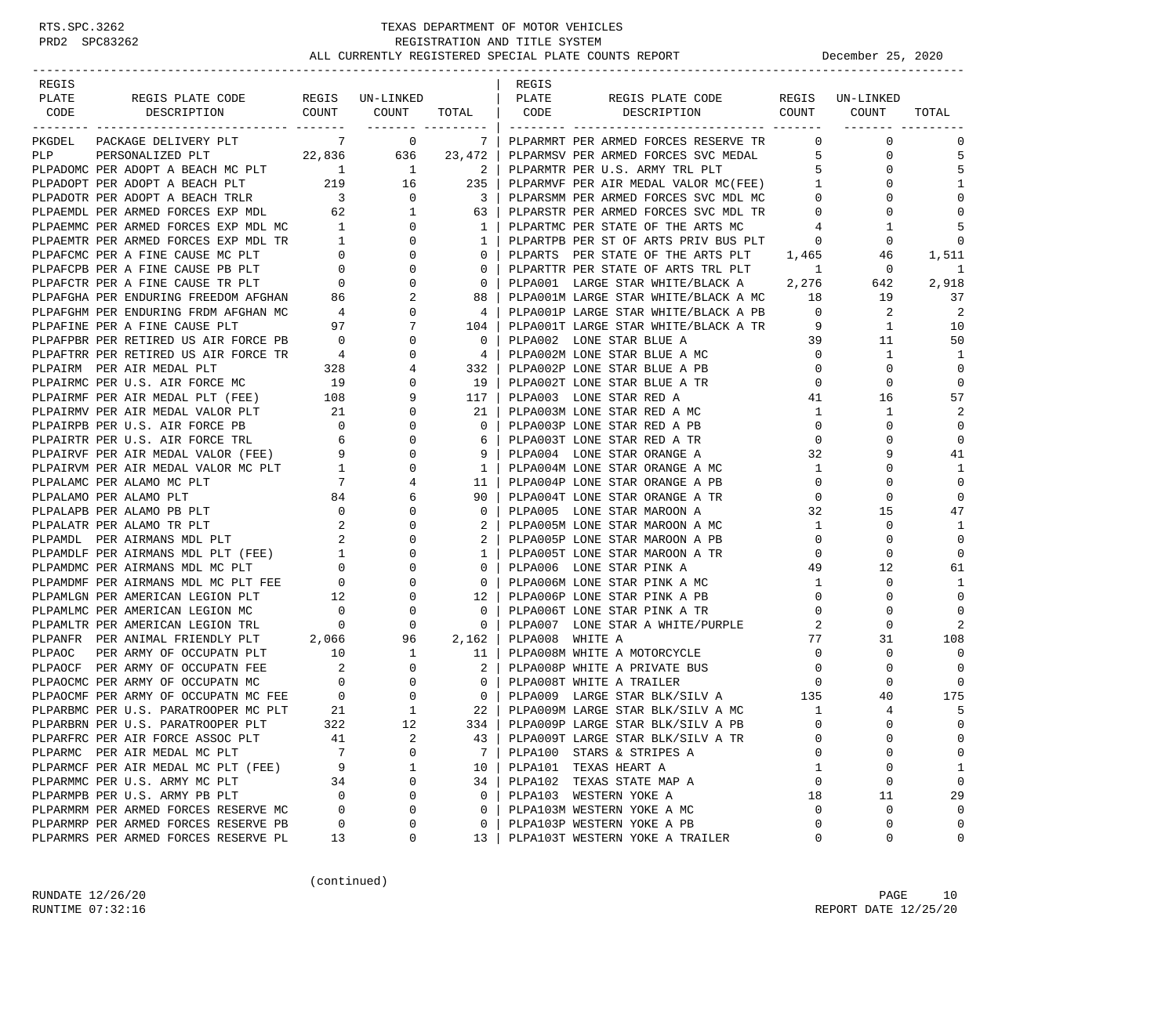TEXAS DEPARTMENT OF MOTOR VEHICLES
REGISTRATION AND TITLE SYSTEM
ALL CURRENTLY REGISTERED SPECIAL PLATE COUNTS REPORT — December 25, 2020

| REGIS PLATE CODE | REGIS PLATE CODE DESCRIPTION | REGIS COUNT | UN-LINKED COUNT | TOTAL |
|---|---|---|---|---|
| PKGDEL | PACKAGE DELIVERY PLT | 7 | 0 | 7 |
| PLP | PERSONALIZED PLT | 22,836 | 636 | 23,472 |
| PLPADOMC | PER ADOPT A BEACH MC PLT | 1 | 1 | 2 |
| PLPADOPT | PER ADOPT A BEACH PLT | 219 | 16 | 235 |
| PLPADOTR | PER ADOPT A BEACH TRLR | 3 | 0 | 3 |
| PLPAEMDL | PER ARMED FORCES EXP MDL | 62 | 1 | 63 |
| PLPAEMMC | PER ARMED FORCES EXP MDL MC | 1 | 0 | 1 |
| PLPAEMTR | PER ARMED FORCES EXP MDL TR | 1 | 0 | 1 |
| PLPAFCMC | PER A FINE CAUSE MC PLT | 0 | 0 | 0 |
| PLPAFCPB | PER A FINE CAUSE PB PLT | 0 | 0 | 0 |
| PLPAFCTR | PER A FINE CAUSE TR PLT | 0 | 0 | 0 |
| PLPAFGHA | PER ENDURING FREEDOM AFGHAN | 86 | 2 | 88 |
| PLPAFGHM | PER ENDURING FRDM AFGHAN MC | 4 | 0 | 4 |
| PLPAFINE | PER A FINE CAUSE PLT | 97 | 7 | 104 |
| PLPAFPBR | PER RETIRED US AIR FORCE PB | 0 | 0 | 0 |
| PLPAFTRR | PER RETIRED US AIR FORCE TR | 4 | 0 | 4 |
| PLPAIRM | PER AIR MEDAL PLT | 328 | 4 | 332 |
| PLPAIRMC | PER U.S. AIR FORCE MC | 19 | 0 | 19 |
| PLPAIRMF | PER AIR MEDAL PLT (FEE) | 108 | 9 | 117 |
| PLPAIRMV | PER AIR MEDAL VALOR PLT | 21 | 0 | 21 |
| PLPAIRPB | PER U.S. AIR FORCE PB | 0 | 0 | 0 |
| PLPAIRTR | PER U.S. AIR FORCE TRL | 6 | 0 | 6 |
| PLPAIRVF | PER AIR MEDAL VALOR (FEE) | 9 | 0 | 9 |
| PLPAIRVM | PER AIR MEDAL VALOR MC PLT | 1 | 0 | 1 |
| PLPALAMC | PER ALAMO MC PLT | 7 | 4 | 11 |
| PLPALAMO | PER ALAMO PLT | 84 | 6 | 90 |
| PLPALAPB | PER ALAMO PB PLT | 0 | 0 | 0 |
| PLPALATR | PER ALAMO TR PLT | 2 | 0 | 2 |
| PLPAMDL | PER AIRMANS MDL PLT | 2 | 0 | 2 |
| PLPAMDLF | PER AIRMANS MDL PLT (FEE) | 1 | 0 | 1 |
| PLPAMDMC | PER AIRMANS MDL MC PLT | 0 | 0 | 0 |
| PLPAMDMF | PER AIRMANS MDL MC PLT FEE | 0 | 0 | 0 |
| PLPAMLGN | PER AMERICAN LEGION PLT | 12 | 0 | 12 |
| PLPAMLMC | PER AMERICAN LEGION MC | 0 | 0 | 0 |
| PLPAMLTR | PER AMERICAN LEGION TRL | 0 | 0 | 0 |
| PLPANFR | PER ANIMAL FRIENDLY PLT | 2,066 | 96 | 2,162 |
| PLPAOC | PER ARMY OF OCCUPATN PLT | 10 | 1 | 11 |
| PLPAOCF | PER ARMY OF OCCUPATN FEE | 2 | 0 | 2 |
| PLPAOCMC | PER ARMY OF OCCUPATN MC | 0 | 0 | 0 |
| PLPAOCMF | PER ARMY OF OCCUPATN MC FEE | 0 | 0 | 0 |
| PLPARBMC | PER U.S. PARATROOPER MC PLT | 21 | 1 | 22 |
| PLPARBRN | PER U.S. PARATROOPER PLT | 322 | 12 | 334 |
| PLPARFRC | PER AIR FORCE ASSOC PLT | 41 | 2 | 43 |
| PLPARMC | PER AIR MEDAL MC PLT | 7 | 0 | 7 |
| PLPARMCF | PER AIR MEDAL MC PLT (FEE) | 9 | 1 | 10 |
| PLPARMMC | PER U.S. ARMY MC PLT | 34 | 0 | 34 |
| PLPARMPB | PER U.S. ARMY PB PLT | 0 | 0 | 0 |
| PLPARMRM | PER ARMED FORCES RESERVE MC | 0 | 0 | 0 |
| PLPARMRP | PER ARMED FORCES RESERVE PB | 0 | 0 | 0 |
| PLPARMRS | PER ARMED FORCES RESERVE PL | 13 | 0 | 13 |
| PLPARMRT | PER ARMED FORCES RESERVE TR | 0 | 0 | 0 |
| PLPARMSV | PER ARMED FORCES SVC MEDAL | 5 | 0 | 5 |
| PLPARMTR | PER U.S. ARMY TRL PLT | 5 | 0 | 5 |
| PLPARMVF | PER AIR MEDAL VALOR MC(FEE) | 1 | 0 | 1 |
| PLPARSMM | PER ARMED FORCES SVC MDL MC | 0 | 0 | 0 |
| PLPARSTR | PER ARMED FORCES SVC MDL TR | 0 | 0 | 0 |
| PLPARTMC | PER STATE OF THE ARTS MC | 4 | 1 | 5 |
| PLPARTPB | PER ST OF ARTS PRIV BUS PLT | 0 | 0 | 0 |
| PLPARTS | PER STATE OF THE ARTS PLT | 1,465 | 46 | 1,511 |
| PLPARTTR | PER STATE OF ARTS TRL PLT | 1 | 0 | 1 |
| PLPA001 | LARGE STAR WHITE/BLACK A | 2,276 | 642 | 2,918 |
| PLPA001M | LARGE STAR WHITE/BLACK A MC | 18 | 19 | 37 |
| PLPA001P | LARGE STAR WHITE/BLACK A PB | 0 | 2 | 2 |
| PLPA001T | LARGE STAR WHITE/BLACK A TR | 9 | 1 | 10 |
| PLPA002 | LONE STAR BLUE A | 39 | 11 | 50 |
| PLPA002M | LONE STAR BLUE A MC | 0 | 1 | 1 |
| PLPA002P | LONE STAR BLUE A PB | 0 | 0 | 0 |
| PLPA002T | LONE STAR BLUE A TR | 0 | 0 | 0 |
| PLPA003 | LONE STAR RED A | 41 | 16 | 57 |
| PLPA003M | LONE STAR RED A MC | 1 | 1 | 2 |
| PLPA003P | LONE STAR RED A PB | 0 | 0 | 0 |
| PLPA003T | LONE STAR RED A TR | 0 | 0 | 0 |
| PLPA004 | LONE STAR ORANGE A | 32 | 9 | 41 |
| PLPA004M | LONE STAR ORANGE A MC | 1 | 0 | 1 |
| PLPA004P | LONE STAR ORANGE A PB | 0 | 0 | 0 |
| PLPA004T | LONE STAR ORANGE A TR | 0 | 0 | 0 |
| PLPA005 | LONE STAR MAROON A | 32 | 15 | 47 |
| PLPA005M | LONE STAR MAROON A MC | 1 | 0 | 1 |
| PLPA005P | LONE STAR MAROON A PB | 0 | 0 | 0 |
| PLPA005T | LONE STAR MAROON A TR | 0 | 0 | 0 |
| PLPA006 | LONE STAR PINK A | 49 | 12 | 61 |
| PLPA006M | LONE STAR PINK A MC | 1 | 0 | 1 |
| PLPA006P | LONE STAR PINK A PB | 0 | 0 | 0 |
| PLPA006T | LONE STAR PINK A TR | 0 | 0 | 0 |
| PLPA007 | LONE STAR A WHITE/PURPLE | 2 | 0 | 2 |
| PLPA008 | WHITE A | 77 | 31 | 108 |
| PLPA008M | WHITE A MOTORCYCLE | 0 | 0 | 0 |
| PLPA008P | WHITE A PRIVATE BUS | 0 | 0 | 0 |
| PLPA008T | WHITE A TRAILER | 0 | 0 | 0 |
| PLPA009 | LARGE STAR BLK/SILV A | 135 | 40 | 175 |
| PLPA009M | LARGE STAR BLK/SILV A MC | 1 | 4 | 5 |
| PLPA009P | LARGE STAR BLK/SILV A PB | 0 | 0 | 0 |
| PLPA009T | LARGE STAR BLK/SILV A TR | 0 | 0 | 0 |
| PLPA100 | STARS & STRIPES A | 0 | 0 | 0 |
| PLPA101 | TEXAS HEART A | 1 | 0 | 1 |
| PLPA102 | TEXAS STATE MAP A | 0 | 0 | 0 |
| PLPA103 | WESTERN YOKE A | 18 | 11 | 29 |
| PLPA103M | WESTERN YOKE A MC | 0 | 0 | 0 |
| PLPA103P | WESTERN YOKE A PB | 0 | 0 | 0 |
| PLPA103T | WESTERN YOKE A TRAILER | 0 | 0 | 0 |

(continued)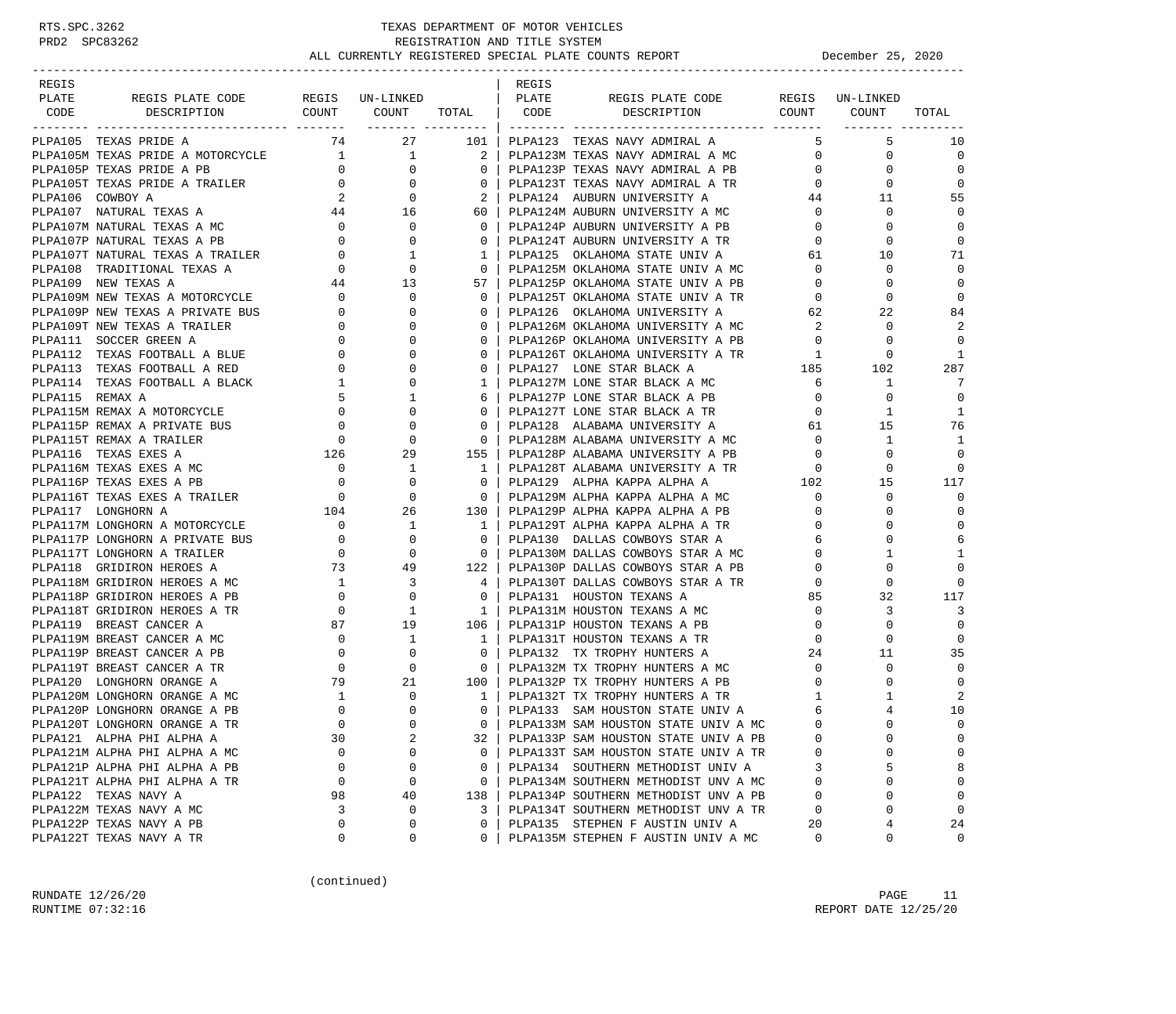TEXAS DEPARTMENT OF MOTOR VEHICLES
REGISTRATION AND TITLE SYSTEM
ALL CURRENTLY REGISTERED SPECIAL PLATE COUNTS REPORT — December 25, 2020

| REGIS PLATE CODE | REGIS PLATE CODE DESCRIPTION | REGIS COUNT | UN-LINKED COUNT | TOTAL | REGIS PLATE CODE | REGIS PLATE CODE DESCRIPTION | REGIS COUNT | UN-LINKED COUNT | TOTAL |
|---|---|---|---|---|---|---|---|---|---|
| PLPA105 | TEXAS PRIDE A | 74 | 27 | 101 | PLPA123 | TEXAS NAVY ADMIRAL A | 5 | 5 | 10 |
| PLPA105M | TEXAS PRIDE A MOTORCYCLE | 1 | 1 | 2 | PLPA123M | TEXAS NAVY ADMIRAL A MC | 0 | 0 | 0 |
| PLPA105P | TEXAS PRIDE A PB | 0 | 0 | 0 | PLPA123P | TEXAS NAVY ADMIRAL A PB | 0 | 0 | 0 |
| PLPA105T | TEXAS PRIDE A TRAILER | 0 | 0 | 0 | PLPA123T | TEXAS NAVY ADMIRAL A TR | 0 | 0 | 0 |
| PLPA106 | COWBOY A | 2 | 0 | 2 | PLPA124 | AUBURN UNIVERSITY A | 44 | 11 | 55 |
| PLPA107 | NATURAL TEXAS A | 44 | 16 | 60 | PLPA124M | AUBURN UNIVERSITY A MC | 0 | 0 | 0 |
| PLPA107M | NATURAL TEXAS A MC | 0 | 0 | 0 | PLPA124P | AUBURN UNIVERSITY A PB | 0 | 0 | 0 |
| PLPA107P | NATURAL TEXAS A PB | 0 | 0 | 0 | PLPA124T | AUBURN UNIVERSITY A TR | 0 | 0 | 0 |
| PLPA107T | NATURAL TEXAS A TRAILER | 0 | 1 | 1 | PLPA125 | OKLAHOMA STATE UNIV A | 61 | 10 | 71 |
| PLPA108 | TRADITIONAL TEXAS A | 0 | 0 | 0 | PLPA125M | OKLAHOMA STATE UNIV A MC | 0 | 0 | 0 |
| PLPA109 | NEW TEXAS A | 44 | 13 | 57 | PLPA125P | OKLAHOMA STATE UNIV A PB | 0 | 0 | 0 |
| PLPA109M | NEW TEXAS A MOTORCYCLE | 0 | 0 | 0 | PLPA125T | OKLAHOMA STATE UNIV A TR | 0 | 0 | 0 |
| PLPA109P | NEW TEXAS A PRIVATE BUS | 0 | 0 | 0 | PLPA126 | OKLAHOMA UNIVERSITY A | 62 | 22 | 84 |
| PLPA109T | NEW TEXAS A TRAILER | 0 | 0 | 0 | PLPA126M | OKLAHOMA UNIVERSITY A MC | 2 | 0 | 2 |
| PLPA111 | SOCCER GREEN A | 0 | 0 | 0 | PLPA126P | OKLAHOMA UNIVERSITY A PB | 0 | 0 | 0 |
| PLPA112 | TEXAS FOOTBALL A BLUE | 0 | 0 | 0 | PLPA126T | OKLAHOMA UNIVERSITY A TR | 1 | 0 | 1 |
| PLPA113 | TEXAS FOOTBALL A RED | 0 | 0 | 0 | PLPA127 | LONE STAR BLACK A | 185 | 102 | 287 |
| PLPA114 | TEXAS FOOTBALL A BLACK | 1 | 0 | 1 | PLPA127M | LONE STAR BLACK A MC | 6 | 1 | 7 |
| PLPA115 | REMAX A | 5 | 1 | 6 | PLPA127P | LONE STAR BLACK A PB | 0 | 0 | 0 |
| PLPA115M | REMAX A MOTORCYCLE | 0 | 0 | 0 | PLPA127T | LONE STAR BLACK A TR | 0 | 1 | 1 |
| PLPA115P | REMAX A PRIVATE BUS | 0 | 0 | 0 | PLPA128 | ALABAMA UNIVERSITY A | 61 | 15 | 76 |
| PLPA115T | REMAX A TRAILER | 0 | 0 | 0 | PLPA128M | ALABAMA UNIVERSITY A MC | 0 | 1 | 1 |
| PLPA116 | TEXAS EXES A | 126 | 29 | 155 | PLPA128P | ALABAMA UNIVERSITY A PB | 0 | 0 | 0 |
| PLPA116M | TEXAS EXES A MC | 0 | 1 | 1 | PLPA128T | ALABAMA UNIVERSITY A TR | 0 | 0 | 0 |
| PLPA116P | TEXAS EXES A PB | 0 | 0 | 0 | PLPA129 | ALPHA KAPPA ALPHA A | 102 | 15 | 117 |
| PLPA116T | TEXAS EXES A TRAILER | 0 | 0 | 0 | PLPA129M | ALPHA KAPPA ALPHA A MC | 0 | 0 | 0 |
| PLPA117 | LONGHORN A | 104 | 26 | 130 | PLPA129P | ALPHA KAPPA ALPHA A PB | 0 | 0 | 0 |
| PLPA117M | LONGHORN A MOTORCYCLE | 0 | 1 | 1 | PLPA129T | ALPHA KAPPA ALPHA A TR | 0 | 0 | 0 |
| PLPA117P | LONGHORN A PRIVATE BUS | 0 | 0 | 0 | PLPA130 | DALLAS COWBOYS STAR A | 6 | 0 | 6 |
| PLPA117T | LONGHORN A TRAILER | 0 | 0 | 0 | PLPA130M | DALLAS COWBOYS STAR A MC | 0 | 1 | 1 |
| PLPA118 | GRIDIRON HEROES A | 73 | 49 | 122 | PLPA130P | DALLAS COWBOYS STAR A PB | 0 | 0 | 0 |
| PLPA118M | GRIDIRON HEROES A MC | 1 | 3 | 4 | PLPA130T | DALLAS COWBOYS STAR A TR | 0 | 0 | 0 |
| PLPA118P | GRIDIRON HEROES A PB | 0 | 0 | 0 | PLPA131 | HOUSTON TEXANS A | 85 | 32 | 117 |
| PLPA118T | GRIDIRON HEROES A TR | 0 | 1 | 1 | PLPA131M | HOUSTON TEXANS A MC | 0 | 3 | 3 |
| PLPA119 | BREAST CANCER A | 87 | 19 | 106 | PLPA131P | HOUSTON TEXANS A PB | 0 | 0 | 0 |
| PLPA119M | BREAST CANCER A MC | 0 | 1 | 1 | PLPA131T | HOUSTON TEXANS A TR | 0 | 0 | 0 |
| PLPA119P | BREAST CANCER A PB | 0 | 0 | 0 | PLPA132 | TX TROPHY HUNTERS A | 24 | 11 | 35 |
| PLPA119T | BREAST CANCER A TR | 0 | 0 | 0 | PLPA132M | TX TROPHY HUNTERS A MC | 0 | 0 | 0 |
| PLPA120 | LONGHORN ORANGE A | 79 | 21 | 100 | PLPA132P | TX TROPHY HUNTERS A PB | 0 | 0 | 0 |
| PLPA120M | LONGHORN ORANGE A MC | 1 | 0 | 1 | PLPA132T | TX TROPHY HUNTERS A TR | 1 | 1 | 2 |
| PLPA120P | LONGHORN ORANGE A PB | 0 | 0 | 0 | PLPA133 | SAM HOUSTON STATE UNIV A | 6 | 4 | 10 |
| PLPA120T | LONGHORN ORANGE A TR | 0 | 0 | 0 | PLPA133M | SAM HOUSTON STATE UNIV A MC | 0 | 0 | 0 |
| PLPA121 | ALPHA PHI ALPHA A | 30 | 2 | 32 | PLPA133P | SAM HOUSTON STATE UNIV A PB | 0 | 0 | 0 |
| PLPA121M | ALPHA PHI ALPHA A MC | 0 | 0 | 0 | PLPA133T | SAM HOUSTON STATE UNIV A TR | 0 | 0 | 0 |
| PLPA121P | ALPHA PHI ALPHA A PB | 0 | 0 | 0 | PLPA134 | SOUTHERN METHODIST UNIV A | 3 | 5 | 8 |
| PLPA121T | ALPHA PHI ALPHA A TR | 0 | 0 | 0 | PLPA134M | SOUTHERN METHODIST UNV A MC | 0 | 0 | 0 |
| PLPA122 | TEXAS NAVY A | 98 | 40 | 138 | PLPA134P | SOUTHERN METHODIST UNV A PB | 0 | 0 | 0 |
| PLPA122M | TEXAS NAVY A MC | 3 | 0 | 3 | PLPA134T | SOUTHERN METHODIST UNV A TR | 0 | 0 | 0 |
| PLPA122P | TEXAS NAVY A PB | 0 | 0 | 0 | PLPA135 | STEPHEN F AUSTIN UNIV A | 20 | 4 | 24 |
| PLPA122T | TEXAS NAVY A TR | 0 | 0 | 0 | PLPA135M | STEPHEN F AUSTIN UNIV A MC | 0 | 0 | 0 |

(continued)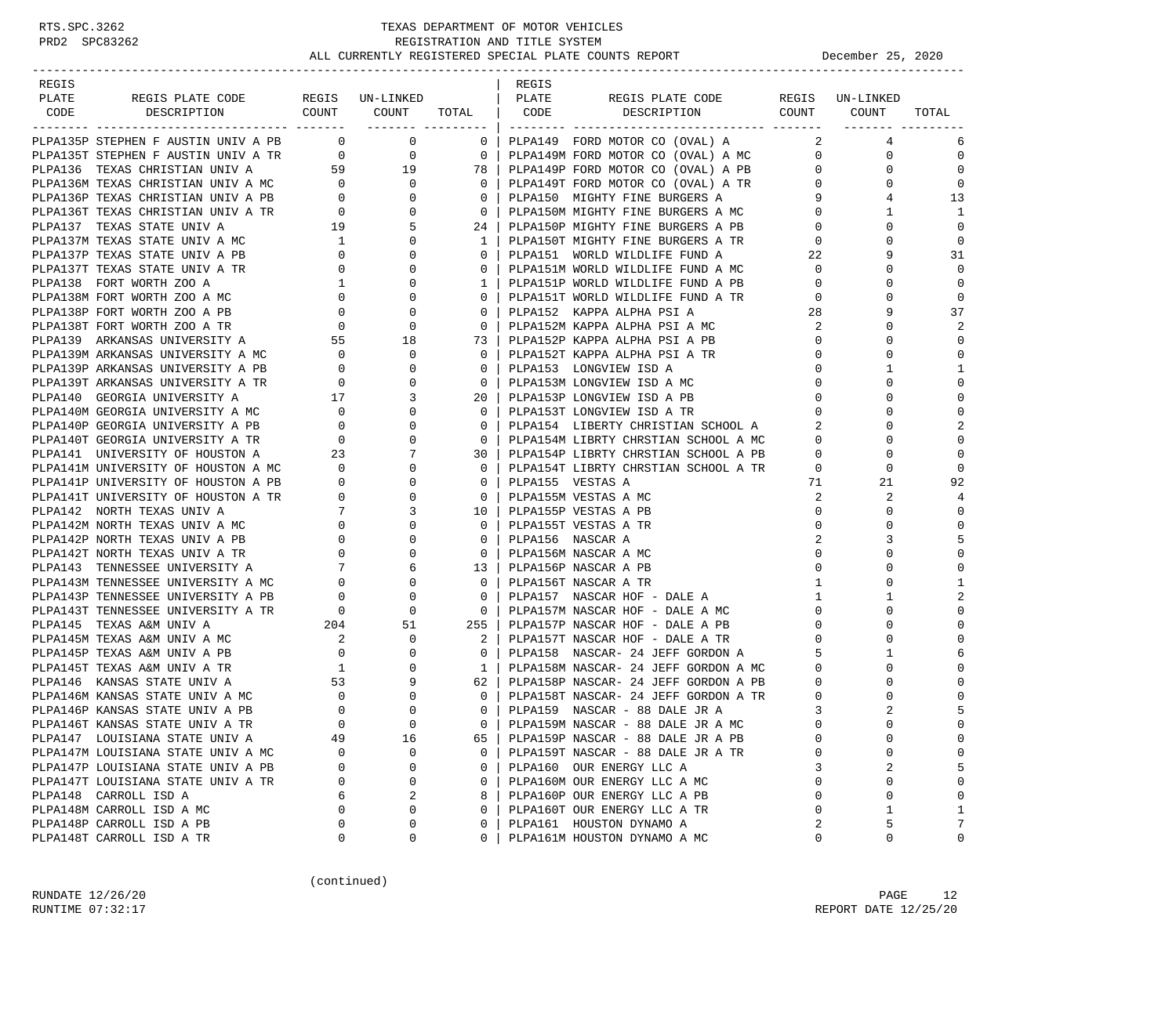RTS.SPC.3262 TEXAS DEPARTMENT OF MOTOR VEHICLES
PRD2 SPC83262 REGISTRATION AND TITLE SYSTEM
ALL CURRENTLY REGISTERED SPECIAL PLATE COUNTS REPORT December 25, 2020

| REGIS PLATE CODE | REGIS PLATE CODE DESCRIPTION | REGIS COUNT | UN-LINKED COUNT | TOTAL |
|---|---|---|---|---|
| PLPA135P | STEPHEN F AUSTIN UNIV A PB | 0 | 0 | 0 |
| PLPA135T | STEPHEN F AUSTIN UNIV A TR | 0 | 0 | 0 |
| PLPA136 | TEXAS CHRISTIAN UNIV A | 59 | 19 | 78 |
| PLPA136M | TEXAS CHRISTIAN UNIV A MC | 0 | 0 | 0 |
| PLPA136P | TEXAS CHRISTIAN UNIV A PB | 0 | 0 | 0 |
| PLPA136T | TEXAS CHRISTIAN UNIV A TR | 0 | 0 | 0 |
| PLPA137 | TEXAS STATE UNIV A | 19 | 5 | 24 |
| PLPA137M | TEXAS STATE UNIV A MC | 1 | 0 | 1 |
| PLPA137P | TEXAS STATE UNIV A PB | 0 | 0 | 0 |
| PLPA137T | TEXAS STATE UNIV A TR | 0 | 0 | 0 |
| PLPA138 | FORT WORTH ZOO A | 1 | 0 | 1 |
| PLPA138M | FORT WORTH ZOO A MC | 0 | 0 | 0 |
| PLPA138P | FORT WORTH ZOO A PB | 0 | 0 | 0 |
| PLPA138T | FORT WORTH ZOO A TR | 0 | 0 | 0 |
| PLPA139 | ARKANSAS UNIVERSITY A | 55 | 18 | 73 |
| PLPA139M | ARKANSAS UNIVERSITY A MC | 0 | 0 | 0 |
| PLPA139P | ARKANSAS UNIVERSITY A PB | 0 | 0 | 0 |
| PLPA139T | ARKANSAS UNIVERSITY A TR | 0 | 0 | 0 |
| PLPA140 | GEORGIA UNIVERSITY A | 17 | 3 | 20 |
| PLPA140M | GEORGIA UNIVERSITY A MC | 0 | 0 | 0 |
| PLPA140P | GEORGIA UNIVERSITY A PB | 0 | 0 | 0 |
| PLPA140T | GEORGIA UNIVERSITY A TR | 0 | 0 | 0 |
| PLPA141 | UNIVERSITY OF HOUSTON A | 23 | 7 | 30 |
| PLPA141M | UNIVERSITY OF HOUSTON A MC | 0 | 0 | 0 |
| PLPA141P | UNIVERSITY OF HOUSTON A PB | 0 | 0 | 0 |
| PLPA141T | UNIVERSITY OF HOUSTON A TR | 0 | 0 | 0 |
| PLPA142 | NORTH TEXAS UNIV A | 7 | 3 | 10 |
| PLPA142M | NORTH TEXAS UNIV A MC | 0 | 0 | 0 |
| PLPA142P | NORTH TEXAS UNIV A PB | 0 | 0 | 0 |
| PLPA142T | NORTH TEXAS UNIV A TR | 0 | 0 | 0 |
| PLPA143 | TENNESSEE UNIVERSITY A | 7 | 6 | 13 |
| PLPA143M | TENNESSEE UNIVERSITY A MC | 0 | 0 | 0 |
| PLPA143P | TENNESSEE UNIVERSITY A PB | 0 | 0 | 0 |
| PLPA143T | TENNESSEE UNIVERSITY A TR | 0 | 0 | 0 |
| PLPA145 | TEXAS A&M UNIV A | 204 | 51 | 255 |
| PLPA145M | TEXAS A&M UNIV A MC | 2 | 0 | 2 |
| PLPA145P | TEXAS A&M UNIV A PB | 0 | 0 | 0 |
| PLPA145T | TEXAS A&M UNIV A TR | 1 | 0 | 1 |
| PLPA146 | KANSAS STATE UNIV A | 53 | 9 | 62 |
| PLPA146M | KANSAS STATE UNIV A MC | 0 | 0 | 0 |
| PLPA146P | KANSAS STATE UNIV A PB | 0 | 0 | 0 |
| PLPA146T | KANSAS STATE UNIV A TR | 0 | 0 | 0 |
| PLPA147 | LOUISIANA STATE UNIV A | 49 | 16 | 65 |
| PLPA147M | LOUISIANA STATE UNIV A MC | 0 | 0 | 0 |
| PLPA147P | LOUISIANA STATE UNIV A PB | 0 | 0 | 0 |
| PLPA147T | LOUISIANA STATE UNIV A TR | 0 | 0 | 0 |
| PLPA148 | CARROLL ISD A | 6 | 2 | 8 |
| PLPA148M | CARROLL ISD A MC | 0 | 0 | 0 |
| PLPA148P | CARROLL ISD A PB | 0 | 0 | 0 |
| PLPA148T | CARROLL ISD A TR | 0 | 0 | 0 |
| PLPA149 | FORD MOTOR CO (OVAL) A | 2 | 4 | 6 |
| PLPA149M | FORD MOTOR CO (OVAL) A MC | 0 | 0 | 0 |
| PLPA149P | FORD MOTOR CO (OVAL) A PB | 0 | 0 | 0 |
| PLPA149T | FORD MOTOR CO (OVAL) A TR | 0 | 0 | 0 |
| PLPA150 | MIGHTY FINE BURGERS A | 9 | 4 | 13 |
| PLPA150M | MIGHTY FINE BURGERS A MC | 0 | 1 | 1 |
| PLPA150P | MIGHTY FINE BURGERS A PB | 0 | 0 | 0 |
| PLPA150T | MIGHTY FINE BURGERS A TR | 0 | 0 | 0 |
| PLPA151 | WORLD WILDLIFE FUND A | 22 | 9 | 31 |
| PLPA151M | WORLD WILDLIFE FUND A MC | 0 | 0 | 0 |
| PLPA151P | WORLD WILDLIFE FUND A PB | 0 | 0 | 0 |
| PLPA151T | WORLD WILDLIFE FUND A TR | 0 | 0 | 0 |
| PLPA152 | KAPPA ALPHA PSI A | 28 | 9 | 37 |
| PLPA152M | KAPPA ALPHA PSI A MC | 2 | 0 | 2 |
| PLPA152P | KAPPA ALPHA PSI A PB | 0 | 0 | 0 |
| PLPA152T | KAPPA ALPHA PSI A TR | 0 | 0 | 0 |
| PLPA153 | LONGVIEW ISD A | 0 | 1 | 1 |
| PLPA153M | LONGVIEW ISD A MC | 0 | 0 | 0 |
| PLPA153P | LONGVIEW ISD A PB | 0 | 0 | 0 |
| PLPA153T | LONGVIEW ISD A TR | 0 | 0 | 0 |
| PLPA154 | LIBRTY CHRSTIAN SCHOOL A | 2 | 0 | 2 |
| PLPA154M | LIBRTY CHRSTIAN SCHOOL A MC | 0 | 0 | 0 |
| PLPA154P | LIBRTY CHRSTIAN SCHOOL A PB | 0 | 0 | 0 |
| PLPA154T | LIBRTY CHRSTIAN SCHOOL A TR | 0 | 0 | 0 |
| PLPA155 | VESTAS A | 71 | 21 | 92 |
| PLPA155M | VESTAS A MC | 2 | 2 | 4 |
| PLPA155P | VESTAS A PB | 0 | 0 | 0 |
| PLPA155T | VESTAS A TR | 0 | 0 | 0 |
| PLPA156 | NASCAR A | 2 | 3 | 5 |
| PLPA156M | NASCAR A MC | 0 | 0 | 0 |
| PLPA156P | NASCAR A PB | 0 | 0 | 0 |
| PLPA156T | NASCAR A TR | 1 | 0 | 1 |
| PLPA157 | NASCAR HOF - DALE A | 1 | 1 | 2 |
| PLPA157M | NASCAR HOF - DALE A MC | 0 | 0 | 0 |
| PLPA157P | NASCAR HOF - DALE A PB | 0 | 0 | 0 |
| PLPA157T | NASCAR HOF - DALE A TR | 0 | 0 | 0 |
| PLPA158 | NASCAR- 24 JEFF GORDON A | 5 | 1 | 6 |
| PLPA158M | NASCAR- 24 JEFF GORDON A MC | 0 | 0 | 0 |
| PLPA158P | NASCAR- 24 JEFF GORDON A PB | 0 | 0 | 0 |
| PLPA158T | NASCAR- 24 JEFF GORDON A TR | 0 | 0 | 0 |
| PLPA159 | NASCAR - 88 DALE JR A | 3 | 2 | 5 |
| PLPA159M | NASCAR - 88 DALE JR A MC | 0 | 0 | 0 |
| PLPA159P | NASCAR - 88 DALE JR A PB | 0 | 0 | 0 |
| PLPA159T | NASCAR - 88 DALE JR A TR | 0 | 0 | 0 |
| PLPA160 | OUR ENERGY LLC A | 3 | 2 | 5 |
| PLPA160M | OUR ENERGY LLC A MC | 0 | 0 | 0 |
| PLPA160P | OUR ENERGY LLC A PB | 0 | 0 | 0 |
| PLPA160T | OUR ENERGY LLC A TR | 0 | 1 | 1 |
| PLPA161 | HOUSTON DYNAMO A | 2 | 5 | 7 |
| PLPA161M | HOUSTON DYNAMO A MC | 0 | 0 | 0 |

(continued)

RUNDATE 12/26/20
RUNTIME 07:32:17
REPORT DATE 12/25/20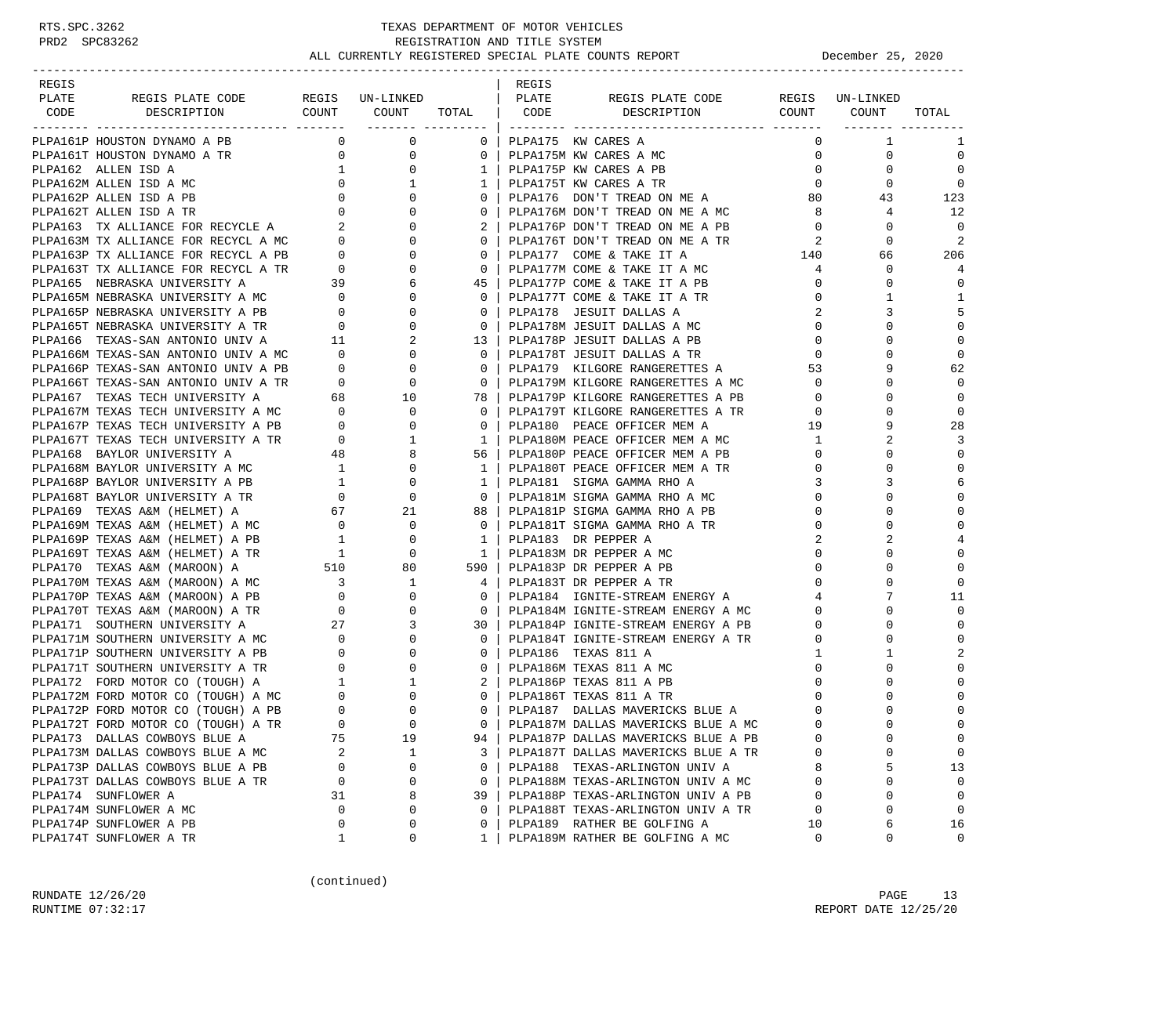RTS.SPC.3262 PRD2 SPC83262

# TEXAS DEPARTMENT OF MOTOR VEHICLES
## REGISTRATION AND TITLE SYSTEM
## ALL CURRENTLY REGISTERED SPECIAL PLATE COUNTS REPORT

December 25, 2020

| REGIS PLATE CODE | REGIS PLATE CODE DESCRIPTION | REGIS COUNT | UN-LINKED COUNT | TOTAL |
|---|---|---|---|---|
| PLPA161P | HOUSTON DYNAMO A PB | 0 | 0 | 0 |
| PLPA161T | HOUSTON DYNAMO A TR | 0 | 0 | 0 |
| PLPA162 | ALLEN ISD A | 1 | 0 | 1 |
| PLPA162M | ALLEN ISD A MC | 0 | 1 | 1 |
| PLPA162P | ALLEN ISD A PB | 0 | 0 | 0 |
| PLPA162T | ALLEN ISD A TR | 0 | 0 | 0 |
| PLPA163 | TX ALLIANCE FOR RECYCLE A | 2 | 0 | 2 |
| PLPA163M | TX ALLIANCE FOR RECYCL A MC | 0 | 0 | 0 |
| PLPA163P | TX ALLIANCE FOR RECYCL A PB | 0 | 0 | 0 |
| PLPA163T | TX ALLIANCE FOR RECYCL A TR | 0 | 0 | 0 |
| PLPA165 | NEBRASKA UNIVERSITY A | 39 | 6 | 45 |
| PLPA165M | NEBRASKA UNIVERSITY A MC | 0 | 0 | 0 |
| PLPA165P | NEBRASKA UNIVERSITY A PB | 0 | 0 | 0 |
| PLPA165T | NEBRASKA UNIVERSITY A TR | 0 | 0 | 0 |
| PLPA166 | TEXAS-SAN ANTONIO UNIV A | 11 | 2 | 13 |
| PLPA166M | TEXAS-SAN ANTONIO UNIV A MC | 0 | 0 | 0 |
| PLPA166P | TEXAS-SAN ANTONIO UNIV A PB | 0 | 0 | 0 |
| PLPA166T | TEXAS-SAN ANTONIO UNIV A TR | 0 | 0 | 0 |
| PLPA167 | TEXAS TECH UNIVERSITY A | 68 | 10 | 78 |
| PLPA167M | TEXAS TECH UNIVERSITY A MC | 0 | 0 | 0 |
| PLPA167P | TEXAS TECH UNIVERSITY A PB | 0 | 0 | 0 |
| PLPA167T | TEXAS TECH UNIVERSITY A TR | 0 | 1 | 1 |
| PLPA168 | BAYLOR UNIVERSITY A | 48 | 8 | 56 |
| PLPA168M | BAYLOR UNIVERSITY A MC | 1 | 0 | 1 |
| PLPA168P | BAYLOR UNIVERSITY A PB | 1 | 0 | 1 |
| PLPA168T | BAYLOR UNIVERSITY A TR | 0 | 0 | 0 |
| PLPA169 | TEXAS A&M (HELMET) A | 67 | 21 | 88 |
| PLPA169M | TEXAS A&M (HELMET) A MC | 0 | 0 | 0 |
| PLPA169P | TEXAS A&M (HELMET) A PB | 1 | 0 | 1 |
| PLPA169T | TEXAS A&M (HELMET) A TR | 1 | 0 | 1 |
| PLPA170 | TEXAS A&M (MAROON) A | 510 | 80 | 590 |
| PLPA170M | TEXAS A&M (MAROON) A MC | 3 | 1 | 4 |
| PLPA170P | TEXAS A&M (MAROON) A PB | 0 | 0 | 0 |
| PLPA170T | TEXAS A&M (MAROON) A TR | 0 | 0 | 0 |
| PLPA171 | SOUTHERN UNIVERSITY A | 27 | 3 | 30 |
| PLPA171M | SOUTHERN UNIVERSITY A MC | 0 | 0 | 0 |
| PLPA171P | SOUTHERN UNIVERSITY A PB | 0 | 0 | 0 |
| PLPA171T | SOUTHERN UNIVERSITY A TR | 0 | 0 | 0 |
| PLPA172 | FORD MOTOR CO (TOUGH) A | 1 | 1 | 2 |
| PLPA172M | FORD MOTOR CO (TOUGH) A MC | 0 | 0 | 0 |
| PLPA172P | FORD MOTOR CO (TOUGH) A PB | 0 | 0 | 0 |
| PLPA172T | FORD MOTOR CO (TOUGH) A TR | 0 | 0 | 0 |
| PLPA173 | DALLAS COWBOYS BLUE A | 75 | 19 | 94 |
| PLPA173M | DALLAS COWBOYS BLUE A MC | 2 | 1 | 3 |
| PLPA173P | DALLAS COWBOYS BLUE A PB | 0 | 0 | 0 |
| PLPA173T | DALLAS COWBOYS BLUE A TR | 0 | 0 | 0 |
| PLPA174 | SUNFLOWER A | 31 | 8 | 39 |
| PLPA174M | SUNFLOWER A MC | 0 | 0 | 0 |
| PLPA174P | SUNFLOWER A PB | 0 | 0 | 0 |
| PLPA174T | SUNFLOWER A TR | 1 | 0 | 1 |
| PLPA175 | KW CARES A | 0 | 1 | 1 |
| PLPA175M | KW CARES A MC | 0 | 0 | 0 |
| PLPA175P | KW CARES A PB | 0 | 0 | 0 |
| PLPA175T | KW CARES A TR | 0 | 0 | 0 |
| PLPA176 | DON'T TREAD ON ME A | 80 | 43 | 123 |
| PLPA176M | DON'T TREAD ON ME A MC | 8 | 4 | 12 |
| PLPA176P | DON'T TREAD ON ME A PB | 0 | 0 | 0 |
| PLPA176T | DON'T TREAD ON ME A TR | 2 | 0 | 2 |
| PLPA177 | COME & TAKE IT A | 140 | 66 | 206 |
| PLPA177M | COME & TAKE IT A MC | 4 | 0 | 4 |
| PLPA177P | COME & TAKE IT A PB | 0 | 0 | 0 |
| PLPA177T | COME & TAKE IT A TR | 0 | 1 | 1 |
| PLPA178 | JESUIT DALLAS A | 2 | 3 | 5 |
| PLPA178M | JESUIT DALLAS A MC | 0 | 0 | 0 |
| PLPA178P | JESUIT DALLAS A PB | 0 | 0 | 0 |
| PLPA178T | JESUIT DALLAS A TR | 0 | 0 | 0 |
| PLPA179 | KILGORE RANGERETTES A | 53 | 9 | 62 |
| PLPA179M | KILGORE RANGERETTES A MC | 0 | 0 | 0 |
| PLPA179P | KILGORE RANGERETTES A PB | 0 | 0 | 0 |
| PLPA179T | KILGORE RANGERETTES A TR | 0 | 0 | 0 |
| PLPA180 | PEACE OFFICER MEM A | 19 | 9 | 28 |
| PLPA180M | PEACE OFFICER MEM A MC | 1 | 2 | 3 |
| PLPA180P | PEACE OFFICER MEM A PB | 0 | 0 | 0 |
| PLPA180T | PEACE OFFICER MEM A TR | 0 | 0 | 0 |
| PLPA181 | SIGMA GAMMA RHO A | 3 | 3 | 6 |
| PLPA181M | SIGMA GAMMA RHO A MC | 0 | 0 | 0 |
| PLPA181P | SIGMA GAMMA RHO A PB | 0 | 0 | 0 |
| PLPA181T | SIGMA GAMMA RHO A TR | 0 | 0 | 0 |
| PLPA183 | DR PEPPER A | 2 | 2 | 4 |
| PLPA183M | DR PEPPER A MC | 0 | 0 | 0 |
| PLPA183P | DR PEPPER A PB | 0 | 0 | 0 |
| PLPA183T | DR PEPPER A TR | 0 | 0 | 0 |
| PLPA184 | IGNITE-STREAM ENERGY A | 4 | 7 | 11 |
| PLPA184M | IGNITE-STREAM ENERGY A MC | 0 | 0 | 0 |
| PLPA184P | IGNITE-STREAM ENERGY A PB | 0 | 0 | 0 |
| PLPA184T | IGNITE-STREAM ENERGY A TR | 0 | 0 | 0 |
| PLPA186 | TEXAS 811 A | 1 | 1 | 2 |
| PLPA186M | TEXAS 811 A MC | 0 | 0 | 0 |
| PLPA186P | TEXAS 811 A PB | 0 | 0 | 0 |
| PLPA186T | TEXAS 811 A TR | 0 | 0 | 0 |
| PLPA187 | DALLAS MAVERICKS BLUE A | 0 | 0 | 0 |
| PLPA187M | DALLAS MAVERICKS BLUE A MC | 0 | 0 | 0 |
| PLPA187P | DALLAS MAVERICKS BLUE A PB | 0 | 0 | 0 |
| PLPA187T | DALLAS MAVERICKS BLUE A TR | 0 | 0 | 0 |
| PLPA188 | TEXAS-ARLINGTON UNIV A | 8 | 5 | 13 |
| PLPA188M | TEXAS-ARLINGTON UNIV A MC | 0 | 0 | 0 |
| PLPA188P | TEXAS-ARLINGTON UNIV A PB | 0 | 0 | 0 |
| PLPA188T | TEXAS-ARLINGTON UNIV A TR | 0 | 0 | 0 |
| PLPA189 | RATHER BE GOLFING A | 10 | 6 | 16 |
| PLPA189M | RATHER BE GOLFING A MC | 0 | 0 | 0 |

(continued)

RUNDATE 12/26/20
RUNTIME 07:32:17

REPORT DATE 12/25/20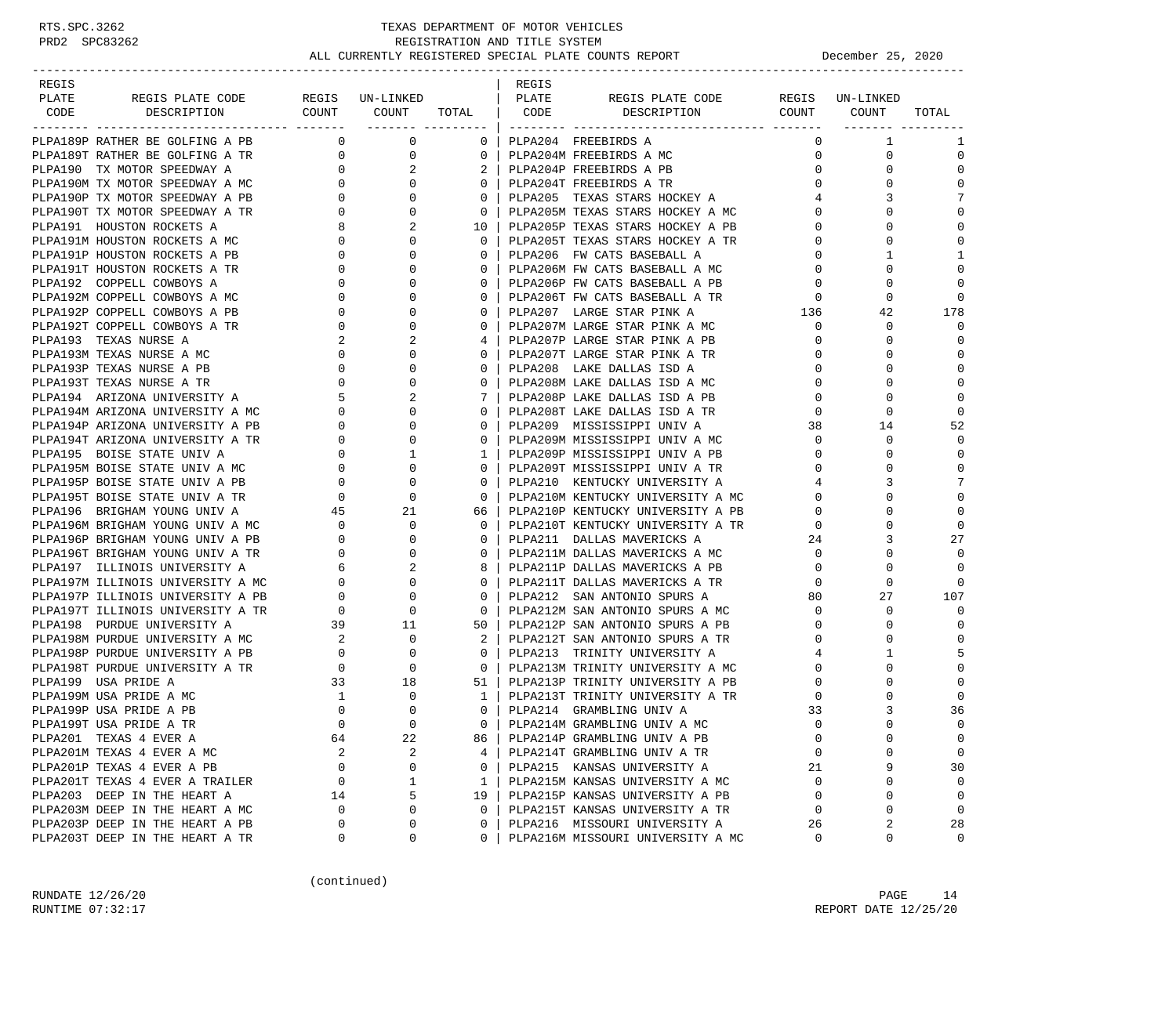TEXAS DEPARTMENT OF MOTOR VEHICLES
REGISTRATION AND TITLE SYSTEM
ALL CURRENTLY REGISTERED SPECIAL PLATE COUNTS REPORT — December 25, 2020

| REGIS PLATE CODE | REGIS PLATE CODE DESCRIPTION | REGIS COUNT | UN-LINKED COUNT | TOTAL |
|---|---|---|---|---|
| PLPA189P | RATHER BE GOLFING A PB | 0 | 0 | 0 |
| PLPA189T | RATHER BE GOLFING A TR | 0 | 0 | 0 |
| PLPA190 | TX MOTOR SPEEDWAY A | 0 | 2 | 2 |
| PLPA190M | TX MOTOR SPEEDWAY A MC | 0 | 0 | 0 |
| PLPA190P | TX MOTOR SPEEDWAY A PB | 0 | 0 | 0 |
| PLPA190T | TX MOTOR SPEEDWAY A TR | 0 | 0 | 0 |
| PLPA191 | HOUSTON ROCKETS A | 8 | 2 | 10 |
| PLPA191M | HOUSTON ROCKETS A MC | 0 | 0 | 0 |
| PLPA191P | HOUSTON ROCKETS A PB | 0 | 0 | 0 |
| PLPA191T | HOUSTON ROCKETS A TR | 0 | 0 | 0 |
| PLPA192 | COPPELL COWBOYS A | 0 | 0 | 0 |
| PLPA192M | COPPELL COWBOYS A MC | 0 | 0 | 0 |
| PLPA192P | COPPELL COWBOYS A PB | 0 | 0 | 0 |
| PLPA192T | COPPELL COWBOYS A TR | 0 | 0 | 0 |
| PLPA193 | TEXAS NURSE A | 2 | 2 | 4 |
| PLPA193M | TEXAS NURSE A MC | 0 | 0 | 0 |
| PLPA193P | TEXAS NURSE A PB | 0 | 0 | 0 |
| PLPA193T | TEXAS NURSE A TR | 0 | 0 | 0 |
| PLPA194 | ARIZONA UNIVERSITY A | 5 | 2 | 7 |
| PLPA194M | ARIZONA UNIVERSITY A MC | 0 | 0 | 0 |
| PLPA194P | ARIZONA UNIVERSITY A PB | 0 | 0 | 0 |
| PLPA194T | ARIZONA UNIVERSITY A TR | 0 | 0 | 0 |
| PLPA195 | BOISE STATE UNIV A | 0 | 1 | 1 |
| PLPA195M | BOISE STATE UNIV A MC | 0 | 0 | 0 |
| PLPA195P | BOISE STATE UNIV A PB | 0 | 0 | 0 |
| PLPA195T | BOISE STATE UNIV A TR | 0 | 0 | 0 |
| PLPA196 | BRIGHAM YOUNG UNIV A | 45 | 21 | 66 |
| PLPA196M | BRIGHAM YOUNG UNIV A MC | 0 | 0 | 0 |
| PLPA196P | BRIGHAM YOUNG UNIV A PB | 0 | 0 | 0 |
| PLPA196T | BRIGHAM YOUNG UNIV A TR | 0 | 0 | 0 |
| PLPA197 | ILLINOIS UNIVERSITY A | 6 | 2 | 8 |
| PLPA197M | ILLINOIS UNIVERSITY A MC | 0 | 0 | 0 |
| PLPA197P | ILLINOIS UNIVERSITY A PB | 0 | 0 | 0 |
| PLPA197T | ILLINOIS UNIVERSITY A TR | 0 | 0 | 0 |
| PLPA198 | PURDUE UNIVERSITY A | 39 | 11 | 50 |
| PLPA198M | PURDUE UNIVERSITY A MC | 2 | 0 | 2 |
| PLPA198P | PURDUE UNIVERSITY A PB | 0 | 0 | 0 |
| PLPA198T | PURDUE UNIVERSITY A TR | 0 | 0 | 0 |
| PLPA199 | USA PRIDE A | 33 | 18 | 51 |
| PLPA199M | USA PRIDE A MC | 1 | 0 | 1 |
| PLPA199P | USA PRIDE A PB | 0 | 0 | 0 |
| PLPA199T | USA PRIDE A TR | 0 | 0 | 0 |
| PLPA201 | TEXAS 4 EVER A | 64 | 22 | 86 |
| PLPA201M | TEXAS 4 EVER A MC | 2 | 2 | 4 |
| PLPA201P | TEXAS 4 EVER A PB | 0 | 0 | 0 |
| PLPA201T | TEXAS 4 EVER A TRAILER | 0 | 1 | 1 |
| PLPA203 | DEEP IN THE HEART A | 14 | 5 | 19 |
| PLPA203M | DEEP IN THE HEART A MC | 0 | 0 | 0 |
| PLPA203P | DEEP IN THE HEART A PB | 0 | 0 | 0 |
| PLPA203T | DEEP IN THE HEART A TR | 0 | 0 | 0 |
| PLPA204 | FREEBIRDS A | 0 | 1 | 1 |
| PLPA204M | FREEBIRDS A MC | 0 | 0 | 0 |
| PLPA204P | FREEBIRDS A PB | 0 | 0 | 0 |
| PLPA204T | FREEBIRDS A TR | 0 | 0 | 0 |
| PLPA205 | TEXAS STARS HOCKEY A | 4 | 3 | 7 |
| PLPA205M | TEXAS STARS HOCKEY A MC | 0 | 0 | 0 |
| PLPA205P | TEXAS STARS HOCKEY A PB | 0 | 0 | 0 |
| PLPA205T | TEXAS STARS HOCKEY A TR | 0 | 0 | 0 |
| PLPA206 | FW CATS BASEBALL A | 0 | 1 | 1 |
| PLPA206M | FW CATS BASEBALL A MC | 0 | 0 | 0 |
| PLPA206P | FW CATS BASEBALL A PB | 0 | 0 | 0 |
| PLPA206T | FW CATS BASEBALL A TR | 0 | 0 | 0 |
| PLPA207 | LARGE STAR PINK A | 136 | 42 | 178 |
| PLPA207M | LARGE STAR PINK A MC | 0 | 0 | 0 |
| PLPA207P | LARGE STAR PINK A PB | 0 | 0 | 0 |
| PLPA207T | LARGE STAR PINK A TR | 0 | 0 | 0 |
| PLPA208 | LAKE DALLAS ISD A | 0 | 0 | 0 |
| PLPA208M | LAKE DALLAS ISD A MC | 0 | 0 | 0 |
| PLPA208P | LAKE DALLAS ISD A PB | 0 | 0 | 0 |
| PLPA208T | LAKE DALLAS ISD A TR | 0 | 0 | 0 |
| PLPA209 | MISSISSIPPI UNIV A | 38 | 14 | 52 |
| PLPA209M | MISSISSIPPI UNIV A MC | 0 | 0 | 0 |
| PLPA209P | MISSISSIPPI UNIV A PB | 0 | 0 | 0 |
| PLPA209T | MISSISSIPPI UNIV A TR | 0 | 0 | 0 |
| PLPA210 | KENTUCKY UNIVERSITY A | 4 | 3 | 7 |
| PLPA210M | KENTUCKY UNIVERSITY A MC | 0 | 0 | 0 |
| PLPA210P | KENTUCKY UNIVERSITY A PB | 0 | 0 | 0 |
| PLPA210T | KENTUCKY UNIVERSITY A TR | 0 | 0 | 0 |
| PLPA211 | DALLAS MAVERICKS A | 24 | 3 | 27 |
| PLPA211M | DALLAS MAVERICKS A MC | 0 | 0 | 0 |
| PLPA211P | DALLAS MAVERICKS A PB | 0 | 0 | 0 |
| PLPA211T | DALLAS MAVERICKS A TR | 0 | 0 | 0 |
| PLPA212 | SAN ANTONIO SPURS A | 80 | 27 | 107 |
| PLPA212M | SAN ANTONIO SPURS A MC | 0 | 0 | 0 |
| PLPA212P | SAN ANTONIO SPURS A PB | 0 | 0 | 0 |
| PLPA212T | SAN ANTONIO SPURS A TR | 0 | 0 | 0 |
| PLPA213 | TRINITY UNIVERSITY A | 4 | 1 | 5 |
| PLPA213M | TRINITY UNIVERSITY A MC | 0 | 0 | 0 |
| PLPA213P | TRINITY UNIVERSITY A PB | 0 | 0 | 0 |
| PLPA213T | TRINITY UNIVERSITY A TR | 0 | 0 | 0 |
| PLPA214 | GRAMBLING UNIV A | 33 | 3 | 36 |
| PLPA214M | GRAMBLING UNIV A MC | 0 | 0 | 0 |
| PLPA214P | GRAMBLING UNIV A PB | 0 | 0 | 0 |
| PLPA214T | GRAMBLING UNIV A TR | 0 | 0 | 0 |
| PLPA215 | KANSAS UNIVERSITY A | 21 | 9 | 30 |
| PLPA215M | KANSAS UNIVERSITY A MC | 0 | 0 | 0 |
| PLPA215P | KANSAS UNIVERSITY A PB | 0 | 0 | 0 |
| PLPA215T | KANSAS UNIVERSITY A TR | 0 | 0 | 0 |
| PLPA216 | MISSOURI UNIVERSITY A | 26 | 2 | 28 |
| PLPA216M | MISSOURI UNIVERSITY A MC | 0 | 0 | 0 |

(continued)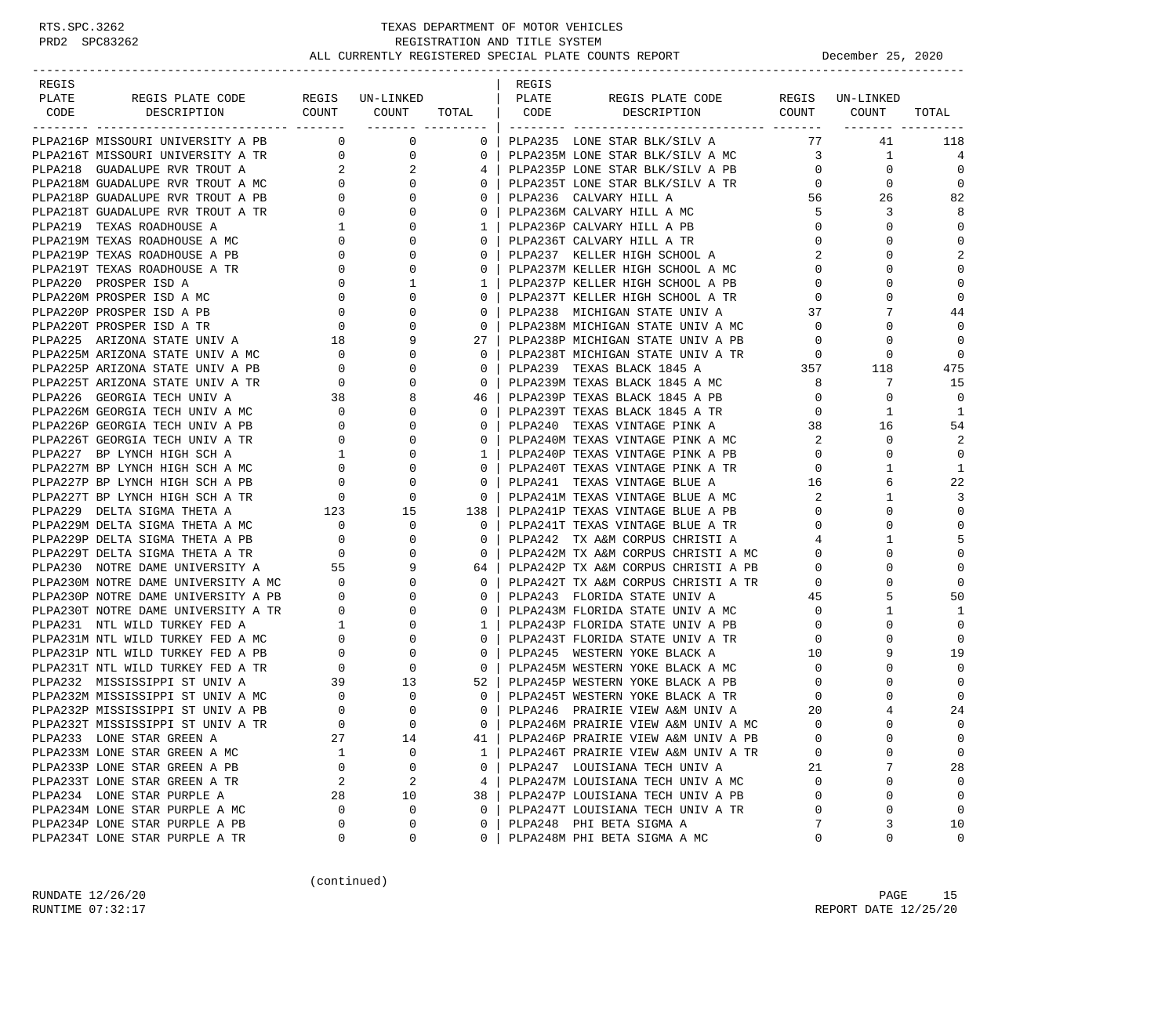TEXAS DEPARTMENT OF MOTOR VEHICLES
REGISTRATION AND TITLE SYSTEM
ALL CURRENTLY REGISTERED SPECIAL PLATE COUNTS REPORT — December 25, 2020

| REGIS PLATE CODE | REGIS PLATE CODE DESCRIPTION | REGIS COUNT | UN-LINKED COUNT | TOTAL |
|---|---|---|---|---|
| PLPA216P | MISSOURI UNIVERSITY A PB | 0 | 0 | 0 |
| PLPA216T | MISSOURI UNIVERSITY A TR | 0 | 0 | 0 |
| PLPA218 | GUADALUPE RVR TROUT A | 2 | 2 | 4 |
| PLPA218M | GUADALUPE RVR TROUT A MC | 0 | 0 | 0 |
| PLPA218P | GUADALUPE RVR TROUT A PB | 0 | 0 | 0 |
| PLPA218T | GUADALUPE RVR TROUT A TR | 0 | 0 | 0 |
| PLPA219 | TEXAS ROADHOUSE A | 1 | 0 | 1 |
| PLPA219M | TEXAS ROADHOUSE A MC | 0 | 0 | 0 |
| PLPA219P | TEXAS ROADHOUSE A PB | 0 | 0 | 0 |
| PLPA219T | TEXAS ROADHOUSE A TR | 0 | 0 | 0 |
| PLPA220 | PROSPER ISD A | 0 | 1 | 1 |
| PLPA220M | PROSPER ISD A MC | 0 | 0 | 0 |
| PLPA220P | PROSPER ISD A PB | 0 | 0 | 0 |
| PLPA220T | PROSPER ISD A TR | 0 | 0 | 0 |
| PLPA225 | ARIZONA STATE UNIV A | 18 | 9 | 27 |
| PLPA225M | ARIZONA STATE UNIV A MC | 0 | 0 | 0 |
| PLPA225P | ARIZONA STATE UNIV A PB | 0 | 0 | 0 |
| PLPA225T | ARIZONA STATE UNIV A TR | 0 | 0 | 0 |
| PLPA226 | GEORGIA TECH UNIV A | 38 | 8 | 46 |
| PLPA226M | GEORGIA TECH UNIV A MC | 0 | 0 | 0 |
| PLPA226P | GEORGIA TECH UNIV A PB | 0 | 0 | 0 |
| PLPA226T | GEORGIA TECH UNIV A TR | 0 | 0 | 0 |
| PLPA227 | BP LYNCH HIGH SCH A | 1 | 0 | 1 |
| PLPA227M | BP LYNCH HIGH SCH A MC | 0 | 0 | 0 |
| PLPA227P | BP LYNCH HIGH SCH A PB | 0 | 0 | 0 |
| PLPA227T | BP LYNCH HIGH SCH A TR | 0 | 0 | 0 |
| PLPA229 | DELTA SIGMA THETA A | 123 | 15 | 138 |
| PLPA229M | DELTA SIGMA THETA A MC | 0 | 0 | 0 |
| PLPA229P | DELTA SIGMA THETA A PB | 0 | 0 | 0 |
| PLPA229T | DELTA SIGMA THETA A TR | 0 | 0 | 0 |
| PLPA230 | NOTRE DAME UNIVERSITY A | 55 | 9 | 64 |
| PLPA230M | NOTRE DAME UNIVERSITY A MC | 0 | 0 | 0 |
| PLPA230P | NOTRE DAME UNIVERSITY A PB | 0 | 0 | 0 |
| PLPA230T | NOTRE DAME UNIVERSITY A TR | 0 | 0 | 0 |
| PLPA231 | NTL WILD TURKEY FED A | 1 | 0 | 1 |
| PLPA231M | NTL WILD TURKEY FED A MC | 0 | 0 | 0 |
| PLPA231P | NTL WILD TURKEY FED A PB | 0 | 0 | 0 |
| PLPA231T | NTL WILD TURKEY FED A TR | 0 | 0 | 0 |
| PLPA232 | MISSISSIPPI ST UNIV A | 39 | 13 | 52 |
| PLPA232M | MISSISSIPPI ST UNIV A MC | 0 | 0 | 0 |
| PLPA232P | MISSISSIPPI ST UNIV A PB | 0 | 0 | 0 |
| PLPA232T | MISSISSIPPI ST UNIV A TR | 0 | 0 | 0 |
| PLPA233 | LONE STAR GREEN A | 27 | 14 | 41 |
| PLPA233M | LONE STAR GREEN A MC | 1 | 0 | 1 |
| PLPA233P | LONE STAR GREEN A PB | 0 | 0 | 0 |
| PLPA233T | LONE STAR GREEN A TR | 2 | 2 | 4 |
| PLPA234 | LONE STAR PURPLE A | 28 | 10 | 38 |
| PLPA234M | LONE STAR PURPLE A MC | 0 | 0 | 0 |
| PLPA234P | LONE STAR PURPLE A PB | 0 | 0 | 0 |
| PLPA234T | LONE STAR PURPLE A TR | 0 | 0 | 0 |
| PLPA235 | LONE STAR BLK/SILV A | 77 | 41 | 118 |
| PLPA235M | LONE STAR BLK/SILV A MC | 3 | 1 | 4 |
| PLPA235P | LONE STAR BLK/SILV A PB | 0 | 0 | 0 |
| PLPA235T | LONE STAR BLK/SILV A TR | 0 | 0 | 0 |
| PLPA236 | CALVARY HILL A | 56 | 26 | 82 |
| PLPA236M | CALVARY HILL A MC | 5 | 3 | 8 |
| PLPA236P | CALVARY HILL A PB | 0 | 0 | 0 |
| PLPA236T | CALVARY HILL A TR | 0 | 0 | 0 |
| PLPA237 | KELLER HIGH SCHOOL A | 2 | 0 | 2 |
| PLPA237M | KELLER HIGH SCHOOL A MC | 0 | 0 | 0 |
| PLPA237P | KELLER HIGH SCHOOL A PB | 0 | 0 | 0 |
| PLPA237T | KELLER HIGH SCHOOL A TR | 0 | 0 | 0 |
| PLPA238 | MICHIGAN STATE UNIV A | 37 | 7 | 44 |
| PLPA238M | MICHIGAN STATE UNIV A MC | 0 | 0 | 0 |
| PLPA238P | MICHIGAN STATE UNIV A PB | 0 | 0 | 0 |
| PLPA238T | MICHIGAN STATE UNIV A TR | 0 | 0 | 0 |
| PLPA239 | TEXAS BLACK 1845 A | 357 | 118 | 475 |
| PLPA239M | TEXAS BLACK 1845 A MC | 8 | 7 | 15 |
| PLPA239P | TEXAS BLACK 1845 A PB | 0 | 0 | 0 |
| PLPA239T | TEXAS BLACK 1845 A TR | 0 | 1 | 1 |
| PLPA240 | TEXAS VINTAGE PINK A | 38 | 16 | 54 |
| PLPA240M | TEXAS VINTAGE PINK A MC | 2 | 0 | 2 |
| PLPA240P | TEXAS VINTAGE PINK A PB | 0 | 0 | 0 |
| PLPA240T | TEXAS VINTAGE PINK A TR | 0 | 1 | 1 |
| PLPA241 | TEXAS VINTAGE BLUE A | 16 | 6 | 22 |
| PLPA241M | TEXAS VINTAGE BLUE A MC | 2 | 1 | 3 |
| PLPA241P | TEXAS VINTAGE BLUE A PB | 0 | 0 | 0 |
| PLPA241T | TEXAS VINTAGE BLUE A TR | 0 | 0 | 0 |
| PLPA242 | TX A&M CORPUS CHRISTI A | 4 | 1 | 5 |
| PLPA242M | TX A&M CORPUS CHRISTI A MC | 0 | 0 | 0 |
| PLPA242P | TX A&M CORPUS CHRISTI A PB | 0 | 0 | 0 |
| PLPA242T | TX A&M CORPUS CHRISTI A TR | 0 | 0 | 0 |
| PLPA243 | FLORIDA STATE UNIV A | 45 | 5 | 50 |
| PLPA243M | FLORIDA STATE UNIV A MC | 0 | 1 | 1 |
| PLPA243P | FLORIDA STATE UNIV A PB | 0 | 0 | 0 |
| PLPA243T | FLORIDA STATE UNIV A TR | 0 | 0 | 0 |
| PLPA245 | WESTERN YOKE BLACK A | 10 | 9 | 19 |
| PLPA245M | WESTERN YOKE BLACK A MC | 0 | 0 | 0 |
| PLPA245P | WESTERN YOKE BLACK A PB | 0 | 0 | 0 |
| PLPA245T | WESTERN YOKE BLACK A TR | 0 | 0 | 0 |
| PLPA246 | PRAIRIE VIEW A&M UNIV A | 20 | 4 | 24 |
| PLPA246M | PRAIRIE VIEW A&M UNIV A MC | 0 | 0 | 0 |
| PLPA246P | PRAIRIE VIEW A&M UNIV A PB | 0 | 0 | 0 |
| PLPA246T | PRAIRIE VIEW A&M UNIV A TR | 0 | 0 | 0 |
| PLPA247 | LOUISIANA TECH UNIV A | 21 | 7 | 28 |
| PLPA247M | LOUISIANA TECH UNIV A MC | 0 | 0 | 0 |
| PLPA247P | LOUISIANA TECH UNIV A PB | 0 | 0 | 0 |
| PLPA247T | LOUISIANA TECH UNIV A TR | 0 | 0 | 0 |
| PLPA248 | PHI BETA SIGMA A | 7 | 3 | 10 |
| PLPA248M | PHI BETA SIGMA A MC | 0 | 0 | 0 |

(continued)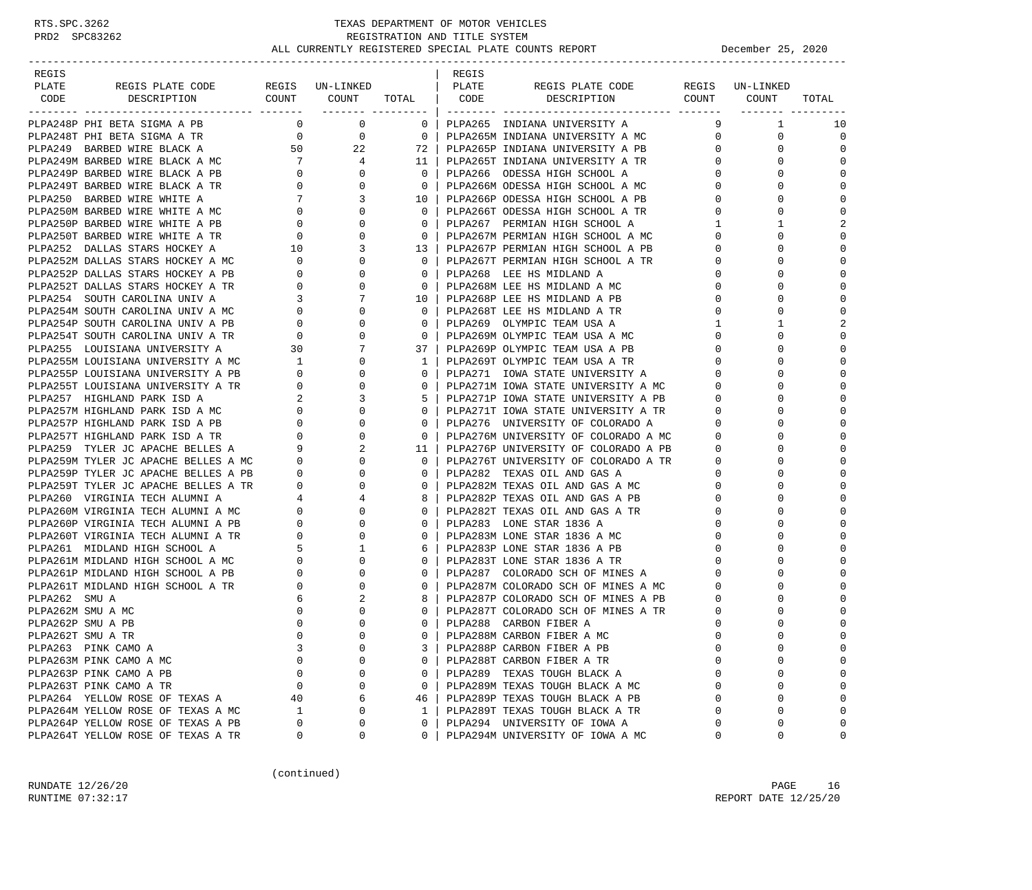# TEXAS DEPARTMENT OF MOTOR VEHICLES
## REGISTRATION AND TITLE SYSTEM
### ALL CURRENTLY REGISTERED SPECIAL PLATE COUNTS REPORT — December 25, 2020

| REGIS PLATE CODE | REGIS PLATE CODE DESCRIPTION | REGIS COUNT | UN-LINKED COUNT | TOTAL |
|---|---|---|---|---|
| PLPA248P | PHI BETA SIGMA A PB | 0 | 0 | 0 |
| PLPA248T | PHI BETA SIGMA A TR | 0 | 0 | 0 |
| PLPA249 | BARBED WIRE BLACK A | 50 | 22 | 72 |
| PLPA249M | BARBED WIRE BLACK A MC | 7 | 4 | 11 |
| PLPA249P | BARBED WIRE BLACK A PB | 0 | 0 | 0 |
| PLPA249T | BARBED WIRE BLACK A TR | 0 | 0 | 0 |
| PLPA250 | BARBED WIRE WHITE A | 7 | 3 | 10 |
| PLPA250M | BARBED WIRE WHITE A MC | 0 | 0 | 0 |
| PLPA250P | BARBED WIRE WHITE A PB | 0 | 0 | 0 |
| PLPA250T | BARBED WIRE WHITE A TR | 0 | 0 | 0 |
| PLPA252 | DALLAS STARS HOCKEY A | 10 | 3 | 13 |
| PLPA252M | DALLAS STARS HOCKEY A MC | 0 | 0 | 0 |
| PLPA252P | DALLAS STARS HOCKEY A PB | 0 | 0 | 0 |
| PLPA252T | DALLAS STARS HOCKEY A TR | 0 | 0 | 0 |
| PLPA254 | SOUTH CAROLINA UNIV A | 3 | 7 | 10 |
| PLPA254M | SOUTH CAROLINA UNIV A MC | 0 | 0 | 0 |
| PLPA254P | SOUTH CAROLINA UNIV A PB | 0 | 0 | 0 |
| PLPA254T | SOUTH CAROLINA UNIV A TR | 0 | 0 | 0 |
| PLPA255 | LOUISIANA UNIVERSITY A | 30 | 7 | 37 |
| PLPA255M | LOUISIANA UNIVERSITY A MC | 1 | 0 | 1 |
| PLPA255P | LOUISIANA UNIVERSITY A PB | 0 | 0 | 0 |
| PLPA255T | LOUISIANA UNIVERSITY A TR | 0 | 0 | 0 |
| PLPA257 | HIGHLAND PARK ISD A | 2 | 3 | 5 |
| PLPA257M | HIGHLAND PARK ISD A MC | 0 | 0 | 0 |
| PLPA257P | HIGHLAND PARK ISD A PB | 0 | 0 | 0 |
| PLPA257T | HIGHLAND PARK ISD A TR | 0 | 0 | 0 |
| PLPA259 | TYLER JC APACHE BELLES A | 9 | 2 | 11 |
| PLPA259M | TYLER JC APACHE BELLES A MC | 0 | 0 | 0 |
| PLPA259P | TYLER JC APACHE BELLES A PB | 0 | 0 | 0 |
| PLPA259T | TYLER JC APACHE BELLES A TR | 0 | 0 | 0 |
| PLPA260 | VIRGINIA TECH ALUMNI A | 4 | 4 | 8 |
| PLPA260M | VIRGINIA TECH ALUMNI A MC | 0 | 0 | 0 |
| PLPA260P | VIRGINIA TECH ALUMNI A PB | 0 | 0 | 0 |
| PLPA260T | VIRGINIA TECH ALUMNI A TR | 0 | 0 | 0 |
| PLPA261 | MIDLAND HIGH SCHOOL A | 5 | 1 | 6 |
| PLPA261M | MIDLAND HIGH SCHOOL A MC | 0 | 0 | 0 |
| PLPA261P | MIDLAND HIGH SCHOOL A PB | 0 | 0 | 0 |
| PLPA261T | MIDLAND HIGH SCHOOL A TR | 0 | 0 | 0 |
| PLPA262 | SMU A | 6 | 2 | 8 |
| PLPA262M | SMU A MC | 0 | 0 | 0 |
| PLPA262P | SMU A PB | 0 | 0 | 0 |
| PLPA262T | SMU A TR | 0 | 0 | 0 |
| PLPA263 | PINK CAMO A | 3 | 0 | 3 |
| PLPA263M | PINK CAMO A MC | 0 | 0 | 0 |
| PLPA263P | PINK CAMO A PB | 0 | 0 | 0 |
| PLPA263T | PINK CAMO A TR | 0 | 0 | 0 |
| PLPA264 | YELLOW ROSE OF TEXAS A | 40 | 6 | 46 |
| PLPA264M | YELLOW ROSE OF TEXAS A MC | 1 | 0 | 1 |
| PLPA264P | YELLOW ROSE OF TEXAS A PB | 0 | 0 | 0 |
| PLPA264T | YELLOW ROSE OF TEXAS A TR | 0 | 0 | 0 |
| PLPA265 | INDIANA UNIVERSITY A | 9 | 1 | 10 |
| PLPA265M | INDIANA UNIVERSITY A MC | 0 | 0 | 0 |
| PLPA265P | INDIANA UNIVERSITY A PB | 0 | 0 | 0 |
| PLPA265T | INDIANA UNIVERSITY A TR | 0 | 0 | 0 |
| PLPA266 | ODESSA HIGH SCHOOL A | 0 | 0 | 0 |
| PLPA266M | ODESSA HIGH SCHOOL A MC | 0 | 0 | 0 |
| PLPA266P | ODESSA HIGH SCHOOL A PB | 0 | 0 | 0 |
| PLPA266T | ODESSA HIGH SCHOOL A TR | 0 | 0 | 0 |
| PLPA267 | PERMIAN HIGH SCHOOL A | 1 | 1 | 2 |
| PLPA267M | PERMIAN HIGH SCHOOL A MC | 0 | 0 | 0 |
| PLPA267P | PERMIAN HIGH SCHOOL A PB | 0 | 0 | 0 |
| PLPA267T | PERMIAN HIGH SCHOOL A TR | 0 | 0 | 0 |
| PLPA268 | LEE HS MIDLAND A | 0 | 0 | 0 |
| PLPA268M | LEE HS MIDLAND A MC | 0 | 0 | 0 |
| PLPA268P | LEE HS MIDLAND A PB | 0 | 0 | 0 |
| PLPA268T | LEE HS MIDLAND A TR | 0 | 0 | 0 |
| PLPA269 | OLYMPIC TEAM USA A | 1 | 1 | 2 |
| PLPA269M | OLYMPIC TEAM USA A MC | 0 | 0 | 0 |
| PLPA269P | OLYMPIC TEAM USA A PB | 0 | 0 | 0 |
| PLPA269T | OLYMPIC TEAM USA A TR | 0 | 0 | 0 |
| PLPA271 | IOWA STATE UNIVERSITY A | 0 | 0 | 0 |
| PLPA271M | IOWA STATE UNIVERSITY A MC | 0 | 0 | 0 |
| PLPA271P | IOWA STATE UNIVERSITY A PB | 0 | 0 | 0 |
| PLPA271T | IOWA STATE UNIVERSITY A TR | 0 | 0 | 0 |
| PLPA276 | UNIVERSITY OF COLORADO A | 0 | 0 | 0 |
| PLPA276M | UNIVERSITY OF COLORADO A MC | 0 | 0 | 0 |
| PLPA276P | UNIVERSITY OF COLORADO A PB | 0 | 0 | 0 |
| PLPA276T | UNIVERSITY OF COLORADO A TR | 0 | 0 | 0 |
| PLPA282 | TEXAS OIL AND GAS A | 0 | 0 | 0 |
| PLPA282M | TEXAS OIL AND GAS A MC | 0 | 0 | 0 |
| PLPA282P | TEXAS OIL AND GAS A PB | 0 | 0 | 0 |
| PLPA282T | TEXAS OIL AND GAS A TR | 0 | 0 | 0 |
| PLPA283 | LONE STAR 1836 A | 0 | 0 | 0 |
| PLPA283M | LONE STAR 1836 A MC | 0 | 0 | 0 |
| PLPA283P | LONE STAR 1836 A PB | 0 | 0 | 0 |
| PLPA283T | LONE STAR 1836 A TR | 0 | 0 | 0 |
| PLPA287 | COLORADO SCH OF MINES A | 0 | 0 | 0 |
| PLPA287M | COLORADO SCH OF MINES A MC | 0 | 0 | 0 |
| PLPA287P | COLORADO SCH OF MINES A PB | 0 | 0 | 0 |
| PLPA287T | COLORADO SCH OF MINES A TR | 0 | 0 | 0 |
| PLPA288 | CARBON FIBER A | 0 | 0 | 0 |
| PLPA288M | CARBON FIBER A MC | 0 | 0 | 0 |
| PLPA288P | CARBON FIBER A PB | 0 | 0 | 0 |
| PLPA288T | CARBON FIBER A TR | 0 | 0 | 0 |
| PLPA289 | TEXAS TOUGH BLACK A | 0 | 0 | 0 |
| PLPA289M | TEXAS TOUGH BLACK A MC | 0 | 0 | 0 |
| PLPA289P | TEXAS TOUGH BLACK A PB | 0 | 0 | 0 |
| PLPA289T | TEXAS TOUGH BLACK A TR | 0 | 0 | 0 |
| PLPA294 | UNIVERSITY OF IOWA A | 0 | 0 | 0 |
| PLPA294M | UNIVERSITY OF IOWA A MC | 0 | 0 | 0 |

(continued)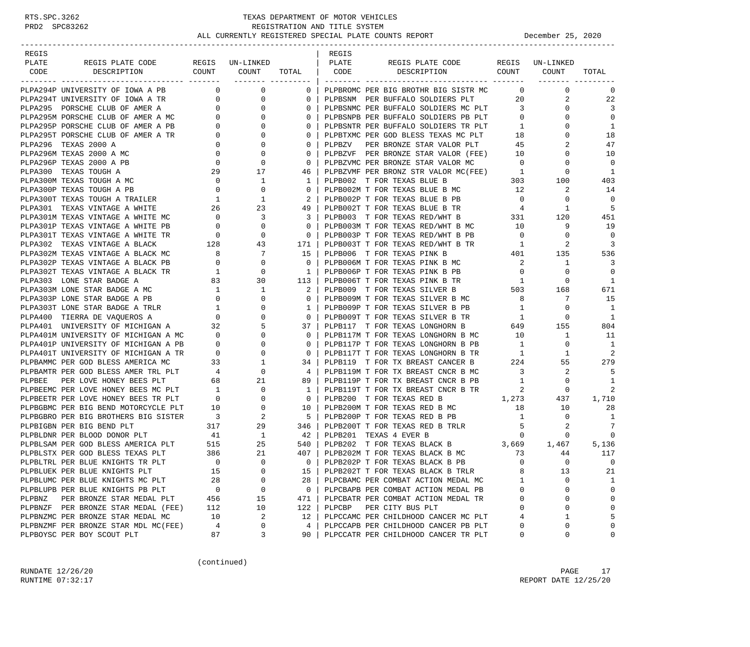TEXAS DEPARTMENT OF MOTOR VEHICLES
REGISTRATION AND TITLE SYSTEM
ALL CURRENTLY REGISTERED SPECIAL PLATE COUNTS REPORT — December 25, 2020

| REGIS PLATE CODE | REGIS PLATE CODE DESCRIPTION | REGIS COUNT | UN-LINKED COUNT | TOTAL |
|---|---|---|---|---|
| PLPA294P | UNIVERSITY OF IOWA A PB | 0 | 0 | 0 |
| PLPA294T | UNIVERSITY OF IOWA A TR | 0 | 0 | 0 |
| PLPA295 | PORSCHE CLUB OF AMER A | 0 | 0 | 0 |
| PLPA295M | PORSCHE CLUB OF AMER A MC | 0 | 0 | 0 |
| PLPA295P | PORSCHE CLUB OF AMER A PB | 0 | 0 | 0 |
| PLPA295T | PORSCHE CLUB OF AMER A TR | 0 | 0 | 0 |
| PLPA296 | TEXAS 2000 A | 0 | 0 | 0 |
| PLPA296M | TEXAS 2000 A MC | 0 | 0 | 0 |
| PLPA296P | TEXAS 2000 A PB | 0 | 0 | 0 |
| PLPA300 | TEXAS TOUGH A | 29 | 17 | 46 |
| PLPA300M | TEXAS TOUGH A MC | 0 | 1 | 1 |
| PLPA300P | TEXAS TOUGH A PB | 0 | 0 | 0 |
| PLPA300T | TEXAS TOUGH A TRAILER | 1 | 1 | 2 |
| PLPA301 | TEXAS VINTAGE A WHITE | 26 | 23 | 49 |
| PLPA301M | TEXAS VINTAGE A WHITE MC | 0 | 3 | 3 |
| PLPA301P | TEXAS VINTAGE A WHITE PB | 0 | 0 | 0 |
| PLPA301T | TEXAS VINTAGE A WHITE TR | 0 | 0 | 0 |
| PLPA302 | TEXAS VINTAGE A BLACK | 128 | 43 | 171 |
| PLPA302M | TEXAS VINTAGE A BLACK MC | 8 | 7 | 15 |
| PLPA302P | TEXAS VINTAGE A BLACK PB | 0 | 0 | 0 |
| PLPA302T | TEXAS VINTAGE A BLACK TR | 1 | 0 | 1 |
| PLPA303 | LONE STAR BADGE A | 83 | 30 | 113 |
| PLPA303M | LONE STAR BADGE A MC | 1 | 1 | 2 |
| PLPA303P | LONE STAR BADGE A PB | 0 | 0 | 0 |
| PLPA303T | LONE STAR BADGE A TRLR | 1 | 0 | 1 |
| PLPA400 | TIERRA DE VAQUEROS A | 0 | 0 | 0 |
| PLPA401 | UNIVERSITY OF MICHIGAN A | 32 | 5 | 37 |
| PLPA401M | UNIVERSITY OF MICHIGAN A MC | 0 | 0 | 0 |
| PLPA401P | UNIVERSITY OF MICHIGAN A PB | 0 | 0 | 0 |
| PLPA401T | UNIVERSITY OF MICHIGAN A TR | 0 | 0 | 0 |
| PLPBAMMC | PER GOD BLESS AMERICA MC | 33 | 1 | 34 |
| PLPBAMTR | PER GOD BLESS AMER TRL PLT | 4 | 0 | 4 |
| PLPBEE | PER LOVE HONEY BEES PLT | 68 | 21 | 89 |
| PLPBEEMC | PER LOVE HONEY BEES MC PLT | 1 | 0 | 1 |
| PLPBEETR | PER LOVE HONEY BEES TR PLT | 0 | 0 | 0 |
| PLPBGBMC | PER BIG BEND MOTORCYCLE PLT | 10 | 0 | 10 |
| PLPBGBRO | PER BIG BROTHERS BIG SISTER | 3 | 2 | 5 |
| PLPBIGBN | PER BIG BEND PLT | 317 | 29 | 346 |
| PLPBLDNR | PER BLOOD DONOR PLT | 41 | 1 | 42 |
| PLPBLSAM | PER GOD BLESS AMERICA PLT | 515 | 25 | 540 |
| PLPBLSTX | PER GOD BLESS TEXAS PLT | 386 | 21 | 407 |
| PLPBLTRL | PER BLUE KNIGHTS TR PLT | 0 | 0 | 0 |
| PLPBLUEK | PER BLUE KNIGHTS PLT | 15 | 0 | 15 |
| PLPBLUMC | PER BLUE KNIGHTS MC PLT | 28 | 0 | 28 |
| PLPBLUPB | PER BLUE KNIGHTS PB PLT | 0 | 0 | 0 |
| PLPBNZ | PER BRONZE STAR MEDAL PLT | 456 | 15 | 471 |
| PLPBNZF | PER BRONZE STAR MEDAL (FEE) | 112 | 10 | 122 |
| PLPBNZMC | PER BRONZE STAR MEDAL MC | 10 | 2 | 12 |
| PLPBNZMF | PER BRONZE STAR MDL MC(FEE) | 4 | 0 | 4 |
| PLPBOYSC | PER BOY SCOUT PLT | 87 | 3 | 90 |
| PLPBROMC | PER BIG BROTHR BIG SISTR MC | 0 | 0 | 0 |
| PLPBSNM | PER BUFFALO SOLDIERS PLT | 20 | 2 | 22 |
| PLPBSNMC | PER BUFFALO SOLDIERS MC PLT | 3 | 0 | 3 |
| PLPBSNPB | PER BUFFALO SOLDIERS PB PLT | 0 | 0 | 0 |
| PLPBSNTR | PER BUFFALO SOLDIERS TR PLT | 1 | 0 | 1 |
| PLPBTXMC | PER GOD BLESS TEXAS MC PLT | 18 | 0 | 18 |
| PLPBZV | PER BRONZE STAR VALOR PLT | 45 | 2 | 47 |
| PLPBZVF | PER BRONZE STAR VALOR (FEE) | 10 | 0 | 10 |
| PLPBZVMC | PER BRONZE STAR VALOR MC | 0 | 0 | 0 |
| PLPBZVMF | PER BRONZ STR VALOR MC(FEE) | 1 | 0 | 1 |
| PLPB002 | T FOR TEXAS BLUE B | 303 | 100 | 403 |
| PLPB002M | T FOR TEXAS BLUE B MC | 12 | 2 | 14 |
| PLPB002P | T FOR TEXAS BLUE B PB | 0 | 0 | 0 |
| PLPB002T | T FOR TEXAS BLUE B TR | 4 | 1 | 5 |
| PLPB003 | T FOR TEXAS RED/WHT B | 331 | 120 | 451 |
| PLPB003M | T FOR TEXAS RED/WHT B MC | 10 | 9 | 19 |
| PLPB003P | T FOR TEXAS RED/WHT B PB | 0 | 0 | 0 |
| PLPB003T | T FOR TEXAS RED/WHT B TR | 1 | 2 | 3 |
| PLPB006 | T FOR TEXAS PINK B | 401 | 135 | 536 |
| PLPB006M | T FOR TEXAS PINK B MC | 2 | 1 | 3 |
| PLPB006P | T FOR TEXAS PINK B PB | 0 | 0 | 0 |
| PLPB006T | T FOR TEXAS PINK B TR | 1 | 0 | 1 |
| PLPB009 | T FOR TEXAS SILVER B | 503 | 168 | 671 |
| PLPB009M | T FOR TEXAS SILVER B MC | 8 | 7 | 15 |
| PLPB009P | T FOR TEXAS SILVER B PB | 1 | 0 | 1 |
| PLPB009T | T FOR TEXAS SILVER B TR | 1 | 0 | 1 |
| PLPB117 | T FOR TEXAS LONGHORN B | 649 | 155 | 804 |
| PLPB117M | T FOR TEXAS LONGHORN B MC | 10 | 1 | 11 |
| PLPB117P | T FOR TEXAS LONGHORN B PB | 1 | 0 | 1 |
| PLPB117T | T FOR TEXAS LONGHORN B TR | 1 | 1 | 2 |
| PLPB119 | T FOR TX BREAST CANCER B | 224 | 55 | 279 |
| PLPB119M | T FOR TX BREAST CNCR B MC | 3 | 2 | 5 |
| PLPB119P | T FOR TX BREAST CNCR B PB | 1 | 0 | 1 |
| PLPB119T | T FOR TX BREAST CNCR B TR | 2 | 0 | 2 |
| PLPB200 | T FOR TEXAS RED B | 1,273 | 437 | 1,710 |
| PLPB200M | T FOR TEXAS RED B MC | 18 | 10 | 28 |
| PLPB200P | T FOR TEXAS RED B PB | 1 | 0 | 1 |
| PLPB200T | T FOR TEXAS RED B TRLR | 5 | 2 | 7 |
| PLPB201 | TEXAS 4 EVER B | 0 | 0 | 0 |
| PLPB202 | T FOR TEXAS BLACK B | 3,669 | 1,467 | 5,136 |
| PLPB202M | T FOR TEXAS BLACK B MC | 73 | 44 | 117 |
| PLPB202P | T FOR TEXAS BLACK B PB | 0 | 0 | 0 |
| PLPB202T | T FOR TEXAS BLACK B TRLR | 8 | 13 | 21 |
| PLPCBAMC | PER COMBAT ACTION MEDAL MC | 1 | 0 | 1 |
| PLPCBAPB | PER COMBAT ACTION MEDAL PB | 0 | 0 | 0 |
| PLPCBATR | PER COMBAT ACTION MEDAL TR | 0 | 0 | 0 |
| PLPCBP | PER CITY BUS PLT | 0 | 0 | 0 |
| PLPCCAMC | PER CHILDHOOD CANCER MC PLT | 4 | 1 | 5 |
| PLPCCAPB | PER CHILDHOOD CANCER PB PLT | 0 | 0 | 0 |
| PLPCCATR | PER CHILDHOOD CANCER TR PLT | 0 | 0 | 0 |

(continued)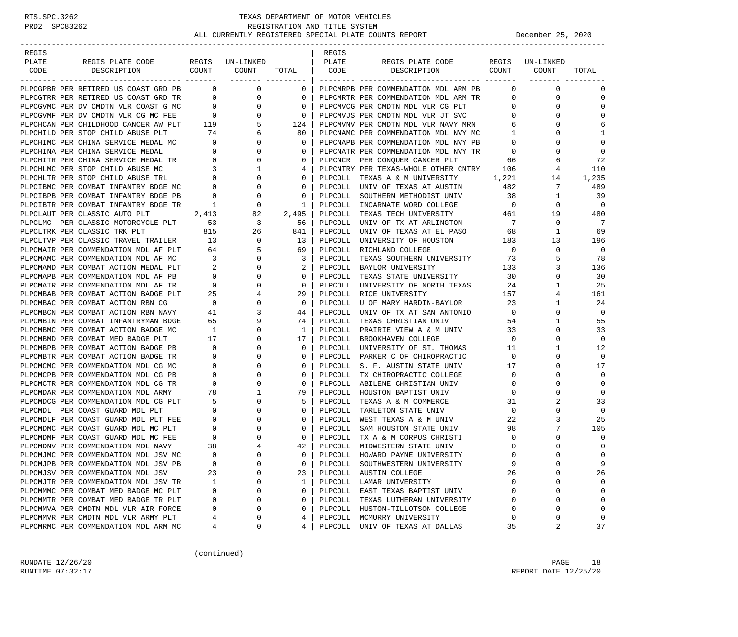TEXAS DEPARTMENT OF MOTOR VEHICLES
REGISTRATION AND TITLE SYSTEM
ALL CURRENTLY REGISTERED SPECIAL PLATE COUNTS REPORT — December 25, 2020

| REGIS PLATE CODE | REGIS PLATE CODE DESCRIPTION | REGIS COUNT | UN-LINKED COUNT | TOTAL |
|---|---|---|---|---|
| PLPCGPBR | PER RETIRED US COAST GRD PB | 0 | 0 | 0 |
| PLPCGTRR | PER RETIRED US COAST GRD TR | 0 | 0 | 0 |
| PLPCGVMC | PER DV CMDTN VLR COAST G MC | 0 | 0 | 0 |
| PLPCGVMF | PER DV CMDTN VLR CG MC FEE | 0 | 0 | 0 |
| PLPCHCAN | PER CHILDHOOD CANCER AW PLT | 119 | 5 | 124 |
| PLPCHILD | PER STOP CHILD ABUSE PLT | 74 | 6 | 80 |
| PLPCHIMC | PER CHINA SERVICE MEDAL MC | 0 | 0 | 0 |
| PLPCHINA | PER CHINA SERVICE MEDAL | 0 | 0 | 0 |
| PLPCHITR | PER CHINA SERVICE MEDAL TR | 0 | 0 | 0 |
| PLPCHLMC | PER STOP CHILD ABUSE MC | 3 | 1 | 4 |
| PLPCHLTR | PER STOP CHILD ABUSE TRL | 0 | 0 | 0 |
| PLPCIBMC | PER COMBAT INFANTRY BDGE MC | 0 | 0 | 0 |
| PLPCIBPB | PER COMBAT INFANTRY BDGE PB | 0 | 0 | 0 |
| PLPCIBTR | PER COMBAT INFANTRY BDGE TR | 1 | 0 | 1 |
| PLPCLAUT | PER CLASSIC AUTO PLT | 2,413 | 82 | 2,495 |
| PLPCLMC | PER CLASSIC MOTORCYCLE PLT | 53 | 3 | 56 |
| PLPCLTRK | PER CLASSIC TRK PLT | 815 | 26 | 841 |
| PLPCLTVP | PER CLASSIC TRAVEL TRAILER | 13 | 0 | 13 |
| PLPCMAIR | PER COMMENDATION MDL AF PLT | 64 | 5 | 69 |
| PLPCMAMC | PER COMMENDATION MDL AF MC | 3 | 0 | 3 |
| PLPCMAMD | PER COMBAT ACTION MEDAL PLT | 2 | 0 | 2 |
| PLPCMAPB | PER COMMENDATION MDL AF PB | 0 | 0 | 0 |
| PLPCMATR | PER COMMENDATION MDL AF TR | 0 | 0 | 0 |
| PLPCMBAB | PER COMBAT ACTION BADGE PLT | 25 | 4 | 29 |
| PLPCMBAC | PER COMBAT ACTION RBN CG | 0 | 0 | 0 |
| PLPCMBCN | PER COMBAT ACTION RBN NAVY | 41 | 3 | 44 |
| PLPCMBIN | PER COMBAT INFANTRYMAN BDGE | 65 | 9 | 74 |
| PLPCMBMC | PER COMBAT ACTION BADGE MC | 1 | 0 | 1 |
| PLPCMBMD | PER COMBAT MED BADGE PLT | 17 | 0 | 17 |
| PLPCMBPB | PER COMBAT ACTION BADGE PB | 0 | 0 | 0 |
| PLPCMBTR | PER COMBAT ACTION BADGE TR | 0 | 0 | 0 |
| PLPCMCMC | PER COMMENDATION MDL CG MC | 0 | 0 | 0 |
| PLPCMCPB | PER COMMENDATION MDL CG PB | 0 | 0 | 0 |
| PLPCMCTR | PER COMMENDATION MDL CG TR | 0 | 0 | 0 |
| PLPCMDAR | PER COMMENDATION MDL ARMY | 78 | 1 | 79 |
| PLPCMDCG | PER COMMENDATION MDL CG PLT | 5 | 0 | 5 |
| PLPCMDL | PER COAST GUARD MDL PLT | 0 | 0 | 0 |
| PLPCMDLF | PER COAST GUARD MDL PLT FEE | 0 | 0 | 0 |
| PLPCMDMC | PER COAST GUARD MDL MC PLT | 0 | 0 | 0 |
| PLPCMDMF | PER COAST GUARD MDL MC FEE | 0 | 0 | 0 |
| PLPCMDNV | PER COMMENDATION MDL NAVY | 38 | 4 | 42 |
| PLPCMJMC | PER COMMENDATION MDL JSV MC | 0 | 0 | 0 |
| PLPCMJPB | PER COMMENDATION MDL JSV PB | 0 | 0 | 0 |
| PLPCMJSV | PER COMMENDATION MDL JSV | 23 | 0 | 23 |
| PLPCMJTR | PER COMMENDATION MDL JSV TR | 1 | 0 | 1 |
| PLPCMMMC | PER COMBAT MED BADGE MC PLT | 0 | 0 | 0 |
| PLPCMMTR | PER COMBAT MED BADGE TR PLT | 0 | 0 | 0 |
| PLPCMMVA | PER CMDTN MDL VLR AIR FORCE | 0 | 0 | 0 |
| PLPCMMVR | PER CMDTN MDL VLR ARMY PLT | 4 | 0 | 4 |
| PLPCMRMC | PER COMMENDATION MDL ARM MC | 4 | 0 | 4 |
| PLPCMRPB | PER COMMENDATION MDL ARM PB | 0 | 0 | 0 |
| PLPCMRTR | PER COMMENDATION MDL ARM TR | 0 | 0 | 0 |
| PLPCMVCG | PER CMDTN MDL VLR CG PLT | 0 | 0 | 0 |
| PLPCMVJS | PER CMDTN MDL VLR JT SVC | 0 | 0 | 0 |
| PLPCMVNV | PER CMDTN MDL VLR NAVY MRN | 6 | 0 | 6 |
| PLPCNAMC | PER COMMENDATION MDL NVY MC | 1 | 0 | 1 |
| PLPCNAPB | PER COMMENDATION MDL NVY PB | 0 | 0 | 0 |
| PLPCNATR | PER COMMENDATION MDL NVY TR | 0 | 0 | 0 |
| PLPCNCR | PER CONQUER CANCER PLT | 66 | 6 | 72 |
| PLPCNTRY | PER TEXAS-WHOLE OTHER CNTRY | 106 | 4 | 110 |
| PLPCOLL | TEXAS A & M UNIVERSITY | 1,221 | 14 | 1,235 |
| PLPCOLL | UNIV OF TEXAS AT AUSTIN | 482 | 7 | 489 |
| PLPCOLL | SOUTHERN METHODIST UNIV | 38 | 1 | 39 |
| PLPCOLL | INCARNATE WORD COLLEGE | 0 | 0 | 0 |
| PLPCOLL | TEXAS TECH UNIVERSITY | 461 | 19 | 480 |
| PLPCOLL | UNIV OF TX AT ARLINGTON | 7 | 0 | 7 |
| PLPCOLL | UNIV OF TEXAS AT EL PASO | 68 | 1 | 69 |
| PLPCOLL | UNIVERSITY OF HOUSTON | 183 | 13 | 196 |
| PLPCOLL | RICHLAND COLLEGE | 0 | 0 | 0 |
| PLPCOLL | TEXAS SOUTHERN UNIVERSITY | 73 | 5 | 78 |
| PLPCOLL | BAYLOR UNIVERSITY | 133 | 3 | 136 |
| PLPCOLL | TEXAS STATE UNIVERSITY | 30 | 0 | 30 |
| PLPCOLL | UNIVERSITY OF NORTH TEXAS | 24 | 1 | 25 |
| PLPCOLL | RICE UNIVERSITY | 157 | 4 | 161 |
| PLPCOLL | U OF MARY HARDIN-BAYLOR | 23 | 1 | 24 |
| PLPCOLL | UNIV OF TX AT SAN ANTONIO | 0 | 0 | 0 |
| PLPCOLL | TEXAS CHRISTIAN UNIV | 54 | 1 | 55 |
| PLPCOLL | PRAIRIE VIEW A & M UNIV | 33 | 0 | 33 |
| PLPCOLL | BROOKHAVEN COLLEGE | 0 | 0 | 0 |
| PLPCOLL | UNIVERSITY OF ST. THOMAS | 11 | 1 | 12 |
| PLPCOLL | PARKER C OF CHIROPRACTIC | 0 | 0 | 0 |
| PLPCOLL | S. F. AUSTIN STATE UNIV | 17 | 0 | 17 |
| PLPCOLL | TX CHIROPRACTIC COLLEGE | 0 | 0 | 0 |
| PLPCOLL | ABILENE CHRISTIAN UNIV | 0 | 0 | 0 |
| PLPCOLL | HOUSTON BAPTIST UNIV | 0 | 0 | 0 |
| PLPCOLL | TEXAS A & M COMMERCE | 31 | 2 | 33 |
| PLPCOLL | TARLETON STATE UNIV | 0 | 0 | 0 |
| PLPCOLL | WEST TEXAS A & M UNIV | 22 | 3 | 25 |
| PLPCOLL | SAM HOUSTON STATE UNIV | 98 | 7 | 105 |
| PLPCOLL | TX A & M CORPUS CHRISTI | 0 | 0 | 0 |
| PLPCOLL | MIDWESTERN STATE UNIV | 0 | 0 | 0 |
| PLPCOLL | HOWARD PAYNE UNIVERSITY | 0 | 0 | 0 |
| PLPCOLL | SOUTHWESTERN UNIVERSITY | 9 | 0 | 9 |
| PLPCOLL | AUSTIN COLLEGE | 26 | 0 | 26 |
| PLPCOLL | LAMAR UNIVERSITY | 0 | 0 | 0 |
| PLPCOLL | EAST TEXAS BAPTIST UNIV | 0 | 0 | 0 |
| PLPCOLL | TEXAS LUTHERAN UNIVERSITY | 0 | 0 | 0 |
| PLPCOLL | HUSTON-TILLOTSON COLLEGE | 0 | 0 | 0 |
| PLPCOLL | MCMURRY UNIVERSITY | 0 | 0 | 0 |
| PLPCOLL | UNIV OF TEXAS AT DALLAS | 35 | 2 | 37 |

(continued)

RUNDATE 12/26/20 RUNTIME 07:32:17 — REPORT DATE 12/25/20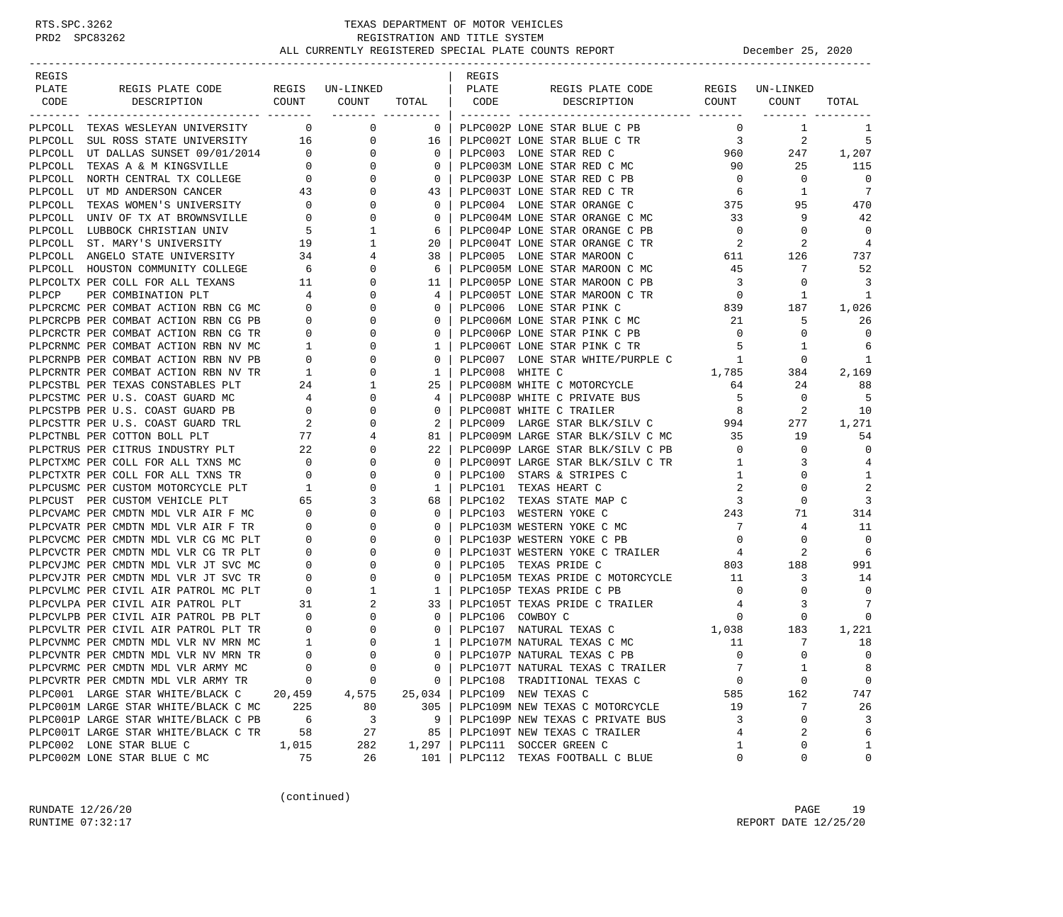# TEXAS DEPARTMENT OF MOTOR VEHICLES
## REGISTRATION AND TITLE SYSTEM
## ALL CURRENTLY REGISTERED SPECIAL PLATE COUNTS REPORT

December 25, 2020

| REGIS PLATE CODE | REGIS PLATE CODE DESCRIPTION | REGIS COUNT | UN-LINKED COUNT | TOTAL |
|---|---|---|---|---|
| PLPCOLL | TEXAS WESLEYAN UNIVERSITY | 0 | 0 | 0 |
| PLPCOLL | SUL ROSS STATE UNIVERSITY | 16 | 0 | 16 |
| PLPCOLL | UT DALLAS SUNSET 09/01/2014 | 0 | 0 | 0 |
| PLPCOLL | TEXAS A & M KINGSVILLE | 0 | 0 | 0 |
| PLPCOLL | NORTH CENTRAL TX COLLEGE | 0 | 0 | 0 |
| PLPCOLL | UT MD ANDERSON CANCER | 43 | 0 | 43 |
| PLPCOLL | TEXAS WOMEN'S UNIVERSITY | 0 | 0 | 0 |
| PLPCOLL | UNIV OF TX AT BROWNSVILLE | 0 | 0 | 0 |
| PLPCOLL | LUBBOCK CHRISTIAN UNIV | 5 | 1 | 6 |
| PLPCOLL | ST. MARY'S UNIVERSITY | 19 | 1 | 20 |
| PLPCOLL | ANGELO STATE UNIVERSITY | 34 | 4 | 38 |
| PLPCOLL | HOUSTON COMMUNITY COLLEGE | 6 | 0 | 6 |
| PLPCOLTX | PER COLL FOR ALL TEXANS | 11 | 0 | 11 |
| PLPCP | PER COMBINATION PLT | 4 | 0 | 4 |
| PLPCRCMC | PER COMBAT ACTION RBN CG MC | 0 | 0 | 0 |
| PLPCRCPB | PER COMBAT ACTION RBN CG PB | 0 | 0 | 0 |
| PLPCRCTR | PER COMBAT ACTION RBN CG TR | 0 | 0 | 0 |
| PLPCRNMC | PER COMBAT ACTION RBN NV MC | 1 | 0 | 1 |
| PLPCRNPB | PER COMBAT ACTION RBN NV PB | 0 | 0 | 0 |
| PLPCRNTR | PER COMBAT ACTION RBN NV TR | 1 | 0 | 1 |
| PLPCSTBL | PER TEXAS CONSTABLES PLT | 24 | 1 | 25 |
| PLPCSTMC | PER U.S. COAST GUARD MC | 4 | 0 | 4 |
| PLPCSTPB | PER U.S. COAST GUARD PB | 0 | 0 | 0 |
| PLPCSTTR | PER U.S. COAST GUARD TRL | 2 | 0 | 2 |
| PLPCTNBL | PER COTTON BOLL PLT | 77 | 4 | 81 |
| PLPCTRUS | PER CITRUS INDUSTRY PLT | 22 | 0 | 22 |
| PLPCTXMC | PER COLL FOR ALL TXNS MC | 0 | 0 | 0 |
| PLPCTXTR | PER COLL FOR ALL TXNS TR | 0 | 0 | 0 |
| PLPCUSMC | PER CUSTOM MOTORCYCLE PLT | 1 | 0 | 1 |
| PLPCUST | PER CUSTOM VEHICLE PLT | 65 | 3 | 68 |
| PLPCVAMC | PER CMDTN MDL VLR AIR F MC | 0 | 0 | 0 |
| PLPCVATR | PER CMDTN MDL VLR AIR F TR | 0 | 0 | 0 |
| PLPCVCMC | PER CMDTN MDL VLR CG MC PLT | 0 | 0 | 0 |
| PLPCVCTR | PER CMDTN MDL VLR CG TR PLT | 0 | 0 | 0 |
| PLPCVJMC | PER CMDTN MDL VLR JT SVC MC | 0 | 0 | 0 |
| PLPCVJTR | PER CMDTN MDL VLR JT SVC TR | 0 | 0 | 0 |
| PLPCVLMC | PER CIVIL AIR PATROL MC PLT | 0 | 1 | 1 |
| PLPCVLPA | PER CIVIL AIR PATROL PLT | 31 | 2 | 33 |
| PLPCVLPB | PER CIVIL AIR PATROL PB PLT | 0 | 0 | 0 |
| PLPCVLTR | PER CIVIL AIR PATROL PLT TR | 0 | 0 | 0 |
| PLPCVNMC | PER CMDTN MDL VLR NV MRN MC | 1 | 0 | 1 |
| PLPCVNTR | PER CMDTN MDL VLR NV MRN TR | 0 | 0 | 0 |
| PLPCVRMC | PER CMDTN MDL VLR ARMY MC | 0 | 0 | 0 |
| PLPCVRTR | PER CMDTN MDL VLR ARMY TR | 0 | 0 | 0 |
| PLPC001 | LARGE STAR WHITE/BLACK C | 20,459 | 4,575 | 25,034 |
| PLPC001M | LARGE STAR WHITE/BLACK C MC | 225 | 80 | 305 |
| PLPC001P | LARGE STAR WHITE/BLACK C PB | 6 | 3 | 9 |
| PLPC001T | LARGE STAR WHITE/BLACK C TR | 58 | 27 | 85 |
| PLPC002 | LONE STAR BLUE C | 1,015 | 282 | 1,297 |
| PLPC002M | LONE STAR BLUE C MC | 75 | 26 | 101 |
| PLPC002P | LONE STAR BLUE C PB | 0 | 1 | 1 |
| PLPC002T | LONE STAR BLUE C TR | 3 | 2 | 5 |
| PLPC003 | LONE STAR RED C | 960 | 247 | 1,207 |
| PLPC003M | LONE STAR RED C MC | 90 | 25 | 115 |
| PLPC003P | LONE STAR RED C PB | 0 | 0 | 0 |
| PLPC003T | LONE STAR RED C TR | 6 | 1 | 7 |
| PLPC004 | LONE STAR ORANGE C | 375 | 95 | 470 |
| PLPC004M | LONE STAR ORANGE C MC | 33 | 9 | 42 |
| PLPC004P | LONE STAR ORANGE C PB | 0 | 0 | 0 |
| PLPC004T | LONE STAR ORANGE C TR | 2 | 2 | 4 |
| PLPC005 | LONE STAR MAROON C | 611 | 126 | 737 |
| PLPC005M | LONE STAR MAROON C MC | 45 | 7 | 52 |
| PLPC005P | LONE STAR MAROON C PB | 3 | 0 | 3 |
| PLPC005T | LONE STAR MAROON C TR | 0 | 1 | 1 |
| PLPC006 | LONE STAR PINK C | 839 | 187 | 1,026 |
| PLPC006M | LONE STAR PINK C MC | 21 | 5 | 26 |
| PLPC006P | LONE STAR PINK C PB | 0 | 0 | 0 |
| PLPC006T | LONE STAR PINK C TR | 5 | 1 | 6 |
| PLPC007 | LONE STAR WHITE/PURPLE C | 1 | 0 | 1 |
| PLPC008 | WHITE C | 1,785 | 384 | 2,169 |
| PLPC008M | WHITE C MOTORCYCLE | 64 | 24 | 88 |
| PLPC008P | WHITE C PRIVATE BUS | 5 | 0 | 5 |
| PLPC008T | WHITE C TRAILER | 8 | 2 | 10 |
| PLPC009 | LARGE STAR BLK/SILV C | 994 | 277 | 1,271 |
| PLPC009M | LARGE STAR BLK/SILV C MC | 35 | 19 | 54 |
| PLPC009P | LARGE STAR BLK/SILV C PB | 0 | 0 | 0 |
| PLPC009T | LARGE STAR BLK/SILV C TR | 1 | 3 | 4 |
| PLPC100 | STARS & STRIPES C | 1 | 0 | 1 |
| PLPC101 | TEXAS HEART C | 2 | 0 | 2 |
| PLPC102 | TEXAS STATE MAP C | 3 | 0 | 3 |
| PLPC103 | WESTERN YOKE C | 243 | 71 | 314 |
| PLPC103M | WESTERN YOKE C MC | 7 | 4 | 11 |
| PLPC103P | WESTERN YOKE C PB | 0 | 0 | 0 |
| PLPC103T | WESTERN YOKE C TRAILER | 4 | 2 | 6 |
| PLPC105 | TEXAS PRIDE C | 803 | 188 | 991 |
| PLPC105M | TEXAS PRIDE C MOTORCYCLE | 11 | 3 | 14 |
| PLPC105P | TEXAS PRIDE C PB | 0 | 0 | 0 |
| PLPC105T | TEXAS PRIDE C TRAILER | 4 | 3 | 7 |
| PLPC106 | COWBOY C | 0 | 0 | 0 |
| PLPC107 | NATURAL TEXAS C | 1,038 | 183 | 1,221 |
| PLPC107M | NATURAL TEXAS C MC | 11 | 7 | 18 |
| PLPC107P | NATURAL TEXAS C PB | 0 | 0 | 0 |
| PLPC107T | NATURAL TEXAS C TRAILER | 7 | 1 | 8 |
| PLPC108 | TRADITIONAL TEXAS C | 0 | 0 | 0 |
| PLPC109 | NEW TEXAS C | 585 | 162 | 747 |
| PLPC109M | NEW TEXAS C MOTORCYCLE | 19 | 7 | 26 |
| PLPC109P | NEW TEXAS C PRIVATE BUS | 3 | 0 | 3 |
| PLPC109T | NEW TEXAS C TRAILER | 4 | 2 | 6 |
| PLPC111 | SOCCER GREEN C | 1 | 0 | 1 |
| PLPC112 | TEXAS FOOTBALL C BLUE | 0 | 0 | 0 |

(continued)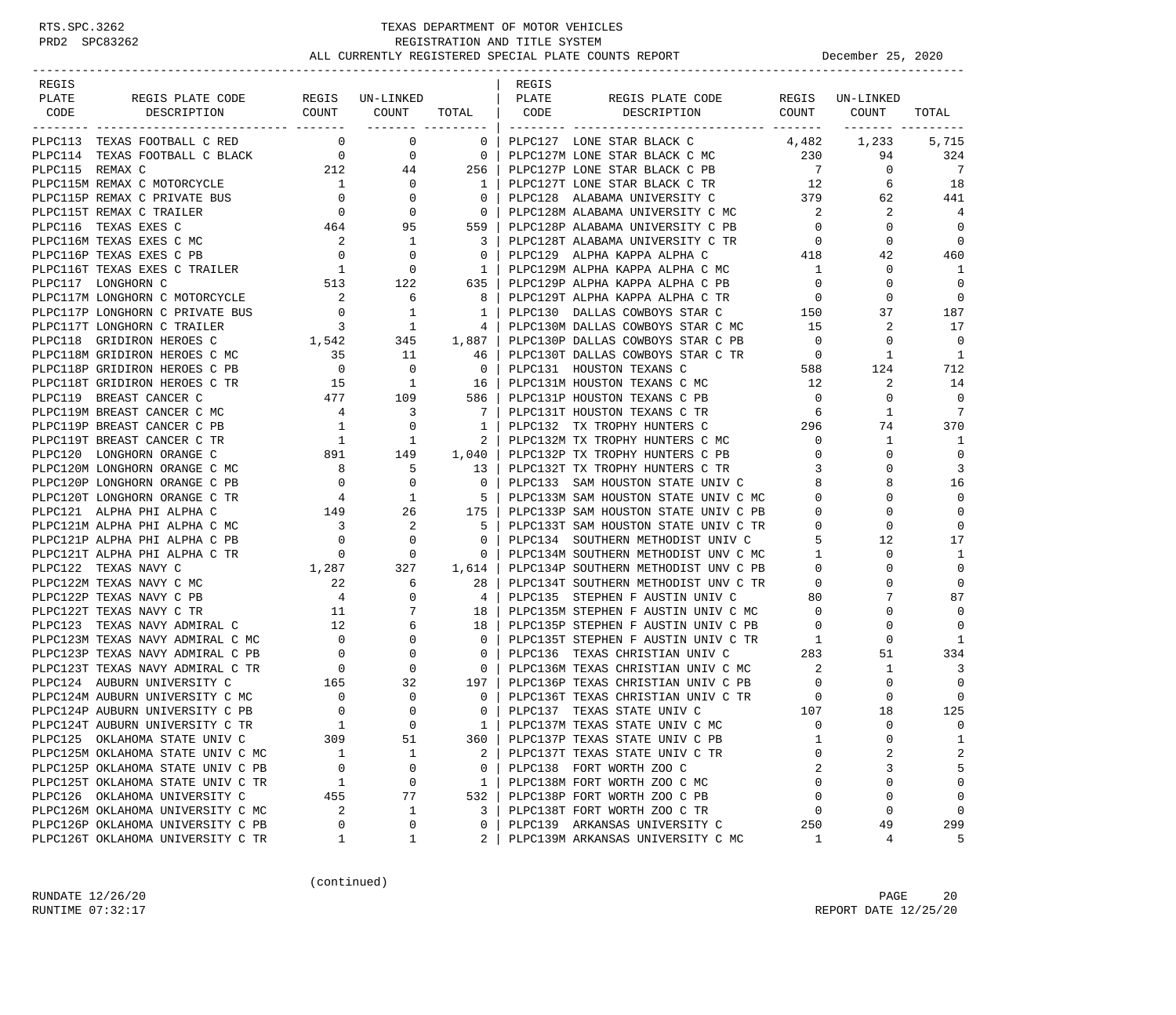# TEXAS DEPARTMENT OF MOTOR VEHICLES
## REGISTRATION AND TITLE SYSTEM
### ALL CURRENTLY REGISTERED SPECIAL PLATE COUNTS REPORT

December 25, 2020

| REGIS PLATE CODE | REGIS PLATE CODE DESCRIPTION | REGIS COUNT | UN-LINKED COUNT | TOTAL |
|---|---|---|---|---|
| PLPC113 | TEXAS FOOTBALL C RED | 0 | 0 | 0 |
| PLPC114 | TEXAS FOOTBALL C BLACK | 0 | 0 | 0 |
| PLPC115 | REMAX C | 212 | 44 | 256 |
| PLPC115M | REMAX C MOTORCYCLE | 1 | 0 | 1 |
| PLPC115P | REMAX C PRIVATE BUS | 0 | 0 | 0 |
| PLPC115T | REMAX C TRAILER | 0 | 0 | 0 |
| PLPC116 | TEXAS EXES C | 464 | 95 | 559 |
| PLPC116M | TEXAS EXES C MC | 2 | 1 | 3 |
| PLPC116P | TEXAS EXES C PB | 0 | 0 | 0 |
| PLPC116T | TEXAS EXES C TRAILER | 1 | 0 | 1 |
| PLPC117 | LONGHORN C | 513 | 122 | 635 |
| PLPC117M | LONGHORN C MOTORCYCLE | 2 | 6 | 8 |
| PLPC117P | LONGHORN C PRIVATE BUS | 0 | 1 | 1 |
| PLPC117T | LONGHORN C TRAILER | 3 | 1 | 4 |
| PLPC118 | GRIDIRON HEROES C | 1,542 | 345 | 1,887 |
| PLPC118M | GRIDIRON HEROES C MC | 35 | 11 | 46 |
| PLPC118P | GRIDIRON HEROES C PB | 0 | 0 | 0 |
| PLPC118T | GRIDIRON HEROES C TR | 15 | 1 | 16 |
| PLPC119 | BREAST CANCER C | 477 | 109 | 586 |
| PLPC119M | BREAST CANCER C MC | 4 | 3 | 7 |
| PLPC119P | BREAST CANCER C PB | 1 | 0 | 1 |
| PLPC119T | BREAST CANCER C TR | 1 | 1 | 2 |
| PLPC120 | LONGHORN ORANGE C | 891 | 149 | 1,040 |
| PLPC120M | LONGHORN ORANGE C MC | 8 | 5 | 13 |
| PLPC120P | LONGHORN ORANGE C PB | 0 | 0 | 0 |
| PLPC120T | LONGHORN ORANGE C TR | 4 | 1 | 5 |
| PLPC121 | ALPHA PHI ALPHA C | 149 | 26 | 175 |
| PLPC121M | ALPHA PHI ALPHA C MC | 3 | 2 | 5 |
| PLPC121P | ALPHA PHI ALPHA C PB | 0 | 0 | 0 |
| PLPC121T | ALPHA PHI ALPHA C TR | 0 | 0 | 0 |
| PLPC122 | TEXAS NAVY C | 1,287 | 327 | 1,614 |
| PLPC122M | TEXAS NAVY C MC | 22 | 6 | 28 |
| PLPC122P | TEXAS NAVY C PB | 4 | 0 | 4 |
| PLPC122T | TEXAS NAVY C TR | 11 | 7 | 18 |
| PLPC123 | TEXAS NAVY ADMIRAL C | 12 | 6 | 18 |
| PLPC123M | TEXAS NAVY ADMIRAL C MC | 0 | 0 | 0 |
| PLPC123P | TEXAS NAVY ADMIRAL C PB | 0 | 0 | 0 |
| PLPC123T | TEXAS NAVY ADMIRAL C TR | 0 | 0 | 0 |
| PLPC124 | AUBURN UNIVERSITY C | 165 | 32 | 197 |
| PLPC124M | AUBURN UNIVERSITY C MC | 0 | 0 | 0 |
| PLPC124P | AUBURN UNIVERSITY C PB | 0 | 0 | 0 |
| PLPC124T | AUBURN UNIVERSITY C TR | 1 | 0 | 1 |
| PLPC125 | OKLAHOMA STATE UNIV C | 309 | 51 | 360 |
| PLPC125M | OKLAHOMA STATE UNIV C MC | 1 | 1 | 2 |
| PLPC125P | OKLAHOMA STATE UNIV C PB | 0 | 0 | 0 |
| PLPC125T | OKLAHOMA STATE UNIV C TR | 1 | 0 | 1 |
| PLPC126 | OKLAHOMA UNIVERSITY C | 455 | 77 | 532 |
| PLPC126M | OKLAHOMA UNIVERSITY C MC | 2 | 1 | 3 |
| PLPC126P | OKLAHOMA UNIVERSITY C PB | 0 | 0 | 0 |
| PLPC126T | OKLAHOMA UNIVERSITY C TR | 1 | 1 | 2 |
| PLPC127 | LONE STAR BLACK C | 4,482 | 1,233 | 5,715 |
| PLPC127M | LONE STAR BLACK C MC | 230 | 94 | 324 |
| PLPC127P | LONE STAR BLACK C PB | 7 | 0 | 7 |
| PLPC127T | LONE STAR BLACK C TR | 12 | 6 | 18 |
| PLPC128 | ALABAMA UNIVERSITY C | 379 | 62 | 441 |
| PLPC128M | ALABAMA UNIVERSITY C MC | 2 | 2 | 4 |
| PLPC128P | ALABAMA UNIVERSITY C PB | 0 | 0 | 0 |
| PLPC128T | ALABAMA UNIVERSITY C TR | 0 | 0 | 0 |
| PLPC129 | ALPHA KAPPA ALPHA C | 418 | 42 | 460 |
| PLPC129M | ALPHA KAPPA ALPHA C MC | 1 | 0 | 1 |
| PLPC129P | ALPHA KAPPA ALPHA C PB | 0 | 0 | 0 |
| PLPC129T | ALPHA KAPPA ALPHA C TR | 0 | 0 | 0 |
| PLPC130 | DALLAS COWBOYS STAR C | 150 | 37 | 187 |
| PLPC130M | DALLAS COWBOYS STAR C MC | 15 | 2 | 17 |
| PLPC130P | DALLAS COWBOYS STAR C PB | 0 | 0 | 0 |
| PLPC130T | DALLAS COWBOYS STAR C TR | 0 | 1 | 1 |
| PLPC131 | HOUSTON TEXANS C | 588 | 124 | 712 |
| PLPC131M | HOUSTON TEXANS C MC | 12 | 2 | 14 |
| PLPC131P | HOUSTON TEXANS C PB | 0 | 0 | 0 |
| PLPC131T | HOUSTON TEXANS C TR | 6 | 1 | 7 |
| PLPC132 | TX TROPHY HUNTERS C | 296 | 74 | 370 |
| PLPC132M | TX TROPHY HUNTERS C MC | 0 | 1 | 1 |
| PLPC132P | TX TROPHY HUNTERS C PB | 0 | 0 | 0 |
| PLPC132T | TX TROPHY HUNTERS C TR | 3 | 0 | 3 |
| PLPC133 | SAM HOUSTON STATE UNIV C | 8 | 8 | 16 |
| PLPC133M | SAM HOUSTON STATE UNIV C MC | 0 | 0 | 0 |
| PLPC133P | SAM HOUSTON STATE UNIV C PB | 0 | 0 | 0 |
| PLPC133T | SAM HOUSTON STATE UNIV C TR | 0 | 0 | 0 |
| PLPC134 | SOUTHERN METHODIST UNIV C | 5 | 12 | 17 |
| PLPC134M | SOUTHERN METHODIST UNV C MC | 1 | 0 | 1 |
| PLPC134P | SOUTHERN METHODIST UNV C PB | 0 | 0 | 0 |
| PLPC134T | SOUTHERN METHODIST UNV C TR | 0 | 0 | 0 |
| PLPC135 | STEPHEN F AUSTIN UNIV C | 80 | 7 | 87 |
| PLPC135M | STEPHEN F AUSTIN UNIV C MC | 0 | 0 | 0 |
| PLPC135P | STEPHEN F AUSTIN UNIV C PB | 0 | 0 | 0 |
| PLPC135T | STEPHEN F AUSTIN UNIV C TR | 1 | 0 | 1 |
| PLPC136 | TEXAS CHRISTIAN UNIV C | 283 | 51 | 334 |
| PLPC136M | TEXAS CHRISTIAN UNIV C MC | 2 | 1 | 3 |
| PLPC136P | TEXAS CHRISTIAN UNIV C PB | 0 | 0 | 0 |
| PLPC136T | TEXAS CHRISTIAN UNIV C TR | 0 | 0 | 0 |
| PLPC137 | TEXAS STATE UNIV C | 107 | 18 | 125 |
| PLPC137M | TEXAS STATE UNIV C MC | 0 | 0 | 0 |
| PLPC137P | TEXAS STATE UNIV C PB | 1 | 0 | 1 |
| PLPC137T | TEXAS STATE UNIV C TR | 0 | 2 | 2 |
| PLPC138 | FORT WORTH ZOO C | 2 | 3 | 5 |
| PLPC138M | FORT WORTH ZOO C MC | 0 | 0 | 0 |
| PLPC138P | FORT WORTH ZOO C PB | 0 | 0 | 0 |
| PLPC138T | FORT WORTH ZOO C TR | 0 | 0 | 0 |
| PLPC139 | ARKANSAS UNIVERSITY C | 250 | 49 | 299 |
| PLPC139M | ARKANSAS UNIVERSITY C MC | 1 | 4 | 5 |

(continued)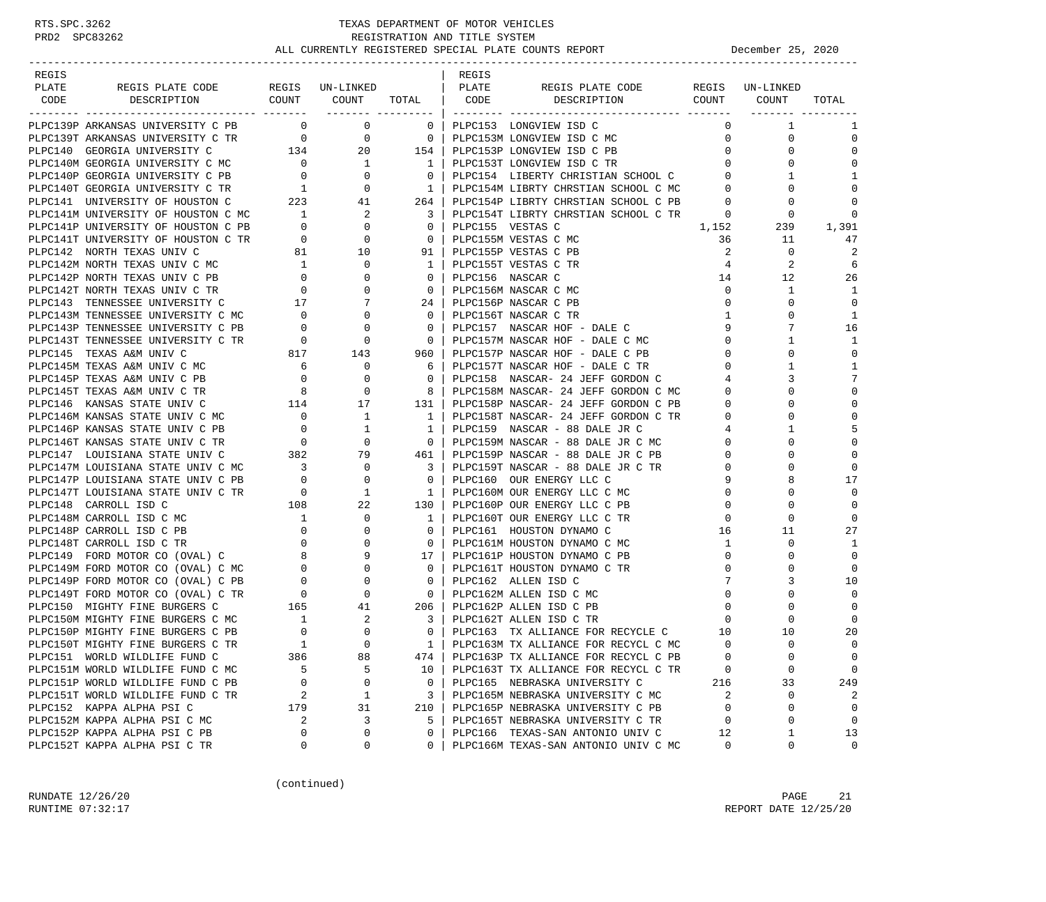TEXAS DEPARTMENT OF MOTOR VEHICLES
REGISTRATION AND TITLE SYSTEM
ALL CURRENTLY REGISTERED SPECIAL PLATE COUNTS REPORT — December 25, 2020

| REGIS PLATE CODE | REGIS PLATE CODE DESCRIPTION | REGIS COUNT | UN-LINKED COUNT | TOTAL |
|---|---|---|---|---|
| PLPC139P | ARKANSAS UNIVERSITY C PB | 0 | 0 | 0 |
| PLPC139T | ARKANSAS UNIVERSITY C TR | 0 | 0 | 0 |
| PLPC140 | GEORGIA UNIVERSITY C | 134 | 20 | 154 |
| PLPC140M | GEORGIA UNIVERSITY C MC | 0 | 1 | 1 |
| PLPC140P | GEORGIA UNIVERSITY C PB | 0 | 0 | 0 |
| PLPC140T | GEORGIA UNIVERSITY C TR | 1 | 0 | 1 |
| PLPC141 | UNIVERSITY OF HOUSTON C | 223 | 41 | 264 |
| PLPC141M | UNIVERSITY OF HOUSTON C MC | 1 | 2 | 3 |
| PLPC141P | UNIVERSITY OF HOUSTON C PB | 0 | 0 | 0 |
| PLPC141T | UNIVERSITY OF HOUSTON C TR | 0 | 0 | 0 |
| PLPC142 | NORTH TEXAS UNIV C | 81 | 10 | 91 |
| PLPC142M | NORTH TEXAS UNIV C MC | 1 | 0 | 1 |
| PLPC142P | NORTH TEXAS UNIV C PB | 0 | 0 | 0 |
| PLPC142T | NORTH TEXAS UNIV C TR | 0 | 0 | 0 |
| PLPC143 | TENNESSEE UNIVERSITY C | 17 | 7 | 24 |
| PLPC143M | TENNESSEE UNIVERSITY C MC | 0 | 0 | 0 |
| PLPC143P | TENNESSEE UNIVERSITY C PB | 0 | 0 | 0 |
| PLPC143T | TENNESSEE UNIVERSITY C TR | 0 | 0 | 0 |
| PLPC145 | TEXAS A&M UNIV C | 817 | 143 | 960 |
| PLPC145M | TEXAS A&M UNIV C MC | 6 | 0 | 6 |
| PLPC145P | TEXAS A&M UNIV C PB | 0 | 0 | 0 |
| PLPC145T | TEXAS A&M UNIV C TR | 8 | 0 | 8 |
| PLPC146 | KANSAS STATE UNIV C | 114 | 17 | 131 |
| PLPC146M | KANSAS STATE UNIV C MC | 0 | 1 | 1 |
| PLPC146P | KANSAS STATE UNIV C PB | 0 | 1 | 1 |
| PLPC146T | KANSAS STATE UNIV C TR | 0 | 0 | 0 |
| PLPC147 | LOUISIANA STATE UNIV C | 382 | 79 | 461 |
| PLPC147M | LOUISIANA STATE UNIV C MC | 3 | 0 | 3 |
| PLPC147P | LOUISIANA STATE UNIV C PB | 0 | 0 | 0 |
| PLPC147T | LOUISIANA STATE UNIV C TR | 0 | 1 | 1 |
| PLPC148 | CARROLL ISD C | 108 | 22 | 130 |
| PLPC148M | CARROLL ISD C MC | 1 | 0 | 1 |
| PLPC148P | CARROLL ISD C PB | 0 | 0 | 0 |
| PLPC148T | CARROLL ISD C TR | 0 | 0 | 0 |
| PLPC149 | FORD MOTOR CO (OVAL) C | 8 | 9 | 17 |
| PLPC149M | FORD MOTOR CO (OVAL) C MC | 0 | 0 | 0 |
| PLPC149P | FORD MOTOR CO (OVAL) C PB | 0 | 0 | 0 |
| PLPC149T | FORD MOTOR CO (OVAL) C TR | 0 | 0 | 0 |
| PLPC150 | MIGHTY FINE BURGERS C | 165 | 41 | 206 |
| PLPC150M | MIGHTY FINE BURGERS C MC | 1 | 2 | 3 |
| PLPC150P | MIGHTY FINE BURGERS C PB | 0 | 0 | 0 |
| PLPC150T | MIGHTY FINE BURGERS C TR | 1 | 0 | 1 |
| PLPC151 | WORLD WILDLIFE FUND C | 386 | 88 | 474 |
| PLPC151M | WORLD WILDLIFE FUND C MC | 5 | 5 | 10 |
| PLPC151P | WORLD WILDLIFE FUND C PB | 0 | 0 | 0 |
| PLPC151T | WORLD WILDLIFE FUND C TR | 2 | 1 | 3 |
| PLPC152 | KAPPA ALPHA PSI C | 179 | 31 | 210 |
| PLPC152M | KAPPA ALPHA PSI C MC | 2 | 3 | 5 |
| PLPC152P | KAPPA ALPHA PSI C PB | 0 | 0 | 0 |
| PLPC152T | KAPPA ALPHA PSI C TR | 0 | 0 | 0 |
| PLPC153 | LONGVIEW ISD C | 0 | 1 | 1 |
| PLPC153M | LONGVIEW ISD C MC | 0 | 0 | 0 |
| PLPC153P | LONGVIEW ISD C PB | 0 | 0 | 0 |
| PLPC153T | LONGVIEW ISD C TR | 0 | 0 | 0 |
| PLPC154 | LIBERTY CHRISTIAN SCHOOL C | 0 | 1 | 1 |
| PLPC154M | LIBRTY CHRSTIAN SCHOOL C MC | 0 | 0 | 0 |
| PLPC154P | LIBRTY CHRSTIAN SCHOOL C PB | 0 | 0 | 0 |
| PLPC154T | LIBRTY CHRSTIAN SCHOOL C TR | 0 | 0 | 0 |
| PLPC155 | VESTAS C | 1,152 | 239 | 1,391 |
| PLPC155M | VESTAS C MC | 36 | 11 | 47 |
| PLPC155P | VESTAS C PB | 2 | 0 | 2 |
| PLPC155T | VESTAS C TR | 4 | 2 | 6 |
| PLPC156 | NASCAR C | 14 | 12 | 26 |
| PLPC156M | NASCAR C MC | 0 | 1 | 1 |
| PLPC156P | NASCAR C PB | 0 | 0 | 0 |
| PLPC156T | NASCAR C TR | 1 | 0 | 1 |
| PLPC157 | NASCAR HOF - DALE C | 9 | 7 | 16 |
| PLPC157M | NASCAR HOF - DALE C MC | 0 | 1 | 1 |
| PLPC157P | NASCAR HOF - DALE C PB | 0 | 0 | 0 |
| PLPC157T | NASCAR HOF - DALE C TR | 0 | 1 | 1 |
| PLPC158 | NASCAR- 24 JEFF GORDON C | 4 | 3 | 7 |
| PLPC158M | NASCAR- 24 JEFF GORDON C MC | 0 | 0 | 0 |
| PLPC158P | NASCAR- 24 JEFF GORDON C PB | 0 | 0 | 0 |
| PLPC158T | NASCAR- 24 JEFF GORDON C TR | 0 | 0 | 0 |
| PLPC159 | NASCAR - 88 DALE JR C | 4 | 1 | 5 |
| PLPC159M | NASCAR - 88 DALE JR C MC | 0 | 0 | 0 |
| PLPC159P | NASCAR - 88 DALE JR C PB | 0 | 0 | 0 |
| PLPC159T | NASCAR - 88 DALE JR C TR | 0 | 0 | 0 |
| PLPC160 | OUR ENERGY LLC C | 9 | 8 | 17 |
| PLPC160M | OUR ENERGY LLC C MC | 0 | 0 | 0 |
| PLPC160P | OUR ENERGY LLC C PB | 0 | 0 | 0 |
| PLPC160T | OUR ENERGY LLC C TR | 0 | 0 | 0 |
| PLPC161 | HOUSTON DYNAMO C | 16 | 11 | 27 |
| PLPC161M | HOUSTON DYNAMO C MC | 1 | 0 | 1 |
| PLPC161P | HOUSTON DYNAMO C PB | 0 | 0 | 0 |
| PLPC161T | HOUSTON DYNAMO C TR | 0 | 0 | 0 |
| PLPC162 | ALLEN ISD C | 7 | 3 | 10 |
| PLPC162M | ALLEN ISD C MC | 0 | 0 | 0 |
| PLPC162P | ALLEN ISD C PB | 0 | 0 | 0 |
| PLPC162T | ALLEN ISD C TR | 0 | 0 | 0 |
| PLPC163 | TX ALLIANCE FOR RECYCLE C | 10 | 10 | 20 |
| PLPC163M | TX ALLIANCE FOR RECYCL C MC | 0 | 0 | 0 |
| PLPC163P | TX ALLIANCE FOR RECYCL C PB | 0 | 0 | 0 |
| PLPC163T | TX ALLIANCE FOR RECYCL C TR | 0 | 0 | 0 |
| PLPC165 | NEBRASKA UNIVERSITY C | 216 | 33 | 249 |
| PLPC165M | NEBRASKA UNIVERSITY C MC | 2 | 0 | 2 |
| PLPC165P | NEBRASKA UNIVERSITY C PB | 0 | 0 | 0 |
| PLPC165T | NEBRASKA UNIVERSITY C TR | 0 | 0 | 0 |
| PLPC166 | TEXAS-SAN ANTONIO UNIV C | 12 | 1 | 13 |
| PLPC166M | TEXAS-SAN ANTONIO UNIV C MC | 0 | 0 | 0 |

(continued)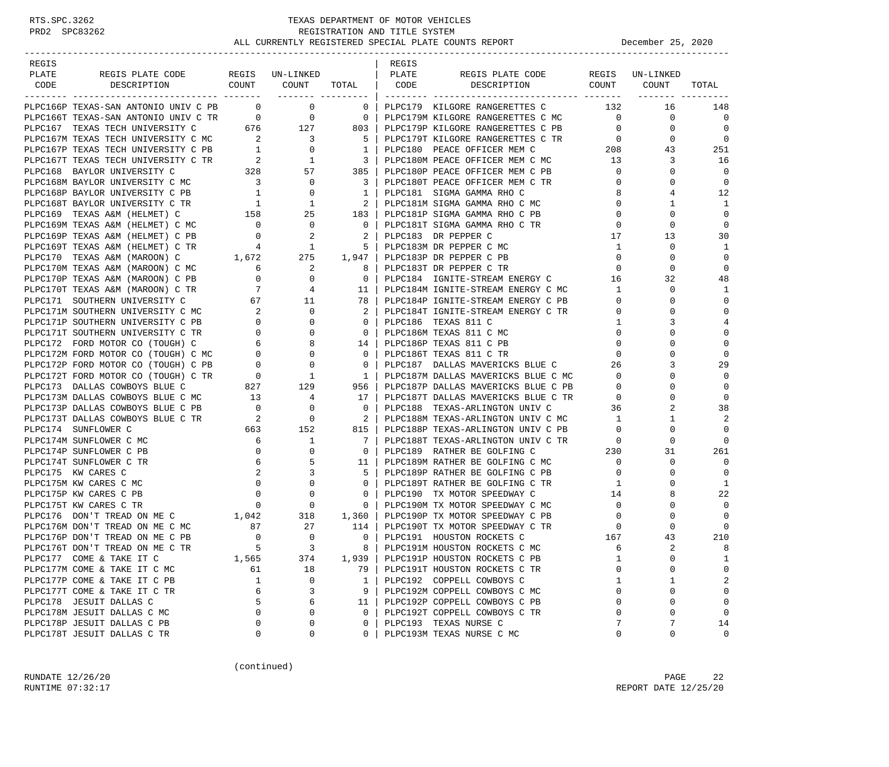RTS.SPC.3262 PRD2 SPC83262

# TEXAS DEPARTMENT OF MOTOR VEHICLES
## REGISTRATION AND TITLE SYSTEM
## ALL CURRENTLY REGISTERED SPECIAL PLATE COUNTS REPORT

December 25, 2020

| REGIS PLATE CODE | REGIS PLATE CODE DESCRIPTION | REGIS COUNT | UN-LINKED COUNT | TOTAL |
|---|---|---|---|---|
| PLPC166P | TEXAS-SAN ANTONIO UNIV C PB | 0 | 0 | 0 |
| PLPC166T | TEXAS-SAN ANTONIO UNIV C TR | 0 | 0 | 0 |
| PLPC167 | TEXAS TECH UNIVERSITY C | 676 | 127 | 803 |
| PLPC167M | TEXAS TECH UNIVERSITY C MC | 2 | 3 | 5 |
| PLPC167P | TEXAS TECH UNIVERSITY C PB | 1 | 0 | 1 |
| PLPC167T | TEXAS TECH UNIVERSITY C TR | 2 | 1 | 3 |
| PLPC168 | BAYLOR UNIVERSITY C | 328 | 57 | 385 |
| PLPC168M | BAYLOR UNIVERSITY C MC | 3 | 0 | 3 |
| PLPC168P | BAYLOR UNIVERSITY C PB | 1 | 0 | 1 |
| PLPC168T | BAYLOR UNIVERSITY C TR | 1 | 1 | 2 |
| PLPC169 | TEXAS A&M (HELMET) C | 158 | 25 | 183 |
| PLPC169M | TEXAS A&M (HELMET) C MC | 0 | 0 | 0 |
| PLPC169P | TEXAS A&M (HELMET) C PB | 0 | 2 | 2 |
| PLPC169T | TEXAS A&M (HELMET) C TR | 4 | 1 | 5 |
| PLPC170 | TEXAS A&M (MAROON) C | 1,672 | 275 | 1,947 |
| PLPC170M | TEXAS A&M (MAROON) C MC | 6 | 2 | 8 |
| PLPC170P | TEXAS A&M (MAROON) C PB | 0 | 0 | 0 |
| PLPC170T | TEXAS A&M (MAROON) C TR | 7 | 4 | 11 |
| PLPC171 | SOUTHERN UNIVERSITY C | 67 | 11 | 78 |
| PLPC171M | SOUTHERN UNIVERSITY C MC | 2 | 0 | 2 |
| PLPC171P | SOUTHERN UNIVERSITY C PB | 0 | 0 | 0 |
| PLPC171T | SOUTHERN UNIVERSITY C TR | 0 | 0 | 0 |
| PLPC172 | FORD MOTOR CO (TOUGH) C | 6 | 8 | 14 |
| PLPC172M | FORD MOTOR CO (TOUGH) C MC | 0 | 0 | 0 |
| PLPC172P | FORD MOTOR CO (TOUGH) C PB | 0 | 0 | 0 |
| PLPC172T | FORD MOTOR CO (TOUGH) C TR | 0 | 1 | 1 |
| PLPC173 | DALLAS COWBOYS BLUE C | 827 | 129 | 956 |
| PLPC173M | DALLAS COWBOYS BLUE C MC | 13 | 4 | 17 |
| PLPC173P | DALLAS COWBOYS BLUE C PB | 0 | 0 | 0 |
| PLPC173T | DALLAS COWBOYS BLUE C TR | 2 | 0 | 2 |
| PLPC174 | SUNFLOWER C | 663 | 152 | 815 |
| PLPC174M | SUNFLOWER C MC | 6 | 1 | 7 |
| PLPC174P | SUNFLOWER C PB | 0 | 0 | 0 |
| PLPC174T | SUNFLOWER C TR | 6 | 5 | 11 |
| PLPC175 | KW CARES C | 2 | 3 | 5 |
| PLPC175M | KW CARES C MC | 0 | 0 | 0 |
| PLPC175P | KW CARES C PB | 0 | 0 | 0 |
| PLPC175T | KW CARES C TR | 0 | 0 | 0 |
| PLPC176 | DON'T TREAD ON ME C | 1,042 | 318 | 1,360 |
| PLPC176M | DON'T TREAD ON ME C MC | 87 | 27 | 114 |
| PLPC176P | DON'T TREAD ON ME C PB | 0 | 0 | 0 |
| PLPC176T | DON'T TREAD ON ME C TR | 5 | 3 | 8 |
| PLPC177 | COME & TAKE IT C | 1,565 | 374 | 1,939 |
| PLPC177M | COME & TAKE IT C MC | 61 | 18 | 79 |
| PLPC177P | COME & TAKE IT C PB | 1 | 0 | 1 |
| PLPC177T | COME & TAKE IT C TR | 6 | 3 | 9 |
| PLPC178 | JESUIT DALLAS C | 5 | 6 | 11 |
| PLPC178M | JESUIT DALLAS C MC | 0 | 0 | 0 |
| PLPC178P | JESUIT DALLAS C PB | 0 | 0 | 0 |
| PLPC178T | JESUIT DALLAS C TR | 0 | 0 | 0 |
| PLPC179 | KILGORE RANGERETTES C | 132 | 16 | 148 |
| PLPC179M | KILGORE RANGERETTES C MC | 0 | 0 | 0 |
| PLPC179P | KILGORE RANGERETTES C PB | 0 | 0 | 0 |
| PLPC179T | KILGORE RANGERETTES C TR | 0 | 0 | 0 |
| PLPC180 | PEACE OFFICER MEM C | 208 | 43 | 251 |
| PLPC180M | PEACE OFFICER MEM C MC | 13 | 3 | 16 |
| PLPC180P | PEACE OFFICER MEM C PB | 0 | 0 | 0 |
| PLPC180T | PEACE OFFICER MEM C TR | 0 | 0 | 0 |
| PLPC181 | SIGMA GAMMA RHO C | 8 | 4 | 12 |
| PLPC181M | SIGMA GAMMA RHO C MC | 0 | 1 | 1 |
| PLPC181P | SIGMA GAMMA RHO C PB | 0 | 0 | 0 |
| PLPC181T | SIGMA GAMMA RHO C TR | 0 | 0 | 0 |
| PLPC183 | DR PEPPER C | 17 | 13 | 30 |
| PLPC183M | DR PEPPER C MC | 1 | 0 | 1 |
| PLPC183P | DR PEPPER C PB | 0 | 0 | 0 |
| PLPC183T | DR PEPPER C TR | 0 | 0 | 0 |
| PLPC184 | IGNITE-STREAM ENERGY C | 16 | 32 | 48 |
| PLPC184M | IGNITE-STREAM ENERGY C MC | 1 | 0 | 1 |
| PLPC184P | IGNITE-STREAM ENERGY C PB | 0 | 0 | 0 |
| PLPC184T | IGNITE-STREAM ENERGY C TR | 0 | 0 | 0 |
| PLPC186 | TEXAS 811 C | 1 | 3 | 4 |
| PLPC186M | TEXAS 811 C MC | 0 | 0 | 0 |
| PLPC186P | TEXAS 811 C PB | 0 | 0 | 0 |
| PLPC186T | TEXAS 811 C TR | 0 | 0 | 0 |
| PLPC187 | DALLAS MAVERICKS BLUE C | 26 | 3 | 29 |
| PLPC187M | DALLAS MAVERICKS BLUE C MC | 0 | 0 | 0 |
| PLPC187P | DALLAS MAVERICKS BLUE C PB | 0 | 0 | 0 |
| PLPC187T | DALLAS MAVERICKS BLUE C TR | 0 | 0 | 0 |
| PLPC188 | TEXAS-ARLINGTON UNIV C | 36 | 2 | 38 |
| PLPC188M | TEXAS-ARLINGTON UNIV C MC | 1 | 1 | 2 |
| PLPC188P | TEXAS-ARLINGTON UNIV C PB | 0 | 0 | 0 |
| PLPC188T | TEXAS-ARLINGTON UNIV C TR | 0 | 0 | 0 |
| PLPC189 | RATHER BE GOLFING C | 230 | 31 | 261 |
| PLPC189M | RATHER BE GOLFING C MC | 0 | 0 | 0 |
| PLPC189P | RATHER BE GOLFING C PB | 0 | 0 | 0 |
| PLPC189T | RATHER BE GOLFING C TR | 1 | 0 | 1 |
| PLPC190 | TX MOTOR SPEEDWAY C | 14 | 8 | 22 |
| PLPC190M | TX MOTOR SPEEDWAY C MC | 0 | 0 | 0 |
| PLPC190P | TX MOTOR SPEEDWAY C PB | 0 | 0 | 0 |
| PLPC190T | TX MOTOR SPEEDWAY C TR | 0 | 0 | 0 |
| PLPC191 | HOUSTON ROCKETS C | 167 | 43 | 210 |
| PLPC191M | HOUSTON ROCKETS C MC | 6 | 2 | 8 |
| PLPC191P | HOUSTON ROCKETS C PB | 1 | 0 | 1 |
| PLPC191T | HOUSTON ROCKETS C TR | 0 | 0 | 0 |
| PLPC192 | COPPELL COWBOYS C | 1 | 1 | 2 |
| PLPC192M | COPPELL COWBOYS C MC | 0 | 0 | 0 |
| PLPC192P | COPPELL COWBOYS C PB | 0 | 0 | 0 |
| PLPC192T | COPPELL COWBOYS C TR | 0 | 0 | 0 |
| PLPC193 | TEXAS NURSE C | 7 | 7 | 14 |
| PLPC193M | TEXAS NURSE C MC | 0 | 0 | 0 |

(continued)

RUNDATE 12/26/20
RUNTIME 07:32:17

REPORT DATE 12/25/20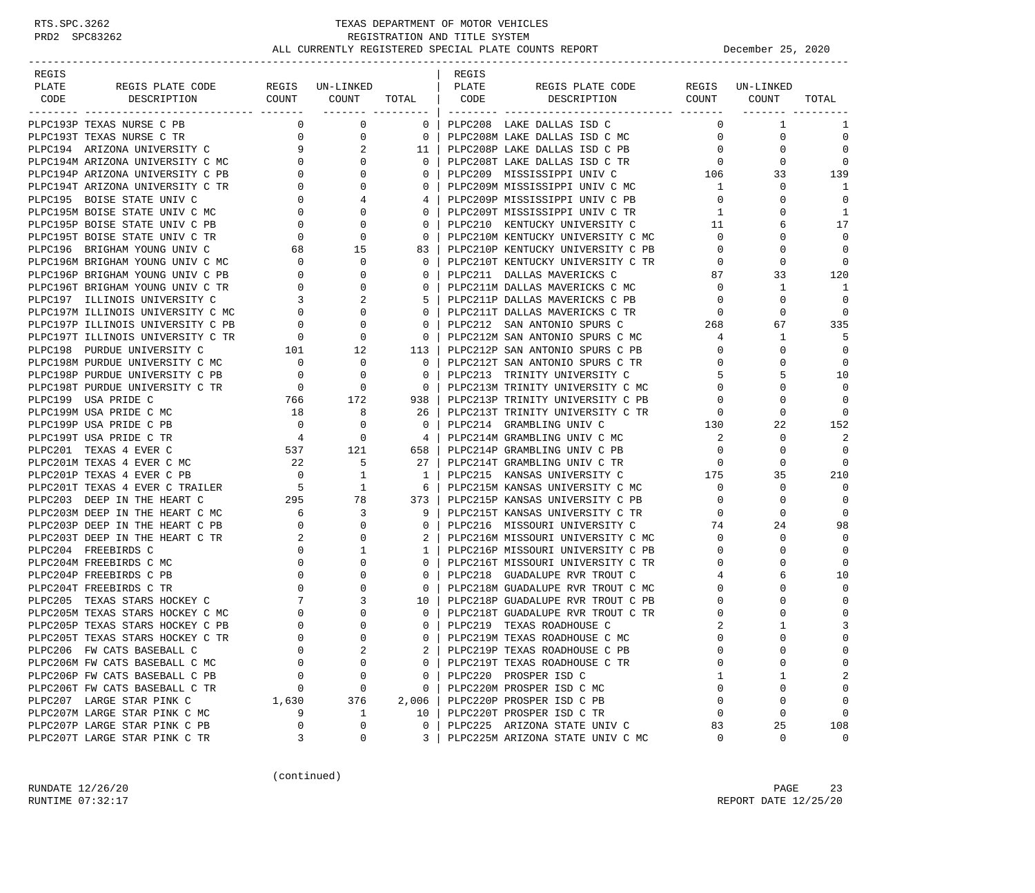TEXAS DEPARTMENT OF MOTOR VEHICLES
REGISTRATION AND TITLE SYSTEM
ALL CURRENTLY REGISTERED SPECIAL PLATE COUNTS REPORT — December 25, 2020

| REGIS PLATE CODE | REGIS PLATE CODE DESCRIPTION | REGIS COUNT | UN-LINKED COUNT | TOTAL |
|---|---|---|---|---|
| PLPC193P | TEXAS NURSE C PB | 0 | 0 | 0 |
| PLPC193T | TEXAS NURSE C TR | 0 | 0 | 0 |
| PLPC194 | ARIZONA UNIVERSITY C | 9 | 2 | 11 |
| PLPC194M | ARIZONA UNIVERSITY C MC | 0 | 0 | 0 |
| PLPC194P | ARIZONA UNIVERSITY C PB | 0 | 0 | 0 |
| PLPC194T | ARIZONA UNIVERSITY C TR | 0 | 0 | 0 |
| PLPC195 | BOISE STATE UNIV C | 0 | 4 | 4 |
| PLPC195M | BOISE STATE UNIV C MC | 0 | 0 | 0 |
| PLPC195P | BOISE STATE UNIV C PB | 0 | 0 | 0 |
| PLPC195T | BOISE STATE UNIV C TR | 0 | 0 | 0 |
| PLPC196 | BRIGHAM YOUNG UNIV C | 68 | 15 | 83 |
| PLPC196M | BRIGHAM YOUNG UNIV C MC | 0 | 0 | 0 |
| PLPC196P | BRIGHAM YOUNG UNIV C PB | 0 | 0 | 0 |
| PLPC196T | BRIGHAM YOUNG UNIV C TR | 0 | 0 | 0 |
| PLPC197 | ILLINOIS UNIVERSITY C | 3 | 2 | 5 |
| PLPC197M | ILLINOIS UNIVERSITY C MC | 0 | 0 | 0 |
| PLPC197P | ILLINOIS UNIVERSITY C PB | 0 | 0 | 0 |
| PLPC197T | ILLINOIS UNIVERSITY C TR | 0 | 0 | 0 |
| PLPC198 | PURDUE UNIVERSITY C | 101 | 12 | 113 |
| PLPC198M | PURDUE UNIVERSITY C MC | 0 | 0 | 0 |
| PLPC198P | PURDUE UNIVERSITY C PB | 0 | 0 | 0 |
| PLPC198T | PURDUE UNIVERSITY C TR | 0 | 0 | 0 |
| PLPC199 | USA PRIDE C | 766 | 172 | 938 |
| PLPC199M | USA PRIDE C MC | 18 | 8 | 26 |
| PLPC199P | USA PRIDE C PB | 0 | 0 | 0 |
| PLPC199T | USA PRIDE C TR | 4 | 0 | 4 |
| PLPC201 | TEXAS 4 EVER C | 537 | 121 | 658 |
| PLPC201M | TEXAS 4 EVER C MC | 22 | 5 | 27 |
| PLPC201P | TEXAS 4 EVER C PB | 0 | 1 | 1 |
| PLPC201T | TEXAS 4 EVER C TRAILER | 5 | 1 | 6 |
| PLPC203 | DEEP IN THE HEART C | 295 | 78 | 373 |
| PLPC203M | DEEP IN THE HEART C MC | 6 | 3 | 9 |
| PLPC203P | DEEP IN THE HEART C PB | 0 | 0 | 0 |
| PLPC203T | DEEP IN THE HEART C TR | 2 | 0 | 2 |
| PLPC204 | FREEBIRDS C | 0 | 1 | 1 |
| PLPC204M | FREEBIRDS C MC | 0 | 0 | 0 |
| PLPC204P | FREEBIRDS C PB | 0 | 0 | 0 |
| PLPC204T | FREEBIRDS C TR | 0 | 0 | 0 |
| PLPC205 | TEXAS STARS HOCKEY C | 7 | 3 | 10 |
| PLPC205M | TEXAS STARS HOCKEY C MC | 0 | 0 | 0 |
| PLPC205P | TEXAS STARS HOCKEY C PB | 0 | 0 | 0 |
| PLPC205T | TEXAS STARS HOCKEY C TR | 0 | 0 | 0 |
| PLPC206 | FW CATS BASEBALL C | 0 | 2 | 2 |
| PLPC206M | FW CATS BASEBALL C MC | 0 | 0 | 0 |
| PLPC206P | FW CATS BASEBALL C PB | 0 | 0 | 0 |
| PLPC206T | FW CATS BASEBALL C TR | 0 | 0 | 0 |
| PLPC207 | LARGE STAR PINK C | 1,630 | 376 | 2,006 |
| PLPC207M | LARGE STAR PINK C MC | 9 | 1 | 10 |
| PLPC207P | LARGE STAR PINK C PB | 0 | 0 | 0 |
| PLPC207T | LARGE STAR PINK C TR | 3 | 0 | 3 |
| PLPC208 | LAKE DALLAS ISD C | 0 | 1 | 1 |
| PLPC208M | LAKE DALLAS ISD C MC | 0 | 0 | 0 |
| PLPC208P | LAKE DALLAS ISD C PB | 0 | 0 | 0 |
| PLPC208T | LAKE DALLAS ISD C TR | 0 | 0 | 0 |
| PLPC209 | MISSISSIPPI UNIV C | 106 | 33 | 139 |
| PLPC209M | MISSISSIPPI UNIV C MC | 1 | 0 | 1 |
| PLPC209P | MISSISSIPPI UNIV C PB | 0 | 0 | 0 |
| PLPC209T | MISSISSIPPI UNIV C TR | 1 | 0 | 1 |
| PLPC210 | KENTUCKY UNIVERSITY C | 11 | 6 | 17 |
| PLPC210M | KENTUCKY UNIVERSITY C MC | 0 | 0 | 0 |
| PLPC210P | KENTUCKY UNIVERSITY C PB | 0 | 0 | 0 |
| PLPC210T | KENTUCKY UNIVERSITY C TR | 0 | 0 | 0 |
| PLPC211 | DALLAS MAVERICKS C | 87 | 33 | 120 |
| PLPC211M | DALLAS MAVERICKS C MC | 0 | 1 | 1 |
| PLPC211P | DALLAS MAVERICKS C PB | 0 | 0 | 0 |
| PLPC211T | DALLAS MAVERICKS C TR | 0 | 0 | 0 |
| PLPC212 | SAN ANTONIO SPURS C | 268 | 67 | 335 |
| PLPC212M | SAN ANTONIO SPURS C MC | 4 | 1 | 5 |
| PLPC212P | SAN ANTONIO SPURS C PB | 0 | 0 | 0 |
| PLPC212T | SAN ANTONIO SPURS C TR | 0 | 0 | 0 |
| PLPC213 | TRINITY UNIVERSITY C | 5 | 5 | 10 |
| PLPC213M | TRINITY UNIVERSITY C MC | 0 | 0 | 0 |
| PLPC213P | TRINITY UNIVERSITY C PB | 0 | 0 | 0 |
| PLPC213T | TRINITY UNIVERSITY C TR | 0 | 0 | 0 |
| PLPC214 | GRAMBLING UNIV C | 130 | 22 | 152 |
| PLPC214M | GRAMBLING UNIV C MC | 2 | 0 | 2 |
| PLPC214P | GRAMBLING UNIV C PB | 0 | 0 | 0 |
| PLPC214T | GRAMBLING UNIV C TR | 0 | 0 | 0 |
| PLPC215 | KANSAS UNIVERSITY C | 175 | 35 | 210 |
| PLPC215M | KANSAS UNIVERSITY C MC | 0 | 0 | 0 |
| PLPC215P | KANSAS UNIVERSITY C PB | 0 | 0 | 0 |
| PLPC215T | KANSAS UNIVERSITY C TR | 0 | 0 | 0 |
| PLPC216 | MISSOURI UNIVERSITY C | 74 | 24 | 98 |
| PLPC216M | MISSOURI UNIVERSITY C MC | 0 | 0 | 0 |
| PLPC216P | MISSOURI UNIVERSITY C PB | 0 | 0 | 0 |
| PLPC216T | MISSOURI UNIVERSITY C TR | 0 | 0 | 0 |
| PLPC218 | GUADALUPE RVR TROUT C | 4 | 6 | 10 |
| PLPC218M | GUADALUPE RVR TROUT C MC | 0 | 0 | 0 |
| PLPC218P | GUADALUPE RVR TROUT C PB | 0 | 0 | 0 |
| PLPC218T | GUADALUPE RVR TROUT C TR | 0 | 0 | 0 |
| PLPC219 | TEXAS ROADHOUSE C | 2 | 1 | 3 |
| PLPC219M | TEXAS ROADHOUSE C MC | 0 | 0 | 0 |
| PLPC219P | TEXAS ROADHOUSE C PB | 0 | 0 | 0 |
| PLPC219T | TEXAS ROADHOUSE C TR | 0 | 0 | 0 |
| PLPC220 | PROSPER ISD C | 1 | 1 | 2 |
| PLPC220M | PROSPER ISD C MC | 0 | 0 | 0 |
| PLPC220P | PROSPER ISD C PB | 0 | 0 | 0 |
| PLPC220T | PROSPER ISD C TR | 0 | 0 | 0 |
| PLPC225 | ARIZONA STATE UNIV C | 83 | 25 | 108 |
| PLPC225M | ARIZONA STATE UNIV C MC | 0 | 0 | 0 |

(continued)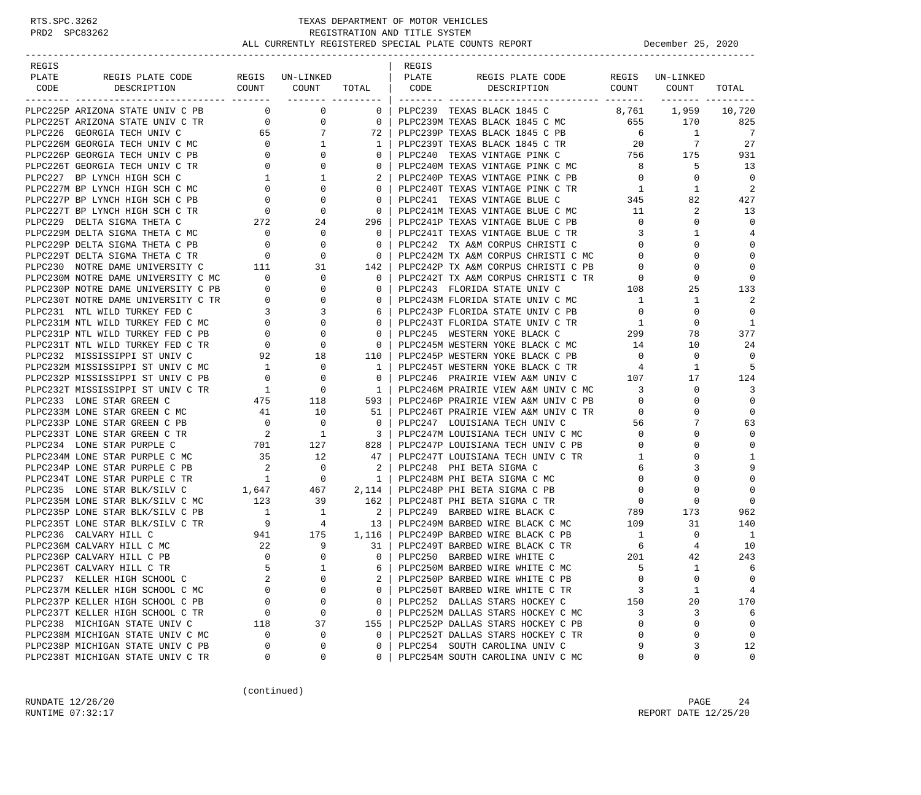# TEXAS DEPARTMENT OF MOTOR VEHICLES
## REGISTRATION AND TITLE SYSTEM
### ALL CURRENTLY REGISTERED SPECIAL PLATE COUNTS REPORT — December 25, 2020

RTS.SPC.3262
PRD2 SPC83262

| REGIS PLATE CODE | REGIS PLATE CODE DESCRIPTION | REGIS COUNT | UN-LINKED COUNT | TOTAL |
|---|---|---|---|---|
| PLPC225P | ARIZONA STATE UNIV C PB | 0 | 0 | 0 |
| PLPC225T | ARIZONA STATE UNIV C TR | 0 | 0 | 0 |
| PLPC226 | GEORGIA TECH UNIV C | 65 | 7 | 72 |
| PLPC226M | GEORGIA TECH UNIV C MC | 0 | 1 | 1 |
| PLPC226P | GEORGIA TECH UNIV C PB | 0 | 0 | 0 |
| PLPC226T | GEORGIA TECH UNIV C TR | 0 | 0 | 0 |
| PLPC227 | BP LYNCH HIGH SCH C | 1 | 1 | 2 |
| PLPC227M | BP LYNCH HIGH SCH C MC | 0 | 0 | 0 |
| PLPC227P | BP LYNCH HIGH SCH C PB | 0 | 0 | 0 |
| PLPC227T | BP LYNCH HIGH SCH C TR | 0 | 0 | 0 |
| PLPC229 | DELTA SIGMA THETA C | 272 | 24 | 296 |
| PLPC229M | DELTA SIGMA THETA C MC | 0 | 0 | 0 |
| PLPC229P | DELTA SIGMA THETA C PB | 0 | 0 | 0 |
| PLPC229T | DELTA SIGMA THETA C TR | 0 | 0 | 0 |
| PLPC230 | NOTRE DAME UNIVERSITY C | 111 | 31 | 142 |
| PLPC230M | NOTRE DAME UNIVERSITY C MC | 0 | 0 | 0 |
| PLPC230P | NOTRE DAME UNIVERSITY C PB | 0 | 0 | 0 |
| PLPC230T | NOTRE DAME UNIVERSITY C TR | 0 | 0 | 0 |
| PLPC231 | NTL WILD TURKEY FED C | 3 | 3 | 6 |
| PLPC231M | NTL WILD TURKEY FED C MC | 0 | 0 | 0 |
| PLPC231P | NTL WILD TURKEY FED C PB | 0 | 0 | 0 |
| PLPC231T | NTL WILD TURKEY FED C TR | 0 | 0 | 0 |
| PLPC232 | MISSISSIPPI ST UNIV C | 92 | 18 | 110 |
| PLPC232M | MISSISSIPPI ST UNIV C MC | 1 | 0 | 1 |
| PLPC232P | MISSISSIPPI ST UNIV C PB | 0 | 0 | 0 |
| PLPC232T | MISSISSIPPI ST UNIV C TR | 1 | 0 | 1 |
| PLPC233 | LONE STAR GREEN C | 475 | 118 | 593 |
| PLPC233M | LONE STAR GREEN C MC | 41 | 10 | 51 |
| PLPC233P | LONE STAR GREEN C PB | 0 | 0 | 0 |
| PLPC233T | LONE STAR GREEN C TR | 2 | 1 | 3 |
| PLPC234 | LONE STAR PURPLE C | 701 | 127 | 828 |
| PLPC234M | LONE STAR PURPLE C MC | 35 | 12 | 47 |
| PLPC234P | LONE STAR PURPLE C PB | 2 | 0 | 2 |
| PLPC234T | LONE STAR PURPLE C TR | 1 | 0 | 1 |
| PLPC235 | LONE STAR BLK/SILV C | 1,647 | 467 | 2,114 |
| PLPC235M | LONE STAR BLK/SILV C MC | 123 | 39 | 162 |
| PLPC235P | LONE STAR BLK/SILV C PB | 1 | 1 | 2 |
| PLPC235T | LONE STAR BLK/SILV C TR | 9 | 4 | 13 |
| PLPC236 | CALVARY HILL C | 941 | 175 | 1,116 |
| PLPC236M | CALVARY HILL C MC | 22 | 9 | 31 |
| PLPC236P | CALVARY HILL C PB | 0 | 0 | 0 |
| PLPC236T | CALVARY HILL C TR | 5 | 1 | 6 |
| PLPC237 | KELLER HIGH SCHOOL C | 2 | 0 | 2 |
| PLPC237M | KELLER HIGH SCHOOL C MC | 0 | 0 | 0 |
| PLPC237P | KELLER HIGH SCHOOL C PB | 0 | 0 | 0 |
| PLPC237T | KELLER HIGH SCHOOL C TR | 0 | 0 | 0 |
| PLPC238 | MICHIGAN STATE UNIV C | 118 | 37 | 155 |
| PLPC238M | MICHIGAN STATE UNIV C MC | 0 | 0 | 0 |
| PLPC238P | MICHIGAN STATE UNIV C PB | 0 | 0 | 0 |
| PLPC238T | MICHIGAN STATE UNIV C TR | 0 | 0 | 0 |
| PLPC239 | TEXAS BLACK 1845 C | 8,761 | 1,959 | 10,720 |
| PLPC239M | TEXAS BLACK 1845 C MC | 655 | 170 | 825 |
| PLPC239P | TEXAS BLACK 1845 C PB | 6 | 1 | 7 |
| PLPC239T | TEXAS BLACK 1845 C TR | 20 | 7 | 27 |
| PLPC240 | TEXAS VINTAGE PINK C | 756 | 175 | 931 |
| PLPC240M | TEXAS VINTAGE PINK C MC | 8 | 5 | 13 |
| PLPC240P | TEXAS VINTAGE PINK C PB | 0 | 0 | 0 |
| PLPC240T | TEXAS VINTAGE PINK C TR | 1 | 1 | 2 |
| PLPC241 | TEXAS VINTAGE BLUE C | 345 | 82 | 427 |
| PLPC241M | TEXAS VINTAGE BLUE C MC | 11 | 2 | 13 |
| PLPC241P | TEXAS VINTAGE BLUE C PB | 0 | 0 | 0 |
| PLPC241T | TEXAS VINTAGE BLUE C TR | 3 | 1 | 4 |
| PLPC242 | TX A&M CORPUS CHRISTI C | 0 | 0 | 0 |
| PLPC242M | TX A&M CORPUS CHRISTI C MC | 0 | 0 | 0 |
| PLPC242P | TX A&M CORPUS CHRISTI C PB | 0 | 0 | 0 |
| PLPC242T | TX A&M CORPUS CHRISTI C TR | 0 | 0 | 0 |
| PLPC243 | FLORIDA STATE UNIV C | 108 | 25 | 133 |
| PLPC243M | FLORIDA STATE UNIV C MC | 1 | 1 | 2 |
| PLPC243P | FLORIDA STATE UNIV C PB | 0 | 0 | 0 |
| PLPC243T | FLORIDA STATE UNIV C TR | 1 | 0 | 1 |
| PLPC245 | WESTERN YOKE BLACK C | 299 | 78 | 377 |
| PLPC245M | WESTERN YOKE BLACK C MC | 14 | 10 | 24 |
| PLPC245P | WESTERN YOKE BLACK C PB | 0 | 0 | 0 |
| PLPC245T | WESTERN YOKE BLACK C TR | 4 | 1 | 5 |
| PLPC246 | PRAIRIE VIEW A&M UNIV C | 107 | 17 | 124 |
| PLPC246M | PRAIRIE VIEW A&M UNIV C MC | 3 | 0 | 3 |
| PLPC246P | PRAIRIE VIEW A&M UNIV C PB | 0 | 0 | 0 |
| PLPC246T | PRAIRIE VIEW A&M UNIV C TR | 0 | 0 | 0 |
| PLPC247 | LOUISIANA TECH UNIV C | 56 | 7 | 63 |
| PLPC247M | LOUISIANA TECH UNIV C MC | 0 | 0 | 0 |
| PLPC247P | LOUISIANA TECH UNIV C PB | 0 | 0 | 0 |
| PLPC247T | LOUISIANA TECH UNIV C TR | 1 | 0 | 1 |
| PLPC248 | PHI BETA SIGMA C | 6 | 3 | 9 |
| PLPC248M | PHI BETA SIGMA C MC | 0 | 0 | 0 |
| PLPC248P | PHI BETA SIGMA C PB | 0 | 0 | 0 |
| PLPC248T | PHI BETA SIGMA C TR | 0 | 0 | 0 |
| PLPC249 | BARBED WIRE BLACK C | 789 | 173 | 962 |
| PLPC249M | BARBED WIRE BLACK C MC | 109 | 31 | 140 |
| PLPC249P | BARBED WIRE BLACK C PB | 1 | 0 | 1 |
| PLPC249T | BARBED WIRE BLACK C TR | 6 | 4 | 10 |
| PLPC250 | BARBED WIRE WHITE C | 201 | 42 | 243 |
| PLPC250M | BARBED WIRE WHITE C MC | 5 | 1 | 6 |
| PLPC250P | BARBED WIRE WHITE C PB | 0 | 0 | 0 |
| PLPC250T | BARBED WIRE WHITE C TR | 3 | 1 | 4 |
| PLPC252 | DALLAS STARS HOCKEY C | 150 | 20 | 170 |
| PLPC252M | DALLAS STARS HOCKEY C MC | 3 | 3 | 6 |
| PLPC252P | DALLAS STARS HOCKEY C PB | 0 | 0 | 0 |
| PLPC252T | DALLAS STARS HOCKEY C TR | 0 | 0 | 0 |
| PLPC254 | SOUTH CAROLINA UNIV C | 9 | 3 | 12 |
| PLPC254M | SOUTH CAROLINA UNIV C MC | 0 | 0 | 0 |

(continued)

RUNDATE 12/26/20
RUNTIME 07:32:17
REPORT DATE 12/25/20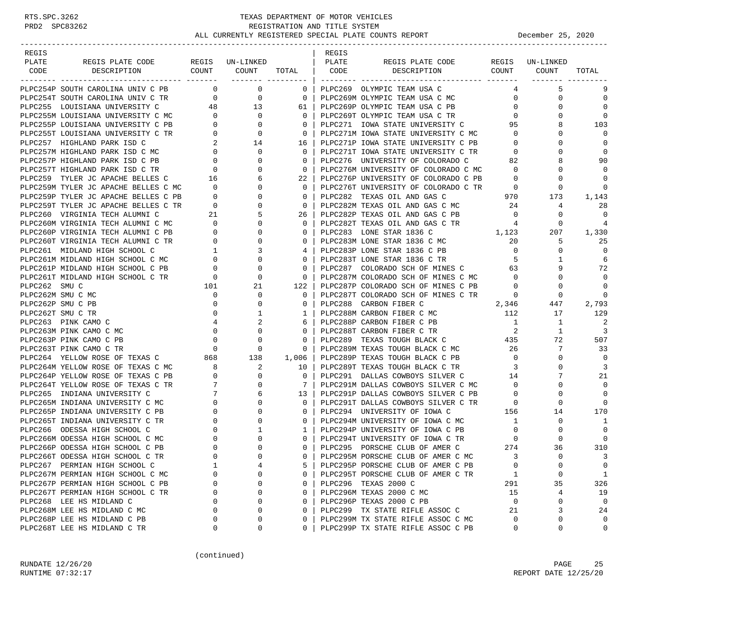TEXAS DEPARTMENT OF MOTOR VEHICLES
REGISTRATION AND TITLE SYSTEM
ALL CURRENTLY REGISTERED SPECIAL PLATE COUNTS REPORT — December 25, 2020

| REGIS PLATE CODE | REGIS PLATE CODE DESCRIPTION | REGIS COUNT | UN-LINKED COUNT | TOTAL |
|---|---|---|---|---|
| PLPC254P | SOUTH CAROLINA UNIV C PB | 0 | 0 | 0 |
| PLPC254T | SOUTH CAROLINA UNIV C TR | 0 | 0 | 0 |
| PLPC255 | LOUISIANA UNIVERSITY C | 48 | 13 | 61 |
| PLPC255M | LOUISIANA UNIVERSITY C MC | 0 | 0 | 0 |
| PLPC255P | LOUISIANA UNIVERSITY C PB | 0 | 0 | 0 |
| PLPC255T | LOUISIANA UNIVERSITY C TR | 0 | 0 | 0 |
| PLPC257 | HIGHLAND PARK ISD C | 2 | 14 | 16 |
| PLPC257M | HIGHLAND PARK ISD C MC | 0 | 0 | 0 |
| PLPC257P | HIGHLAND PARK ISD C PB | 0 | 0 | 0 |
| PLPC257T | HIGHLAND PARK ISD C TR | 0 | 0 | 0 |
| PLPC259 | TYLER JC APACHE BELLES C | 16 | 6 | 22 |
| PLPC259M | TYLER JC APACHE BELLES C MC | 0 | 0 | 0 |
| PLPC259P | TYLER JC APACHE BELLES C PB | 0 | 0 | 0 |
| PLPC259T | TYLER JC APACHE BELLES C TR | 0 | 0 | 0 |
| PLPC260 | VIRGINIA TECH ALUMNI C | 21 | 5 | 26 |
| PLPC260M | VIRGINIA TECH ALUMNI C MC | 0 | 0 | 0 |
| PLPC260P | VIRGINIA TECH ALUMNI C PB | 0 | 0 | 0 |
| PLPC260T | VIRGINIA TECH ALUMNI C TR | 0 | 0 | 0 |
| PLPC261 | MIDLAND HIGH SCHOOL C | 1 | 3 | 4 |
| PLPC261M | MIDLAND HIGH SCHOOL C MC | 0 | 0 | 0 |
| PLPC261P | MIDLAND HIGH SCHOOL C PB | 0 | 0 | 0 |
| PLPC261T | MIDLAND HIGH SCHOOL C TR | 0 | 0 | 0 |
| PLPC262 | SMU C | 101 | 21 | 122 |
| PLPC262M | SMU C MC | 0 | 0 | 0 |
| PLPC262P | SMU C PB | 0 | 0 | 0 |
| PLPC262T | SMU C TR | 0 | 1 | 1 |
| PLPC263 | PINK CAMO C | 4 | 2 | 6 |
| PLPC263M | PINK CAMO C MC | 0 | 0 | 0 |
| PLPC263P | PINK CAMO C PB | 0 | 0 | 0 |
| PLPC263T | PINK CAMO C TR | 0 | 0 | 0 |
| PLPC264 | YELLOW ROSE OF TEXAS C | 868 | 138 | 1,006 |
| PLPC264M | YELLOW ROSE OF TEXAS C MC | 8 | 2 | 10 |
| PLPC264P | YELLOW ROSE OF TEXAS C PB | 0 | 0 | 0 |
| PLPC264T | YELLOW ROSE OF TEXAS C TR | 7 | 0 | 7 |
| PLPC265 | INDIANA UNIVERSITY C | 7 | 6 | 13 |
| PLPC265M | INDIANA UNIVERSITY C MC | 0 | 0 | 0 |
| PLPC265P | INDIANA UNIVERSITY C PB | 0 | 0 | 0 |
| PLPC265T | INDIANA UNIVERSITY C TR | 0 | 0 | 0 |
| PLPC266 | ODESSA HIGH SCHOOL C | 0 | 1 | 1 |
| PLPC266M | ODESSA HIGH SCHOOL C MC | 0 | 0 | 0 |
| PLPC266P | ODESSA HIGH SCHOOL C PB | 0 | 0 | 0 |
| PLPC266T | ODESSA HIGH SCHOOL C TR | 0 | 0 | 0 |
| PLPC267 | PERMIAN HIGH SCHOOL C | 1 | 4 | 5 |
| PLPC267M | PERMIAN HIGH SCHOOL C MC | 0 | 0 | 0 |
| PLPC267P | PERMIAN HIGH SCHOOL C PB | 0 | 0 | 0 |
| PLPC267T | PERMIAN HIGH SCHOOL C TR | 0 | 0 | 0 |
| PLPC268 | LEE HS MIDLAND C | 0 | 0 | 0 |
| PLPC268M | LEE HS MIDLAND C MC | 0 | 0 | 0 |
| PLPC268P | LEE HS MIDLAND C PB | 0 | 0 | 0 |
| PLPC268T | LEE HS MIDLAND C TR | 0 | 0 | 0 |
| PLPC269 | OLYMPIC TEAM USA C | 4 | 5 | 9 |
| PLPC269M | OLYMPIC TEAM USA C MC | 0 | 0 | 0 |
| PLPC269P | OLYMPIC TEAM USA C PB | 0 | 0 | 0 |
| PLPC269T | OLYMPIC TEAM USA C TR | 0 | 0 | 0 |
| PLPC271 | IOWA STATE UNIVERSITY C | 95 | 8 | 103 |
| PLPC271M | IOWA STATE UNIVERSITY C MC | 0 | 0 | 0 |
| PLPC271P | IOWA STATE UNIVERSITY C PB | 0 | 0 | 0 |
| PLPC271T | IOWA STATE UNIVERSITY C TR | 0 | 0 | 0 |
| PLPC276 | UNIVERSITY OF COLORADO C | 82 | 8 | 90 |
| PLPC276M | UNIVERSITY OF COLORADO C MC | 0 | 0 | 0 |
| PLPC276P | UNIVERSITY OF COLORADO C PB | 0 | 0 | 0 |
| PLPC276T | UNIVERSITY OF COLORADO C TR | 0 | 0 | 0 |
| PLPC282 | TEXAS OIL AND GAS C | 970 | 173 | 1,143 |
| PLPC282M | TEXAS OIL AND GAS C MC | 24 | 4 | 28 |
| PLPC282P | TEXAS OIL AND GAS C PB | 0 | 0 | 0 |
| PLPC282T | TEXAS OIL AND GAS C TR | 4 | 0 | 4 |
| PLPC283 | LONE STAR 1836 C | 1,123 | 207 | 1,330 |
| PLPC283M | LONE STAR 1836 C MC | 20 | 5 | 25 |
| PLPC283P | LONE STAR 1836 C PB | 0 | 0 | 0 |
| PLPC283T | LONE STAR 1836 C TR | 5 | 1 | 6 |
| PLPC287 | COLORADO SCH OF MINES C | 63 | 9 | 72 |
| PLPC287M | COLORADO SCH OF MINES C MC | 0 | 0 | 0 |
| PLPC287P | COLORADO SCH OF MINES C PB | 0 | 0 | 0 |
| PLPC287T | COLORADO SCH OF MINES C TR | 0 | 0 | 0 |
| PLPC288 | CARBON FIBER C | 2,346 | 447 | 2,793 |
| PLPC288M | CARBON FIBER C MC | 112 | 17 | 129 |
| PLPC288P | CARBON FIBER C PB | 1 | 1 | 2 |
| PLPC288T | CARBON FIBER C TR | 2 | 1 | 3 |
| PLPC289 | TEXAS TOUGH BLACK C | 435 | 72 | 507 |
| PLPC289M | TEXAS TOUGH BLACK C MC | 26 | 7 | 33 |
| PLPC289P | TEXAS TOUGH BLACK C PB | 0 | 0 | 0 |
| PLPC289T | TEXAS TOUGH BLACK C TR | 3 | 0 | 3 |
| PLPC291 | DALLAS COWBOYS SILVER C | 14 | 7 | 21 |
| PLPC291M | DALLAS COWBOYS SILVER C MC | 0 | 0 | 0 |
| PLPC291P | DALLAS COWBOYS SILVER C PB | 0 | 0 | 0 |
| PLPC291T | DALLAS COWBOYS SILVER C TR | 0 | 0 | 0 |
| PLPC294 | UNIVERSITY OF IOWA C | 156 | 14 | 170 |
| PLPC294M | UNIVERSITY OF IOWA C MC | 1 | 0 | 1 |
| PLPC294P | UNIVERSITY OF IOWA C PB | 0 | 0 | 0 |
| PLPC294T | UNIVERSITY OF IOWA C TR | 0 | 0 | 0 |
| PLPC295 | PORSCHE CLUB OF AMER C | 274 | 36 | 310 |
| PLPC295M | PORSCHE CLUB OF AMER C MC | 3 | 0 | 3 |
| PLPC295P | PORSCHE CLUB OF AMER C PB | 0 | 0 | 0 |
| PLPC295T | PORSCHE CLUB OF AMER C TR | 1 | 0 | 1 |
| PLPC296 | TEXAS 2000 C | 291 | 35 | 326 |
| PLPC296M | TEXAS 2000 C MC | 15 | 4 | 19 |
| PLPC296P | TEXAS 2000 C PB | 0 | 0 | 0 |
| PLPC299 | TX STATE RIFLE ASSOC C | 21 | 3 | 24 |
| PLPC299M | TX STATE RIFLE ASSOC C MC | 0 | 0 | 0 |
| PLPC299P | TX STATE RIFLE ASSOC C PB | 0 | 0 | 0 |

(continued)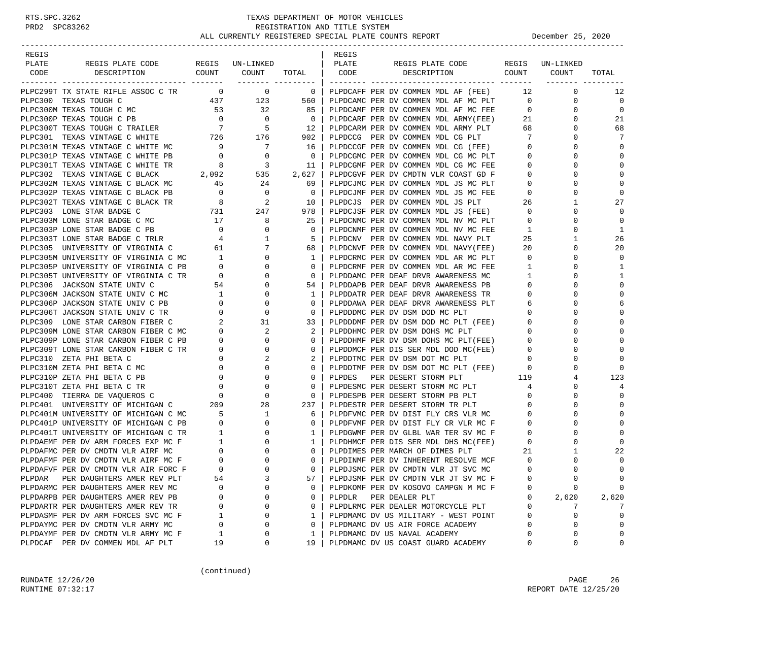# TEXAS DEPARTMENT OF MOTOR VEHICLES
## REGISTRATION AND TITLE SYSTEM
### ALL CURRENTLY REGISTERED SPECIAL PLATE COUNTS REPORT — December 25, 2020

RTS.SPC.3262
PRD2 SPC83262

| REGIS PLATE CODE | REGIS PLATE CODE DESCRIPTION | REGIS COUNT | UN-LINKED COUNT | TOTAL |
|---|---|---|---|---|
| PLPC299T | TX STATE RIFLE ASSOC C TR | 0 | 0 | 0 |
| PLPC300 | TEXAS TOUGH C | 437 | 123 | 560 |
| PLPC300M | TEXAS TOUGH C MC | 53 | 32 | 85 |
| PLPC300P | TEXAS TOUGH C PB | 0 | 0 | 0 |
| PLPC300T | TEXAS TOUGH C TRAILER | 7 | 5 | 12 |
| PLPC301 | TEXAS VINTAGE C WHITE | 726 | 176 | 902 |
| PLPC301M | TEXAS VINTAGE C WHITE MC | 9 | 7 | 16 |
| PLPC301P | TEXAS VINTAGE C WHITE PB | 0 | 0 | 0 |
| PLPC301T | TEXAS VINTAGE C WHITE TR | 8 | 3 | 11 |
| PLPC302 | TEXAS VINTAGE C BLACK | 2,092 | 535 | 2,627 |
| PLPC302M | TEXAS VINTAGE C BLACK MC | 45 | 24 | 69 |
| PLPC302P | TEXAS VINTAGE C BLACK PB | 0 | 0 | 0 |
| PLPC302T | TEXAS VINTAGE C BLACK TR | 8 | 2 | 10 |
| PLPC303 | LONE STAR BADGE C | 731 | 247 | 978 |
| PLPC303M | LONE STAR BADGE C MC | 17 | 8 | 25 |
| PLPC303P | LONE STAR BADGE C PB | 0 | 0 | 0 |
| PLPC303T | LONE STAR BADGE C TRLR | 4 | 1 | 5 |
| PLPC305 | UNIVERSITY OF VIRGINIA C | 61 | 7 | 68 |
| PLPC305M | UNIVERSITY OF VIRGINIA C MC | 1 | 0 | 1 |
| PLPC305P | UNIVERSITY OF VIRGINIA C PB | 0 | 0 | 0 |
| PLPC305T | UNIVERSITY OF VIRGINIA C TR | 0 | 0 | 0 |
| PLPC306 | JACKSON STATE UNIV C | 54 | 0 | 54 |
| PLPC306M | JACKSON STATE UNIV C MC | 1 | 0 | 1 |
| PLPC306P | JACKSON STATE UNIV C PB | 0 | 0 | 0 |
| PLPC306T | JACKSON STATE UNIV C TR | 0 | 0 | 0 |
| PLPC309 | LONE STAR CARBON FIBER C | 2 | 31 | 33 |
| PLPC309M | LONE STAR CARBON FIBER C MC | 0 | 2 | 2 |
| PLPC309P | LONE STAR CARBON FIBER C PB | 0 | 0 | 0 |
| PLPC309T | LONE STAR CARBON FIBER C TR | 0 | 0 | 0 |
| PLPC310 | ZETA PHI BETA C | 0 | 2 | 2 |
| PLPC310M | ZETA PHI BETA C MC | 0 | 0 | 0 |
| PLPC310P | ZETA PHI BETA C PB | 0 | 0 | 0 |
| PLPC310T | ZETA PHI BETA C TR | 0 | 0 | 0 |
| PLPC400 | TIERRA DE VAQUEROS C | 0 | 0 | 0 |
| PLPC401 | UNIVERSITY OF MICHIGAN C | 209 | 28 | 237 |
| PLPC401M | UNIVERSITY OF MICHIGAN C MC | 5 | 1 | 6 |
| PLPC401P | UNIVERSITY OF MICHIGAN C PB | 0 | 0 | 0 |
| PLPC401T | UNIVERSITY OF MICHIGAN C TR | 1 | 0 | 1 |
| PLPDAEMF | PER DV ARM FORCES EXP MC F | 1 | 0 | 1 |
| PLPDAFMC | PER DV CMDTN VLR AIRF MC | 0 | 0 | 0 |
| PLPDAFMF | PER DV CMDTN VLR AIRF MC F | 0 | 0 | 0 |
| PLPDAFVF | PER DV CMDTN VLR AIR FORC F | 0 | 0 | 0 |
| PLPDAR | PER DAUGHTERS AMER REV PLT | 54 | 3 | 57 |
| PLPDARMC | PER DAUGHTERS AMER REV MC | 0 | 0 | 0 |
| PLPDARPB | PER DAUGHTERS AMER REV PB | 0 | 0 | 0 |
| PLPDARTR | PER DAUGHTERS AMER REV TR | 0 | 0 | 0 |
| PLPDASMF | PER DV ARM FORCES SVC MC F | 1 | 0 | 1 |
| PLPDAYMC | PER DV CMDTN VLR ARMY MC | 0 | 0 | 0 |
| PLPDAYMF | PER DV CMDTN VLR ARMY MC F | 1 | 0 | 1 |
| PLPDCAF | PER DV COMMEN MDL AF PLT | 19 | 0 | 19 |
| PLPDCAFF | PER DV COMMEN MDL AF (FEE) | 12 | 0 | 12 |
| PLPDCAMC | PER DV COMMEN MDL AF MC PLT | 0 | 0 | 0 |
| PLPDCAMF | PER DV COMMEN MDL AF MC FEE | 0 | 0 | 0 |
| PLPDCARF | PER DV COMMEN MDL ARMY(FEE) | 21 | 0 | 21 |
| PLPDCARM | PER DV COMMEN MDL ARMY PLT | 68 | 0 | 68 |
| PLPDCCG | PER DV COMMEN MDL CG PLT | 7 | 0 | 7 |
| PLPDCCGF | PER DV COMMEN MDL CG (FEE) | 0 | 0 | 0 |
| PLPDCGMC | PER DV COMMEN MDL CG MC PLT | 0 | 0 | 0 |
| PLPDCGMF | PER DV COMMEN MDL CG MC FEE | 0 | 0 | 0 |
| PLPDCGVF | PER DV CMDTN VLR COAST GD F | 0 | 0 | 0 |
| PLPDCJMC | PER DV COMMEN MDL JS MC PLT | 0 | 0 | 0 |
| PLPDCJMF | PER DV COMMEN MDL JS MC FEE | 0 | 0 | 0 |
| PLPDCJS | PER DV COMMEN MDL JS PLT | 26 | 1 | 27 |
| PLPDCJSF | PER DV COMMEN MDL JS (FEE) | 0 | 0 | 0 |
| PLPDCNMC | PER DV COMMEN MDL NV MC PLT | 0 | 0 | 0 |
| PLPDCNMF | PER DV COMMEN MDL NV MC FEE | 1 | 0 | 1 |
| PLPDCNV | PER DV COMMEN MDL NAVY PLT | 25 | 1 | 26 |
| PLPDCNVF | PER DV COMMEN MDL NAVY(FEE) | 20 | 0 | 20 |
| PLPDCRMC | PER DV COMMEN MDL AR MC PLT | 0 | 0 | 0 |
| PLPDCRMF | PER DV COMMEN MDL AR MC FEE | 1 | 0 | 1 |
| PLPDDAMC | PER DEAF DRVR AWARENESS MC | 1 | 0 | 1 |
| PLPDDAPB | PER DEAF DRVR AWARENESS PB | 0 | 0 | 0 |
| PLPDDATR | PER DEAF DRVR AWARENESS TR | 0 | 0 | 0 |
| PLPDDAWA | PER DEAF DRVR AWARENESS PLT | 6 | 0 | 6 |
| PLPDDDMC | PER DV DSM DOD MC PLT | 0 | 0 | 0 |
| PLPDDDMF | PER DV DSM DOD MC PLT (FEE) | 0 | 0 | 0 |
| PLPDDHMC | PER DV DSM DOHS MC PLT | 0 | 0 | 0 |
| PLPDDHMF | PER DV DSM DOHS MC PLT(FEE) | 0 | 0 | 0 |
| PLPDDMCF | PER DIS SER MDL DOD MC(FEE) | 0 | 0 | 0 |
| PLPDDTMC | PER DV DSM DOT MC PLT | 0 | 0 | 0 |
| PLPDDTMF | PER DV DSM DOT MC PLT (FEE) | 0 | 0 | 0 |
| PLPDES | PER DESERT STORM PLT | 119 | 4 | 123 |
| PLPDESMC | PER DESERT STORM MC PLT | 4 | 0 | 4 |
| PLPDESPB | PER DESERT STORM PB PLT | 0 | 0 | 0 |
| PLPDESTR | PER DESERT STORM TR PLT | 0 | 0 | 0 |
| PLPDFVMC | PER DV DIST FLY CRS VLR MC | 0 | 0 | 0 |
| PLPDFVMF | PER DV DIST FLY CR VLR MC F | 0 | 0 | 0 |
| PLPDGWMF | PER DV GLBL WAR TER SV MC F | 0 | 0 | 0 |
| PLPDHMCF | PER DIS SER MDL DHS MC(FEE) | 0 | 0 | 0 |
| PLPDIMES | PER MARCH OF DIMES PLT | 21 | 1 | 22 |
| PLPDINMF | PER DV INHERENT RESOLVE MCF | 0 | 0 | 0 |
| PLPDJSMC | PER DV CMDTN VLR JT SVC MC | 0 | 0 | 0 |
| PLPDJSMF | PER DV CMDTN VLR JT SV MC F | 0 | 0 | 0 |
| PLPDKOMF | PER DV KOSOVO CAMPGN M MC F | 0 | 0 | 0 |
| PLPDLR | PER DEALER PLT | 0 | 2,620 | 2,620 |
| PLPDLRMC | PER DEALER MOTORCYCLE PLT | 0 | 7 | 7 |
| PLPDMAMC | DV US MILITARY - WEST POINT | 0 | 0 | 0 |
| PLPDMAMC | DV US AIR FORCE ACADEMY | 0 | 0 | 0 |
| PLPDMAMC | DV US NAVAL ACADEMY | 0 | 0 | 0 |
| PLPDMAMC | DV US COAST GUARD ACADEMY | 0 | 0 | 0 |

(continued)

RUNDATE 12/26/20
RUNTIME 07:32:17
REPORT DATE 12/25/20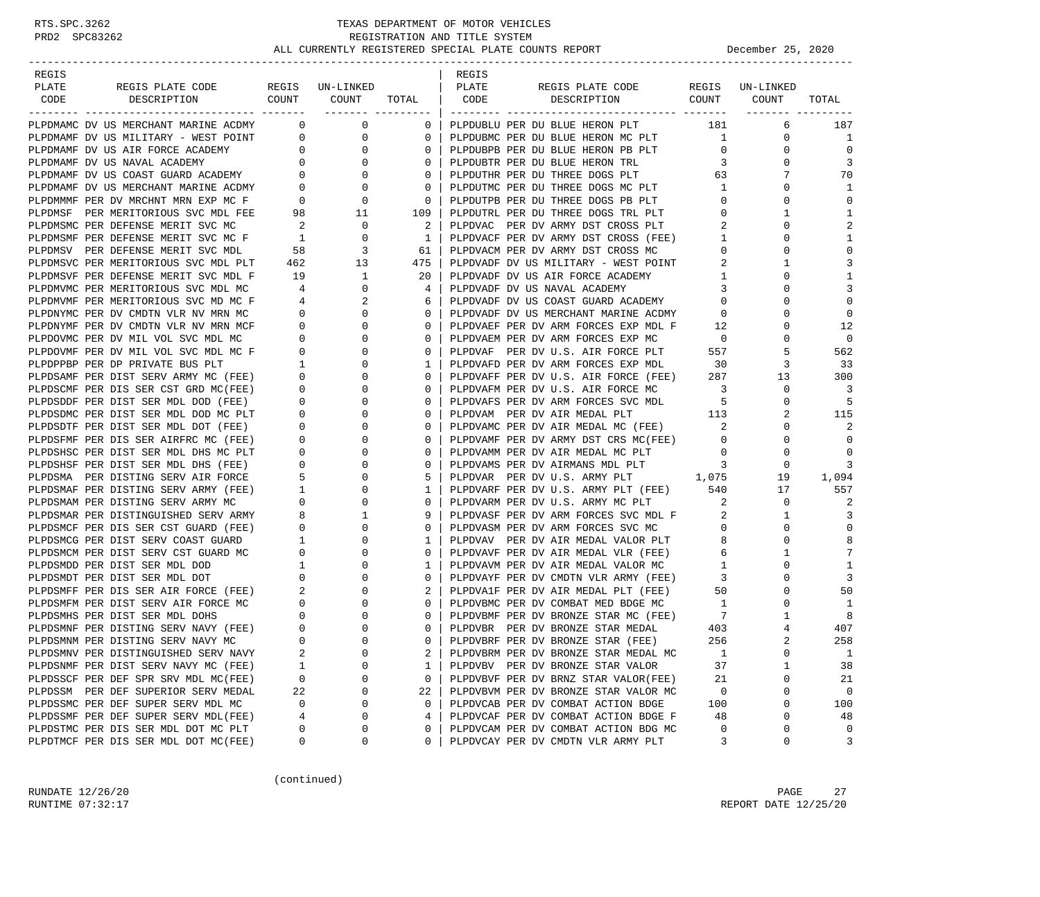# TEXAS DEPARTMENT OF MOTOR VEHICLES
## REGISTRATION AND TITLE SYSTEM
### ALL CURRENTLY REGISTERED SPECIAL PLATE COUNTS REPORT — December 25, 2020

RTS.SPC.3262
PRD2 SPC83262

| REGIS PLATE CODE | REGIS PLATE CODE DESCRIPTION | REGIS COUNT | UN-LINKED COUNT | TOTAL |
|---|---|---|---|---|
| PLPDMAMC | DV US MERCHANT MARINE ACDMY | 0 | 0 | 0 |
| PLPDMAMF | DV US MILITARY - WEST POINT | 0 | 0 | 0 |
| PLPDMAMF | DV US AIR FORCE ACADEMY | 0 | 0 | 0 |
| PLPDMAMF | DV US NAVAL ACADEMY | 0 | 0 | 0 |
| PLPDMAMF | DV US COAST GUARD ACADEMY | 0 | 0 | 0 |
| PLPDMAMF | DV US MERCHANT MARINE ACDMY | 0 | 0 | 0 |
| PLPDMMMF | PER DV MRCHNT MRN EXP MC F | 0 | 0 | 0 |
| PLPDMSF | PER MERITORIOUS SVC MDL FEE | 98 | 11 | 109 |
| PLPDMSMC | PER DEFENSE MERIT SVC MC | 2 | 0 | 2 |
| PLPDMSMF | PER DEFENSE MERIT SVC MC F | 1 | 0 | 1 |
| PLPDMSV | PER DEFENSE MERIT SVC MDL | 58 | 3 | 61 |
| PLPDMSVC | PER MERITORIOUS SVC MDL PLT | 462 | 13 | 475 |
| PLPDMSVF | PER DEFENSE MERIT SVC MDL F | 19 | 1 | 20 |
| PLPDMVMC | PER MERITORIOUS SVC MDL MC | 4 | 0 | 4 |
| PLPDMVMF | PER MERITORIOUS SVC MD MC F | 4 | 2 | 6 |
| PLPDNYMC | PER DV CMDTN VLR NV MRN MC | 0 | 0 | 0 |
| PLPDNYMF | PER DV CMDTN VLR NV MRN MCF | 0 | 0 | 0 |
| PLPDOVMC | PER DV MIL VOL SVC MDL MC | 0 | 0 | 0 |
| PLPDOVMF | PER DV MIL VOL SVC MDL MC F | 0 | 0 | 0 |
| PLPDPPBP | PER DP PRIVATE BUS PLT | 1 | 0 | 1 |
| PLPDSAMF | PER DIST SERV ARMY MC (FEE) | 0 | 0 | 0 |
| PLPDSCMF | PER DIS SER CST GRD MC(FEE) | 0 | 0 | 0 |
| PLPDSDDF | PER DIST SER MDL DOD (FEE) | 0 | 0 | 0 |
| PLPDSDMC | PER DIST SER MDL DOD MC PLT | 0 | 0 | 0 |
| PLPDSDTF | PER DIST SER MDL DOT (FEE) | 0 | 0 | 0 |
| PLPDSFMF | PER DIS SER AIRFRC MC (FEE) | 0 | 0 | 0 |
| PLPDSHSC | PER DIST SER MDL DHS MC PLT | 0 | 0 | 0 |
| PLPDSHSF | PER DIST SER MDL DHS (FEE) | 0 | 0 | 0 |
| PLPDSMA | PER DISTING SERV AIR FORCE | 5 | 0 | 5 |
| PLPDSMAF | PER DISTING SERV ARMY (FEE) | 1 | 0 | 1 |
| PLPDSMAM | PER DISTING SERV ARMY MC | 0 | 0 | 0 |
| PLPDSMAR | PER DISTINGUISHED SERV ARMY | 8 | 1 | 9 |
| PLPDSMCF | PER DIS SER CST GUARD (FEE) | 0 | 0 | 0 |
| PLPDSMCG | PER DIST SERV COAST GUARD | 1 | 0 | 1 |
| PLPDSMCM | PER DIST SERV CST GUARD MC | 0 | 0 | 0 |
| PLPDSMDD | PER DIST SER MDL DOD | 1 | 0 | 1 |
| PLPDSMDT | PER DIST SER MDL DOT | 0 | 0 | 0 |
| PLPDSMFF | PER DIS SER AIR FORCE (FEE) | 2 | 0 | 2 |
| PLPDSMFM | PER DIST SERV AIR FORCE MC | 0 | 0 | 0 |
| PLPDSMHS | PER DIST SER MDL DOHS | 0 | 0 | 0 |
| PLPDSMNF | PER DISTING SERV NAVY (FEE) | 0 | 0 | 0 |
| PLPDSMNM | PER DISTING SERV NAVY MC | 0 | 0 | 0 |
| PLPDSMNV | PER DISTINGUISHED SERV NAVY | 2 | 0 | 2 |
| PLPDSNMF | PER DIST SERV NAVY MC (FEE) | 1 | 0 | 1 |
| PLPDSSCF | PER DEF SPR SRV MDL MC(FEE) | 0 | 0 | 0 |
| PLPDSSM | PER DEF SUPERIOR SERV MEDAL | 22 | 0 | 22 |
| PLPDSSMC | PER DEF SUPER SERV MDL MC | 0 | 0 | 0 |
| PLPDSSMF | PER DEF SUPER SERV MDL(FEE) | 4 | 0 | 4 |
| PLPDSTMC | PER DIS SER MDL DOT MC PLT | 0 | 0 | 0 |
| PLPDTMCF | PER DIS SER MDL DOT MC(FEE) | 0 | 0 | 0 |
| PLPDUBLU | PER DU BLUE HERON PLT | 181 | 6 | 187 |
| PLPDUBMC | PER DU BLUE HERON MC PLT | 1 | 0 | 1 |
| PLPDUBPB | PER DU BLUE HERON PB PLT | 0 | 0 | 0 |
| PLPDUBTR | PER DU BLUE HERON TRL | 3 | 0 | 3 |
| PLPDUTHR | PER DU THREE DOGS PLT | 63 | 7 | 70 |
| PLPDUTMC | PER DU THREE DOGS MC PLT | 1 | 0 | 1 |
| PLPDUTPB | PER DU THREE DOGS PB PLT | 0 | 0 | 0 |
| PLPDUTRL | PER DU THREE DOGS TRL PLT | 0 | 1 | 1 |
| PLPDVAC | PER DV ARMY DST CROSS PLT | 2 | 0 | 2 |
| PLPDVACF | PER DV ARMY DST CROSS (FEE) | 1 | 0 | 1 |
| PLPDVACM | PER DV ARMY DST CROSS MC | 0 | 0 | 0 |
| PLPDVADF | DV US MILITARY - WEST POINT | 2 | 1 | 3 |
| PLPDVADF | DV US AIR FORCE ACADEMY | 1 | 0 | 1 |
| PLPDVADF | DV US NAVAL ACADEMY | 3 | 0 | 3 |
| PLPDVADF | DV US COAST GUARD ACADEMY | 0 | 0 | 0 |
| PLPDVADF | DV US MERCHANT MARINE ACDMY | 0 | 0 | 0 |
| PLPDVAEF | PER DV ARM FORCES EXP MDL F | 12 | 0 | 12 |
| PLPDVAEM | PER DV ARM FORCES EXP MC | 0 | 0 | 0 |
| PLPDVAF | PER DV U.S. AIR FORCE PLT | 557 | 5 | 562 |
| PLPDVAFD | PER DV ARM FORCES EXP MDL | 30 | 3 | 33 |
| PLPDVAFF | PER DV U.S. AIR FORCE (FEE) | 287 | 13 | 300 |
| PLPDVAFM | PER DV U.S. AIR FORCE MC | 3 | 0 | 3 |
| PLPDVAFS | PER DV ARM FORCES SVC MDL | 5 | 0 | 5 |
| PLPDVAM | PER DV AIR MEDAL PLT | 113 | 2 | 115 |
| PLPDVAMC | PER DV AIR MEDAL MC (FEE) | 2 | 0 | 2 |
| PLPDVAMF | PER DV ARMY DST CRS MC(FEE) | 0 | 0 | 0 |
| PLPDVAMM | PER DV AIR MEDAL MC PLT | 0 | 0 | 0 |
| PLPDVAMS | PER DV AIRMANS MDL PLT | 3 | 0 | 3 |
| PLPDVAR | PER DV U.S. ARMY PLT | 1,075 | 19 | 1,094 |
| PLPDVARF | PER DV U.S. ARMY PLT (FEE) | 540 | 17 | 557 |
| PLPDVARM | PER DV U.S. ARMY MC PLT | 2 | 0 | 2 |
| PLPDVASF | PER DV ARM FORCES SVC MDL F | 2 | 1 | 3 |
| PLPDVASM | PER DV ARM FORCES SVC MC | 0 | 0 | 0 |
| PLPDVAV | PER DV AIR MEDAL VALOR PLT | 8 | 0 | 8 |
| PLPDVAVF | PER DV AIR MEDAL VLR (FEE) | 6 | 1 | 7 |
| PLPDVAVM | PER DV AIR MEDAL VALOR MC | 1 | 0 | 1 |
| PLPDVAYF | PER DV CMDTN VLR ARMY (FEE) | 3 | 0 | 3 |
| PLPDVA1F | PER DV AIR MEDAL PLT (FEE) | 50 | 0 | 50 |
| PLPDVBMC | PER DV COMBAT MED BDGE MC | 1 | 0 | 1 |
| PLPDVBMF | PER DV BRONZE STAR MC (FEE) | 7 | 1 | 8 |
| PLPDVBR | PER DV BRONZE STAR MEDAL | 403 | 4 | 407 |
| PLPDVBRF | PER DV BRONZE STAR (FEE) | 256 | 2 | 258 |
| PLPDVBRM | PER DV BRONZE STAR MEDAL MC | 1 | 0 | 1 |
| PLPDVBV | PER DV BRONZE STAR VALOR | 37 | 1 | 38 |
| PLPDVBVF | PER DV BRNZ STAR VALOR(FEE) | 21 | 0 | 21 |
| PLPDVBVM | PER DV BRONZE STAR VALOR MC | 0 | 0 | 0 |
| PLPDVCAB | PER DV COMBAT ACTION BDGE | 100 | 0 | 100 |
| PLPDVCAF | PER DV COMBAT ACTION BDGE F | 48 | 0 | 48 |
| PLPDVCAM | PER DV COMBAT ACTION BDG MC | 0 | 0 | 0 |
| PLPDVCAY | PER DV CMDTN VLR ARMY PLT | 3 | 0 | 3 |

(continued)

RUNDATE 12/26/20
RUNTIME 07:32:17
REPORT DATE 12/25/20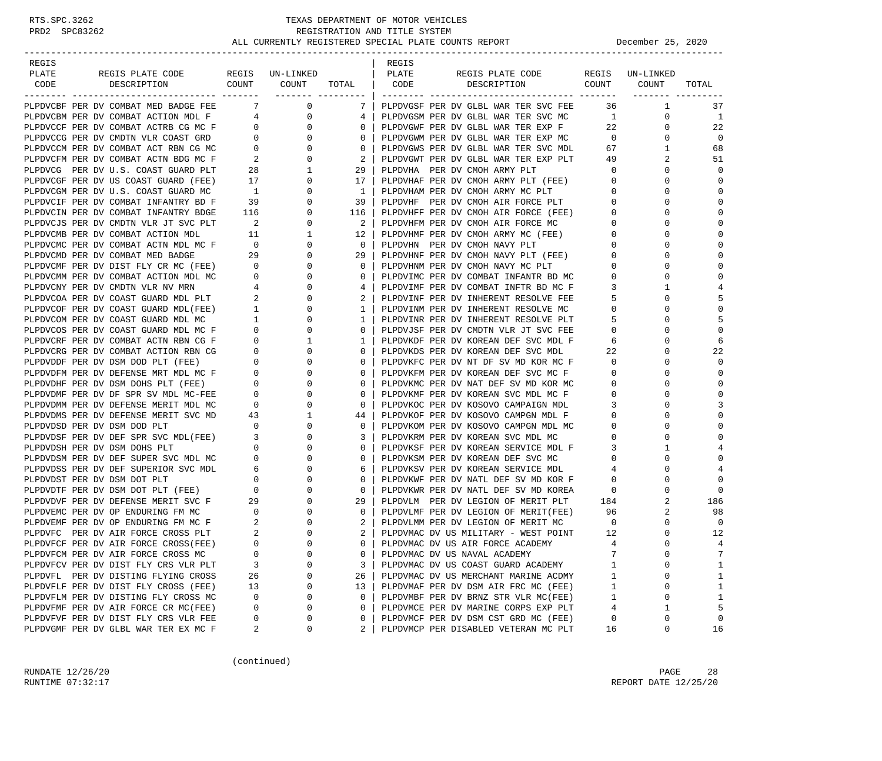RTS.SPC.3262 PRD2 SPC83262

# TEXAS DEPARTMENT OF MOTOR VEHICLES
## REGISTRATION AND TITLE SYSTEM
### ALL CURRENTLY REGISTERED SPECIAL PLATE COUNTS REPORT

December 25, 2020

| REGIS PLATE CODE | REGIS PLATE CODE DESCRIPTION | REGIS COUNT | UN-LINKED COUNT | TOTAL |
|---|---|---|---|---|
| PLPDVCBF | PER DV COMBAT MED BADGE FEE | 7 | 0 | 7 |
| PLPDVCBM | PER DV COMBAT ACTION MDL F | 4 | 0 | 4 |
| PLPDVCCF | PER DV COMBAT ACTRB CG MC F | 0 | 0 | 0 |
| PLPDVCCG | PER DV CMDTN VLR COAST GRD | 0 | 0 | 0 |
| PLPDVCCM | PER DV COMBAT ACT RBN CG MC | 0 | 0 | 0 |
| PLPDVCFM | PER DV COMBAT ACTN BDG MC F | 2 | 0 | 2 |
| PLPDVCG | PER DV U.S. COAST GUARD PLT | 28 | 1 | 29 |
| PLPDVCGF | PER DV US COAST GUARD (FEE) | 17 | 0 | 17 |
| PLPDVCGM | PER DV U.S. COAST GUARD MC | 1 | 0 | 1 |
| PLPDVCIF | PER DV COMBAT INFANTRY BD F | 39 | 0 | 39 |
| PLPDVCIN | PER DV COMBAT INFANTRY BDGE | 116 | 0 | 116 |
| PLPDVCJS | PER DV CMDTN VLR JT SVC PLT | 2 | 0 | 2 |
| PLPDVCMB | PER DV COMBAT ACTION MDL | 11 | 1 | 12 |
| PLPDVCMC | PER DV COMBAT ACTN MDL MC F | 0 | 0 | 0 |
| PLPDVCMD | PER DV COMBAT MED BADGE | 29 | 0 | 29 |
| PLPDVCMF | PER DV DIST FLY CR MC (FEE) | 0 | 0 | 0 |
| PLPDVCMM | PER DV COMBAT ACTION MDL MC | 0 | 0 | 0 |
| PLPDVCNY | PER DV CMDTN VLR NV MRN | 4 | 0 | 4 |
| PLPDVCOA | PER DV COAST GUARD MDL PLT | 2 | 0 | 2 |
| PLPDVCOF | PER DV COAST GUARD MDL(FEE) | 1 | 0 | 1 |
| PLPDVCOM | PER DV COAST GUARD MDL MC | 1 | 0 | 1 |
| PLPDVCOS | PER DV COAST GUARD MDL MC F | 0 | 0 | 0 |
| PLPDVCRF | PER DV COMBAT ACTN RBN CG F | 0 | 1 | 1 |
| PLPDVCRG | PER DV COMBAT ACTION RBN CG | 0 | 0 | 0 |
| PLPDVDDF | PER DV DSM DOD PLT (FEE) | 0 | 0 | 0 |
| PLPDVDFM | PER DV DEFENSE MRT MDL MC F | 0 | 0 | 0 |
| PLPDVDHF | PER DV DSM DOHS PLT (FEE) | 0 | 0 | 0 |
| PLPDVDMF | PER DV DF SPR SV MDL MC-FEE | 0 | 0 | 0 |
| PLPDVDMM | PER DV DEFENSE MERIT MDL MC | 0 | 0 | 0 |
| PLPDVDMS | PER DV DEFENSE MERIT SVC MD | 43 | 1 | 44 |
| PLPDVDSD | PER DV DSM DOD PLT | 0 | 0 | 0 |
| PLPDVDSF | PER DV DEF SPR SVC MDL(FEE) | 3 | 0 | 3 |
| PLPDVDSH | PER DV DSM DOHS PLT | 0 | 0 | 0 |
| PLPDVDSM | PER DV DEF SUPER SVC MDL MC | 0 | 0 | 0 |
| PLPDVDSS | PER DV DEF SUPERIOR SVC MDL | 6 | 0 | 6 |
| PLPDVDST | PER DV DSM DOT PLT | 0 | 0 | 0 |
| PLPDVDTF | PER DV DSM DOT PLT (FEE) | 0 | 0 | 0 |
| PLPDVDVF | PER DV DEFENSE MERIT SVC F | 29 | 0 | 29 |
| PLPDVEMC | PER DV OP ENDURING FM MC | 0 | 0 | 0 |
| PLPDVEMF | PER DV OP ENDURING FM MC F | 2 | 0 | 2 |
| PLPDVFC | PER DV AIR FORCE CROSS PLT | 2 | 0 | 2 |
| PLPDVFCF | PER DV AIR FORCE CROSS(FEE) | 0 | 0 | 0 |
| PLPDVFCM | PER DV AIR FORCE CROSS MC | 0 | 0 | 0 |
| PLPDVFCV | PER DV DIST FLY CRS VLR PLT | 3 | 0 | 3 |
| PLPDVFL | PER DV DISTING FLYING CROSS | 26 | 0 | 26 |
| PLPDVFLF | PER DV DIST FLY CROSS (FEE) | 13 | 0 | 13 |
| PLPDVFLM | PER DV DISTING FLY CROSS MC | 0 | 0 | 0 |
| PLPDVFMF | PER DV AIR FORCE CR MC(FEE) | 0 | 0 | 0 |
| PLPDVFVF | PER DV DIST FLY CRS VLR FEE | 0 | 0 | 0 |
| PLPDVGMF | PER DV GLBL WAR TER EX MC F | 2 | 0 | 2 |
| PLPDVGSF | PER DV GLBL WAR TER SVC FEE | 36 | 1 | 37 |
| PLPDVGSM | PER DV GLBL WAR TER SVC MC | 1 | 0 | 1 |
| PLPDVGWF | PER DV GLBL WAR TER EXP F | 22 | 0 | 22 |
| PLPDVGWM | PER DV GLBL WAR TER EXP MC | 0 | 0 | 0 |
| PLPDVGWS | PER DV GLBL WAR TER SVC MDL | 67 | 1 | 68 |
| PLPDVGWT | PER DV GLBL WAR TER EXP PLT | 49 | 2 | 51 |
| PLPDVHA | PER DV CMOH ARMY PLT | 0 | 0 | 0 |
| PLPDVHAF | PER DV CMOH ARMY PLT (FEE) | 0 | 0 | 0 |
| PLPDVHAM | PER DV CMOH ARMY MC PLT | 0 | 0 | 0 |
| PLPDVHF | PER DV CMOH AIR FORCE PLT | 0 | 0 | 0 |
| PLPDVHFF | PER DV CMOH AIR FORCE (FEE) | 0 | 0 | 0 |
| PLPDVHFM | PER DV CMOH AIR FORCE MC | 0 | 0 | 0 |
| PLPDVHMF | PER DV CMOH ARMY MC (FEE) | 0 | 0 | 0 |
| PLPDVHN | PER DV CMOH NAVY PLT | 0 | 0 | 0 |
| PLPDVHNF | PER DV CMOH NAVY PLT (FEE) | 0 | 0 | 0 |
| PLPDVHNM | PER DV CMOH NAVY MC PLT | 0 | 0 | 0 |
| PLPDVIMC | PER DV COMBAT INFANTR BD MC | 0 | 0 | 0 |
| PLPDVIMF | PER DV COMBAT INFTR BD MC F | 3 | 1 | 4 |
| PLPDVINF | PER DV INHERENT RESOLVE FEE | 5 | 0 | 5 |
| PLPDVINM | PER DV INHERENT RESOLVE MC | 0 | 0 | 0 |
| PLPDVINR | PER DV INHERENT RESOLVE PLT | 5 | 0 | 5 |
| PLPDVJSF | PER DV CMDTN VLR JT SVC FEE | 0 | 0 | 0 |
| PLPDVKDF | PER DV KOREAN DEF SVC MDL F | 6 | 0 | 6 |
| PLPDVKDS | PER DV KOREAN DEF SVC MDL | 22 | 0 | 22 |
| PLPDVKFC | PER DV NT DF SV MD KOR MC F | 0 | 0 | 0 |
| PLPDVKFM | PER DV KOREAN DEF SVC MC F | 0 | 0 | 0 |
| PLPDVKMC | PER DV NAT DEF SV MD KOR MC | 0 | 0 | 0 |
| PLPDVKMF | PER DV KOREAN SVC MDL MC F | 0 | 0 | 0 |
| PLPDVKOC | PER DV KOSOVO CAMPAIGN MDL | 3 | 0 | 3 |
| PLPDVKOF | PER DV KOSOVO CAMPGN MDL F | 0 | 0 | 0 |
| PLPDVKOM | PER DV KOSOVO CAMPGN MDL MC | 0 | 0 | 0 |
| PLPDVKRM | PER DV KOREAN SVC MDL MC | 0 | 0 | 0 |
| PLPDVKSF | PER DV KOREAN SERVICE MDL F | 3 | 1 | 4 |
| PLPDVKSM | PER DV KOREAN DEF SVC MC | 0 | 0 | 0 |
| PLPDVKSV | PER DV KOREAN SERVICE MDL | 4 | 0 | 4 |
| PLPDVKWF | PER DV NATL DEF SV MD KOR F | 0 | 0 | 0 |
| PLPDVKWR | PER DV NATL DEF SV MD KOREA | 0 | 0 | 0 |
| PLPDVLM | PER DV LEGION OF MERIT PLT | 184 | 2 | 186 |
| PLPDVLMF | PER DV LEGION OF MERIT(FEE) | 96 | 2 | 98 |
| PLPDVLMM | PER DV LEGION OF MERIT MC | 0 | 0 | 0 |
| PLPDVMAC | DV US MILITARY - WEST POINT | 12 | 0 | 12 |
| PLPDVMAC | DV US AIR FORCE ACADEMY | 4 | 0 | 4 |
| PLPDVMAC | DV US NAVAL ACADEMY | 7 | 0 | 7 |
| PLPDVMAC | DV US COAST GUARD ACADEMY | 1 | 0 | 1 |
| PLPDVMAC | DV US MERCHANT MARINE ACDMY | 1 | 0 | 1 |
| PLPDVMAF | PER DV DSM AIR FRC MC (FEE) | 1 | 0 | 1 |
| PLPDVMBF | PER DV BRNZ STR VLR MC(FEE) | 1 | 0 | 1 |
| PLPDVMCE | PER DV MARINE CORPS EXP PLT | 4 | 1 | 5 |
| PLPDVMCF | PER DV DSM CST GRD MC (FEE) | 0 | 0 | 0 |
| PLPDVMCP | PER DISABLED VETERAN MC PLT | 16 | 0 | 16 |

(continued)

RUNDATE 12/26/20
RUNTIME 07:32:17

REPORT DATE 12/25/20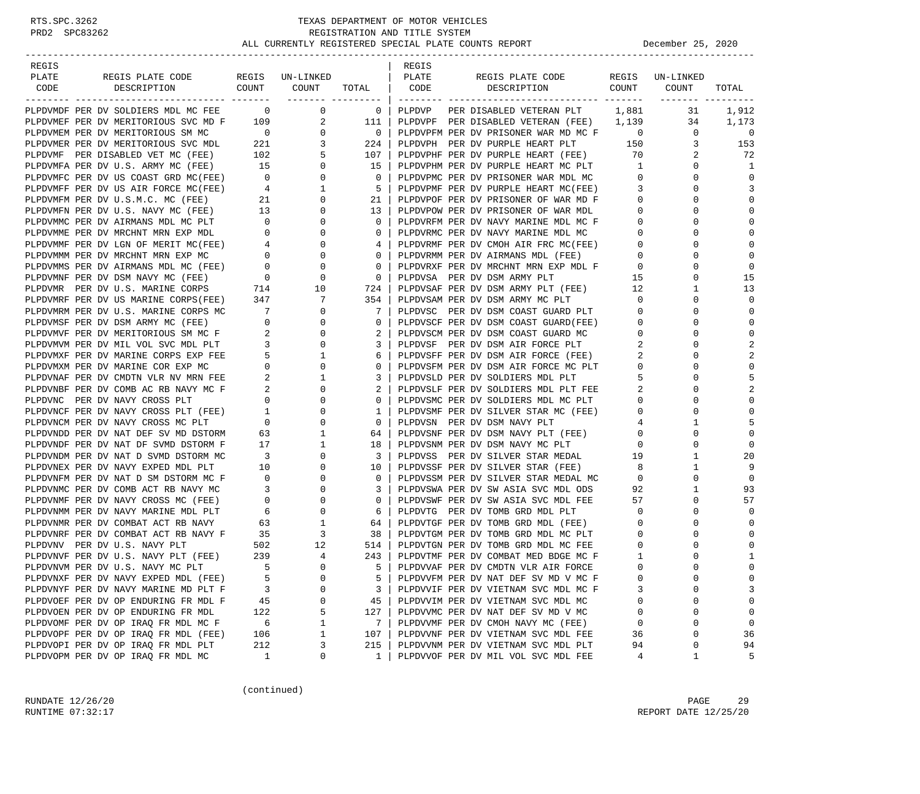RTS.SPC.3262 TEXAS DEPARTMENT OF MOTOR VEHICLES
PRD2 SPC83262 REGISTRATION AND TITLE SYSTEM

# ALL CURRENTLY REGISTERED SPECIAL PLATE COUNTS REPORT

December 25, 2020

| REGIS PLATE CODE | REGIS PLATE CODE DESCRIPTION | REGIS COUNT | UN-LINKED COUNT | TOTAL | REGIS PLATE CODE | REGIS PLATE CODE DESCRIPTION | REGIS COUNT | UN-LINKED COUNT | TOTAL |
|---|---|---|---|---|---|---|---|---|---|
| PLPDVMDF | PER DV SOLDIERS MDL MC FEE | 0 | 0 | 0 | PLPDVP | PER DISABLED VETERAN PLT | 1,881 | 31 | 1,912 |
| PLPDVMEF | PER DV MERITORIOUS SVC MD F | 109 | 2 | 111 | PLPDVPF | PER DISABLED VETERAN (FEE) | 1,139 | 34 | 1,173 |
| PLPDVMEM | PER DV MERITORIOUS SM MC | 0 | 0 | 0 | PLPDVPFM | PER DV PRISONER WAR MD MC F | 0 | 0 | 0 |
| PLPDVMER | PER DV MERITORIOUS SVC MDL | 221 | 3 | 224 | PLPDVPH | PER DV PURPLE HEART PLT | 150 | 3 | 153 |
| PLPDVMF | PER DISABLED VET MC (FEE) | 102 | 5 | 107 | PLPDVPHF | PER DV PURPLE HEART (FEE) | 70 | 2 | 72 |
| PLPDVMFA | PER DV U.S. ARMY MC (FEE) | 15 | 0 | 15 | PLPDVPHM | PER DV PURPLE HEART MC PLT | 1 | 0 | 1 |
| PLPDVMFC | PER DV US COAST GRD MC(FEE) | 0 | 0 | 0 | PLPDVPMC | PER DV PRISONER WAR MDL MC | 0 | 0 | 0 |
| PLPDVMFF | PER DV US AIR FORCE MC(FEE) | 4 | 1 | 5 | PLPDVPMF | PER DV PURPLE HEART MC(FEE) | 3 | 0 | 3 |
| PLPDVMFM | PER DV U.S.M.C. MC (FEE) | 21 | 0 | 21 | PLPDVPOF | PER DV PRISONER OF WAR MD F | 0 | 0 | 0 |
| PLPDVMFN | PER DV U.S. NAVY MC (FEE) | 13 | 0 | 13 | PLPDVPOW | PER DV PRISONER OF WAR MDL | 0 | 0 | 0 |
| PLPDVMMC | PER DV AIRMANS MDL MC PLT | 0 | 0 | 0 | PLPDVRFM | PER DV NAVY MARINE MDL MC F | 0 | 0 | 0 |
| PLPDVMME | PER DV MRCHNT MRN EXP MDL | 0 | 0 | 0 | PLPDVRMC | PER DV NAVY MARINE MDL MC | 0 | 0 | 0 |
| PLPDVMMF | PER DV LGN OF MERIT MC(FEE) | 4 | 0 | 4 | PLPDVRMF | PER DV CMOH AIR FRC MC(FEE) | 0 | 0 | 0 |
| PLPDVMMM | PER DV MRCHNT MRN EXP MC | 0 | 0 | 0 | PLPDVRMM | PER DV AIRMANS MDL (FEE) | 0 | 0 | 0 |
| PLPDVMMS | PER DV AIRMANS MDL MC (FEE) | 0 | 0 | 0 | PLPDVRXF | PER DV MRCHNT MRN EXP MDL F | 0 | 0 | 0 |
| PLPDVMNF | PER DV DSM NAVY MC (FEE) | 0 | 0 | 0 | PLPDVSA | PER DV DSM ARMY PLT | 15 | 0 | 15 |
| PLPDVMR | PER DV U.S. MARINE CORPS | 714 | 10 | 724 | PLPDVSAF | PER DV DSM ARMY PLT (FEE) | 12 | 1 | 13 |
| PLPDVMRF | PER DV US MARINE CORPS(FEE) | 347 | 7 | 354 | PLPDVSAM | PER DV DSM ARMY MC PLT | 0 | 0 | 0 |
| PLPDVMRM | PER DV U.S. MARINE CORPS MC | 7 | 0 | 7 | PLPDVSC | PER DV DSM COAST GUARD PLT | 0 | 0 | 0 |
| PLPDVMSF | PER DV DSM ARMY MC (FEE) | 0 | 0 | 0 | PLPDVSCF | PER DV DSM COAST GUARD(FEE) | 0 | 0 | 0 |
| PLPDVMVF | PER DV MERITORIOUS SM MC F | 2 | 0 | 2 | PLPDVSCM | PER DV DSM COAST GUARD MC | 0 | 0 | 0 |
| PLPDVMVM | PER DV MIL VOL SVC MDL PLT | 3 | 0 | 3 | PLPDVSF | PER DV DSM AIR FORCE PLT | 2 | 0 | 2 |
| PLPDVMXF | PER DV MARINE CORPS EXP FEE | 5 | 1 | 6 | PLPDVSFF | PER DV DSM AIR FORCE (FEE) | 2 | 0 | 2 |
| PLPDVMXM | PER DV MARINE COR EXP MC | 0 | 0 | 0 | PLPDVSFM | PER DV DSM AIR FORCE MC PLT | 0 | 0 | 0 |
| PLPDVNAF | PER DV CMDTN VLR NV MRN FEE | 2 | 1 | 3 | PLPDVSLD | PER DV SOLDIERS MDL PLT | 5 | 0 | 5 |
| PLPDVNBF | PER DV COMB AC RB NAVY MC F | 2 | 0 | 2 | PLPDVSLF | PER DV SOLDIERS MDL PLT FEE | 2 | 0 | 2 |
| PLPDVNC | PER DV NAVY CROSS PLT | 0 | 0 | 0 | PLPDVSMC | PER DV SOLDIERS MDL MC PLT | 0 | 0 | 0 |
| PLPDVNCF | PER DV NAVY CROSS PLT (FEE) | 1 | 0 | 1 | PLPDVSMF | PER DV SILVER STAR MC (FEE) | 0 | 0 | 0 |
| PLPDVNCM | PER DV NAVY CROSS MC PLT | 0 | 0 | 0 | PLPDVSN | PER DV DSM NAVY PLT | 4 | 1 | 5 |
| PLPDVNDD | PER DV NAT DEF SV MD DSTORM | 63 | 1 | 64 | PLPDVSNF | PER DV DSM NAVY PLT (FEE) | 0 | 0 | 0 |
| PLPDVNDF | PER DV NAT DF SVMD DSTORM F | 17 | 1 | 18 | PLPDVSNM | PER DV DSM NAVY MC PLT | 0 | 0 | 0 |
| PLPDVNDM | PER DV NAT D SVMD DSTORM MC | 3 | 0 | 3 | PLPDVSS | PER DV SILVER STAR MEDAL | 19 | 1 | 20 |
| PLPDVNEX | PER DV NAVY EXPED MDL PLT | 10 | 0 | 10 | PLPDVSSF | PER DV SILVER STAR (FEE) | 8 | 1 | 9 |
| PLPDVNFM | PER DV NAT D SM DSTORM MC F | 0 | 0 | 0 | PLPDVSSM | PER DV SILVER STAR MEDAL MC | 0 | 0 | 0 |
| PLPDVNMC | PER DV COMB ACT RB NAVY MC | 3 | 0 | 3 | PLPDVSWA | PER DV SW ASIA SVC MDL ODS | 92 | 1 | 93 |
| PLPDVNMF | PER DV NAVY CROSS MC (FEE) | 0 | 0 | 0 | PLPDVSWF | PER DV SW ASIA SVC MDL FEE | 57 | 0 | 57 |
| PLPDVNMM | PER DV NAVY MARINE MDL PLT | 6 | 0 | 6 | PLPDVTG | PER DV TOMB GRD MDL PLT | 0 | 0 | 0 |
| PLPDVNMR | PER DV COMBAT ACT RB NAVY | 63 | 1 | 64 | PLPDVTGF | PER DV TOMB GRD MDL (FEE) | 0 | 0 | 0 |
| PLPDVNRF | PER DV COMBAT ACT RB NAVY F | 35 | 3 | 38 | PLPDVTGM | PER DV TOMB GRD MDL MC PLT | 0 | 0 | 0 |
| PLPDVNV | PER DV U.S. NAVY PLT | 502 | 12 | 514 | PLPDVTGN | PER DV TOMB GRD MDL MC FEE | 0 | 0 | 0 |
| PLPDVNVF | PER DV U.S. NAVY PLT (FEE) | 239 | 4 | 243 | PLPDVTMF | PER DV COMBAT MED BDGE MC F | 1 | 0 | 1 |
| PLPDVNVM | PER DV U.S. NAVY MC PLT | 5 | 0 | 5 | PLPDVVAF | PER DV CMDTN VLR AIR FORCE | 0 | 0 | 0 |
| PLPDVNXF | PER DV NAVY EXPED MDL (FEE) | 5 | 0 | 5 | PLPDVVFM | PER DV NAT DEF SV MD V MC F | 0 | 0 | 0 |
| PLPDVNYF | PER DV NAVY MARINE MD PLT F | 3 | 0 | 3 | PLPDVVIF | PER DV VIETNAM SVC MDL MC F | 3 | 0 | 3 |
| PLPDVOEF | PER DV OP ENDURING FR MDL F | 45 | 0 | 45 | PLPDVVIM | PER DV VIETNAM SVC MDL MC | 0 | 0 | 0 |
| PLPDVOEN | PER DV OP ENDURING FR MDL | 122 | 5 | 127 | PLPDVVMC | PER DV NAT DEF SV MD V MC | 0 | 0 | 0 |
| PLPDVOMF | PER DV OP IRAQ FR MDL MC F | 6 | 1 | 7 | PLPDVVMF | PER DV CMOH NAVY MC (FEE) | 0 | 0 | 0 |
| PLPDVOPF | PER DV OP IRAQ FR MDL (FEE) | 106 | 1 | 107 | PLPDVVNF | PER DV VIETNAM SVC MDL FEE | 36 | 0 | 36 |
| PLPDVOPI | PER DV OP IRAQ FR MDL PLT | 212 | 3 | 215 | PLPDVVNM | PER DV VIETNAM SVC MDL PLT | 94 | 0 | 94 |
| PLPDVOPM | PER DV OP IRAQ FR MDL MC | 1 | 0 | 1 | PLPDVVOF | PER DV MIL VOL SVC MDL FEE | 4 | 1 | 5 |

(continued)

RUNDATE 12/26/20
RUNTIME 07:32:17
REPORT DATE 12/25/20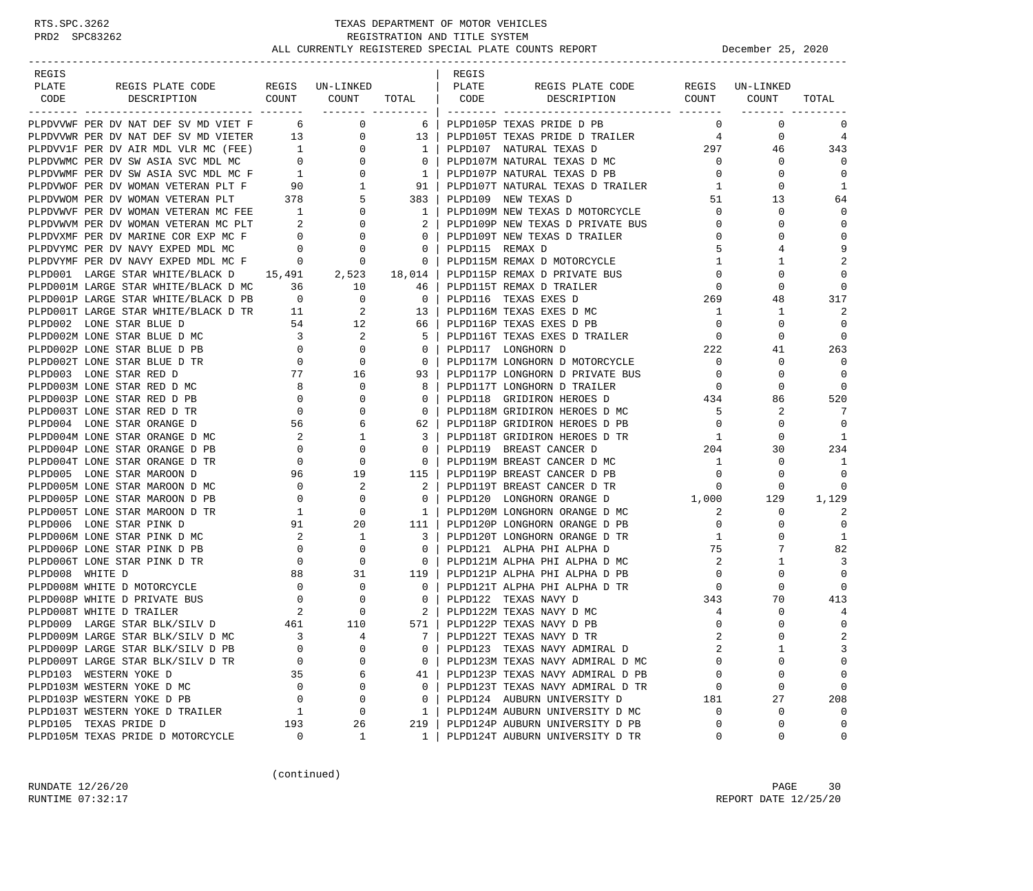RTS.SPC.3262 TEXAS DEPARTMENT OF MOTOR VEHICLES
PRD2 SPC83262 REGISTRATION AND TITLE SYSTEM
ALL CURRENTLY REGISTERED SPECIAL PLATE COUNTS REPORT December 25, 2020

| REGIS PLATE CODE | REGIS PLATE CODE DESCRIPTION | REGIS COUNT | UN-LINKED COUNT | TOTAL |
|---|---|---|---|---|
| PLPDVVWF | PER DV NAT DEF SV MD VIET F | 6 | 0 | 6 |
| PLPDVVWR | PER DV NAT DEF SV MD VIETER | 13 | 0 | 13 |
| PLPDVV1F | PER DV AIR MDL VLR MC (FEE) | 1 | 0 | 1 |
| PLPDVWMC | PER DV SW ASIA SVC MDL MC | 0 | 0 | 0 |
| PLPDVWMF | PER DV SW ASIA SVC MDL MC F | 1 | 0 | 1 |
| PLPDVWOF | PER DV WOMAN VETERAN PLT F | 90 | 1 | 91 |
| PLPDVWOM | PER DV WOMAN VETERAN PLT | 378 | 5 | 383 |
| PLPDVWVF | PER DV WOMAN VETERAN MC FEE | 1 | 0 | 1 |
| PLPDVWVM | PER DV WOMAN VETERAN MC PLT | 2 | 0 | 2 |
| PLPDVXMF | PER DV MARINE COR EXP MC F | 0 | 0 | 0 |
| PLPDVYMC | PER DV NAVY EXPED MDL MC | 0 | 0 | 0 |
| PLPDVYMF | PER DV NAVY EXPED MDL MC F | 0 | 0 | 0 |
| PLPD001 | LARGE STAR WHITE/BLACK D | 15,491 | 2,523 | 18,014 |
| PLPD001M | LARGE STAR WHITE/BLACK D MC | 36 | 10 | 46 |
| PLPD001P | LARGE STAR WHITE/BLACK D PB | 0 | 0 | 0 |
| PLPD001T | LARGE STAR WHITE/BLACK D TR | 11 | 2 | 13 |
| PLPD002 | LONE STAR BLUE D | 54 | 12 | 66 |
| PLPD002M | LONE STAR BLUE D MC | 3 | 2 | 5 |
| PLPD002P | LONE STAR BLUE D PB | 0 | 0 | 0 |
| PLPD002T | LONE STAR BLUE D TR | 0 | 0 | 0 |
| PLPD003 | LONE STAR RED D | 77 | 16 | 93 |
| PLPD003M | LONE STAR RED D MC | 8 | 0 | 8 |
| PLPD003P | LONE STAR RED D PB | 0 | 0 | 0 |
| PLPD003T | LONE STAR RED D TR | 0 | 0 | 0 |
| PLPD004 | LONE STAR ORANGE D | 56 | 6 | 62 |
| PLPD004M | LONE STAR ORANGE D MC | 2 | 1 | 3 |
| PLPD004P | LONE STAR ORANGE D PB | 0 | 0 | 0 |
| PLPD004T | LONE STAR ORANGE D TR | 0 | 0 | 0 |
| PLPD005 | LONE STAR MAROON D | 96 | 19 | 115 |
| PLPD005M | LONE STAR MAROON D MC | 0 | 2 | 2 |
| PLPD005P | LONE STAR MAROON D PB | 0 | 0 | 0 |
| PLPD005T | LONE STAR MAROON D TR | 1 | 0 | 1 |
| PLPD006 | LONE STAR PINK D | 91 | 20 | 111 |
| PLPD006M | LONE STAR PINK D MC | 2 | 1 | 3 |
| PLPD006P | LONE STAR PINK D PB | 0 | 0 | 0 |
| PLPD006T | LONE STAR PINK D TR | 0 | 0 | 0 |
| PLPD008 | WHITE D | 88 | 31 | 119 |
| PLPD008M | WHITE D MOTORCYCLE | 0 | 0 | 0 |
| PLPD008P | WHITE D PRIVATE BUS | 0 | 0 | 0 |
| PLPD008T | WHITE D TRAILER | 2 | 0 | 2 |
| PLPD009 | LARGE STAR BLK/SILV D | 461 | 110 | 571 |
| PLPD009M | LARGE STAR BLK/SILV D MC | 3 | 4 | 7 |
| PLPD009P | LARGE STAR BLK/SILV D PB | 0 | 0 | 0 |
| PLPD009T | LARGE STAR BLK/SILV D TR | 0 | 0 | 0 |
| PLPD103 | WESTERN YOKE D | 35 | 6 | 41 |
| PLPD103M | WESTERN YOKE D MC | 0 | 0 | 0 |
| PLPD103P | WESTERN YOKE D PB | 0 | 0 | 0 |
| PLPD103T | WESTERN YOKE D TRAILER | 1 | 0 | 1 |
| PLPD105 | TEXAS PRIDE D | 193 | 26 | 219 |
| PLPD105M | TEXAS PRIDE D MOTORCYCLE | 0 | 1 | 1 |
| PLPD105P | TEXAS PRIDE D PB | 0 | 0 | 0 |
| PLPD105T | TEXAS PRIDE D TRAILER | 4 | 0 | 4 |
| PLPD107 | NATURAL TEXAS D | 297 | 46 | 343 |
| PLPD107M | NATURAL TEXAS D MC | 0 | 0 | 0 |
| PLPD107P | NATURAL TEXAS D PB | 0 | 0 | 0 |
| PLPD107T | NATURAL TEXAS D TRAILER | 1 | 0 | 1 |
| PLPD109 | NEW TEXAS D | 51 | 13 | 64 |
| PLPD109M | NEW TEXAS D MOTORCYCLE | 0 | 0 | 0 |
| PLPD109P | NEW TEXAS D PRIVATE BUS | 0 | 0 | 0 |
| PLPD109T | NEW TEXAS D TRAILER | 0 | 0 | 0 |
| PLPD115 | REMAX D | 5 | 4 | 9 |
| PLPD115M | REMAX D MOTORCYCLE | 1 | 1 | 2 |
| PLPD115P | REMAX D PRIVATE BUS | 0 | 0 | 0 |
| PLPD115T | REMAX D TRAILER | 0 | 0 | 0 |
| PLPD116 | TEXAS EXES D | 269 | 48 | 317 |
| PLPD116M | TEXAS EXES D MC | 1 | 1 | 2 |
| PLPD116P | TEXAS EXES D PB | 0 | 0 | 0 |
| PLPD116T | TEXAS EXES D TRAILER | 0 | 0 | 0 |
| PLPD117 | LONGHORN D | 222 | 41 | 263 |
| PLPD117M | LONGHORN D MOTORCYCLE | 0 | 0 | 0 |
| PLPD117P | LONGHORN D PRIVATE BUS | 0 | 0 | 0 |
| PLPD117T | LONGHORN D TRAILER | 0 | 0 | 0 |
| PLPD118 | GRIDIRON HEROES D | 434 | 86 | 520 |
| PLPD118M | GRIDIRON HEROES D MC | 5 | 2 | 7 |
| PLPD118P | GRIDIRON HEROES D PB | 0 | 0 | 0 |
| PLPD118T | GRIDIRON HEROES D TR | 1 | 0 | 1 |
| PLPD119 | BREAST CANCER D | 204 | 30 | 234 |
| PLPD119M | BREAST CANCER D MC | 1 | 0 | 1 |
| PLPD119P | BREAST CANCER D PB | 0 | 0 | 0 |
| PLPD119T | BREAST CANCER D TR | 0 | 0 | 0 |
| PLPD120 | LONGHORN ORANGE D | 1,000 | 129 | 1,129 |
| PLPD120M | LONGHORN ORANGE D MC | 2 | 0 | 2 |
| PLPD120P | LONGHORN ORANGE D PB | 0 | 0 | 0 |
| PLPD120T | LONGHORN ORANGE D TR | 1 | 0 | 1 |
| PLPD121 | ALPHA PHI ALPHA D | 75 | 7 | 82 |
| PLPD121M | ALPHA PHI ALPHA D MC | 2 | 1 | 3 |
| PLPD121P | ALPHA PHI ALPHA D PB | 0 | 0 | 0 |
| PLPD121T | ALPHA PHI ALPHA D TR | 0 | 0 | 0 |
| PLPD122 | TEXAS NAVY D | 343 | 70 | 413 |
| PLPD122M | TEXAS NAVY D MC | 4 | 0 | 4 |
| PLPD122P | TEXAS NAVY D PB | 0 | 0 | 0 |
| PLPD122T | TEXAS NAVY D TR | 2 | 0 | 2 |
| PLPD123 | TEXAS NAVY ADMIRAL D | 2 | 1 | 3 |
| PLPD123M | TEXAS NAVY ADMIRAL D MC | 0 | 0 | 0 |
| PLPD123P | TEXAS NAVY ADMIRAL D PB | 0 | 0 | 0 |
| PLPD123T | TEXAS NAVY ADMIRAL D TR | 0 | 0 | 0 |
| PLPD124 | AUBURN UNIVERSITY D | 181 | 27 | 208 |
| PLPD124M | AUBURN UNIVERSITY D MC | 0 | 0 | 0 |
| PLPD124P | AUBURN UNIVERSITY D PB | 0 | 0 | 0 |
| PLPD124T | AUBURN UNIVERSITY D TR | 0 | 0 | 0 |

(continued)

RUNDATE 12/26/20
RUNTIME 07:32:17
REPORT DATE 12/25/20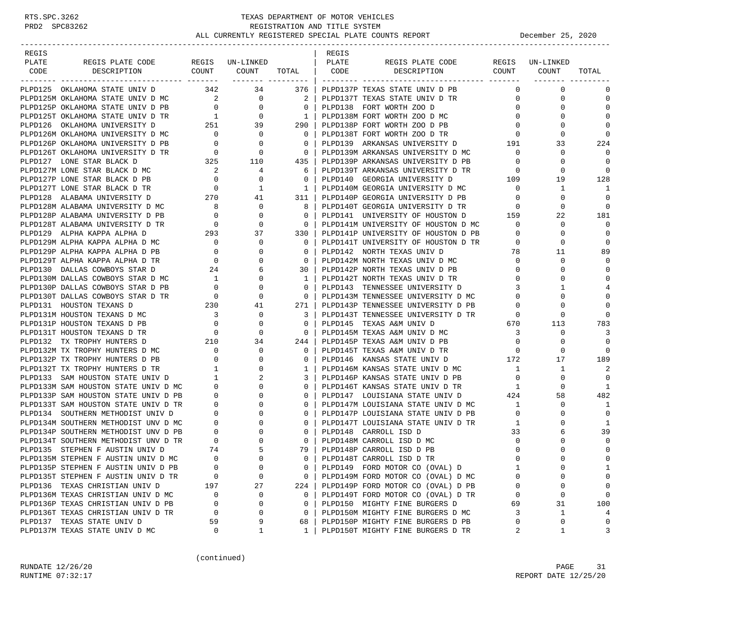TEXAS DEPARTMENT OF MOTOR VEHICLES
REGISTRATION AND TITLE SYSTEM
ALL CURRENTLY REGISTERED SPECIAL PLATE COUNTS REPORT

December 25, 2020

| REGIS PLATE CODE | REGIS PLATE CODE DESCRIPTION | REGIS COUNT | UN-LINKED COUNT | TOTAL |
|---|---|---|---|---|
| PLPD125 | OKLAHOMA STATE UNIV D | 342 | 34 | 376 |
| PLPD125M | OKLAHOMA STATE UNIV D MC | 2 | 0 | 2 |
| PLPD125P | OKLAHOMA STATE UNIV D PB | 0 | 0 | 0 |
| PLPD125T | OKLAHOMA STATE UNIV D TR | 1 | 0 | 1 |
| PLPD126 | OKLAHOMA UNIVERSITY D | 251 | 39 | 290 |
| PLPD126M | OKLAHOMA UNIVERSITY D MC | 0 | 0 | 0 |
| PLPD126P | OKLAHOMA UNIVERSITY D PB | 0 | 0 | 0 |
| PLPD126T | OKLAHOMA UNIVERSITY D TR | 0 | 0 | 0 |
| PLPD127 | LONE STAR BLACK D | 325 | 110 | 435 |
| PLPD127M | LONE STAR BLACK D MC | 2 | 4 | 6 |
| PLPD127P | LONE STAR BLACK D PB | 0 | 0 | 0 |
| PLPD127T | LONE STAR BLACK D TR | 0 | 1 | 1 |
| PLPD128 | ALABAMA UNIVERSITY D | 270 | 41 | 311 |
| PLPD128M | ALABAMA UNIVERSITY D MC | 8 | 0 | 8 |
| PLPD128P | ALABAMA UNIVERSITY D PB | 0 | 0 | 0 |
| PLPD128T | ALABAMA UNIVERSITY D TR | 0 | 0 | 0 |
| PLPD129 | ALPHA KAPPA ALPHA D | 293 | 37 | 330 |
| PLPD129M | ALPHA KAPPA ALPHA D MC | 0 | 0 | 0 |
| PLPD129P | ALPHA KAPPA ALPHA D PB | 0 | 0 | 0 |
| PLPD129T | ALPHA KAPPA ALPHA D TR | 0 | 0 | 0 |
| PLPD130 | DALLAS COWBOYS STAR D | 24 | 6 | 30 |
| PLPD130M | DALLAS COWBOYS STAR D MC | 1 | 0 | 1 |
| PLPD130P | DALLAS COWBOYS STAR D PB | 0 | 0 | 0 |
| PLPD130T | DALLAS COWBOYS STAR D TR | 0 | 0 | 0 |
| PLPD131 | HOUSTON TEXANS D | 230 | 41 | 271 |
| PLPD131M | HOUSTON TEXANS D MC | 3 | 0 | 3 |
| PLPD131P | HOUSTON TEXANS D PB | 0 | 0 | 0 |
| PLPD131T | HOUSTON TEXANS D TR | 0 | 0 | 0 |
| PLPD132 | TX TROPHY HUNTERS D | 210 | 34 | 244 |
| PLPD132M | TX TROPHY HUNTERS D MC | 0 | 0 | 0 |
| PLPD132P | TX TROPHY HUNTERS D PB | 0 | 0 | 0 |
| PLPD132T | TX TROPHY HUNTERS D TR | 1 | 0 | 1 |
| PLPD133 | SAM HOUSTON STATE UNIV D | 1 | 2 | 3 |
| PLPD133M | SAM HOUSTON STATE UNIV D MC | 0 | 0 | 0 |
| PLPD133P | SAM HOUSTON STATE UNIV D PB | 0 | 0 | 0 |
| PLPD133T | SAM HOUSTON STATE UNIV D TR | 0 | 0 | 0 |
| PLPD134 | SOUTHERN METHODIST UNIV D | 0 | 0 | 0 |
| PLPD134M | SOUTHERN METHODIST UNV D MC | 0 | 0 | 0 |
| PLPD134P | SOUTHERN METHODIST UNV D PB | 0 | 0 | 0 |
| PLPD134T | SOUTHERN METHODIST UNV D TR | 0 | 0 | 0 |
| PLPD135 | STEPHEN F AUSTIN UNIV D | 74 | 5 | 79 |
| PLPD135M | STEPHEN F AUSTIN UNIV D MC | 0 | 0 | 0 |
| PLPD135P | STEPHEN F AUSTIN UNIV D PB | 0 | 0 | 0 |
| PLPD135T | STEPHEN F AUSTIN UNIV D TR | 0 | 0 | 0 |
| PLPD136 | TEXAS CHRISTIAN UNIV D | 197 | 27 | 224 |
| PLPD136M | TEXAS CHRISTIAN UNIV D MC | 0 | 0 | 0 |
| PLPD136P | TEXAS CHRISTIAN UNIV D PB | 0 | 0 | 0 |
| PLPD136T | TEXAS CHRISTIAN UNIV D TR | 0 | 0 | 0 |
| PLPD137 | TEXAS STATE UNIV D | 59 | 9 | 68 |
| PLPD137M | TEXAS STATE UNIV D MC | 0 | 1 | 1 |
| PLPD137P | TEXAS STATE UNIV D PB | 0 | 0 | 0 |
| PLPD137T | TEXAS STATE UNIV D TR | 0 | 0 | 0 |
| PLPD138 | FORT WORTH ZOO D | 0 | 0 | 0 |
| PLPD138M | FORT WORTH ZOO D MC | 0 | 0 | 0 |
| PLPD138P | FORT WORTH ZOO D PB | 0 | 0 | 0 |
| PLPD138T | FORT WORTH ZOO D TR | 0 | 0 | 0 |
| PLPD139 | ARKANSAS UNIVERSITY D | 191 | 33 | 224 |
| PLPD139M | ARKANSAS UNIVERSITY D MC | 0 | 0 | 0 |
| PLPD139P | ARKANSAS UNIVERSITY D PB | 0 | 0 | 0 |
| PLPD139T | ARKANSAS UNIVERSITY D TR | 0 | 0 | 0 |
| PLPD140 | GEORGIA UNIVERSITY D | 109 | 19 | 128 |
| PLPD140M | GEORGIA UNIVERSITY D MC | 0 | 1 | 1 |
| PLPD140P | GEORGIA UNIVERSITY D PB | 0 | 0 | 0 |
| PLPD140T | GEORGIA UNIVERSITY D TR | 0 | 0 | 0 |
| PLPD141 | UNIVERSITY OF HOUSTON D | 159 | 22 | 181 |
| PLPD141M | UNIVERSITY OF HOUSTON D MC | 0 | 0 | 0 |
| PLPD141P | UNIVERSITY OF HOUSTON D PB | 0 | 0 | 0 |
| PLPD141T | UNIVERSITY OF HOUSTON D TR | 0 | 0 | 0 |
| PLPD142 | NORTH TEXAS UNIV D | 78 | 11 | 89 |
| PLPD142M | NORTH TEXAS UNIV D MC | 0 | 0 | 0 |
| PLPD142P | NORTH TEXAS UNIV D PB | 0 | 0 | 0 |
| PLPD142T | NORTH TEXAS UNIV D TR | 0 | 0 | 0 |
| PLPD143 | TENNESSEE UNIVERSITY D | 3 | 1 | 4 |
| PLPD143M | TENNESSEE UNIVERSITY D MC | 0 | 0 | 0 |
| PLPD143P | TENNESSEE UNIVERSITY D PB | 0 | 0 | 0 |
| PLPD143T | TENNESSEE UNIVERSITY D TR | 0 | 0 | 0 |
| PLPD145 | TEXAS A&M UNIV D | 670 | 113 | 783 |
| PLPD145M | TEXAS A&M UNIV D MC | 3 | 0 | 3 |
| PLPD145P | TEXAS A&M UNIV D PB | 0 | 0 | 0 |
| PLPD145T | TEXAS A&M UNIV D TR | 0 | 0 | 0 |
| PLPD146 | KANSAS STATE UNIV D | 172 | 17 | 189 |
| PLPD146M | KANSAS STATE UNIV D MC | 1 | 1 | 2 |
| PLPD146P | KANSAS STATE UNIV D PB | 0 | 0 | 0 |
| PLPD146T | KANSAS STATE UNIV D TR | 1 | 0 | 1 |
| PLPD147 | LOUISIANA STATE UNIV D | 424 | 58 | 482 |
| PLPD147M | LOUISIANA STATE UNIV D MC | 1 | 0 | 1 |
| PLPD147P | LOUISIANA STATE UNIV D PB | 0 | 0 | 0 |
| PLPD147T | LOUISIANA STATE UNIV D TR | 1 | 0 | 1 |
| PLPD148 | CARROLL ISD D | 33 | 6 | 39 |
| PLPD148M | CARROLL ISD D MC | 0 | 0 | 0 |
| PLPD148P | CARROLL ISD D PB | 0 | 0 | 0 |
| PLPD148T | CARROLL ISD D TR | 0 | 0 | 0 |
| PLPD149 | FORD MOTOR CO (OVAL) D | 1 | 0 | 1 |
| PLPD149M | FORD MOTOR CO (OVAL) D MC | 0 | 0 | 0 |
| PLPD149P | FORD MOTOR CO (OVAL) D PB | 0 | 0 | 0 |
| PLPD149T | FORD MOTOR CO (OVAL) D TR | 0 | 0 | 0 |
| PLPD150 | MIGHTY FINE BURGERS D | 69 | 31 | 100 |
| PLPD150M | MIGHTY FINE BURGERS D MC | 3 | 1 | 4 |
| PLPD150P | MIGHTY FINE BURGERS D PB | 0 | 0 | 0 |
| PLPD150T | MIGHTY FINE BURGERS D TR | 2 | 1 | 3 |

(continued)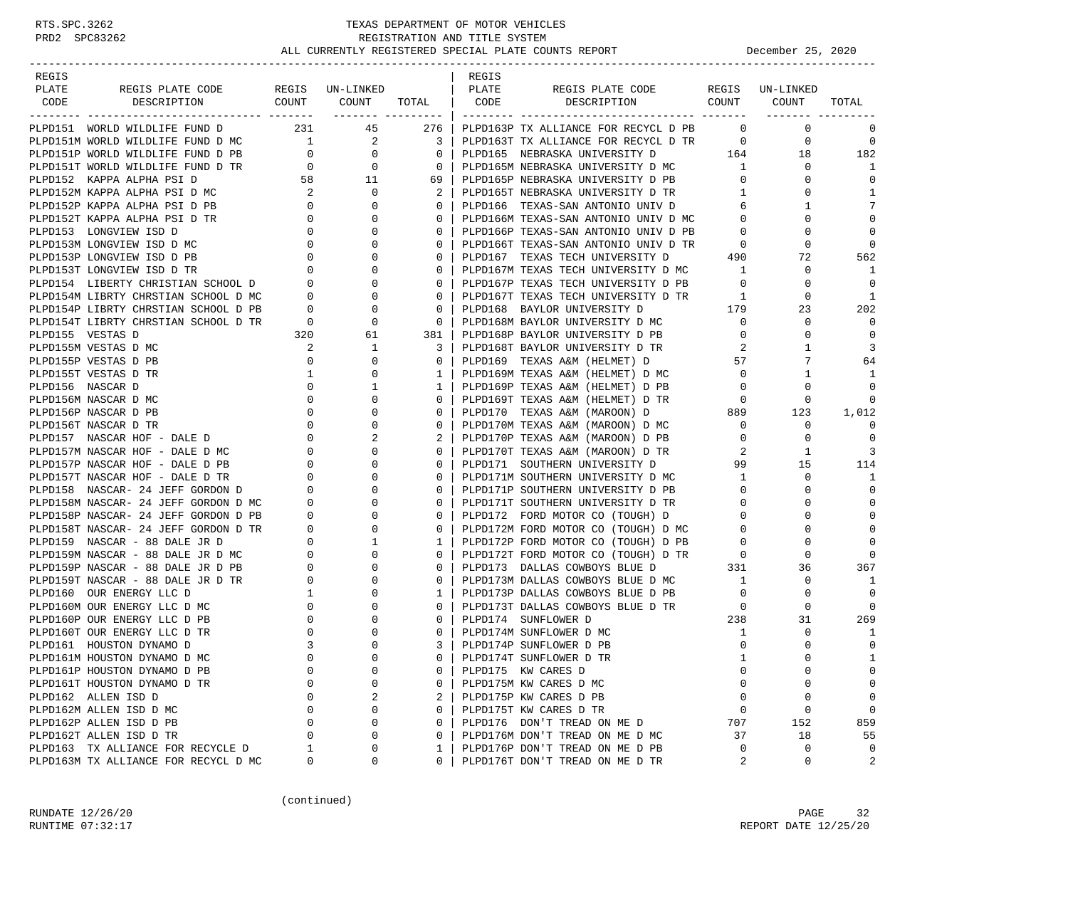# TEXAS DEPARTMENT OF MOTOR VEHICLES
## REGISTRATION AND TITLE SYSTEM
### ALL CURRENTLY REGISTERED SPECIAL PLATE COUNTS REPORT — December 25, 2020

| REGIS PLATE CODE | REGIS PLATE CODE DESCRIPTION | REGIS COUNT | UN-LINKED COUNT | TOTAL |
|---|---|---|---|---|
| PLPD151 | WORLD WILDLIFE FUND D | 231 | 45 | 276 |
| PLPD151M | WORLD WILDLIFE FUND D MC | 1 | 2 | 3 |
| PLPD151P | WORLD WILDLIFE FUND D PB | 0 | 0 | 0 |
| PLPD151T | WORLD WILDLIFE FUND D TR | 0 | 0 | 0 |
| PLPD152 | KAPPA ALPHA PSI D | 58 | 11 | 69 |
| PLPD152M | KAPPA ALPHA PSI D MC | 2 | 0 | 2 |
| PLPD152P | KAPPA ALPHA PSI D PB | 0 | 0 | 0 |
| PLPD152T | KAPPA ALPHA PSI D TR | 0 | 0 | 0 |
| PLPD153 | LONGVIEW ISD D | 0 | 0 | 0 |
| PLPD153M | LONGVIEW ISD D MC | 0 | 0 | 0 |
| PLPD153P | LONGVIEW ISD D PB | 0 | 0 | 0 |
| PLPD153T | LONGVIEW ISD D TR | 0 | 0 | 0 |
| PLPD154 | LIBERTY CHRISTIAN SCHOOL D | 0 | 0 | 0 |
| PLPD154M | LIBRTY CHRSTIAN SCHOOL D MC | 0 | 0 | 0 |
| PLPD154P | LIBRTY CHRSTIAN SCHOOL D PB | 0 | 0 | 0 |
| PLPD154T | LIBRTY CHRSTIAN SCHOOL D TR | 0 | 0 | 0 |
| PLPD155 | VESTAS D | 320 | 61 | 381 |
| PLPD155M | VESTAS D MC | 2 | 1 | 3 |
| PLPD155P | VESTAS D PB | 0 | 0 | 0 |
| PLPD155T | VESTAS D TR | 1 | 0 | 1 |
| PLPD156 | NASCAR D | 0 | 1 | 1 |
| PLPD156M | NASCAR D MC | 0 | 0 | 0 |
| PLPD156P | NASCAR D PB | 0 | 0 | 0 |
| PLPD156T | NASCAR D TR | 0 | 0 | 0 |
| PLPD157 | NASCAR HOF - DALE D | 0 | 2 | 2 |
| PLPD157M | NASCAR HOF - DALE D MC | 0 | 0 | 0 |
| PLPD157P | NASCAR HOF - DALE D PB | 0 | 0 | 0 |
| PLPD157T | NASCAR HOF - DALE D TR | 0 | 0 | 0 |
| PLPD158 | NASCAR- 24 JEFF GORDON D | 0 | 0 | 0 |
| PLPD158M | NASCAR- 24 JEFF GORDON D MC | 0 | 0 | 0 |
| PLPD158P | NASCAR- 24 JEFF GORDON D PB | 0 | 0 | 0 |
| PLPD158T | NASCAR- 24 JEFF GORDON D TR | 0 | 0 | 0 |
| PLPD159 | NASCAR - 88 DALE JR D | 0 | 1 | 1 |
| PLPD159M | NASCAR - 88 DALE JR D MC | 0 | 0 | 0 |
| PLPD159P | NASCAR - 88 DALE JR D PB | 0 | 0 | 0 |
| PLPD159T | NASCAR - 88 DALE JR D TR | 0 | 0 | 0 |
| PLPD160 | OUR ENERGY LLC D | 1 | 0 | 1 |
| PLPD160M | OUR ENERGY LLC D MC | 0 | 0 | 0 |
| PLPD160P | OUR ENERGY LLC D PB | 0 | 0 | 0 |
| PLPD160T | OUR ENERGY LLC D TR | 0 | 0 | 0 |
| PLPD161 | HOUSTON DYNAMO D | 3 | 0 | 3 |
| PLPD161M | HOUSTON DYNAMO D MC | 0 | 0 | 0 |
| PLPD161P | HOUSTON DYNAMO D PB | 0 | 0 | 0 |
| PLPD161T | HOUSTON DYNAMO D TR | 0 | 0 | 0 |
| PLPD162 | ALLEN ISD D | 0 | 2 | 2 |
| PLPD162M | ALLEN ISD D MC | 0 | 0 | 0 |
| PLPD162P | ALLEN ISD D PB | 0 | 0 | 0 |
| PLPD162T | ALLEN ISD D TR | 0 | 0 | 0 |
| PLPD163 | TX ALLIANCE FOR RECYCLE D | 1 | 0 | 1 |
| PLPD163M | TX ALLIANCE FOR RECYCL D MC | 0 | 0 | 0 |
| PLPD163P | TX ALLIANCE FOR RECYCL D PB | 0 | 0 | 0 |
| PLPD163T | TX ALLIANCE FOR RECYCL D TR | 0 | 0 | 0 |
| PLPD165 | NEBRASKA UNIVERSITY D | 164 | 18 | 182 |
| PLPD165M | NEBRASKA UNIVERSITY D MC | 1 | 0 | 1 |
| PLPD165P | NEBRASKA UNIVERSITY D PB | 0 | 0 | 0 |
| PLPD165T | NEBRASKA UNIVERSITY D TR | 1 | 0 | 1 |
| PLPD166 | TEXAS-SAN ANTONIO UNIV D | 6 | 1 | 7 |
| PLPD166M | TEXAS-SAN ANTONIO UNIV D MC | 0 | 0 | 0 |
| PLPD166P | TEXAS-SAN ANTONIO UNIV D PB | 0 | 0 | 0 |
| PLPD166T | TEXAS-SAN ANTONIO UNIV D TR | 0 | 0 | 0 |
| PLPD167 | TEXAS TECH UNIVERSITY D | 490 | 72 | 562 |
| PLPD167M | TEXAS TECH UNIVERSITY D MC | 1 | 0 | 1 |
| PLPD167P | TEXAS TECH UNIVERSITY D PB | 0 | 0 | 0 |
| PLPD167T | TEXAS TECH UNIVERSITY D TR | 1 | 0 | 1 |
| PLPD168 | BAYLOR UNIVERSITY D | 179 | 23 | 202 |
| PLPD168M | BAYLOR UNIVERSITY D MC | 0 | 0 | 0 |
| PLPD168P | BAYLOR UNIVERSITY D PB | 0 | 0 | 0 |
| PLPD168T | BAYLOR UNIVERSITY D TR | 2 | 1 | 3 |
| PLPD169 | TEXAS A&M (HELMET) D | 57 | 7 | 64 |
| PLPD169M | TEXAS A&M (HELMET) D MC | 0 | 1 | 1 |
| PLPD169P | TEXAS A&M (HELMET) D PB | 0 | 0 | 0 |
| PLPD169T | TEXAS A&M (HELMET) D TR | 0 | 0 | 0 |
| PLPD170 | TEXAS A&M (MAROON) D | 889 | 123 | 1,012 |
| PLPD170M | TEXAS A&M (MAROON) D MC | 0 | 0 | 0 |
| PLPD170P | TEXAS A&M (MAROON) D PB | 0 | 0 | 0 |
| PLPD170T | TEXAS A&M (MAROON) D TR | 2 | 1 | 3 |
| PLPD171 | SOUTHERN UNIVERSITY D | 99 | 15 | 114 |
| PLPD171M | SOUTHERN UNIVERSITY D MC | 1 | 0 | 1 |
| PLPD171P | SOUTHERN UNIVERSITY D PB | 0 | 0 | 0 |
| PLPD171T | SOUTHERN UNIVERSITY D TR | 0 | 0 | 0 |
| PLPD172 | FORD MOTOR CO (TOUGH) D | 0 | 0 | 0 |
| PLPD172M | FORD MOTOR CO (TOUGH) D MC | 0 | 0 | 0 |
| PLPD172P | FORD MOTOR CO (TOUGH) D PB | 0 | 0 | 0 |
| PLPD172T | FORD MOTOR CO (TOUGH) D TR | 0 | 0 | 0 |
| PLPD173 | DALLAS COWBOYS BLUE D | 331 | 36 | 367 |
| PLPD173M | DALLAS COWBOYS BLUE D MC | 1 | 0 | 1 |
| PLPD173P | DALLAS COWBOYS BLUE D PB | 0 | 0 | 0 |
| PLPD173T | DALLAS COWBOYS BLUE D TR | 0 | 0 | 0 |
| PLPD174 | SUNFLOWER D | 238 | 31 | 269 |
| PLPD174M | SUNFLOWER D MC | 1 | 0 | 1 |
| PLPD174P | SUNFLOWER D PB | 0 | 0 | 0 |
| PLPD174T | SUNFLOWER D TR | 1 | 0 | 1 |
| PLPD175 | KW CARES D | 0 | 0 | 0 |
| PLPD175M | KW CARES D MC | 0 | 0 | 0 |
| PLPD175P | KW CARES D PB | 0 | 0 | 0 |
| PLPD175T | KW CARES D TR | 0 | 0 | 0 |
| PLPD176 | DON'T TREAD ON ME D | 707 | 152 | 859 |
| PLPD176M | DON'T TREAD ON ME D MC | 37 | 18 | 55 |
| PLPD176P | DON'T TREAD ON ME D PB | 0 | 0 | 0 |
| PLPD176T | DON'T TREAD ON ME D TR | 2 | 0 | 2 |

(continued)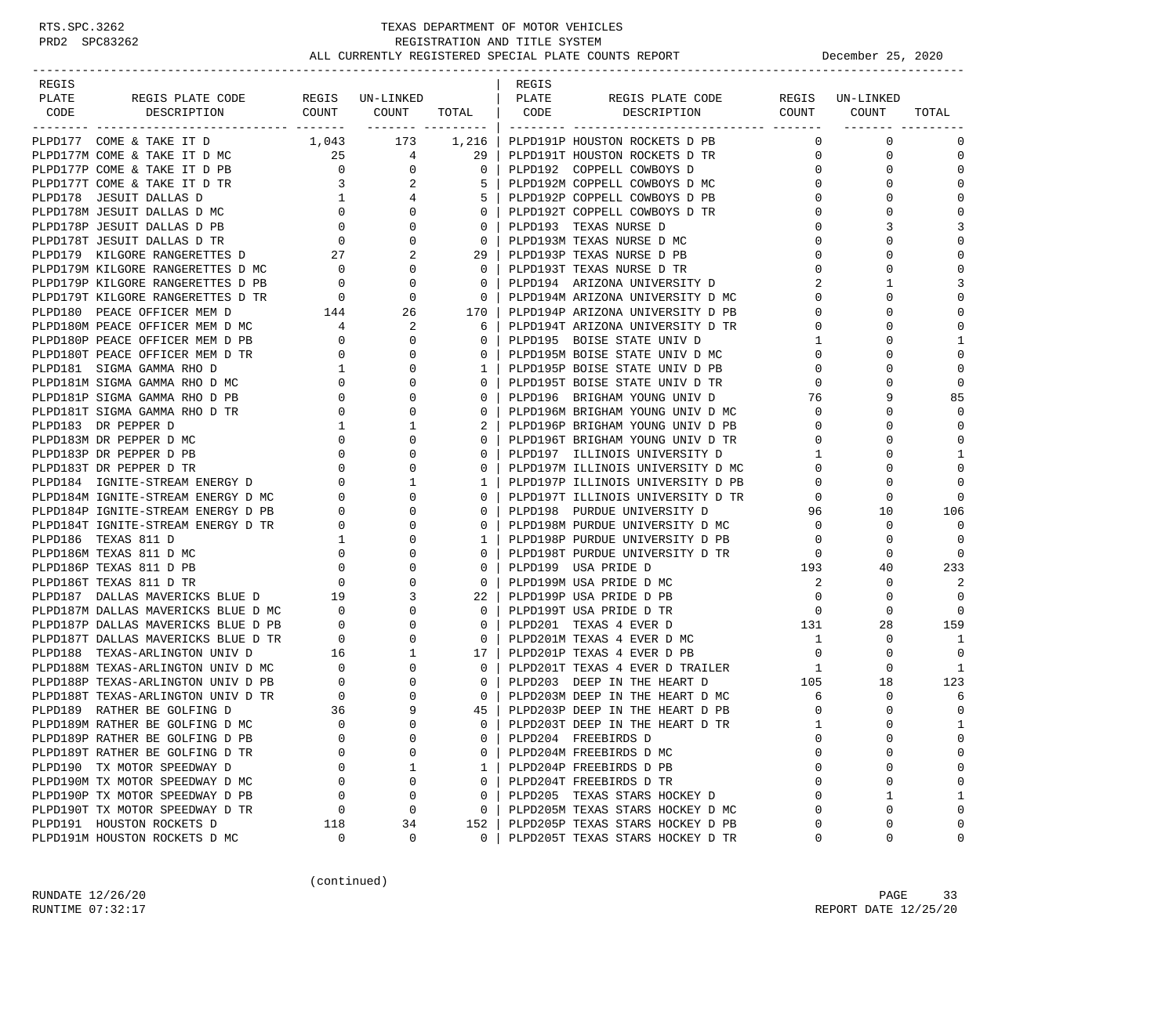# TEXAS DEPARTMENT OF MOTOR VEHICLES
## REGISTRATION AND TITLE SYSTEM
### ALL CURRENTLY REGISTERED SPECIAL PLATE COUNTS REPORT — December 25, 2020

RTS.SPC.3262
PRD2 SPC83262

| REGIS PLATE CODE | REGIS PLATE CODE DESCRIPTION | REGIS COUNT | UN-LINKED COUNT | TOTAL |
|---|---|---|---|---|
| PLPD177 | COME & TAKE IT D | 1,043 | 173 | 1,216 |
| PLPD177M | COME & TAKE IT D MC | 25 | 4 | 29 |
| PLPD177P | COME & TAKE IT D PB | 0 | 0 | 0 |
| PLPD177T | COME & TAKE IT D TR | 3 | 2 | 5 |
| PLPD178 | JESUIT DALLAS D | 1 | 4 | 5 |
| PLPD178M | JESUIT DALLAS D MC | 0 | 0 | 0 |
| PLPD178P | JESUIT DALLAS D PB | 0 | 0 | 0 |
| PLPD178T | JESUIT DALLAS D TR | 0 | 0 | 0 |
| PLPD179 | KILGORE RANGERETTES D | 27 | 2 | 29 |
| PLPD179M | KILGORE RANGERETTES D MC | 0 | 0 | 0 |
| PLPD179P | KILGORE RANGERETTES D PB | 0 | 0 | 0 |
| PLPD179T | KILGORE RANGERETTES D TR | 0 | 0 | 0 |
| PLPD180 | PEACE OFFICER MEM D | 144 | 26 | 170 |
| PLPD180M | PEACE OFFICER MEM D MC | 4 | 2 | 6 |
| PLPD180P | PEACE OFFICER MEM D PB | 0 | 0 | 0 |
| PLPD180T | PEACE OFFICER MEM D TR | 0 | 0 | 0 |
| PLPD181 | SIGMA GAMMA RHO D | 1 | 0 | 1 |
| PLPD181M | SIGMA GAMMA RHO D MC | 0 | 0 | 0 |
| PLPD181P | SIGMA GAMMA RHO D PB | 0 | 0 | 0 |
| PLPD181T | SIGMA GAMMA RHO D TR | 0 | 0 | 0 |
| PLPD183 | DR PEPPER D | 1 | 1 | 2 |
| PLPD183M | DR PEPPER D MC | 0 | 0 | 0 |
| PLPD183P | DR PEPPER D PB | 0 | 0 | 0 |
| PLPD183T | DR PEPPER D TR | 0 | 0 | 0 |
| PLPD184 | IGNITE-STREAM ENERGY D | 0 | 1 | 1 |
| PLPD184M | IGNITE-STREAM ENERGY D MC | 0 | 0 | 0 |
| PLPD184P | IGNITE-STREAM ENERGY D PB | 0 | 0 | 0 |
| PLPD184T | IGNITE-STREAM ENERGY D TR | 0 | 0 | 0 |
| PLPD186 | TEXAS 811 D | 1 | 0 | 1 |
| PLPD186M | TEXAS 811 D MC | 0 | 0 | 0 |
| PLPD186P | TEXAS 811 D PB | 0 | 0 | 0 |
| PLPD186T | TEXAS 811 D TR | 0 | 0 | 0 |
| PLPD187 | DALLAS MAVERICKS BLUE D | 19 | 3 | 22 |
| PLPD187M | DALLAS MAVERICKS BLUE D MC | 0 | 0 | 0 |
| PLPD187P | DALLAS MAVERICKS BLUE D PB | 0 | 0 | 0 |
| PLPD187T | DALLAS MAVERICKS BLUE D TR | 0 | 0 | 0 |
| PLPD188 | TEXAS-ARLINGTON UNIV D | 16 | 1 | 17 |
| PLPD188M | TEXAS-ARLINGTON UNIV D MC | 0 | 0 | 0 |
| PLPD188P | TEXAS-ARLINGTON UNIV D PB | 0 | 0 | 0 |
| PLPD188T | TEXAS-ARLINGTON UNIV D TR | 0 | 0 | 0 |
| PLPD189 | RATHER BE GOLFING D | 36 | 9 | 45 |
| PLPD189M | RATHER BE GOLFING D MC | 0 | 0 | 0 |
| PLPD189P | RATHER BE GOLFING D PB | 0 | 0 | 0 |
| PLPD189T | RATHER BE GOLFING D TR | 0 | 0 | 0 |
| PLPD190 | TX MOTOR SPEEDWAY D | 0 | 1 | 1 |
| PLPD190M | TX MOTOR SPEEDWAY D MC | 0 | 0 | 0 |
| PLPD190P | TX MOTOR SPEEDWAY D PB | 0 | 0 | 0 |
| PLPD190T | TX MOTOR SPEEDWAY D TR | 0 | 0 | 0 |
| PLPD191 | HOUSTON ROCKETS D | 118 | 34 | 152 |
| PLPD191M | HOUSTON ROCKETS D MC | 0 | 0 | 0 |
| PLPD191P | HOUSTON ROCKETS D PB | 0 | 0 | 0 |
| PLPD191T | HOUSTON ROCKETS D TR | 0 | 0 | 0 |
| PLPD192 | COPPELL COWBOYS D | 0 | 0 | 0 |
| PLPD192M | COPPELL COWBOYS D MC | 0 | 0 | 0 |
| PLPD192P | COPPELL COWBOYS D PB | 0 | 0 | 0 |
| PLPD192T | COPPELL COWBOYS D TR | 0 | 0 | 0 |
| PLPD193 | TEXAS NURSE D | 0 | 3 | 3 |
| PLPD193M | TEXAS NURSE D MC | 0 | 0 | 0 |
| PLPD193P | TEXAS NURSE D PB | 0 | 0 | 0 |
| PLPD193T | TEXAS NURSE D TR | 0 | 0 | 0 |
| PLPD194 | ARIZONA UNIVERSITY D | 2 | 1 | 3 |
| PLPD194M | ARIZONA UNIVERSITY D MC | 0 | 0 | 0 |
| PLPD194P | ARIZONA UNIVERSITY D PB | 0 | 0 | 0 |
| PLPD194T | ARIZONA UNIVERSITY D TR | 0 | 0 | 0 |
| PLPD195 | BOISE STATE UNIV D | 1 | 0 | 1 |
| PLPD195M | BOISE STATE UNIV D MC | 0 | 0 | 0 |
| PLPD195P | BOISE STATE UNIV D PB | 0 | 0 | 0 |
| PLPD195T | BOISE STATE UNIV D TR | 0 | 0 | 0 |
| PLPD196 | BRIGHAM YOUNG UNIV D | 76 | 9 | 85 |
| PLPD196M | BRIGHAM YOUNG UNIV D MC | 0 | 0 | 0 |
| PLPD196P | BRIGHAM YOUNG UNIV D PB | 0 | 0 | 0 |
| PLPD196T | BRIGHAM YOUNG UNIV D TR | 0 | 0 | 0 |
| PLPD197 | ILLINOIS UNIVERSITY D | 1 | 0 | 1 |
| PLPD197M | ILLINOIS UNIVERSITY D MC | 0 | 0 | 0 |
| PLPD197P | ILLINOIS UNIVERSITY D PB | 0 | 0 | 0 |
| PLPD197T | ILLINOIS UNIVERSITY D TR | 0 | 0 | 0 |
| PLPD198 | PURDUE UNIVERSITY D | 96 | 10 | 106 |
| PLPD198M | PURDUE UNIVERSITY D MC | 0 | 0 | 0 |
| PLPD198P | PURDUE UNIVERSITY D PB | 0 | 0 | 0 |
| PLPD198T | PURDUE UNIVERSITY D TR | 0 | 0 | 0 |
| PLPD199 | USA PRIDE D | 193 | 40 | 233 |
| PLPD199M | USA PRIDE D MC | 2 | 0 | 2 |
| PLPD199P | USA PRIDE D PB | 0 | 0 | 0 |
| PLPD199T | USA PRIDE D TR | 0 | 0 | 0 |
| PLPD201 | TEXAS 4 EVER D | 131 | 28 | 159 |
| PLPD201M | TEXAS 4 EVER D MC | 1 | 0 | 1 |
| PLPD201P | TEXAS 4 EVER D PB | 0 | 0 | 0 |
| PLPD201T | TEXAS 4 EVER D TRAILER | 1 | 0 | 1 |
| PLPD203 | DEEP IN THE HEART D | 105 | 18 | 123 |
| PLPD203M | DEEP IN THE HEART D MC | 6 | 0 | 6 |
| PLPD203P | DEEP IN THE HEART D PB | 0 | 0 | 0 |
| PLPD203T | DEEP IN THE HEART D TR | 1 | 0 | 1 |
| PLPD204 | FREEBIRDS D | 0 | 0 | 0 |
| PLPD204M | FREEBIRDS D MC | 0 | 0 | 0 |
| PLPD204P | FREEBIRDS D PB | 0 | 0 | 0 |
| PLPD204T | FREEBIRDS D TR | 0 | 0 | 0 |
| PLPD205 | TEXAS STARS HOCKEY D | 0 | 1 | 1 |
| PLPD205M | TEXAS STARS HOCKEY D MC | 0 | 0 | 0 |
| PLPD205P | TEXAS STARS HOCKEY D PB | 0 | 0 | 0 |
| PLPD205T | TEXAS STARS HOCKEY D TR | 0 | 0 | 0 |

(continued)

RUNDATE 12/26/20
RUNTIME 07:32:17
REPORT DATE 12/25/20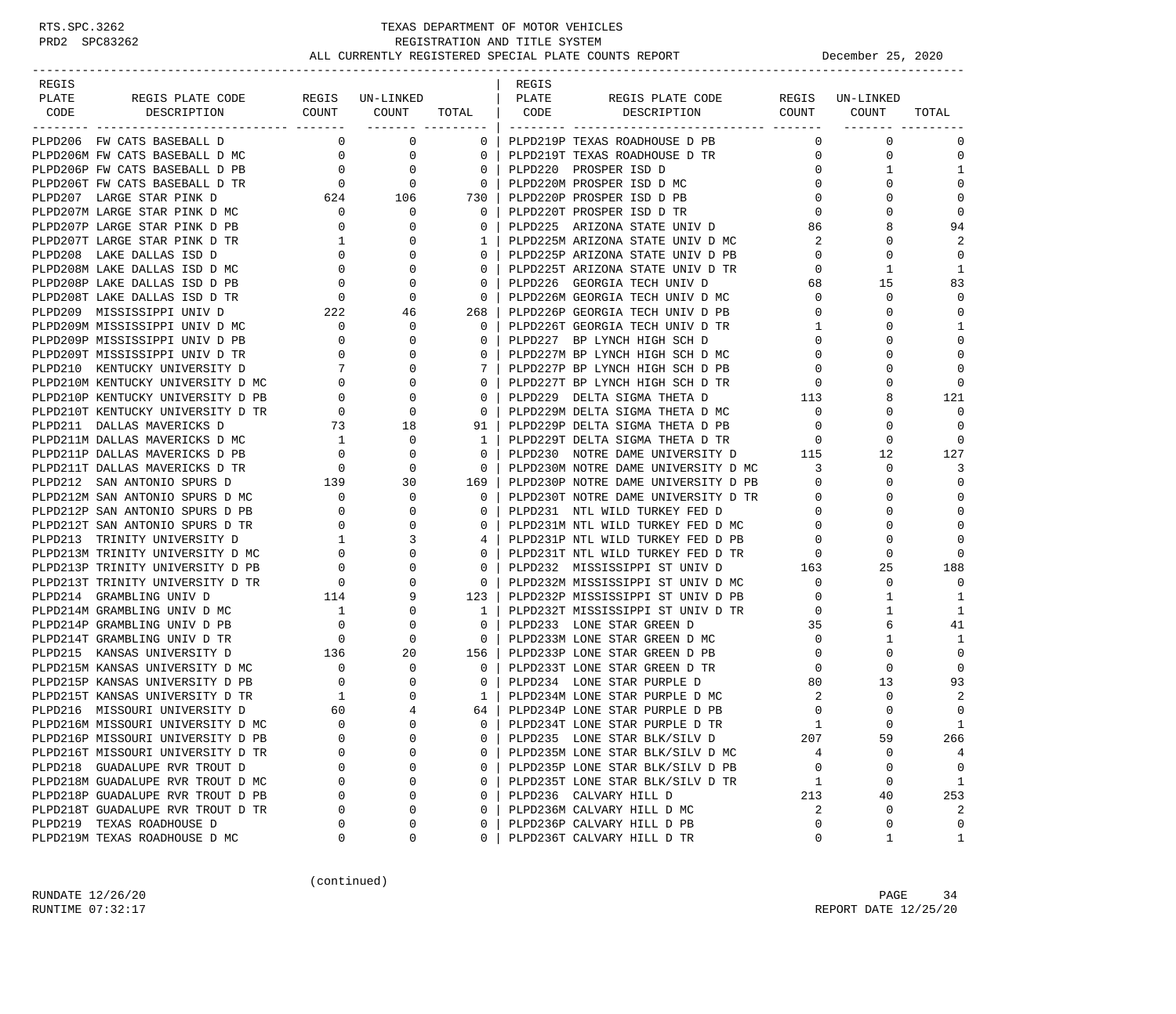# TEXAS DEPARTMENT OF MOTOR VEHICLES
## REGISTRATION AND TITLE SYSTEM
### ALL CURRENTLY REGISTERED SPECIAL PLATE COUNTS REPORT — December 25, 2020

| REGIS PLATE CODE | REGIS PLATE CODE DESCRIPTION | REGIS COUNT | UN-LINKED COUNT | TOTAL |
|---|---|---|---|---|
| PLPD206 | FW CATS BASEBALL D | 0 | 0 | 0 |
| PLPD206M | FW CATS BASEBALL D MC | 0 | 0 | 0 |
| PLPD206P | FW CATS BASEBALL D PB | 0 | 0 | 0 |
| PLPD206T | FW CATS BASEBALL D TR | 0 | 0 | 0 |
| PLPD207 | LARGE STAR PINK D | 624 | 106 | 730 |
| PLPD207M | LARGE STAR PINK D MC | 0 | 0 | 0 |
| PLPD207P | LARGE STAR PINK D PB | 0 | 0 | 0 |
| PLPD207T | LARGE STAR PINK D TR | 1 | 0 | 1 |
| PLPD208 | LAKE DALLAS ISD D | 0 | 0 | 0 |
| PLPD208M | LAKE DALLAS ISD D MC | 0 | 0 | 0 |
| PLPD208P | LAKE DALLAS ISD D PB | 0 | 0 | 0 |
| PLPD208T | LAKE DALLAS ISD D TR | 0 | 0 | 0 |
| PLPD209 | MISSISSIPPI UNIV D | 222 | 46 | 268 |
| PLPD209M | MISSISSIPPI UNIV D MC | 0 | 0 | 0 |
| PLPD209P | MISSISSIPPI UNIV D PB | 0 | 0 | 0 |
| PLPD209T | MISSISSIPPI UNIV D TR | 0 | 0 | 0 |
| PLPD210 | KENTUCKY UNIVERSITY D | 7 | 0 | 7 |
| PLPD210M | KENTUCKY UNIVERSITY D MC | 0 | 0 | 0 |
| PLPD210P | KENTUCKY UNIVERSITY D PB | 0 | 0 | 0 |
| PLPD210T | KENTUCKY UNIVERSITY D TR | 0 | 0 | 0 |
| PLPD211 | DALLAS MAVERICKS D | 73 | 18 | 91 |
| PLPD211M | DALLAS MAVERICKS D MC | 1 | 0 | 1 |
| PLPD211P | DALLAS MAVERICKS D PB | 0 | 0 | 0 |
| PLPD211T | DALLAS MAVERICKS D TR | 0 | 0 | 0 |
| PLPD212 | SAN ANTONIO SPURS D | 139 | 30 | 169 |
| PLPD212M | SAN ANTONIO SPURS D MC | 0 | 0 | 0 |
| PLPD212P | SAN ANTONIO SPURS D PB | 0 | 0 | 0 |
| PLPD212T | SAN ANTONIO SPURS D TR | 0 | 0 | 0 |
| PLPD213 | TRINITY UNIVERSITY D | 1 | 3 | 4 |
| PLPD213M | TRINITY UNIVERSITY D MC | 0 | 0 | 0 |
| PLPD213P | TRINITY UNIVERSITY D PB | 0 | 0 | 0 |
| PLPD213T | TRINITY UNIVERSITY D TR | 0 | 0 | 0 |
| PLPD214 | GRAMBLING UNIV D | 114 | 9 | 123 |
| PLPD214M | GRAMBLING UNIV D MC | 1 | 0 | 1 |
| PLPD214P | GRAMBLING UNIV D PB | 0 | 0 | 0 |
| PLPD214T | GRAMBLING UNIV D TR | 0 | 0 | 0 |
| PLPD215 | KANSAS UNIVERSITY D | 136 | 20 | 156 |
| PLPD215M | KANSAS UNIVERSITY D MC | 0 | 0 | 0 |
| PLPD215P | KANSAS UNIVERSITY D PB | 0 | 0 | 0 |
| PLPD215T | KANSAS UNIVERSITY D TR | 1 | 0 | 1 |
| PLPD216 | MISSOURI UNIVERSITY D | 60 | 4 | 64 |
| PLPD216M | MISSOURI UNIVERSITY D MC | 0 | 0 | 0 |
| PLPD216P | MISSOURI UNIVERSITY D PB | 0 | 0 | 0 |
| PLPD216T | MISSOURI UNIVERSITY D TR | 0 | 0 | 0 |
| PLPD218 | GUADALUPE RVR TROUT D | 0 | 0 | 0 |
| PLPD218M | GUADALUPE RVR TROUT D MC | 0 | 0 | 0 |
| PLPD218P | GUADALUPE RVR TROUT D PB | 0 | 0 | 0 |
| PLPD218T | GUADALUPE RVR TROUT D TR | 0 | 0 | 0 |
| PLPD219 | TEXAS ROADHOUSE D | 0 | 0 | 0 |
| PLPD219M | TEXAS ROADHOUSE D MC | 0 | 0 | 0 |
| PLPD219P | TEXAS ROADHOUSE D PB | 0 | 0 | 0 |
| PLPD219T | TEXAS ROADHOUSE D TR | 0 | 0 | 0 |
| PLPD220 | PROSPER ISD D | 0 | 1 | 1 |
| PLPD220M | PROSPER ISD D MC | 0 | 0 | 0 |
| PLPD220P | PROSPER ISD D PB | 0 | 0 | 0 |
| PLPD220T | PROSPER ISD D TR | 0 | 0 | 0 |
| PLPD225 | ARIZONA STATE UNIV D | 86 | 8 | 94 |
| PLPD225M | ARIZONA STATE UNIV D MC | 2 | 0 | 2 |
| PLPD225P | ARIZONA STATE UNIV D PB | 0 | 0 | 0 |
| PLPD225T | ARIZONA STATE UNIV D TR | 0 | 1 | 1 |
| PLPD226 | GEORGIA TECH UNIV D | 68 | 15 | 83 |
| PLPD226M | GEORGIA TECH UNIV D MC | 0 | 0 | 0 |
| PLPD226P | GEORGIA TECH UNIV D PB | 0 | 0 | 0 |
| PLPD226T | GEORGIA TECH UNIV D TR | 1 | 0 | 1 |
| PLPD227 | BP LYNCH HIGH SCH D | 0 | 0 | 0 |
| PLPD227M | BP LYNCH HIGH SCH D MC | 0 | 0 | 0 |
| PLPD227P | BP LYNCH HIGH SCH D PB | 0 | 0 | 0 |
| PLPD227T | BP LYNCH HIGH SCH D TR | 0 | 0 | 0 |
| PLPD229 | DELTA SIGMA THETA D | 113 | 8 | 121 |
| PLPD229M | DELTA SIGMA THETA D MC | 0 | 0 | 0 |
| PLPD229P | DELTA SIGMA THETA D PB | 0 | 0 | 0 |
| PLPD229T | DELTA SIGMA THETA D TR | 0 | 0 | 0 |
| PLPD230 | NOTRE DAME UNIVERSITY D | 115 | 12 | 127 |
| PLPD230M | NOTRE DAME UNIVERSITY D MC | 3 | 0 | 3 |
| PLPD230P | NOTRE DAME UNIVERSITY D PB | 0 | 0 | 0 |
| PLPD230T | NOTRE DAME UNIVERSITY D TR | 0 | 0 | 0 |
| PLPD231 | NTL WILD TURKEY FED D | 0 | 0 | 0 |
| PLPD231M | NTL WILD TURKEY FED D MC | 0 | 0 | 0 |
| PLPD231P | NTL WILD TURKEY FED D PB | 0 | 0 | 0 |
| PLPD231T | NTL WILD TURKEY FED D TR | 0 | 0 | 0 |
| PLPD232 | MISSISSIPPI ST UNIV D | 163 | 25 | 188 |
| PLPD232M | MISSISSIPPI ST UNIV D MC | 0 | 0 | 0 |
| PLPD232P | MISSISSIPPI ST UNIV D PB | 0 | 1 | 1 |
| PLPD232T | MISSISSIPPI ST UNIV D TR | 0 | 1 | 1 |
| PLPD233 | LONE STAR GREEN D | 35 | 6 | 41 |
| PLPD233M | LONE STAR GREEN D MC | 0 | 1 | 1 |
| PLPD233P | LONE STAR GREEN D PB | 0 | 0 | 0 |
| PLPD233T | LONE STAR GREEN D TR | 0 | 0 | 0 |
| PLPD234 | LONE STAR PURPLE D | 80 | 13 | 93 |
| PLPD234M | LONE STAR PURPLE D MC | 2 | 0 | 2 |
| PLPD234P | LONE STAR PURPLE D PB | 0 | 0 | 0 |
| PLPD234T | LONE STAR PURPLE D TR | 1 | 0 | 1 |
| PLPD235 | LONE STAR BLK/SILV D | 207 | 59 | 266 |
| PLPD235M | LONE STAR BLK/SILV D MC | 4 | 0 | 4 |
| PLPD235P | LONE STAR BLK/SILV D PB | 0 | 0 | 0 |
| PLPD235T | LONE STAR BLK/SILV D TR | 1 | 0 | 1 |
| PLPD236 | CALVARY HILL D | 213 | 40 | 253 |
| PLPD236M | CALVARY HILL D MC | 2 | 0 | 2 |
| PLPD236P | CALVARY HILL D PB | 0 | 0 | 0 |
| PLPD236T | CALVARY HILL D TR | 0 | 1 | 1 |

(continued)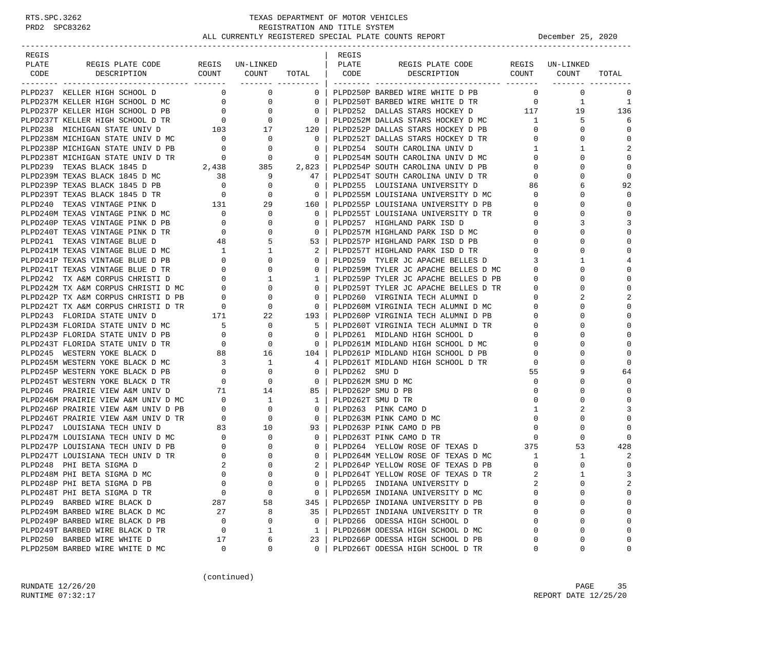TEXAS DEPARTMENT OF MOTOR VEHICLES
REGISTRATION AND TITLE SYSTEM
ALL CURRENTLY REGISTERED SPECIAL PLATE COUNTS REPORT — December 25, 2020

| REGIS PLATE CODE | REGIS PLATE CODE DESCRIPTION | REGIS COUNT | UN-LINKED COUNT | TOTAL |
|---|---|---|---|---|
| PLPD237 | KELLER HIGH SCHOOL D | 0 | 0 | 0 |
| PLPD237M | KELLER HIGH SCHOOL D MC | 0 | 0 | 0 |
| PLPD237P | KELLER HIGH SCHOOL D PB | 0 | 0 | 0 |
| PLPD237T | KELLER HIGH SCHOOL D TR | 0 | 0 | 0 |
| PLPD238 | MICHIGAN STATE UNIV D | 103 | 17 | 120 |
| PLPD238M | MICHIGAN STATE UNIV D MC | 0 | 0 | 0 |
| PLPD238P | MICHIGAN STATE UNIV D PB | 0 | 0 | 0 |
| PLPD238T | MICHIGAN STATE UNIV D TR | 0 | 0 | 0 |
| PLPD239 | TEXAS BLACK 1845 D | 2,438 | 385 | 2,823 |
| PLPD239M | TEXAS BLACK 1845 D MC | 38 | 9 | 47 |
| PLPD239P | TEXAS BLACK 1845 D PB | 0 | 0 | 0 |
| PLPD239T | TEXAS BLACK 1845 D TR | 0 | 0 | 0 |
| PLPD240 | TEXAS VINTAGE PINK D | 131 | 29 | 160 |
| PLPD240M | TEXAS VINTAGE PINK D MC | 0 | 0 | 0 |
| PLPD240P | TEXAS VINTAGE PINK D PB | 0 | 0 | 0 |
| PLPD240T | TEXAS VINTAGE PINK D TR | 0 | 0 | 0 |
| PLPD241 | TEXAS VINTAGE BLUE D | 48 | 5 | 53 |
| PLPD241M | TEXAS VINTAGE BLUE D MC | 1 | 1 | 2 |
| PLPD241P | TEXAS VINTAGE BLUE D PB | 0 | 0 | 0 |
| PLPD241T | TEXAS VINTAGE BLUE D TR | 0 | 0 | 0 |
| PLPD242 | TX A&M CORPUS CHRISTI D | 0 | 1 | 1 |
| PLPD242M | TX A&M CORPUS CHRISTI D MC | 0 | 0 | 0 |
| PLPD242P | TX A&M CORPUS CHRISTI D PB | 0 | 0 | 0 |
| PLPD242T | TX A&M CORPUS CHRISTI D TR | 0 | 0 | 0 |
| PLPD243 | FLORIDA STATE UNIV D | 171 | 22 | 193 |
| PLPD243M | FLORIDA STATE UNIV D MC | 5 | 0 | 5 |
| PLPD243P | FLORIDA STATE UNIV D PB | 0 | 0 | 0 |
| PLPD243T | FLORIDA STATE UNIV D TR | 0 | 0 | 0 |
| PLPD245 | WESTERN YOKE BLACK D | 88 | 16 | 104 |
| PLPD245M | WESTERN YOKE BLACK D MC | 3 | 1 | 4 |
| PLPD245P | WESTERN YOKE BLACK D PB | 0 | 0 | 0 |
| PLPD245T | WESTERN YOKE BLACK D TR | 0 | 0 | 0 |
| PLPD246 | PRAIRIE VIEW A&M UNIV D | 71 | 14 | 85 |
| PLPD246M | PRAIRIE VIEW A&M UNIV D MC | 0 | 1 | 1 |
| PLPD246P | PRAIRIE VIEW A&M UNIV D PB | 0 | 0 | 0 |
| PLPD246T | PRAIRIE VIEW A&M UNIV D TR | 0 | 0 | 0 |
| PLPD247 | LOUISIANA TECH UNIV D | 83 | 10 | 93 |
| PLPD247M | LOUISIANA TECH UNIV D MC | 0 | 0 | 0 |
| PLPD247P | LOUISIANA TECH UNIV D PB | 0 | 0 | 0 |
| PLPD247T | LOUISIANA TECH UNIV D TR | 0 | 0 | 0 |
| PLPD248 | PHI BETA SIGMA D | 2 | 0 | 2 |
| PLPD248M | PHI BETA SIGMA D MC | 0 | 0 | 0 |
| PLPD248P | PHI BETA SIGMA D PB | 0 | 0 | 0 |
| PLPD248T | PHI BETA SIGMA D TR | 0 | 0 | 0 |
| PLPD249 | BARBED WIRE BLACK D | 287 | 58 | 345 |
| PLPD249M | BARBED WIRE BLACK D MC | 27 | 8 | 35 |
| PLPD249P | BARBED WIRE BLACK D PB | 0 | 0 | 0 |
| PLPD249T | BARBED WIRE BLACK D TR | 0 | 1 | 1 |
| PLPD250 | BARBED WIRE WHITE D | 17 | 6 | 23 |
| PLPD250M | BARBED WIRE WHITE D MC | 0 | 0 | 0 |
| PLPD250P | BARBED WIRE WHITE D PB | 0 | 0 | 0 |
| PLPD250T | BARBED WIRE WHITE D TR | 0 | 1 | 1 |
| PLPD252 | DALLAS STARS HOCKEY D | 117 | 19 | 136 |
| PLPD252M | DALLAS STARS HOCKEY D MC | 1 | 5 | 6 |
| PLPD252P | DALLAS STARS HOCKEY D PB | 0 | 0 | 0 |
| PLPD252T | DALLAS STARS HOCKEY D TR | 0 | 0 | 0 |
| PLPD254 | SOUTH CAROLINA UNIV D | 1 | 1 | 2 |
| PLPD254M | SOUTH CAROLINA UNIV D MC | 0 | 0 | 0 |
| PLPD254P | SOUTH CAROLINA UNIV D PB | 0 | 0 | 0 |
| PLPD254T | SOUTH CAROLINA UNIV D TR | 0 | 0 | 0 |
| PLPD255 | LOUISIANA UNIVERSITY D | 86 | 6 | 92 |
| PLPD255M | LOUISIANA UNIVERSITY D MC | 0 | 0 | 0 |
| PLPD255P | LOUISIANA UNIVERSITY D PB | 0 | 0 | 0 |
| PLPD255T | LOUISIANA UNIVERSITY D TR | 0 | 0 | 0 |
| PLPD257 | HIGHLAND PARK ISD D | 0 | 3 | 3 |
| PLPD257M | HIGHLAND PARK ISD D MC | 0 | 0 | 0 |
| PLPD257P | HIGHLAND PARK ISD D PB | 0 | 0 | 0 |
| PLPD257T | HIGHLAND PARK ISD D TR | 0 | 0 | 0 |
| PLPD259 | TYLER JC APACHE BELLES D | 3 | 1 | 4 |
| PLPD259M | TYLER JC APACHE BELLES D MC | 0 | 0 | 0 |
| PLPD259P | TYLER JC APACHE BELLES D PB | 0 | 0 | 0 |
| PLPD259T | TYLER JC APACHE BELLES D TR | 0 | 0 | 0 |
| PLPD260 | VIRGINIA TECH ALUMNI D | 0 | 2 | 2 |
| PLPD260M | VIRGINIA TECH ALUMNI D MC | 0 | 0 | 0 |
| PLPD260P | VIRGINIA TECH ALUMNI D PB | 0 | 0 | 0 |
| PLPD260T | VIRGINIA TECH ALUMNI D TR | 0 | 0 | 0 |
| PLPD261 | MIDLAND HIGH SCHOOL D | 0 | 0 | 0 |
| PLPD261M | MIDLAND HIGH SCHOOL D MC | 0 | 0 | 0 |
| PLPD261P | MIDLAND HIGH SCHOOL D PB | 0 | 0 | 0 |
| PLPD261T | MIDLAND HIGH SCHOOL D TR | 0 | 0 | 0 |
| PLPD262 | SMU D | 55 | 9 | 64 |
| PLPD262M | SMU D MC | 0 | 0 | 0 |
| PLPD262P | SMU D PB | 0 | 0 | 0 |
| PLPD262T | SMU D TR | 0 | 0 | 0 |
| PLPD263 | PINK CAMO D | 1 | 2 | 3 |
| PLPD263M | PINK CAMO D MC | 0 | 0 | 0 |
| PLPD263P | PINK CAMO D PB | 0 | 0 | 0 |
| PLPD263T | PINK CAMO D TR | 0 | 0 | 0 |
| PLPD264 | YELLOW ROSE OF TEXAS D | 375 | 53 | 428 |
| PLPD264M | YELLOW ROSE OF TEXAS D MC | 1 | 1 | 2 |
| PLPD264P | YELLOW ROSE OF TEXAS D PB | 0 | 0 | 0 |
| PLPD264T | YELLOW ROSE OF TEXAS D TR | 2 | 1 | 3 |
| PLPD265 | INDIANA UNIVERSITY D | 2 | 0 | 2 |
| PLPD265M | INDIANA UNIVERSITY D MC | 0 | 0 | 0 |
| PLPD265P | INDIANA UNIVERSITY D PB | 0 | 0 | 0 |
| PLPD265T | INDIANA UNIVERSITY D TR | 0 | 0 | 0 |
| PLPD266 | ODESSA HIGH SCHOOL D | 0 | 0 | 0 |
| PLPD266M | ODESSA HIGH SCHOOL D MC | 0 | 0 | 0 |
| PLPD266P | ODESSA HIGH SCHOOL D PB | 0 | 0 | 0 |
| PLPD266T | ODESSA HIGH SCHOOL D TR | 0 | 0 | 0 |

(continued)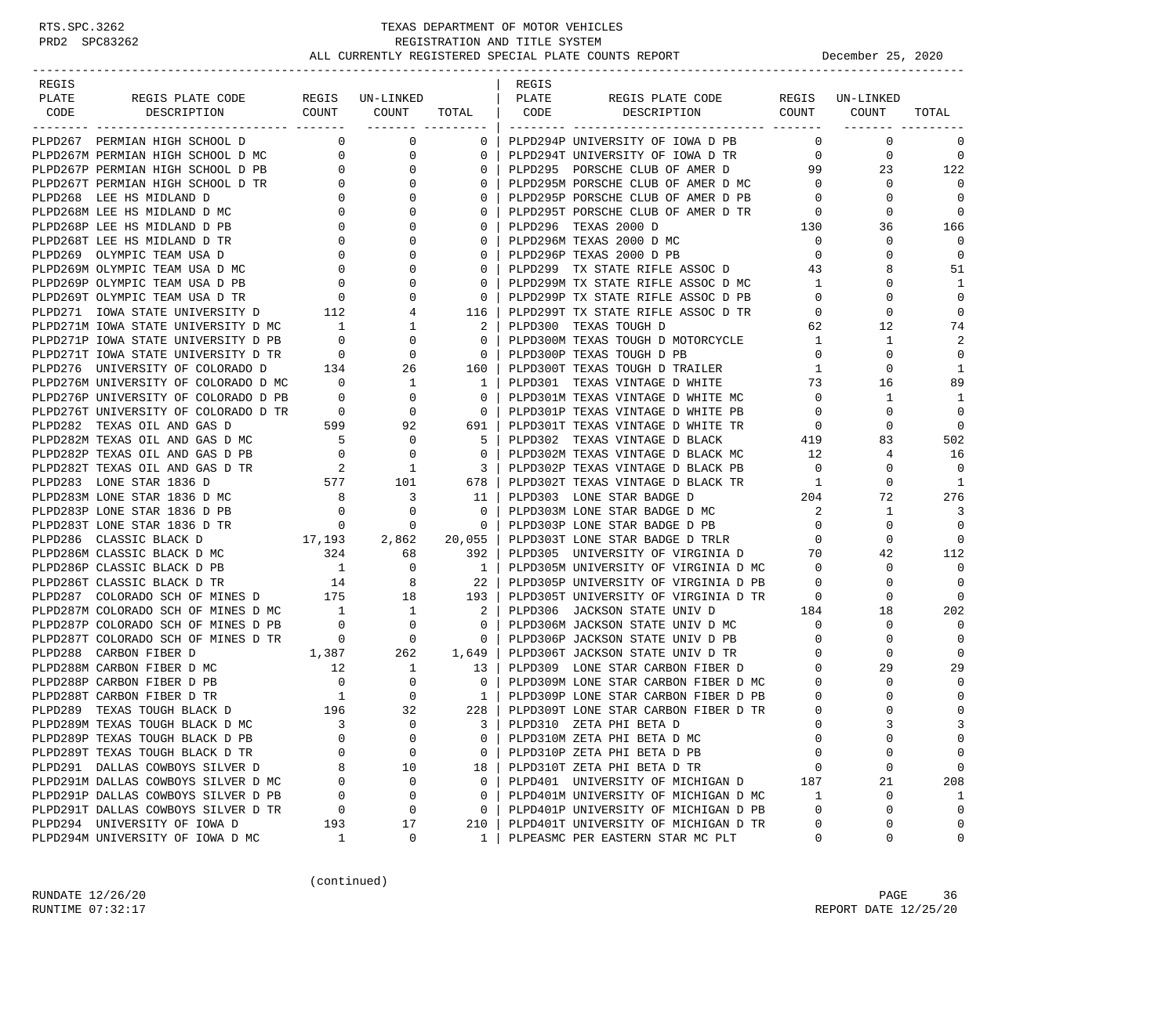# TEXAS DEPARTMENT OF MOTOR VEHICLES
## REGISTRATION AND TITLE SYSTEM
### ALL CURRENTLY REGISTERED SPECIAL PLATE COUNTS REPORT — December 25, 2020

| REGIS PLATE CODE | REGIS PLATE CODE DESCRIPTION | REGIS COUNT | UN-LINKED COUNT | TOTAL |
|---|---|---|---|---|
| PLPD267 | PERMIAN HIGH SCHOOL D | 0 | 0 | 0 |
| PLPD267M | PERMIAN HIGH SCHOOL D MC | 0 | 0 | 0 |
| PLPD267P | PERMIAN HIGH SCHOOL D PB | 0 | 0 | 0 |
| PLPD267T | PERMIAN HIGH SCHOOL D TR | 0 | 0 | 0 |
| PLPD268 | LEE HS MIDLAND D | 0 | 0 | 0 |
| PLPD268M | LEE HS MIDLAND D MC | 0 | 0 | 0 |
| PLPD268P | LEE HS MIDLAND D PB | 0 | 0 | 0 |
| PLPD268T | LEE HS MIDLAND D TR | 0 | 0 | 0 |
| PLPD269 | OLYMPIC TEAM USA D | 0 | 0 | 0 |
| PLPD269M | OLYMPIC TEAM USA D MC | 0 | 0 | 0 |
| PLPD269P | OLYMPIC TEAM USA D PB | 0 | 0 | 0 |
| PLPD269T | OLYMPIC TEAM USA D TR | 0 | 0 | 0 |
| PLPD271 | IOWA STATE UNIVERSITY D | 112 | 4 | 116 |
| PLPD271M | IOWA STATE UNIVERSITY D MC | 1 | 1 | 2 |
| PLPD271P | IOWA STATE UNIVERSITY D PB | 0 | 0 | 0 |
| PLPD271T | IOWA STATE UNIVERSITY D TR | 0 | 0 | 0 |
| PLPD276 | UNIVERSITY OF COLORADO D | 134 | 26 | 160 |
| PLPD276M | UNIVERSITY OF COLORADO D MC | 0 | 1 | 1 |
| PLPD276P | UNIVERSITY OF COLORADO D PB | 0 | 0 | 0 |
| PLPD276T | UNIVERSITY OF COLORADO D TR | 0 | 0 | 0 |
| PLPD282 | TEXAS OIL AND GAS D | 599 | 92 | 691 |
| PLPD282M | TEXAS OIL AND GAS D MC | 5 | 0 | 5 |
| PLPD282P | TEXAS OIL AND GAS D PB | 0 | 0 | 0 |
| PLPD282T | TEXAS OIL AND GAS D TR | 2 | 1 | 3 |
| PLPD283 | LONE STAR 1836 D | 577 | 101 | 678 |
| PLPD283M | LONE STAR 1836 D MC | 8 | 3 | 11 |
| PLPD283P | LONE STAR 1836 D PB | 0 | 0 | 0 |
| PLPD283T | LONE STAR 1836 D TR | 0 | 0 | 0 |
| PLPD286 | CLASSIC BLACK D | 17,193 | 2,862 | 20,055 |
| PLPD286M | CLASSIC BLACK D MC | 324 | 68 | 392 |
| PLPD286P | CLASSIC BLACK D PB | 1 | 0 | 1 |
| PLPD286T | CLASSIC BLACK D TR | 14 | 8 | 22 |
| PLPD287 | COLORADO SCH OF MINES D | 175 | 18 | 193 |
| PLPD287M | COLORADO SCH OF MINES D MC | 1 | 1 | 2 |
| PLPD287P | COLORADO SCH OF MINES D PB | 0 | 0 | 0 |
| PLPD287T | COLORADO SCH OF MINES D TR | 0 | 0 | 0 |
| PLPD288 | CARBON FIBER D | 1,387 | 262 | 1,649 |
| PLPD288M | CARBON FIBER D MC | 12 | 1 | 13 |
| PLPD288P | CARBON FIBER D PB | 0 | 0 | 0 |
| PLPD288T | CARBON FIBER D TR | 1 | 0 | 1 |
| PLPD289 | TEXAS TOUGH BLACK D | 196 | 32 | 228 |
| PLPD289M | TEXAS TOUGH BLACK D MC | 3 | 0 | 3 |
| PLPD289P | TEXAS TOUGH BLACK D PB | 0 | 0 | 0 |
| PLPD289T | TEXAS TOUGH BLACK D TR | 0 | 0 | 0 |
| PLPD291 | DALLAS COWBOYS SILVER D | 8 | 10 | 18 |
| PLPD291M | DALLAS COWBOYS SILVER D MC | 0 | 0 | 0 |
| PLPD291P | DALLAS COWBOYS SILVER D PB | 0 | 0 | 0 |
| PLPD291T | DALLAS COWBOYS SILVER D TR | 0 | 0 | 0 |
| PLPD294 | UNIVERSITY OF IOWA D | 193 | 17 | 210 |
| PLPD294M | UNIVERSITY OF IOWA D MC | 1 | 0 | 1 |
| PLPD294P | UNIVERSITY OF IOWA D PB | 0 | 0 | 0 |
| PLPD294T | UNIVERSITY OF IOWA D TR | 0 | 0 | 0 |
| PLPD295 | PORSCHE CLUB OF AMER D | 99 | 23 | 122 |
| PLPD295M | PORSCHE CLUB OF AMER D MC | 0 | 0 | 0 |
| PLPD295P | PORSCHE CLUB OF AMER D PB | 0 | 0 | 0 |
| PLPD295T | PORSCHE CLUB OF AMER D TR | 0 | 0 | 0 |
| PLPD296 | TEXAS 2000 D | 130 | 36 | 166 |
| PLPD296M | TEXAS 2000 D MC | 0 | 0 | 0 |
| PLPD296P | TEXAS 2000 D PB | 0 | 0 | 0 |
| PLPD299 | TX STATE RIFLE ASSOC D | 43 | 8 | 51 |
| PLPD299M | TX STATE RIFLE ASSOC D MC | 1 | 0 | 1 |
| PLPD299P | TX STATE RIFLE ASSOC D PB | 0 | 0 | 0 |
| PLPD299T | TX STATE RIFLE ASSOC D TR | 0 | 0 | 0 |
| PLPD300 | TEXAS TOUGH D | 62 | 12 | 74 |
| PLPD300M | TEXAS TOUGH D MOTORCYCLE | 1 | 1 | 2 |
| PLPD300P | TEXAS TOUGH D PB | 0 | 0 | 0 |
| PLPD300T | TEXAS TOUGH D TRAILER | 1 | 0 | 1 |
| PLPD301 | TEXAS VINTAGE D WHITE | 73 | 16 | 89 |
| PLPD301M | TEXAS VINTAGE D WHITE MC | 0 | 1 | 1 |
| PLPD301P | TEXAS VINTAGE D WHITE PB | 0 | 0 | 0 |
| PLPD301T | TEXAS VINTAGE D WHITE TR | 0 | 0 | 0 |
| PLPD302 | TEXAS VINTAGE D BLACK | 419 | 83 | 502 |
| PLPD302M | TEXAS VINTAGE D BLACK MC | 12 | 4 | 16 |
| PLPD302P | TEXAS VINTAGE D BLACK PB | 0 | 0 | 0 |
| PLPD302T | TEXAS VINTAGE D BLACK TR | 1 | 0 | 1 |
| PLPD303 | LONE STAR BADGE D | 204 | 72 | 276 |
| PLPD303M | LONE STAR BADGE D MC | 2 | 1 | 3 |
| PLPD303P | LONE STAR BADGE D PB | 0 | 0 | 0 |
| PLPD303T | LONE STAR BADGE D TRLR | 0 | 0 | 0 |
| PLPD305 | UNIVERSITY OF VIRGINIA D | 70 | 42 | 112 |
| PLPD305M | UNIVERSITY OF VIRGINIA D MC | 0 | 0 | 0 |
| PLPD305P | UNIVERSITY OF VIRGINIA D PB | 0 | 0 | 0 |
| PLPD305T | UNIVERSITY OF VIRGINIA D TR | 0 | 0 | 0 |
| PLPD306 | JACKSON STATE UNIV D | 184 | 18 | 202 |
| PLPD306M | JACKSON STATE UNIV D MC | 0 | 0 | 0 |
| PLPD306P | JACKSON STATE UNIV D PB | 0 | 0 | 0 |
| PLPD306T | JACKSON STATE UNIV D TR | 0 | 0 | 0 |
| PLPD309 | LONE STAR CARBON FIBER D | 0 | 29 | 29 |
| PLPD309M | LONE STAR CARBON FIBER D MC | 0 | 0 | 0 |
| PLPD309P | LONE STAR CARBON FIBER D PB | 0 | 0 | 0 |
| PLPD309T | LONE STAR CARBON FIBER D TR | 0 | 0 | 0 |
| PLPD310 | ZETA PHI BETA D | 0 | 3 | 3 |
| PLPD310M | ZETA PHI BETA D MC | 0 | 0 | 0 |
| PLPD310P | ZETA PHI BETA D PB | 0 | 0 | 0 |
| PLPD310T | ZETA PHI BETA D TR | 0 | 0 | 0 |
| PLPD401 | UNIVERSITY OF MICHIGAN D | 187 | 21 | 208 |
| PLPD401M | UNIVERSITY OF MICHIGAN D MC | 1 | 0 | 1 |
| PLPD401P | UNIVERSITY OF MICHIGAN D PB | 0 | 0 | 0 |
| PLPD401T | UNIVERSITY OF MICHIGAN D TR | 0 | 0 | 0 |
| PLPEASMC | PER EASTERN STAR MC PLT | 0 | 0 | 0 |

(continued)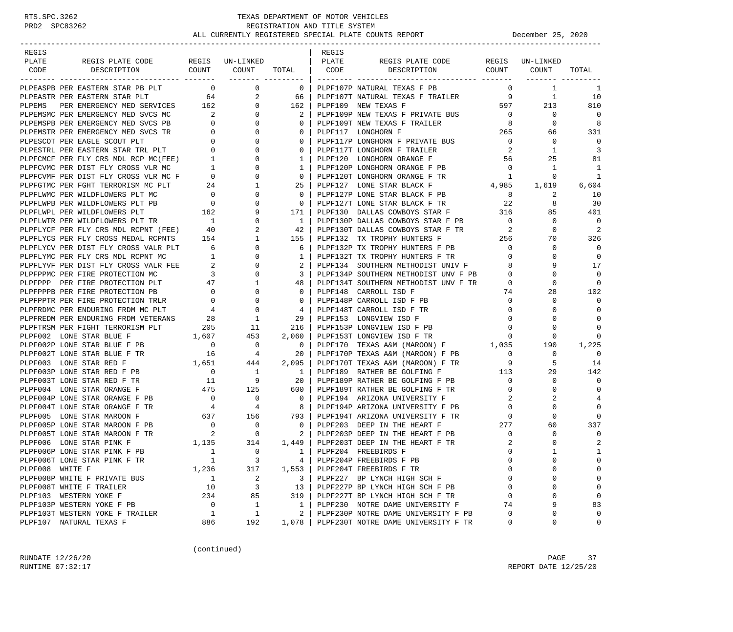RTS.SPC.3262 PRD2 SPC83262

# TEXAS DEPARTMENT OF MOTOR VEHICLES
## REGISTRATION AND TITLE SYSTEM
### ALL CURRENTLY REGISTERED SPECIAL PLATE COUNTS REPORT — December 25, 2020

| REGIS PLATE CODE | REGIS PLATE CODE DESCRIPTION | REGIS COUNT | UN-LINKED COUNT | TOTAL |
|---|---|---|---|---|
| PLPEASPB | PER EASTERN STAR PB PLT | 0 | 0 | 0 |
| PLPEASTR | PER EASTERN STAR PLT | 64 | 2 | 66 |
| PLPEMS | PER EMERGENCY MED SERVICES | 162 | 0 | 162 |
| PLPEMSMC | PER EMERGENCY MED SVCS MC | 2 | 0 | 2 |
| PLPEMSPB | PER EMERGENCY MED SVCS PB | 0 | 0 | 0 |
| PLPEMSTR | PER EMERGENCY MED SVCS TR | 0 | 0 | 0 |
| PLPESCOT | PER EAGLE SCOUT PLT | 0 | 0 | 0 |
| PLPESTRL | PER EASTERN STAR TRL PLT | 0 | 0 | 0 |
| PLPFCMCF | PER FLY CRS MDL RCP MC(FEE) | 1 | 0 | 1 |
| PLPFCVMC | PER DIST FLY CROSS VLR MC | 1 | 0 | 1 |
| PLPFCVMF | PER DIST FLY CROSS VLR MC F | 0 | 0 | 0 |
| PLPFGTMC | PER FGHT TERRORISM MC PLT | 24 | 1 | 25 |
| PLPFLWMC | PER WILDFLOWERS PLT MC | 0 | 0 | 0 |
| PLPFLWPB | PER WILDFLOWERS PLT PB | 0 | 0 | 0 |
| PLPFLWPL | PER WILDFLOWERS PLT | 162 | 9 | 171 |
| PLPFLWTR | PER WILDFLOWERS PLT TR | 1 | 0 | 1 |
| PLPFLYCF | PER FLY CRS MDL RCPNT (FEE) | 40 | 2 | 42 |
| PLPFLYCS | PER FLY CROSS MEDAL RCPNTS | 154 | 1 | 155 |
| PLPFLYCV | PER DIST FLY CROSS VALR PLT | 6 | 0 | 6 |
| PLPFLYMC | PER FLY CRS MDL RCPNT MC | 1 | 0 | 1 |
| PLPFLYVF | PER DIST FLY CROSS VALR FEE | 2 | 0 | 2 |
| PLPFPPMC | PER FIRE PROTECTION MC | 3 | 0 | 3 |
| PLPFPPP | PER FIRE PROTECTION PLT | 47 | 1 | 48 |
| PLPFPPPB | PER FIRE PROTECTION PB | 0 | 0 | 0 |
| PLPFPPTR | PER FIRE PROTECTION TRLR | 0 | 0 | 0 |
| PLPFRDMC | PER ENDURING FRDM MC PLT | 4 | 0 | 4 |
| PLPFREDM | PER ENDURING FRDM VETERANS | 28 | 1 | 29 |
| PLPFTRSM | PER FIGHT TERRORISM PLT | 205 | 11 | 216 |
| PLPF002 | LONE STAR BLUE F | 1,607 | 453 | 2,060 |
| PLPF002P | LONE STAR BLUE F PB | 0 | 0 | 0 |
| PLPF002T | LONE STAR BLUE F TR | 16 | 4 | 20 |
| PLPF003 | LONE STAR RED F | 1,651 | 444 | 2,095 |
| PLPF003P | LONE STAR RED F PB | 0 | 1 | 1 |
| PLPF003T | LONE STAR RED F TR | 11 | 9 | 20 |
| PLPF004 | LONE STAR ORANGE F | 475 | 125 | 600 |
| PLPF004P | LONE STAR ORANGE F PB | 0 | 0 | 0 |
| PLPF004T | LONE STAR ORANGE F TR | 4 | 4 | 8 |
| PLPF005 | LONE STAR MAROON F | 637 | 156 | 793 |
| PLPF005P | LONE STAR MAROON F PB | 0 | 0 | 0 |
| PLPF005T | LONE STAR MAROON F TR | 2 | 0 | 2 |
| PLPF006 | LONE STAR PINK F | 1,135 | 314 | 1,449 |
| PLPF006P | LONE STAR PINK F PB | 1 | 0 | 1 |
| PLPF006T | LONE STAR PINK F TR | 1 | 3 | 4 |
| PLPF008 | WHITE F | 1,236 | 317 | 1,553 |
| PLPF008P | WHITE F PRIVATE BUS | 1 | 2 | 3 |
| PLPF008T | WHITE F TRAILER | 10 | 3 | 13 |
| PLPF103 | WESTERN YOKE F | 234 | 85 | 319 |
| PLPF103P | WESTERN YOKE F PB | 0 | 1 | 1 |
| PLPF103T | WESTERN YOKE F TRAILER | 1 | 1 | 2 |
| PLPF107 | NATURAL TEXAS F | 886 | 192 | 1,078 |
| PLPF107P | NATURAL TEXAS F PB | 0 | 1 | 1 |
| PLPF107T | NATURAL TEXAS F TRAILER | 9 | 1 | 10 |
| PLPF109 | NEW TEXAS F | 597 | 213 | 810 |
| PLPF109P | NEW TEXAS F PRIVATE BUS | 0 | 0 | 0 |
| PLPF109T | NEW TEXAS F TRAILER | 8 | 0 | 8 |
| PLPF117 | LONGHORN F | 265 | 66 | 331 |
| PLPF117P | LONGHORN F PRIVATE BUS | 0 | 0 | 0 |
| PLPF117T | LONGHORN F TRAILER | 2 | 1 | 3 |
| PLPF120 | LONGHORN ORANGE F | 56 | 25 | 81 |
| PLPF120P | LONGHORN ORANGE F PB | 0 | 1 | 1 |
| PLPF120T | LONGHORN ORANGE F TR | 1 | 0 | 1 |
| PLPF127 | LONE STAR BLACK F | 4,985 | 1,619 | 6,604 |
| PLPF127P | LONE STAR BLACK F PB | 8 | 2 | 10 |
| PLPF127T | LONE STAR BLACK F TR | 22 | 8 | 30 |
| PLPF130 | DALLAS COWBOYS STAR F | 316 | 85 | 401 |
| PLPF130P | DALLAS COWBOYS STAR F PB | 0 | 0 | 0 |
| PLPF130T | DALLAS COWBOYS STAR F TR | 2 | 0 | 2 |
| PLPF132 | TX TROPHY HUNTERS F | 256 | 70 | 326 |
| PLPF132P | TX TROPHY HUNTERS F PB | 0 | 0 | 0 |
| PLPF132T | TX TROPHY HUNTERS F TR | 0 | 0 | 0 |
| PLPF134 | SOUTHERN METHODIST UNIV F | 8 | 9 | 17 |
| PLPF134P | SOUTHERN METHODIST UNV F PB | 0 | 0 | 0 |
| PLPF134T | SOUTHERN METHODIST UNV F TR | 0 | 0 | 0 |
| PLPF148 | CARROLL ISD F | 74 | 28 | 102 |
| PLPF148P | CARROLL ISD F PB | 0 | 0 | 0 |
| PLPF148T | CARROLL ISD F TR | 0 | 0 | 0 |
| PLPF153 | LONGVIEW ISD F | 0 | 0 | 0 |
| PLPF153P | LONGVIEW ISD F PB | 0 | 0 | 0 |
| PLPF153T | LONGVIEW ISD F TR | 0 | 0 | 0 |
| PLPF170 | TEXAS A&M (MAROON) F | 1,035 | 190 | 1,225 |
| PLPF170P | TEXAS A&M (MAROON) F PB | 0 | 0 | 0 |
| PLPF170T | TEXAS A&M (MAROON) F TR | 9 | 5 | 14 |
| PLPF189 | RATHER BE GOLFING F | 113 | 29 | 142 |
| PLPF189P | RATHER BE GOLFING F PB | 0 | 0 | 0 |
| PLPF189T | RATHER BE GOLFING F TR | 0 | 0 | 0 |
| PLPF194 | ARIZONA UNIVERSITY F | 2 | 2 | 4 |
| PLPF194P | ARIZONA UNIVERSITY F PB | 0 | 0 | 0 |
| PLPF194T | ARIZONA UNIVERSITY F TR | 0 | 0 | 0 |
| PLPF203 | DEEP IN THE HEART F | 277 | 60 | 337 |
| PLPF203P | DEEP IN THE HEART F PB | 0 | 0 | 0 |
| PLPF203T | DEEP IN THE HEART F TR | 2 | 0 | 2 |
| PLPF204 | FREEBIRDS F | 0 | 1 | 1 |
| PLPF204P | FREEBIRDS F PB | 0 | 0 | 0 |
| PLPF204T | FREEBIRDS F TR | 0 | 0 | 0 |
| PLPF227 | BP LYNCH HIGH SCH F | 0 | 0 | 0 |
| PLPF227P | BP LYNCH HIGH SCH F PB | 0 | 0 | 0 |
| PLPF227T | BP LYNCH HIGH SCH F TR | 0 | 0 | 0 |
| PLPF230 | NOTRE DAME UNIVERSITY F | 74 | 9 | 83 |
| PLPF230P | NOTRE DAME UNIVERSITY F PB | 0 | 0 | 0 |
| PLPF230T | NOTRE DAME UNIVERSITY F TR | 0 | 0 | 0 |

(continued)

RUNDATE 12/26/20 RUNTIME 07:32:17 — REPORT DATE 12/25/20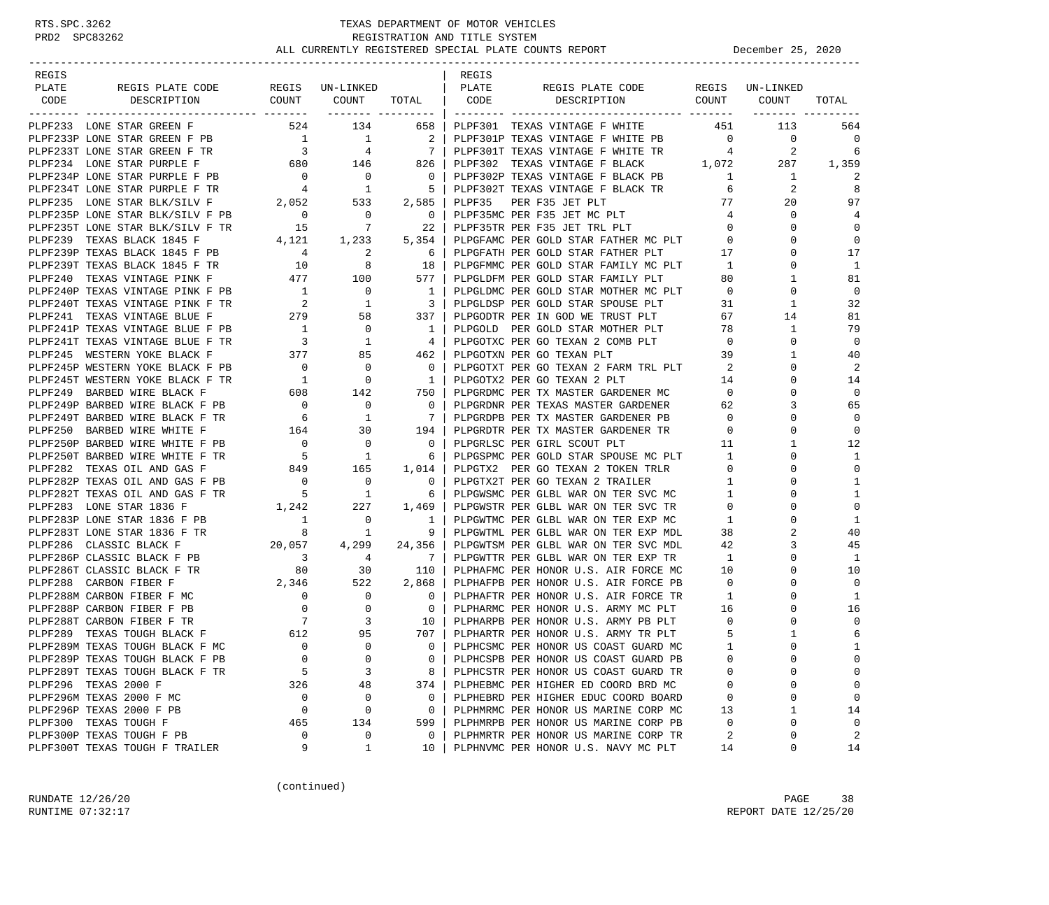# TEXAS DEPARTMENT OF MOTOR VEHICLES
## REGISTRATION AND TITLE SYSTEM
## ALL CURRENTLY REGISTERED SPECIAL PLATE COUNTS REPORT

December 25, 2020

| REGIS PLATE CODE | REGIS PLATE CODE DESCRIPTION | REGIS COUNT | UN-LINKED COUNT | TOTAL |
|---|---|---|---|---|
| PLPF233 | LONE STAR GREEN F | 524 | 134 | 658 |
| PLPF233P | LONE STAR GREEN F PB | 1 | 1 | 2 |
| PLPF233T | LONE STAR GREEN F TR | 3 | 4 | 7 |
| PLPF234 | LONE STAR PURPLE F | 680 | 146 | 826 |
| PLPF234P | LONE STAR PURPLE F PB | 0 | 0 | 0 |
| PLPF234T | LONE STAR PURPLE F TR | 4 | 1 | 5 |
| PLPF235 | LONE STAR BLK/SILV F | 2,052 | 533 | 2,585 |
| PLPF235P | LONE STAR BLK/SILV F PB | 0 | 0 | 0 |
| PLPF235T | LONE STAR BLK/SILV F TR | 15 | 7 | 22 |
| PLPF239 | TEXAS BLACK 1845 F | 4,121 | 1,233 | 5,354 |
| PLPF239P | TEXAS BLACK 1845 F PB | 4 | 2 | 6 |
| PLPF239T | TEXAS BLACK 1845 F TR | 10 | 8 | 18 |
| PLPF240 | TEXAS VINTAGE PINK F | 477 | 100 | 577 |
| PLPF240P | TEXAS VINTAGE PINK F PB | 1 | 0 | 1 |
| PLPF240T | TEXAS VINTAGE PINK F TR | 2 | 1 | 3 |
| PLPF241 | TEXAS VINTAGE BLUE F | 279 | 58 | 337 |
| PLPF241P | TEXAS VINTAGE BLUE F PB | 1 | 0 | 1 |
| PLPF241T | TEXAS VINTAGE BLUE F TR | 3 | 1 | 4 |
| PLPF245 | WESTERN YOKE BLACK F | 377 | 85 | 462 |
| PLPF245P | WESTERN YOKE BLACK F PB | 0 | 0 | 0 |
| PLPF245T | WESTERN YOKE BLACK F TR | 1 | 0 | 1 |
| PLPF249 | BARBED WIRE BLACK F | 608 | 142 | 750 |
| PLPF249P | BARBED WIRE BLACK F PB | 0 | 0 | 0 |
| PLPF249T | BARBED WIRE BLACK F TR | 6 | 1 | 7 |
| PLPF250 | BARBED WIRE WHITE F | 164 | 30 | 194 |
| PLPF250P | BARBED WIRE WHITE F PB | 0 | 0 | 0 |
| PLPF250T | BARBED WIRE WHITE F TR | 5 | 1 | 6 |
| PLPF282 | TEXAS OIL AND GAS F | 849 | 165 | 1,014 |
| PLPF282P | TEXAS OIL AND GAS F PB | 0 | 0 | 0 |
| PLPF282T | TEXAS OIL AND GAS F TR | 5 | 1 | 6 |
| PLPF283 | LONE STAR 1836 F | 1,242 | 227 | 1,469 |
| PLPF283P | LONE STAR 1836 F PB | 1 | 0 | 1 |
| PLPF283T | LONE STAR 1836 F TR | 8 | 1 | 9 |
| PLPF286 | CLASSIC BLACK F | 20,057 | 4,299 | 24,356 |
| PLPF286P | CLASSIC BLACK F PB | 3 | 4 | 7 |
| PLPF286T | CLASSIC BLACK F TR | 80 | 30 | 110 |
| PLPF288 | CARBON FIBER F | 2,346 | 522 | 2,868 |
| PLPF288M | CARBON FIBER F MC | 0 | 0 | 0 |
| PLPF288P | CARBON FIBER F PB | 0 | 0 | 0 |
| PLPF288T | CARBON FIBER F TR | 7 | 3 | 10 |
| PLPF289 | TEXAS TOUGH BLACK F | 612 | 95 | 707 |
| PLPF289M | TEXAS TOUGH BLACK F MC | 0 | 0 | 0 |
| PLPF289P | TEXAS TOUGH BLACK F PB | 0 | 0 | 0 |
| PLPF289T | TEXAS TOUGH BLACK F TR | 5 | 3 | 8 |
| PLPF296 | TEXAS 2000 F | 326 | 48 | 374 |
| PLPF296M | TEXAS 2000 F MC | 0 | 0 | 0 |
| PLPF296P | TEXAS 2000 F PB | 0 | 0 | 0 |
| PLPF300 | TEXAS TOUGH F | 465 | 134 | 599 |
| PLPF300P | TEXAS TOUGH F PB | 0 | 0 | 0 |
| PLPF300T | TEXAS TOUGH F TRAILER | 9 | 1 | 10 |
| PLPF301 | TEXAS VINTAGE F WHITE | 451 | 113 | 564 |
| PLPF301P | TEXAS VINTAGE F WHITE PB | 0 | 0 | 0 |
| PLPF301T | TEXAS VINTAGE F WHITE TR | 4 | 2 | 6 |
| PLPF302 | TEXAS VINTAGE F BLACK | 1,072 | 287 | 1,359 |
| PLPF302P | TEXAS VINTAGE F BLACK PB | 1 | 1 | 2 |
| PLPF302T | TEXAS VINTAGE F BLACK TR | 6 | 2 | 8 |
| PLPF35 | PER F35 JET PLT | 77 | 20 | 97 |
| PLPF35MC | PER F35 JET MC PLT | 4 | 0 | 4 |
| PLPF35TR | PER F35 JET TRL PLT | 0 | 0 | 0 |
| PLPGFAMC | PER GOLD STAR FATHER MC PLT | 0 | 0 | 0 |
| PLPGFATH | PER GOLD STAR FATHER PLT | 17 | 0 | 17 |
| PLPGFMMC | PER GOLD STAR FAMILY MC PLT | 1 | 0 | 1 |
| PLPGLDFM | PER GOLD STAR FAMILY PLT | 80 | 1 | 81 |
| PLPGLDMC | PER GOLD STAR MOTHER MC PLT | 0 | 0 | 0 |
| PLPGLDSP | PER GOLD STAR SPOUSE PLT | 31 | 1 | 32 |
| PLPGODTR | PER IN GOD WE TRUST PLT | 67 | 14 | 81 |
| PLPGOLD | PER GOLD STAR MOTHER PLT | 78 | 1 | 79 |
| PLPGOTXC | PER GO TEXAN 2 COMB PLT | 0 | 0 | 0 |
| PLPGOTXN | PER GO TEXAN PLT | 39 | 1 | 40 |
| PLPGOTXT | PER GO TEXAN 2 FARM TRL PLT | 2 | 0 | 2 |
| PLPGOTX2 | PER GO TEXAN 2 PLT | 14 | 0 | 14 |
| PLPGRDMC | PER TX MASTER GARDENER MC | 0 | 0 | 0 |
| PLPGRDNR | PER TEXAS MASTER GARDENER | 62 | 3 | 65 |
| PLPGRDPB | PER TX MASTER GARDENER PB | 0 | 0 | 0 |
| PLPGRDTR | PER TX MASTER GARDENER TR | 0 | 0 | 0 |
| PLPGRLSC | PER GIRL SCOUT PLT | 11 | 1 | 12 |
| PLPGSPMC | PER GOLD STAR SPOUSE MC PLT | 1 | 0 | 1 |
| PLPGTX2 | PER GO TEXAN 2 TOKEN TRLR | 0 | 0 | 0 |
| PLPGTX2T | PER GO TEXAN 2 TRAILER | 1 | 0 | 1 |
| PLPGWSMC | PER GLBL WAR ON TER SVC MC | 1 | 0 | 1 |
| PLPGWSTR | PER GLBL WAR ON TER SVC TR | 0 | 0 | 0 |
| PLPGWTMC | PER GLBL WAR ON TER EXP MC | 1 | 0 | 1 |
| PLPGWTML | PER GLBL WAR ON TER EXP MDL | 38 | 2 | 40 |
| PLPGWTSM | PER GLBL WAR ON TER SVC MDL | 42 | 3 | 45 |
| PLPGWTTR | PER GLBL WAR ON TER EXP TR | 1 | 0 | 1 |
| PLPHAFMC | PER HONOR U.S. AIR FORCE MC | 10 | 0 | 10 |
| PLPHAFPB | PER HONOR U.S. AIR FORCE PB | 0 | 0 | 0 |
| PLPHAFTR | PER HONOR U.S. AIR FORCE TR | 1 | 0 | 1 |
| PLPHARMC | PER HONOR U.S. ARMY MC PLT | 16 | 0 | 16 |
| PLPHARPB | PER HONOR U.S. ARMY PB PLT | 0 | 0 | 0 |
| PLPHARTR | PER HONOR U.S. ARMY TR PLT | 5 | 1 | 6 |
| PLPHCSMC | PER HONOR US COAST GUARD MC | 1 | 0 | 1 |
| PLPHCSPB | PER HONOR US COAST GUARD PB | 0 | 0 | 0 |
| PLPHCSTR | PER HONOR US COAST GUARD TR | 0 | 0 | 0 |
| PLPHEBMC | PER HIGHER ED COORD BRD MC | 0 | 0 | 0 |
| PLPHEBRD | PER HIGHER EDUC COORD BOARD | 0 | 0 | 0 |
| PLPHMRMC | PER HONOR US MARINE CORP MC | 13 | 1 | 14 |
| PLPHMRPB | PER HONOR US MARINE CORP PB | 0 | 0 | 0 |
| PLPHMRTR | PER HONOR US MARINE CORP TR | 2 | 0 | 2 |
| PLPHNVMC | PER HONOR U.S. NAVY MC PLT | 14 | 0 | 14 |

(continued)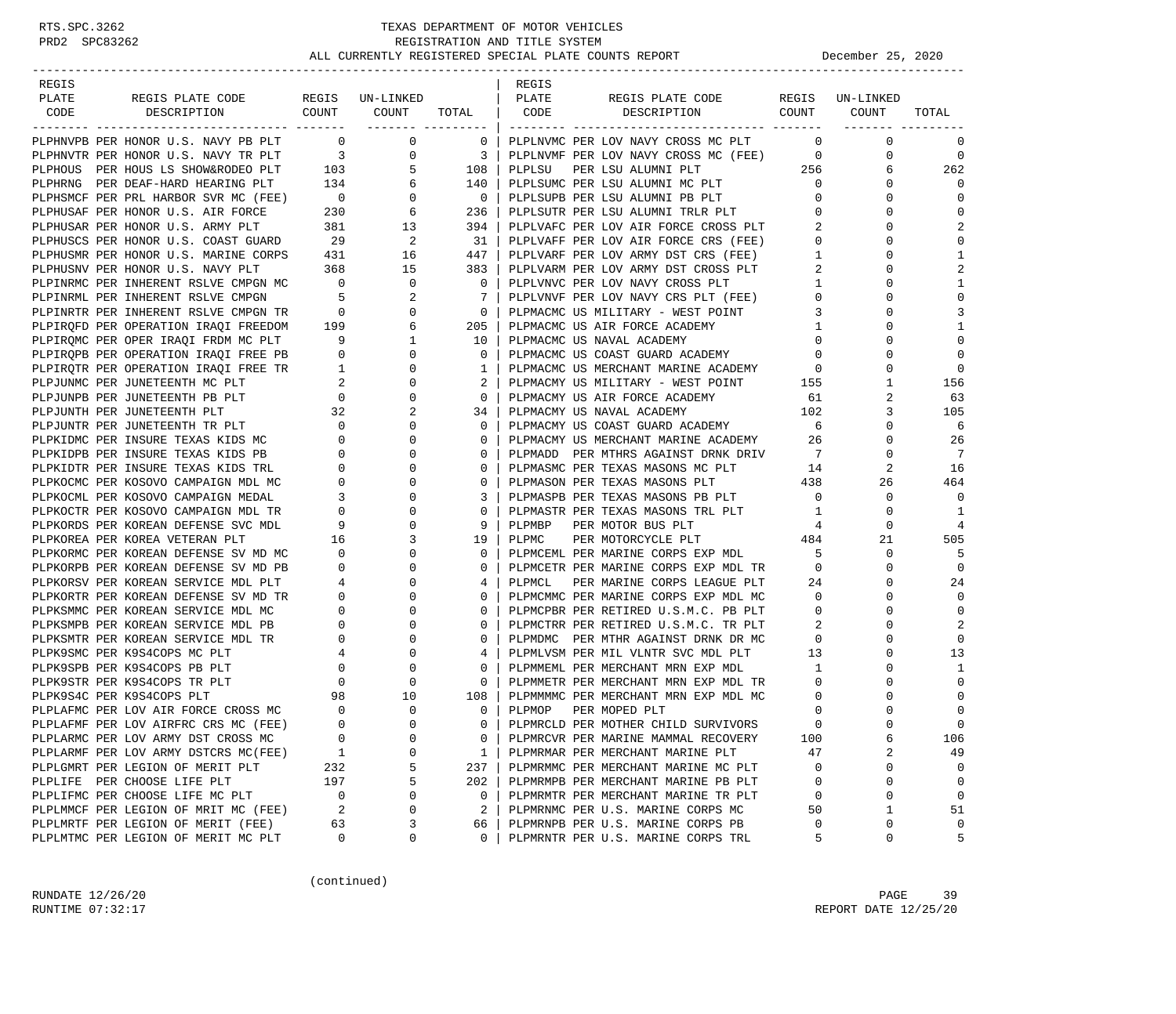TEXAS DEPARTMENT OF MOTOR VEHICLES
REGISTRATION AND TITLE SYSTEM
ALL CURRENTLY REGISTERED SPECIAL PLATE COUNTS REPORT — December 25, 2020

| REGIS PLATE CODE | REGIS PLATE CODE DESCRIPTION | REGIS COUNT | UN-LINKED COUNT | TOTAL |
|---|---|---|---|---|
| PLPHNVPB | PER HONOR U.S. NAVY PB PLT | 0 | 0 | 0 |
| PLPHNVTR | PER HONOR U.S. NAVY TR PLT | 3 | 0 | 3 |
| PLPHOUS | PER HOUS LS SHOW&RODEO PLT | 103 | 5 | 108 |
| PLPHRNG | PER DEAF-HARD HEARING PLT | 134 | 6 | 140 |
| PLPHSMCF | PER PRL HARBOR SVR MC (FEE) | 0 | 0 | 0 |
| PLPHUSAF | PER HONOR U.S. AIR FORCE | 230 | 6 | 236 |
| PLPHUSAR | PER HONOR U.S. ARMY PLT | 381 | 13 | 394 |
| PLPHUSCS | PER HONOR U.S. COAST GUARD | 29 | 2 | 31 |
| PLPHUSMR | PER HONOR U.S. MARINE CORPS | 431 | 16 | 447 |
| PLPHUSNV | PER HONOR U.S. NAVY PLT | 368 | 15 | 383 |
| PLPINRMC | PER INHERENT RSLVE CMPGN MC | 0 | 0 | 0 |
| PLPINRML | PER INHERENT RSLVE CMPGN | 5 | 2 | 7 |
| PLPINRTR | PER INHERENT RSLVE CMPGN TR | 0 | 0 | 0 |
| PLPIRQFD | PER OPERATION IRAQI FREEDOM | 199 | 6 | 205 |
| PLPIRQMC | PER OPER IRAQI FRDM MC PLT | 9 | 1 | 10 |
| PLPIRQPB | PER OPERATION IRAQI FREE PB | 0 | 0 | 0 |
| PLPIRQTR | PER OPERATION IRAQI FREE TR | 1 | 0 | 1 |
| PLPJUNMC | PER JUNETEENTH MC PLT | 2 | 0 | 2 |
| PLPJUNPB | PER JUNETEENTH PB PLT | 0 | 0 | 0 |
| PLPJUNTH | PER JUNETEENTH PLT | 32 | 2 | 34 |
| PLPJUNTR | PER JUNETEENTH TR PLT | 0 | 0 | 0 |
| PLPKIDMC | PER INSURE TEXAS KIDS MC | 0 | 0 | 0 |
| PLPKIDPB | PER INSURE TEXAS KIDS PB | 0 | 0 | 0 |
| PLPKIDTR | PER INSURE TEXAS KIDS TRL | 0 | 0 | 0 |
| PLPKOCMC | PER KOSOVO CAMPAIGN MDL MC | 0 | 0 | 0 |
| PLPKOCML | PER KOSOVO CAMPAIGN MEDAL | 3 | 0 | 3 |
| PLPKOCTR | PER KOSOVO CAMPAIGN MDL TR | 0 | 0 | 0 |
| PLPKORDS | PER KOREAN DEFENSE SVC MDL | 9 | 0 | 9 |
| PLPKOREA | PER KOREA VETERAN PLT | 16 | 3 | 19 |
| PLPKORMC | PER KOREAN DEFENSE SV MD MC | 0 | 0 | 0 |
| PLPKORPB | PER KOREAN DEFENSE SV MD PB | 0 | 0 | 0 |
| PLPKORSV | PER KOREAN SERVICE MDL PLT | 4 | 0 | 4 |
| PLPKORTR | PER KOREAN DEFENSE SV MD TR | 0 | 0 | 0 |
| PLPKSMMC | PER KOREAN SERVICE MDL MC | 0 | 0 | 0 |
| PLPKSMPB | PER KOREAN SERVICE MDL PB | 0 | 0 | 0 |
| PLPKSMTR | PER KOREAN SERVICE MDL TR | 0 | 0 | 0 |
| PLPK9SMC | PER K9S4COPS MC PLT | 4 | 0 | 4 |
| PLPK9SPB | PER K9S4COPS PB PLT | 0 | 0 | 0 |
| PLPK9STR | PER K9S4COPS TR PLT | 0 | 0 | 0 |
| PLPK9S4C | PER K9S4COPS PLT | 98 | 10 | 108 |
| PLPLAFMC | PER LOV AIR FORCE CROSS MC | 0 | 0 | 0 |
| PLPLAFMF | PER LOV AIRFRC CRS MC (FEE) | 0 | 0 | 0 |
| PLPLARMC | PER LOV ARMY DST CROSS MC | 0 | 0 | 0 |
| PLPLARMF | PER LOV ARMY DSTCRS MC(FEE) | 1 | 0 | 1 |
| PLPLGMRT | PER LEGION OF MERIT PLT | 232 | 5 | 237 |
| PLPLIFE | PER CHOOSE LIFE PLT | 197 | 5 | 202 |
| PLPLIFMC | PER CHOOSE LIFE MC PLT | 0 | 0 | 0 |
| PLPLMMCF | PER LEGION OF MRIT MC (FEE) | 2 | 0 | 2 |
| PLPLMRTF | PER LEGION OF MERIT (FEE) | 63 | 3 | 66 |
| PLPLMTMC | PER LEGION OF MERIT MC PLT | 0 | 0 | 0 |
| PLPLNVMC | PER LOV NAVY CROSS MC PLT | 0 | 0 | 0 |
| PLPLNVMF | PER LOV NAVY CROSS MC (FEE) | 0 | 0 | 0 |
| PLPLSU | PER LSU ALUMNI PLT | 256 | 6 | 262 |
| PLPLSUMC | PER LSU ALUMNI MC PLT | 0 | 0 | 0 |
| PLPLSUPB | PER LSU ALUMNI PB PLT | 0 | 0 | 0 |
| PLPLSUTR | PER LSU ALUMNI TRLR PLT | 0 | 0 | 0 |
| PLPLVAFC | PER LOV AIR FORCE CROSS PLT | 2 | 0 | 2 |
| PLPLVAFF | PER LOV AIR FORCE CRS (FEE) | 0 | 0 | 0 |
| PLPLVARF | PER LOV ARMY DST CRS (FEE) | 1 | 0 | 1 |
| PLPLVARM | PER LOV ARMY DST CROSS PLT | 2 | 0 | 2 |
| PLPLVNVC | PER LOV NAVY CROSS PLT | 1 | 0 | 1 |
| PLPLVNVF | PER LOV NAVY CRS PLT (FEE) | 0 | 0 | 0 |
| PLPMACMC | US MILITARY - WEST POINT | 3 | 0 | 3 |
| PLPMACMC | US AIR FORCE ACADEMY | 1 | 0 | 1 |
| PLPMACMC | US NAVAL ACADEMY | 0 | 0 | 0 |
| PLPMACMC | US COAST GUARD ACADEMY | 0 | 0 | 0 |
| PLPMACMC | US MERCHANT MARINE ACADEMY | 0 | 0 | 0 |
| PLPMACMY | US MILITARY - WEST POINT | 155 | 1 | 156 |
| PLPMACMY | US AIR FORCE ACADEMY | 61 | 2 | 63 |
| PLPMACMY | US NAVAL ACADEMY | 102 | 3 | 105 |
| PLPMACMY | US COAST GUARD ACADEMY | 6 | 0 | 6 |
| PLPMACMY | US MERCHANT MARINE ACADEMY | 26 | 0 | 26 |
| PLPMADD | PER MTHRS AGAINST DRNK DRIV | 7 | 0 | 7 |
| PLPMASMC | PER TEXAS MASONS MC PLT | 14 | 2 | 16 |
| PLPMASON | PER TEXAS MASONS PLT | 438 | 26 | 464 |
| PLPMASPB | PER TEXAS MASONS PB PLT | 0 | 0 | 0 |
| PLPMASTR | PER TEXAS MASONS TRL PLT | 1 | 0 | 1 |
| PLPMBP | PER MOTOR BUS PLT | 4 | 0 | 4 |
| PLPMC | PER MOTORCYCLE PLT | 484 | 21 | 505 |
| PLPMCEML | PER MARINE CORPS EXP MDL | 5 | 0 | 5 |
| PLPMCETR | PER MARINE CORPS EXP MDL TR | 0 | 0 | 0 |
| PLPMCL | PER MARINE CORPS LEAGUE PLT | 24 | 0 | 24 |
| PLPMCMMC | PER MARINE CORPS EXP MDL MC | 0 | 0 | 0 |
| PLPMCPBR | PER RETIRED U.S.M.C. PB PLT | 0 | 0 | 0 |
| PLPMCTRR | PER RETIRED U.S.M.C. TR PLT | 2 | 0 | 2 |
| PLPMDMC | PER MTHR AGAINST DRNK DR MC | 0 | 0 | 0 |
| PLPMLVSM | PER MIL VLNTR SVC MDL PLT | 13 | 0 | 13 |
| PLPMMEML | PER MERCHANT MRN EXP MDL | 1 | 0 | 1 |
| PLPMMETR | PER MERCHANT MRN EXP MDL TR | 0 | 0 | 0 |
| PLPMMMMC | PER MERCHANT MRN EXP MDL MC | 0 | 0 | 0 |
| PLPMOP | PER MOPED PLT | 0 | 0 | 0 |
| PLPMRCLD | PER MOTHER CHILD SURVIVORS | 0 | 0 | 0 |
| PLPMRCVR | PER MARINE MAMMAL RECOVERY | 100 | 6 | 106 |
| PLPMRMAR | PER MERCHANT MARINE PLT | 47 | 2 | 49 |
| PLPMRMMC | PER MERCHANT MARINE MC PLT | 0 | 0 | 0 |
| PLPMRMPB | PER MERCHANT MARINE PB PLT | 0 | 0 | 0 |
| PLPMRMTR | PER MERCHANT MARINE TR PLT | 0 | 0 | 0 |
| PLPMRNMC | PER U.S. MARINE CORPS MC | 50 | 1 | 51 |
| PLPMRNPB | PER U.S. MARINE CORPS PB | 0 | 0 | 0 |
| PLPMRNTR | PER U.S. MARINE CORPS TRL | 5 | 0 | 5 |

(continued)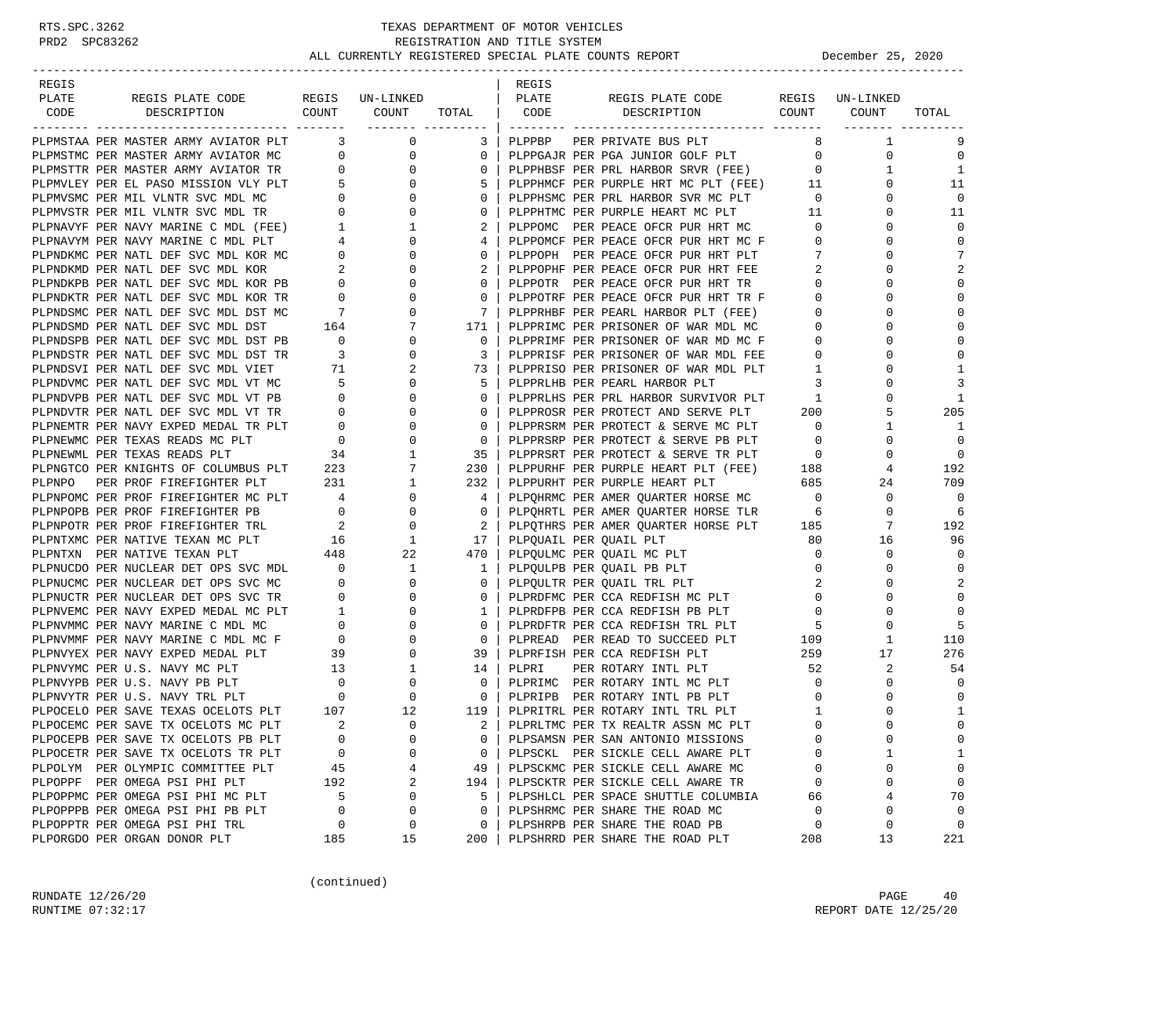# TEXAS DEPARTMENT OF MOTOR VEHICLES
## REGISTRATION AND TITLE SYSTEM
### ALL CURRENTLY REGISTERED SPECIAL PLATE COUNTS REPORT — December 25, 2020

RTS.SPC.3262
PRD2 SPC83262

| REGIS PLATE CODE | REGIS PLATE CODE DESCRIPTION | REGIS COUNT | UN-LINKED COUNT | TOTAL |
|---|---|---|---|---|
| PLPMSTAA | PER MASTER ARMY AVIATOR PLT | 3 | 0 | 3 |
| PLPMSTMC | PER MASTER ARMY AVIATOR MC | 0 | 0 | 0 |
| PLPMSTTR | PER MASTER ARMY AVIATOR TR | 0 | 0 | 0 |
| PLPMVLEY | PER EL PASO MISSION VLY PLT | 5 | 0 | 5 |
| PLPMVSMC | PER MIL VLNTR SVC MDL MC | 0 | 0 | 0 |
| PLPMVSTR | PER MIL VLNTR SVC MDL TR | 0 | 0 | 0 |
| PLPNAVYF | PER NAVY MARINE C MDL (FEE) | 1 | 1 | 2 |
| PLPNAVYM | PER NAVY MARINE C MDL PLT | 4 | 0 | 4 |
| PLPNDKMC | PER NATL DEF SVC MDL KOR MC | 0 | 0 | 0 |
| PLPNDKMD | PER NATL DEF SVC MDL KOR | 2 | 0 | 2 |
| PLPNDKPB | PER NATL DEF SVC MDL KOR PB | 0 | 0 | 0 |
| PLPNDKTR | PER NATL DEF SVC MDL KOR TR | 0 | 0 | 0 |
| PLPNDSMC | PER NATL DEF SVC MDL DST MC | 7 | 0 | 7 |
| PLPNDSMD | PER NATL DEF SVC MDL DST | 164 | 7 | 171 |
| PLPNDSPB | PER NATL DEF SVC MDL DST PB | 0 | 0 | 0 |
| PLPNDSTR | PER NATL DEF SVC MDL DST TR | 3 | 0 | 3 |
| PLPNDSVI | PER NATL DEF SVC MDL VIET | 71 | 2 | 73 |
| PLPNDVMC | PER NATL DEF SVC MDL VT MC | 5 | 0 | 5 |
| PLPNDVPB | PER NATL DEF SVC MDL VT PB | 0 | 0 | 0 |
| PLPNDVTR | PER NATL DEF SVC MDL VT TR | 0 | 0 | 0 |
| PLPNEMTR | PER NAVY EXPED MEDAL TR PLT | 0 | 0 | 0 |
| PLPNEWMC | PER TEXAS READS MC PLT | 0 | 0 | 0 |
| PLPNEWML | PER TEXAS READS PLT | 34 | 1 | 35 |
| PLPNGTCO | PER KNIGHTS OF COLUMBUS PLT | 223 | 7 | 230 |
| PLPNPO | PER PROF FIREFIGHTER PLT | 231 | 1 | 232 |
| PLPNPOMC | PER PROF FIREFIGHTER MC PLT | 4 | 0 | 4 |
| PLPNPOPB | PER PROF FIREFIGHTER PB | 0 | 0 | 0 |
| PLPNPOTR | PER PROF FIREFIGHTER TRL | 2 | 0 | 2 |
| PLPNTXMC | PER NATIVE TEXAN MC PLT | 16 | 1 | 17 |
| PLPNTXN | PER NATIVE TEXAN PLT | 448 | 22 | 470 |
| PLPNUCDO | PER NUCLEAR DET OPS SVC MDL | 0 | 1 | 1 |
| PLPNUCMC | PER NUCLEAR DET OPS SVC MC | 0 | 0 | 0 |
| PLPNUCTR | PER NUCLEAR DET OPS SVC TR | 0 | 0 | 0 |
| PLPNVEMC | PER NAVY EXPED MEDAL MC PLT | 1 | 0 | 1 |
| PLPNVMMC | PER NAVY MARINE C MDL MC | 0 | 0 | 0 |
| PLPNVMMF | PER NAVY MARINE C MDL MC F | 0 | 0 | 0 |
| PLPNVYEX | PER NAVY EXPED MEDAL PLT | 39 | 0 | 39 |
| PLPNVYMC | PER U.S. NAVY MC PLT | 13 | 1 | 14 |
| PLPNVYPB | PER U.S. NAVY PB PLT | 0 | 0 | 0 |
| PLPNVYTR | PER U.S. NAVY TRL PLT | 0 | 0 | 0 |
| PLPOCELO | PER SAVE TEXAS OCELOTS PLT | 107 | 12 | 119 |
| PLPOCEMC | PER SAVE TX OCELOTS MC PLT | 2 | 0 | 2 |
| PLPOCEPB | PER SAVE TX OCELOTS PB PLT | 0 | 0 | 0 |
| PLPOCETR | PER SAVE TX OCELOTS TR PLT | 0 | 0 | 0 |
| PLPOLYM | PER OLYMPIC COMMITTEE PLT | 45 | 4 | 49 |
| PLPOPPF | PER OMEGA PSI PHI PLT | 192 | 2 | 194 |
| PLPOPPMC | PER OMEGA PSI PHI MC PLT | 5 | 0 | 5 |
| PLPOPPPB | PER OMEGA PSI PHI PB PLT | 0 | 0 | 0 |
| PLPOPPTR | PER OMEGA PSI PHI TRL | 0 | 0 | 0 |
| PLPORGDO | PER ORGAN DONOR PLT | 185 | 15 | 200 |
| PLPPBP | PER PRIVATE BUS PLT | 8 | 1 | 9 |
| PLPPGAJR | PER PGA JUNIOR GOLF PLT | 0 | 0 | 0 |
| PLPPHBSF | PER PRL HARBOR SRVR (FEE) | 0 | 1 | 1 |
| PLPPHMCF | PER PURPLE HRT MC PLT (FEE) | 11 | 0 | 11 |
| PLPPHSMC | PER PRL HARBOR SVR MC PLT | 0 | 0 | 0 |
| PLPPHTMC | PER PURPLE HEART MC PLT | 11 | 0 | 11 |
| PLPPOMC | PER PEACE OFCR PUR HRT MC | 0 | 0 | 0 |
| PLPPOMCF | PER PEACE OFCR PUR HRT MC F | 0 | 0 | 0 |
| PLPPOPH | PER PEACE OFCR PUR HRT PLT | 7 | 0 | 7 |
| PLPPOPHF | PER PEACE OFCR PUR HRT FEE | 2 | 0 | 2 |
| PLPPOTR | PER PEACE OFCR PUR HRT TR | 0 | 0 | 0 |
| PLPPOTRF | PER PEACE OFCR PUR HRT TR F | 0 | 0 | 0 |
| PLPPRHBF | PER PEARL HARBOR PLT (FEE) | 0 | 0 | 0 |
| PLPPRIMC | PER PRISONER OF WAR MDL MC | 0 | 0 | 0 |
| PLPPRIMF | PER PRISONER OF WAR MD MC F | 0 | 0 | 0 |
| PLPPRISF | PER PRISONER OF WAR MDL FEE | 0 | 0 | 0 |
| PLPPRISO | PER PRISONER OF WAR MDL PLT | 1 | 0 | 1 |
| PLPPRLHB | PER PEARL HARBOR PLT | 3 | 0 | 3 |
| PLPPRLHS | PER PRL HARBOR SURVIVOR PLT | 1 | 0 | 1 |
| PLPPROSR | PER PROTECT AND SERVE PLT | 200 | 5 | 205 |
| PLPPRSRM | PER PROTECT & SERVE MC PLT | 0 | 1 | 1 |
| PLPPRSRP | PER PROTECT & SERVE PB PLT | 0 | 0 | 0 |
| PLPPRSRT | PER PROTECT & SERVE TR PLT | 0 | 0 | 0 |
| PLPPURHF | PER PURPLE HEART PLT (FEE) | 188 | 4 | 192 |
| PLPPURHT | PER PURPLE HEART PLT | 685 | 24 | 709 |
| PLPQHRMC | PER AMER QUARTER HORSE MC | 0 | 0 | 0 |
| PLPQHRTL | PER AMER QUARTER HORSE TLR | 6 | 0 | 6 |
| PLPQTHRS | PER AMER QUARTER HORSE PLT | 185 | 7 | 192 |
| PLPQUAIL | PER QUAIL PLT | 80 | 16 | 96 |
| PLPQULMC | PER QUAIL MC PLT | 0 | 0 | 0 |
| PLPQULPB | PER QUAIL PB PLT | 0 | 0 | 0 |
| PLPQULTR | PER QUAIL TRL PLT | 2 | 0 | 2 |
| PLPRDFMC | PER CCA REDFISH MC PLT | 0 | 0 | 0 |
| PLPRDFPB | PER CCA REDFISH PB PLT | 0 | 0 | 0 |
| PLPRDFTR | PER CCA REDFISH TRL PLT | 5 | 0 | 5 |
| PLPREAD | PER READ TO SUCCEED PLT | 109 | 1 | 110 |
| PLPRFISH | PER CCA REDFISH PLT | 259 | 17 | 276 |
| PLPRI | PER ROTARY INTL PLT | 52 | 2 | 54 |
| PLPRIMC | PER ROTARY INTL MC PLT | 0 | 0 | 0 |
| PLPRIPB | PER ROTARY INTL PB PLT | 0 | 0 | 0 |
| PLPRITRL | PER ROTARY INTL TRL PLT | 1 | 0 | 1 |
| PLPRLTMC | PER TX REALTR ASSN MC PLT | 0 | 0 | 0 |
| PLPSAMSN | PER SAN ANTONIO MISSIONS | 0 | 0 | 0 |
| PLPSCKL | PER SICKLE CELL AWARE PLT | 0 | 1 | 1 |
| PLPSCKMC | PER SICKLE CELL AWARE MC | 0 | 0 | 0 |
| PLPSCKTR | PER SICKLE CELL AWARE TR | 0 | 0 | 0 |
| PLPSHLCL | PER SPACE SHUTTLE COLUMBIA | 66 | 4 | 70 |
| PLPSHRMC | PER SHARE THE ROAD MC | 0 | 0 | 0 |
| PLPSHRPB | PER SHARE THE ROAD PB | 0 | 0 | 0 |
| PLPSHRRD | PER SHARE THE ROAD PLT | 208 | 13 | 221 |

(continued)

RUNDATE 12/26/20
RUNTIME 07:32:17
REPORT DATE 12/25/20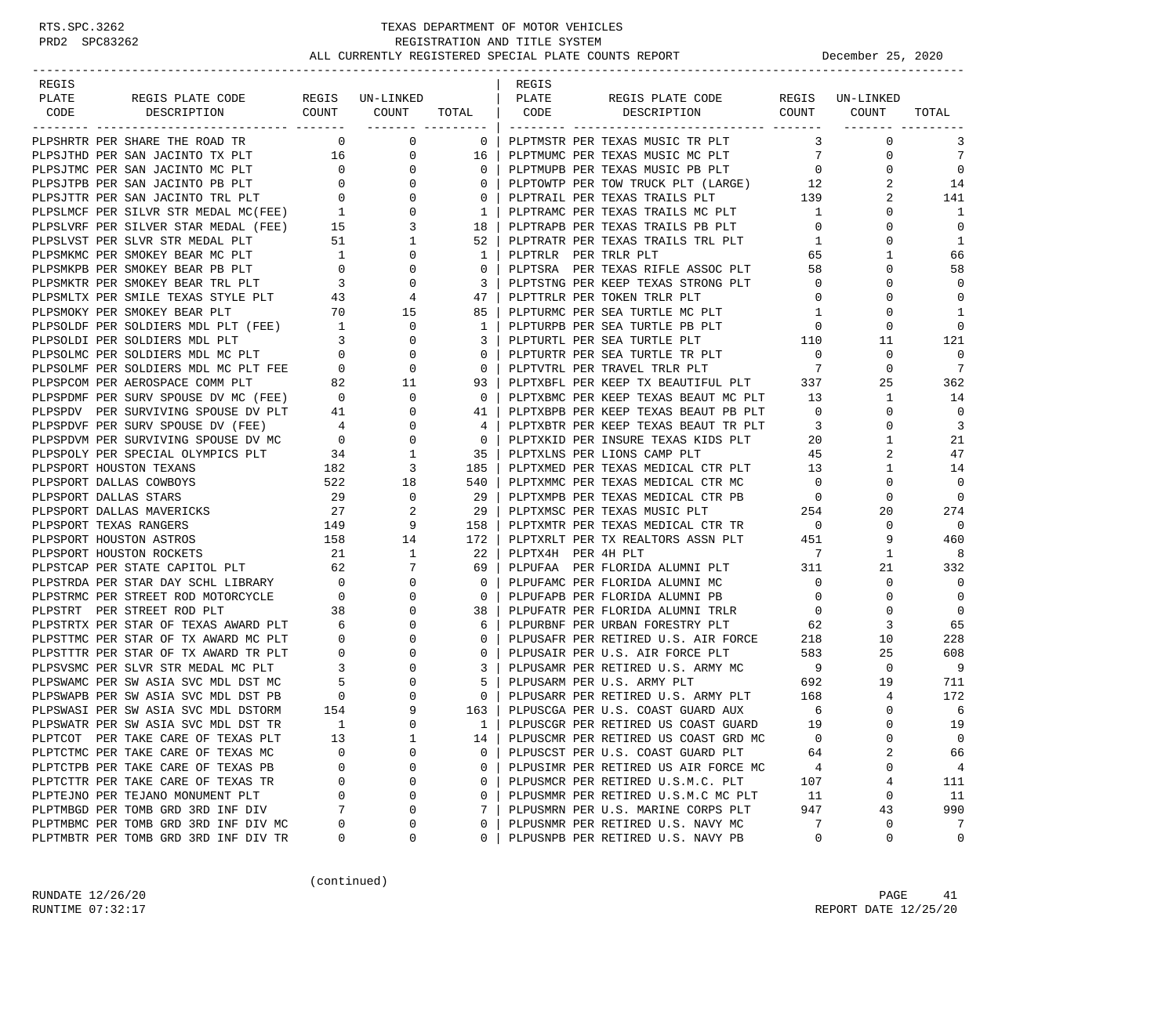# TEXAS DEPARTMENT OF MOTOR VEHICLES
## REGISTRATION AND TITLE SYSTEM
### ALL CURRENTLY REGISTERED SPECIAL PLATE COUNTS REPORT — December 25, 2020

RTS.SPC.3262
PRD2 SPC83262

| REGIS PLATE CODE | REGIS PLATE CODE DESCRIPTION | REGIS COUNT | UN-LINKED COUNT | TOTAL |
|---|---|---|---|---|
| PLPSHRTR | PER SHARE THE ROAD TR | 0 | 0 | 0 |
| PLPSJTHD | PER SAN JACINTO TX PLT | 16 | 0 | 16 |
| PLPSJTMC | PER SAN JACINTO MC PLT | 0 | 0 | 0 |
| PLPSJTPB | PER SAN JACINTO PB PLT | 0 | 0 | 0 |
| PLPSJTTR | PER SAN JACINTO TRL PLT | 0 | 0 | 0 |
| PLPSLMCF | PER SILVR STR MEDAL MC(FEE) | 1 | 0 | 1 |
| PLPSLVRF | PER SILVER STAR MEDAL (FEE) | 15 | 3 | 18 |
| PLPSLVST | PER SLVR STR MEDAL PLT | 51 | 1 | 52 |
| PLPSMKMC | PER SMOKEY BEAR MC PLT | 1 | 0 | 1 |
| PLPSMKPB | PER SMOKEY BEAR PB PLT | 0 | 0 | 0 |
| PLPSMKTR | PER SMOKEY BEAR TRL PLT | 3 | 0 | 3 |
| PLPSMLTX | PER SMILE TEXAS STYLE PLT | 43 | 4 | 47 |
| PLPSMOKY | PER SMOKEY BEAR PLT | 70 | 15 | 85 |
| PLPSOLDF | PER SOLDIERS MDL PLT (FEE) | 1 | 0 | 1 |
| PLPSOLDI | PER SOLDIERS MDL PLT | 3 | 0 | 3 |
| PLPSOLMC | PER SOLDIERS MDL MC PLT | 0 | 0 | 0 |
| PLPSOLMF | PER SOLDIERS MDL MC PLT FEE | 0 | 0 | 0 |
| PLPSPCOM | PER AEROSPACE COMM PLT | 82 | 11 | 93 |
| PLPSPDMF | PER SURV SPOUSE DV MC (FEE) | 0 | 0 | 0 |
| PLPSPDV | PER SURVIVING SPOUSE DV PLT | 41 | 0 | 41 |
| PLPSPDVF | PER SURV SPOUSE DV (FEE) | 4 | 0 | 4 |
| PLPSPDVM | PER SURVIVING SPOUSE DV MC | 0 | 0 | 0 |
| PLPSPOLY | PER SPECIAL OLYMPICS PLT | 34 | 1 | 35 |
| PLPSPORT | HOUSTON TEXANS | 182 | 3 | 185 |
| PLPSPORT | DALLAS COWBOYS | 522 | 18 | 540 |
| PLPSPORT | DALLAS STARS | 29 | 0 | 29 |
| PLPSPORT | DALLAS MAVERICKS | 27 | 2 | 29 |
| PLPSPORT | TEXAS RANGERS | 149 | 9 | 158 |
| PLPSPORT | HOUSTON ASTROS | 158 | 14 | 172 |
| PLPSPORT | HOUSTON ROCKETS | 21 | 1 | 22 |
| PLPSTCAP | PER STATE CAPITOL PLT | 62 | 7 | 69 |
| PLPSTRDA | PER STAR DAY SCHL LIBRARY | 0 | 0 | 0 |
| PLPSTRMC | PER STREET ROD MOTORCYCLE | 0 | 0 | 0 |
| PLPSTRT | PER STREET ROD PLT | 38 | 0 | 38 |
| PLPSTRTX | PER STAR OF TEXAS AWARD PLT | 6 | 0 | 6 |
| PLPSTTMC | PER STAR OF TX AWARD MC PLT | 0 | 0 | 0 |
| PLPSTTTR | PER STAR OF TX AWARD TR PLT | 0 | 0 | 0 |
| PLPSVSMC | PER SLVR STR MEDAL MC PLT | 3 | 0 | 3 |
| PLPSWAMC | PER SW ASIA SVC MDL DST MC | 5 | 0 | 5 |
| PLPSWAPB | PER SW ASIA SVC MDL DST PB | 0 | 0 | 0 |
| PLPSWASI | PER SW ASIA SVC MDL DSTORM | 154 | 9 | 163 |
| PLPSWATR | PER SW ASIA SVC MDL DST TR | 1 | 0 | 1 |
| PLPTCOT | PER TAKE CARE OF TEXAS PLT | 13 | 1 | 14 |
| PLPTCTMC | PER TAKE CARE OF TEXAS MC | 0 | 0 | 0 |
| PLPTCTPB | PER TAKE CARE OF TEXAS PB | 0 | 0 | 0 |
| PLPTCTTR | PER TAKE CARE OF TEXAS TR | 0 | 0 | 0 |
| PLPTEJNO | PER TEJANO MONUMENT PLT | 0 | 0 | 0 |
| PLPTMBGD | PER TOMB GRD 3RD INF DIV | 7 | 0 | 7 |
| PLPTMBMC | PER TOMB GRD 3RD INF DIV MC | 0 | 0 | 0 |
| PLPTMBTR | PER TOMB GRD 3RD INF DIV TR | 0 | 0 | 0 |
| PLPTMSTR | PER TEXAS MUSIC TR PLT | 3 | 0 | 3 |
| PLPTMUMC | PER TEXAS MUSIC MC PLT | 7 | 0 | 7 |
| PLPTMUPB | PER TEXAS MUSIC PB PLT | 0 | 0 | 0 |
| PLPTOWTP | PER TOW TRUCK PLT (LARGE) | 12 | 2 | 14 |
| PLPTRAIL | PER TEXAS TRAILS PLT | 139 | 2 | 141 |
| PLPTRAMC | PER TEXAS TRAILS MC PLT | 1 | 0 | 1 |
| PLPTRAPB | PER TEXAS TRAILS PB PLT | 0 | 0 | 0 |
| PLPTRATR | PER TEXAS TRAILS TRL PLT | 1 | 0 | 1 |
| PLPTRLR | PER TRLR PLT | 65 | 1 | 66 |
| PLPTSRA | PER TEXAS RIFLE ASSOC PLT | 58 | 0 | 58 |
| PLPTSTNG | PER KEEP TEXAS STRONG PLT | 0 | 0 | 0 |
| PLPTTRLR | PER TOKEN TRLR PLT | 0 | 0 | 0 |
| PLPTURMC | PER SEA TURTLE MC PLT | 1 | 0 | 1 |
| PLPTURPB | PER SEA TURTLE PB PLT | 0 | 0 | 0 |
| PLPTURTL | PER SEA TURTLE PLT | 110 | 11 | 121 |
| PLPTURTR | PER SEA TURTLE TR PLT | 0 | 0 | 0 |
| PLPTVTRL | PER TRAVEL TRLR PLT | 7 | 0 | 7 |
| PLPTXBFL | PER KEEP TX BEAUTIFUL PLT | 337 | 25 | 362 |
| PLPTXBMC | PER KEEP TEXAS BEAUT MC PLT | 13 | 1 | 14 |
| PLPTXBPB | PER KEEP TEXAS BEAUT PB PLT | 0 | 0 | 0 |
| PLPTXBTR | PER KEEP TEXAS BEAUT TR PLT | 3 | 0 | 3 |
| PLPTXKID | PER INSURE TEXAS KIDS PLT | 20 | 1 | 21 |
| PLPTXLNS | PER LIONS CAMP PLT | 45 | 2 | 47 |
| PLPTXMED | PER TEXAS MEDICAL CTR PLT | 13 | 1 | 14 |
| PLPTXMMC | PER TEXAS MEDICAL CTR MC | 0 | 0 | 0 |
| PLPTXMPB | PER TEXAS MEDICAL CTR PB | 0 | 0 | 0 |
| PLPTXMSC | PER TEXAS MUSIC PLT | 254 | 20 | 274 |
| PLPTXMTR | PER TEXAS MEDICAL CTR TR | 0 | 0 | 0 |
| PLPTXRLT | PER TX REALTORS ASSN PLT | 451 | 9 | 460 |
| PLPTX4H | PER 4H PLT | 7 | 1 | 8 |
| PLPUFAA | PER FLORIDA ALUMNI PLT | 311 | 21 | 332 |
| PLPUFAMC | PER FLORIDA ALUMNI MC | 0 | 0 | 0 |
| PLPUFAPB | PER FLORIDA ALUMNI PB | 0 | 0 | 0 |
| PLPUFATR | PER FLORIDA ALUMNI TRLR | 0 | 0 | 0 |
| PLPURBNF | PER URBAN FORESTRY PLT | 62 | 3 | 65 |
| PLPUSAFR | PER RETIRED U.S. AIR FORCE | 218 | 10 | 228 |
| PLPUSAIR | PER U.S. AIR FORCE PLT | 583 | 25 | 608 |
| PLPUSAMR | PER RETIRED U.S. ARMY MC | 9 | 0 | 9 |
| PLPUSARM | PER U.S. ARMY PLT | 692 | 19 | 711 |
| PLPUSARR | PER RETIRED U.S. ARMY PLT | 168 | 4 | 172 |
| PLPUSCGA | PER U.S. COAST GUARD AUX | 6 | 0 | 6 |
| PLPUSCGR | PER RETIRED US COAST GUARD | 19 | 0 | 19 |
| PLPUSCMR | PER RETIRED US COAST GRD MC | 0 | 0 | 0 |
| PLPUSCST | PER U.S. COAST GUARD PLT | 64 | 2 | 66 |
| PLPUSIMR | PER RETIRED US AIR FORCE MC | 4 | 0 | 4 |
| PLPUSMCR | PER RETIRED U.S.M.C. PLT | 107 | 4 | 111 |
| PLPUSMMR | PER RETIRED U.S.M.C MC PLT | 11 | 0 | 11 |
| PLPUSMRN | PER U.S. MARINE CORPS PLT | 947 | 43 | 990 |
| PLPUSNMR | PER RETIRED U.S. NAVY MC | 7 | 0 | 7 |
| PLPUSNPB | PER RETIRED U.S. NAVY PB | 0 | 0 | 0 |

(continued)

RUNDATE 12/26/20
RUNTIME 07:32:17
REPORT DATE 12/25/20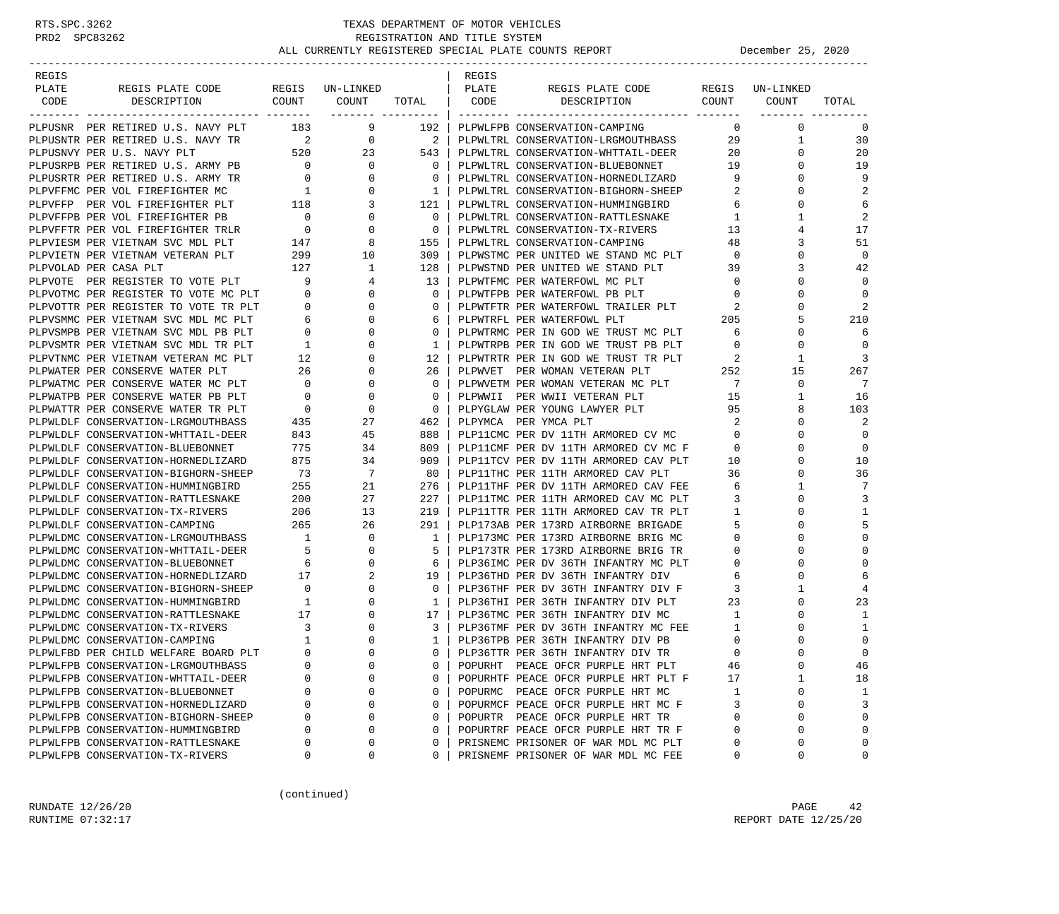RTS.SPC.3262 PRD2 SPC83262

# TEXAS DEPARTMENT OF MOTOR VEHICLES
## REGISTRATION AND TITLE SYSTEM
### ALL CURRENTLY REGISTERED SPECIAL PLATE COUNTS REPORT — December 25, 2020

| REGIS PLATE CODE | REGIS PLATE CODE DESCRIPTION | REGIS COUNT | UN-LINKED COUNT | TOTAL |
|---|---|---|---|---|
| PLPUSNR | PER RETIRED U.S. NAVY PLT | 183 | 9 | 192 |
| PLPUSNTR | PER RETIRED U.S. NAVY TR | 2 | 0 | 2 |
| PLPUSNVY | PER U.S. NAVY PLT | 520 | 23 | 543 |
| PLPUSRPB | PER RETIRED U.S. ARMY PB | 0 | 0 | 0 |
| PLPUSRTR | PER RETIRED U.S. ARMY TR | 0 | 0 | 0 |
| PLPVFFMC | PER VOL FIREFIGHTER MC | 1 | 0 | 1 |
| PLPVFFP | PER VOL FIREFIGHTER PLT | 118 | 3 | 121 |
| PLPVFFPB | PER VOL FIREFIGHTER PB | 0 | 0 | 0 |
| PLPVFFTR | PER VOL FIREFIGHTER TRLR | 0 | 0 | 0 |
| PLPVIESM | PER VIETNAM SVC MDL PLT | 147 | 8 | 155 |
| PLPVIETN | PER VIETNAM VETERAN PLT | 299 | 10 | 309 |
| PLPVOLAD | PER CASA PLT | 127 | 1 | 128 |
| PLPVOTE | PER REGISTER TO VOTE PLT | 9 | 4 | 13 |
| PLPVOTMC | PER REGISTER TO VOTE MC PLT | 0 | 0 | 0 |
| PLPVOTTR | PER REGISTER TO VOTE TR PLT | 0 | 0 | 0 |
| PLPVSMMC | PER VIETNAM SVC MDL MC PLT | 6 | 0 | 6 |
| PLPVSMPB | PER VIETNAM SVC MDL PB PLT | 0 | 0 | 0 |
| PLPVSMTR | PER VIETNAM SVC MDL TR PLT | 1 | 0 | 1 |
| PLPVTNMC | PER VIETNAM VETERAN MC PLT | 12 | 0 | 12 |
| PLPWATER | PER CONSERVE WATER PLT | 26 | 0 | 26 |
| PLPWATMC | PER CONSERVE WATER MC PLT | 0 | 0 | 0 |
| PLPWATPB | PER CONSERVE WATER PB PLT | 0 | 0 | 0 |
| PLPWATTR | PER CONSERVE WATER TR PLT | 0 | 0 | 0 |
| PLPWLDLF | CONSERVATION-LRGMOUTHBASS | 435 | 27 | 462 |
| PLPWLDLF | CONSERVATION-WHTTAIL-DEER | 843 | 45 | 888 |
| PLPWLDLF | CONSERVATION-BLUEBONNET | 775 | 34 | 809 |
| PLPWLDLF | CONSERVATION-HORNEDLIZARD | 875 | 34 | 909 |
| PLPWLDLF | CONSERVATION-BIGHORN-SHEEP | 73 | 7 | 80 |
| PLPWLDLF | CONSERVATION-HUMMINGBIRD | 255 | 21 | 276 |
| PLPWLDLF | CONSERVATION-RATTLESNAKE | 200 | 27 | 227 |
| PLPWLDLF | CONSERVATION-TX-RIVERS | 206 | 13 | 219 |
| PLPWLDLF | CONSERVATION-CAMPING | 265 | 26 | 291 |
| PLPWLDMC | CONSERVATION-LRGMOUTHBASS | 1 | 0 | 1 |
| PLPWLDMC | CONSERVATION-WHTTAIL-DEER | 5 | 0 | 5 |
| PLPWLDMC | CONSERVATION-BLUEBONNET | 6 | 0 | 6 |
| PLPWLDMC | CONSERVATION-HORNEDLIZARD | 17 | 2 | 19 |
| PLPWLDMC | CONSERVATION-BIGHORN-SHEEP | 0 | 0 | 0 |
| PLPWLDMC | CONSERVATION-HUMMINGBIRD | 1 | 0 | 1 |
| PLPWLDMC | CONSERVATION-RATTLESNAKE | 17 | 0 | 17 |
| PLPWLDMC | CONSERVATION-TX-RIVERS | 3 | 0 | 3 |
| PLPWLDMC | CONSERVATION-CAMPING | 1 | 0 | 1 |
| PLPWLFBD | PER CHILD WELFARE BOARD PLT | 0 | 0 | 0 |
| PLPWLFPB | CONSERVATION-LRGMOUTHBASS | 0 | 0 | 0 |
| PLPWLFPB | CONSERVATION-WHTTAIL-DEER | 0 | 0 | 0 |
| PLPWLFPB | CONSERVATION-BLUEBONNET | 0 | 0 | 0 |
| PLPWLFPB | CONSERVATION-HORNEDLIZARD | 0 | 0 | 0 |
| PLPWLFPB | CONSERVATION-BIGHORN-SHEEP | 0 | 0 | 0 |
| PLPWLFPB | CONSERVATION-HUMMINGBIRD | 0 | 0 | 0 |
| PLPWLFPB | CONSERVATION-RATTLESNAKE | 0 | 0 | 0 |
| PLPWLFPB | CONSERVATION-TX-RIVERS | 0 | 0 | 0 |
| PLPWLFPB | CONSERVATION-CAMPING | 0 | 0 | 0 |
| PLPWLTRL | CONSERVATION-LRGMOUTHBASS | 29 | 1 | 30 |
| PLPWLTRL | CONSERVATION-WHTTAIL-DEER | 20 | 0 | 20 |
| PLPWLTRL | CONSERVATION-BLUEBONNET | 19 | 0 | 19 |
| PLPWLTRL | CONSERVATION-HORNEDLIZARD | 9 | 0 | 9 |
| PLPWLTRL | CONSERVATION-BIGHORN-SHEEP | 2 | 0 | 2 |
| PLPWLTRL | CONSERVATION-HUMMINGBIRD | 6 | 0 | 6 |
| PLPWLTRL | CONSERVATION-RATTLESNAKE | 1 | 1 | 2 |
| PLPWLTRL | CONSERVATION-TX-RIVERS | 13 | 4 | 17 |
| PLPWLTRL | CONSERVATION-CAMPING | 48 | 3 | 51 |
| PLPWSTMC | PER UNITED WE STAND MC PLT | 0 | 0 | 0 |
| PLPWSTND | PER UNITED WE STAND PLT | 39 | 3 | 42 |
| PLPWTFMC | PER WATERFOWL MC PLT | 0 | 0 | 0 |
| PLPWTFPB | PER WATERFOWL PB PLT | 0 | 0 | 0 |
| PLPWTFTR | PER WATERFOWL TRAILER PLT | 2 | 0 | 2 |
| PLPWTRFL | PER WATERFOWL PLT | 205 | 5 | 210 |
| PLPWTRMC | PER IN GOD WE TRUST MC PLT | 6 | 0 | 6 |
| PLPWTRPB | PER IN GOD WE TRUST PB PLT | 0 | 0 | 0 |
| PLPWTRTR | PER IN GOD WE TRUST TR PLT | 2 | 1 | 3 |
| PLPWVET | PER WOMAN VETERAN PLT | 252 | 15 | 267 |
| PLPWVETM | PER WOMAN VETERAN MC PLT | 7 | 0 | 7 |
| PLPWWII | PER WWII VETERAN PLT | 15 | 1 | 16 |
| PLPYGLAW | PER YOUNG LAWYER PLT | 95 | 8 | 103 |
| PLPYMCA | PER YMCA PLT | 2 | 0 | 2 |
| PLP11CMC | PER DV 11TH ARMORED CV MC | 0 | 0 | 0 |
| PLP11CMF | PER DV 11TH ARMORED CV MC F | 0 | 0 | 0 |
| PLP11TCV | PER DV 11TH ARMORED CAV PLT | 10 | 0 | 10 |
| PLP11THC | PER 11TH ARMORED CAV PLT | 36 | 0 | 36 |
| PLP11THF | PER DV 11TH ARMORED CAV FEE | 6 | 1 | 7 |
| PLP11TMC | PER 11TH ARMORED CAV MC PLT | 3 | 0 | 3 |
| PLP11TTR | PER 11TH ARMORED CAV TR PLT | 1 | 0 | 1 |
| PLP173AB | PER 173RD AIRBORNE BRIGADE | 5 | 0 | 5 |
| PLP173MC | PER 173RD AIRBORNE BRIG MC | 0 | 0 | 0 |
| PLP173TR | PER 173RD AIRBORNE BRIG TR | 0 | 0 | 0 |
| PLP36IMC | PER DV 36TH INFANTRY MC PLT | 0 | 0 | 0 |
| PLP36THD | PER DV 36TH INFANTRY DIV | 6 | 0 | 6 |
| PLP36THF | PER DV 36TH INFANTRY DIV F | 3 | 1 | 4 |
| PLP36THI | PER 36TH INFANTRY DIV PLT | 23 | 0 | 23 |
| PLP36TMC | PER 36TH INFANTRY DIV MC | 1 | 0 | 1 |
| PLP36TMF | PER DV 36TH INFANTRY MC FEE | 1 | 0 | 1 |
| PLP36TPB | PER 36TH INFANTRY DIV PB | 0 | 0 | 0 |
| PLP36TTR | PER 36TH INFANTRY DIV TR | 0 | 0 | 0 |
| POPURHT | PEACE OFCR PURPLE HRT PLT | 46 | 0 | 46 |
| POPURHTF | PEACE OFCR PURPLE HRT PLT F | 17 | 1 | 18 |
| POPURMC | PEACE OFCR PURPLE HRT MC | 1 | 0 | 1 |
| POPURMCF | PEACE OFCR PURPLE HRT MC F | 3 | 0 | 3 |
| POPURTR | PEACE OFCR PURPLE HRT TR | 0 | 0 | 0 |
| POPURTRF | PEACE OFCR PURPLE HRT TR F | 0 | 0 | 0 |
| PRISNEMC | PRISONER OF WAR MDL MC PLT | 0 | 0 | 0 |
| PRISNEMF | PRISONER OF WAR MDL MC FEE | 0 | 0 | 0 |

(continued)

RUNDATE 12/26/20
RUNTIME 07:32:17
REPORT DATE 12/25/20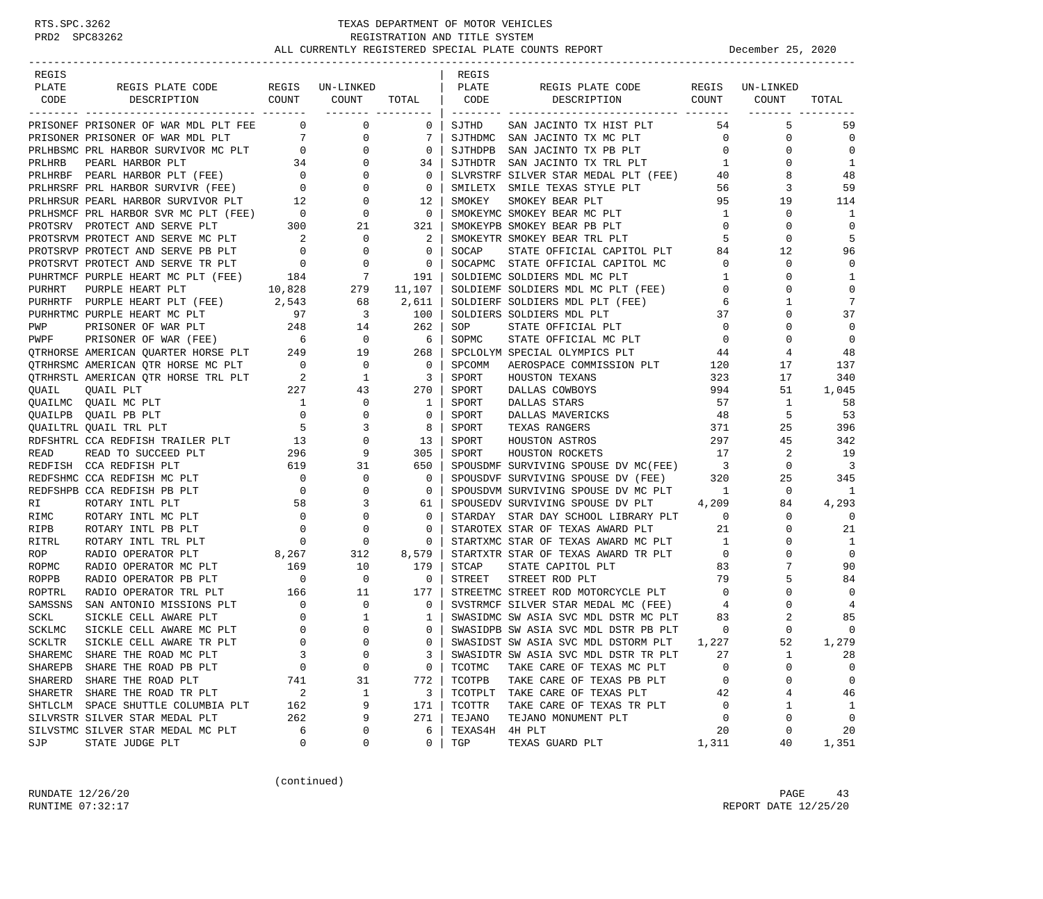# TEXAS DEPARTMENT OF MOTOR VEHICLES
## REGISTRATION AND TITLE SYSTEM
### ALL CURRENTLY REGISTERED SPECIAL PLATE COUNTS REPORT

December 25, 2020

| REGIS PLATE CODE | REGIS PLATE CODE DESCRIPTION | REGIS COUNT | UN-LINKED COUNT | TOTAL |
|---|---|---|---|---|
| PRISONEF | PRISONER OF WAR MDL PLT FEE | 0 | 0 | 0 |
| PRISONER | PRISONER OF WAR MDL PLT | 7 | 0 | 7 |
| PRLHBSMC | PRL HARBOR SURVIVOR MC PLT | 0 | 0 | 0 |
| PRLHRB | PEARL HARBOR PLT | 34 | 0 | 34 |
| PRLHRBF | PEARL HARBOR PLT (FEE) | 0 | 0 | 0 |
| PRLHRSRF | PRL HARBOR SURVIVR (FEE) | 0 | 0 | 0 |
| PRLHRSUR | PEARL HARBOR SURVIVOR PLT | 12 | 0 | 12 |
| PRLHSMCF | PRL HARBOR SVR MC PLT (FEE) | 0 | 0 | 0 |
| PROTSRV | PROTECT AND SERVE PLT | 300 | 21 | 321 |
| PROTSRVM | PROTECT AND SERVE MC PLT | 2 | 0 | 2 |
| PROTSRVP | PROTECT AND SERVE PB PLT | 0 | 0 | 0 |
| PROTSRVT | PROTECT AND SERVE TR PLT | 0 | 0 | 0 |
| PUHRTMCF | PURPLE HEART MC PLT (FEE) | 184 | 7 | 191 |
| PURHRT | PURPLE HEART PLT | 10,828 | 279 | 11,107 |
| PURHRTF | PURPLE HEART PLT (FEE) | 2,543 | 68 | 2,611 |
| PURHRTMC | PURPLE HEART MC PLT | 97 | 3 | 100 |
| PWP | PRISONER OF WAR PLT | 248 | 14 | 262 |
| PWPF | PRISONER OF WAR (FEE) | 6 | 0 | 6 |
| QTRHORSE | AMERICAN QUARTER HORSE PLT | 249 | 19 | 268 |
| QTRHRSMC | AMERICAN QTR HORSE MC PLT | 0 | 0 | 0 |
| QTRHRSTL | AMERICAN QTR HORSE TRL PLT | 2 | 1 | 3 |
| QUAIL | QUAIL PLT | 227 | 43 | 270 |
| QUAILMC | QUAIL MC PLT | 1 | 0 | 1 |
| QUAILPB | QUAIL PB PLT | 0 | 0 | 0 |
| QUAILTRL | QUAIL TRL PLT | 5 | 3 | 8 |
| RDFSHTRL | CCA REDFISH TRAILER PLT | 13 | 0 | 13 |
| READ | READ TO SUCCEED PLT | 296 | 9 | 305 |
| REDFISH | CCA REDFISH PLT | 619 | 31 | 650 |
| REDFSHMC | CCA REDFISH MC PLT | 0 | 0 | 0 |
| REDFSHPB | CCA REDFISH PB PLT | 0 | 0 | 0 |
| RI | ROTARY INTL PLT | 58 | 3 | 61 |
| RIMC | ROTARY INTL MC PLT | 0 | 0 | 0 |
| RIPB | ROTARY INTL PB PLT | 0 | 0 | 0 |
| RITRL | ROTARY INTL TRL PLT | 0 | 0 | 0 |
| ROP | RADIO OPERATOR PLT | 8,267 | 312 | 8,579 |
| ROPMC | RADIO OPERATOR MC PLT | 169 | 10 | 179 |
| ROPPB | RADIO OPERATOR PB PLT | 0 | 0 | 0 |
| ROPTRL | RADIO OPERATOR TRL PLT | 166 | 11 | 177 |
| SAMSSNS | SAN ANTONIO MISSIONS PLT | 0 | 0 | 0 |
| SCKL | SICKLE CELL AWARE PLT | 0 | 1 | 1 |
| SCKLMC | SICKLE CELL AWARE MC PLT | 0 | 0 | 0 |
| SCKLTR | SICKLE CELL AWARE TR PLT | 0 | 0 | 0 |
| SHAREMC | SHARE THE ROAD MC PLT | 3 | 0 | 3 |
| SHAREPB | SHARE THE ROAD PB PLT | 0 | 0 | 0 |
| SHARERD | SHARE THE ROAD PLT | 741 | 31 | 772 |
| SHARETR | SHARE THE ROAD TR PLT | 2 | 1 | 3 |
| SHTLCLM | SPACE SHUTTLE COLUMBIA PLT | 162 | 9 | 171 |
| SILVRSTR | SILVER STAR MEDAL PLT | 262 | 9 | 271 |
| SILVSTMC | SILVER STAR MEDAL MC PLT | 6 | 0 | 6 |
| SJP | STATE JUDGE PLT | 0 | 0 | 0 |
| SJTHD | SAN JACINTO TX HIST PLT | 54 | 5 | 59 |
| SJTHDMC | SAN JACINTO TX MC PLT | 0 | 0 | 0 |
| SJTHDPB | SAN JACINTO TX PB PLT | 0 | 0 | 0 |
| SJTHDTR | SAN JACINTO TX TRL PLT | 1 | 0 | 1 |
| SLVRSTRF | SILVER STAR MEDAL PLT (FEE) | 40 | 8 | 48 |
| SMILETX | SMILE TEXAS STYLE PLT | 56 | 3 | 59 |
| SMOKEY | SMOKEY BEAR PLT | 95 | 19 | 114 |
| SMOKEYMC | SMOKEY BEAR MC PLT | 1 | 0 | 1 |
| SMOKEYPB | SMOKEY BEAR PB PLT | 0 | 0 | 0 |
| SMOKEYTR | SMOKEY BEAR TRL PLT | 5 | 0 | 5 |
| SOCAP | STATE OFFICIAL CAPITOL PLT | 84 | 12 | 96 |
| SOCAPMC | STATE OFFICIAL CAPITOL MC | 0 | 0 | 0 |
| SOLDIEMC | SOLDIERS MDL MC PLT | 1 | 0 | 1 |
| SOLDIEMF | SOLDIERS MDL MC PLT (FEE) | 0 | 0 | 0 |
| SOLDIERF | SOLDIERS MDL PLT (FEE) | 6 | 1 | 7 |
| SOLDIERS | SOLDIERS MDL PLT | 37 | 0 | 37 |
| SOP | STATE OFFICIAL PLT | 0 | 0 | 0 |
| SOPMC | STATE OFFICIAL MC PLT | 0 | 0 | 0 |
| SPCLOLYM | SPECIAL OLYMPICS PLT | 44 | 4 | 48 |
| SPCOMM | AEROSPACE COMMISSION PLT | 120 | 17 | 137 |
| SPORT | HOUSTON TEXANS | 323 | 17 | 340 |
| SPORT | DALLAS COWBOYS | 994 | 51 | 1,045 |
| SPORT | DALLAS STARS | 57 | 1 | 58 |
| SPORT | DALLAS MAVERICKS | 48 | 5 | 53 |
| SPORT | TEXAS RANGERS | 371 | 25 | 396 |
| SPORT | HOUSTON ASTROS | 297 | 45 | 342 |
| SPORT | HOUSTON ROCKETS | 17 | 2 | 19 |
| SPOUSDMF | SURVIVING SPOUSE DV MC(FEE) | 3 | 0 | 3 |
| SPOUSDVF | SURVIVING SPOUSE DV (FEE) | 320 | 25 | 345 |
| SPOUSDVM | SURVIVING SPOUSE DV MC PLT | 1 | 0 | 1 |
| SPOUSEDV | SURVIVING SPOUSE DV PLT | 4,209 | 84 | 4,293 |
| STARDAY | STAR DAY SCHOOL LIBRARY PLT | 0 | 0 | 0 |
| STAROTEX | STAR OF TEXAS AWARD PLT | 21 | 0 | 21 |
| STARTXMC | STAR OF TEXAS AWARD MC PLT | 1 | 0 | 1 |
| STARTXTR | STAR OF TEXAS AWARD TR PLT | 0 | 0 | 0 |
| STCAP | STATE CAPITOL PLT | 83 | 7 | 90 |
| STREET | STREET ROD PLT | 79 | 5 | 84 |
| STREETMC | STREET ROD MOTORCYCLE PLT | 0 | 0 | 0 |
| SVSTRMCF | SILVER STAR MEDAL MC (FEE) | 4 | 0 | 4 |
| SWASIDMC | SW ASIA SVC MDL DSTR MC PLT | 83 | 2 | 85 |
| SWASIDPB | SW ASIA SVC MDL DSTR PB PLT | 0 | 0 | 0 |
| SWASIDST | SW ASIA SVC MDL DSTORM PLT | 1,227 | 52 | 1,279 |
| SWASIDTR | SW ASIA SVC MDL DSTR TR PLT | 27 | 1 | 28 |
| TCOTMC | TAKE CARE OF TEXAS MC PLT | 0 | 0 | 0 |
| TCOTPB | TAKE CARE OF TEXAS PB PLT | 0 | 0 | 0 |
| TCOTPLT | TAKE CARE OF TEXAS PLT | 42 | 4 | 46 |
| TCOTTR | TAKE CARE OF TEXAS TR PLT | 0 | 1 | 1 |
| TEJANO | TEJANO MONUMENT PLT | 0 | 0 | 0 |
| TEXAS4H | 4H PLT | 20 | 0 | 20 |
| TGP | TEXAS GUARD PLT | 1,311 | 40 | 1,351 |

(continued)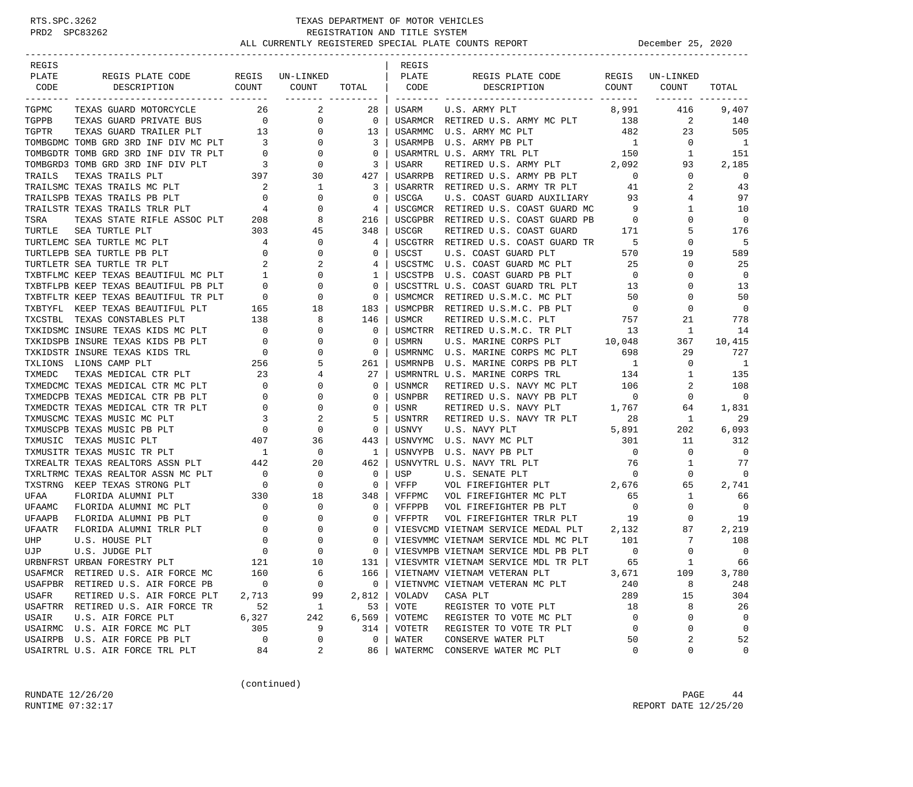# TEXAS DEPARTMENT OF MOTOR VEHICLES
## REGISTRATION AND TITLE SYSTEM
### ALL CURRENTLY REGISTERED SPECIAL PLATE COUNTS REPORT

RTS.SPC.3262
PRD2 SPC83262

December 25, 2020

| REGIS PLATE CODE | REGIS PLATE CODE DESCRIPTION | REGIS COUNT | UN-LINKED COUNT | TOTAL |
|---|---|---|---|---|
| TGPMC | TEXAS GUARD MOTORCYCLE | 26 | 2 | 28 |
| TGPPB | TEXAS GUARD PRIVATE BUS | 0 | 0 | 0 |
| TGPTR | TEXAS GUARD TRAILER PLT | 13 | 0 | 13 |
| TOMBGDMC | TOMB GRD 3RD INF DIV MC PLT | 3 | 0 | 3 |
| TOMBGDTR | TOMB GRD 3RD INF DIV TR PLT | 0 | 0 | 0 |
| TOMBGRD3 | TOMB GRD 3RD INF DIV PLT | 3 | 0 | 3 |
| TRAILS | TEXAS TRAILS PLT | 397 | 30 | 427 |
| TRAILSMC | TEXAS TRAILS MC PLT | 2 | 1 | 3 |
| TRAILSPB | TEXAS TRAILS PB PLT | 0 | 0 | 0 |
| TRAILSTR | TEXAS TRAILS TRLR PLT | 4 | 0 | 4 |
| TSRA | TEXAS STATE RIFLE ASSOC PLT | 208 | 8 | 216 |
| TURTLE | SEA TURTLE PLT | 303 | 45 | 348 |
| TURTLEMC | SEA TURTLE MC PLT | 4 | 0 | 4 |
| TURTLEPB | SEA TURTLE PB PLT | 0 | 0 | 0 |
| TURTLETR | SEA TURTLE TR PLT | 2 | 2 | 4 |
| TXBTFLMC | KEEP TEXAS BEAUTIFUL MC PLT | 1 | 0 | 1 |
| TXBTFLPB | KEEP TEXAS BEAUTIFUL PB PLT | 0 | 0 | 0 |
| TXBTFLTR | KEEP TEXAS BEAUTIFUL TR PLT | 0 | 0 | 0 |
| TXBTYFL | KEEP TEXAS BEAUTIFUL PLT | 165 | 18 | 183 |
| TXCSTBL | TEXAS CONSTABLES PLT | 138 | 8 | 146 |
| TXKIDSMC | INSURE TEXAS KIDS MC PLT | 0 | 0 | 0 |
| TXKIDSPB | INSURE TEXAS KIDS PB PLT | 0 | 0 | 0 |
| TXKIDSTR | INSURE TEXAS KIDS TRL | 0 | 0 | 0 |
| TXLIONS | LIONS CAMP PLT | 256 | 5 | 261 |
| TXMEDC | TEXAS MEDICAL CTR PLT | 23 | 4 | 27 |
| TXMEDCMC | TEXAS MEDICAL CTR MC PLT | 0 | 0 | 0 |
| TXMEDCPB | TEXAS MEDICAL CTR PB PLT | 0 | 0 | 0 |
| TXMEDCTR | TEXAS MEDICAL CTR TR PLT | 0 | 0 | 0 |
| TXMUSCMC | TEXAS MUSIC MC PLT | 3 | 2 | 5 |
| TXMUSCPB | TEXAS MUSIC PB PLT | 0 | 0 | 0 |
| TXMUSIC | TEXAS MUSIC PLT | 407 | 36 | 443 |
| TXMUSITR | TEXAS MUSIC TR PLT | 1 | 0 | 1 |
| TXREALTR | TEXAS REALTORS ASSN PLT | 442 | 20 | 462 |
| TXRLTRMC | TEXAS REALTOR ASSN MC PLT | 0 | 0 | 0 |
| TXSTRNG | KEEP TEXAS STRONG PLT | 0 | 0 | 0 |
| UFAA | FLORIDA ALUMNI PLT | 330 | 18 | 348 |
| UFAAMC | FLORIDA ALUMNI MC PLT | 0 | 0 | 0 |
| UFAAPB | FLORIDA ALUMNI PB PLT | 0 | 0 | 0 |
| UFAATR | FLORIDA ALUMNI TRLR PLT | 0 | 0 | 0 |
| UHP | U.S. HOUSE PLT | 0 | 0 | 0 |
| UJP | U.S. JUDGE PLT | 0 | 0 | 0 |
| URBNFRST | URBAN FORESTRY PLT | 121 | 10 | 131 |
| USAFMCR | RETIRED U.S. AIR FORCE MC | 160 | 6 | 166 |
| USAFPBR | RETIRED U.S. AIR FORCE PB | 0 | 0 | 0 |
| USAFR | RETIRED U.S. AIR FORCE PLT | 2,713 | 99 | 2,812 |
| USAFTRR | RETIRED U.S. AIR FORCE TR | 52 | 1 | 53 |
| USAIR | U.S. AIR FORCE PLT | 6,327 | 242 | 6,569 |
| USAIRMC | U.S. AIR FORCE MC PLT | 305 | 9 | 314 |
| USAIRPB | U.S. AIR FORCE PB PLT | 0 | 0 | 0 |
| USAIRTRL | U.S. AIR FORCE TRL PLT | 84 | 2 | 86 |
| USARM | U.S. ARMY PLT | 8,991 | 416 | 9,407 |
| USARMCR | RETIRED U.S. ARMY MC PLT | 138 | 2 | 140 |
| USARMMC | U.S. ARMY MC PLT | 482 | 23 | 505 |
| USARMPB | U.S. ARMY PB PLT | 1 | 0 | 1 |
| USARMTRL | U.S. ARMY TRL PLT | 150 | 1 | 151 |
| USARR | RETIRED U.S. ARMY PLT | 2,092 | 93 | 2,185 |
| USARRPB | RETIRED U.S. ARMY PB PLT | 0 | 0 | 0 |
| USARRTR | RETIRED U.S. ARMY TR PLT | 41 | 2 | 43 |
| USCGA | U.S. COAST GUARD AUXILIARY | 93 | 4 | 97 |
| USCGMCR | RETIRED U.S. COAST GUARD MC | 9 | 1 | 10 |
| USCGPBR | RETIRED U.S. COAST GUARD PB | 0 | 0 | 0 |
| USCGR | RETIRED U.S. COAST GUARD | 171 | 5 | 176 |
| USCGTRR | RETIRED U.S. COAST GUARD TR | 5 | 0 | 5 |
| USCST | U.S. COAST GUARD PLT | 570 | 19 | 589 |
| USCSTMC | U.S. COAST GUARD MC PLT | 25 | 0 | 25 |
| USCSTPB | U.S. COAST GUARD PB PLT | 0 | 0 | 0 |
| USCSTTRL | U.S. COAST GUARD TRL PLT | 13 | 0 | 13 |
| USMCMCR | RETIRED U.S.M.C. MC PLT | 50 | 0 | 50 |
| USMCPBR | RETIRED U.S.M.C. PB PLT | 0 | 0 | 0 |
| USMCR | RETIRED U.S.M.C. PLT | 757 | 21 | 778 |
| USMCTRR | RETIRED U.S.M.C. TR PLT | 13 | 1 | 14 |
| USMRN | U.S. MARINE CORPS PLT | 10,048 | 367 | 10,415 |
| USMRNMC | U.S. MARINE CORPS MC PLT | 698 | 29 | 727 |
| USMRNPB | U.S. MARINE CORPS PB PLT | 1 | 0 | 1 |
| USMRNTRL | U.S. MARINE CORPS TRL | 134 | 1 | 135 |
| USNMCR | RETIRED U.S. NAVY MC PLT | 106 | 2 | 108 |
| USNPBR | RETIRED U.S. NAVY PB PLT | 0 | 0 | 0 |
| USNR | RETIRED U.S. NAVY PLT | 1,767 | 64 | 1,831 |
| USNTRR | RETIRED U.S. NAVY TR PLT | 28 | 1 | 29 |
| USNVY | U.S. NAVY PLT | 5,891 | 202 | 6,093 |
| USNVYMC | U.S. NAVY MC PLT | 301 | 11 | 312 |
| USNVYPB | U.S. NAVY PB PLT | 0 | 0 | 0 |
| USNVYTRL | U.S. NAVY TRL PLT | 76 | 1 | 77 |
| USP | U.S. SENATE PLT | 0 | 0 | 0 |
| VFFP | VOL FIREFIGHTER PLT | 2,676 | 65 | 2,741 |
| VFFPMC | VOL FIREFIGHTER MC PLT | 65 | 1 | 66 |
| VFFPPB | VOL FIREFIGHTER PB PLT | 0 | 0 | 0 |
| VFFPTR | VOL FIREFIGHTER TRLR PLT | 19 | 0 | 19 |
| VIESVCMD | VIETNAM SERVICE MEDAL PLT | 2,132 | 87 | 2,219 |
| VIESVMMC | VIETNAM SERVICE MDL MC PLT | 101 | 7 | 108 |
| VIESVMPB | VIETNAM SERVICE MDL PB PLT | 0 | 0 | 0 |
| VIESVMTR | VIETNAM SERVICE MDL TR PLT | 65 | 1 | 66 |
| VIETNAMV | VIETNAM VETERAN PLT | 3,671 | 109 | 3,780 |
| VIETNVMC | VIETNAM VETERAN MC PLT | 240 | 8 | 248 |
| VOLADV | CASA PLT | 289 | 15 | 304 |
| VOTE | REGISTER TO VOTE PLT | 18 | 8 | 26 |
| VOTEMC | REGISTER TO VOTE MC PLT | 0 | 0 | 0 |
| VOTETR | REGISTER TO VOTE TR PLT | 0 | 0 | 0 |
| WATER | CONSERVE WATER PLT | 50 | 2 | 52 |
| WATERMC | CONSERVE WATER MC PLT | 0 | 0 | 0 |

(continued)

RUNDATE 12/26/20
RUNTIME 07:32:17

REPORT DATE 12/25/20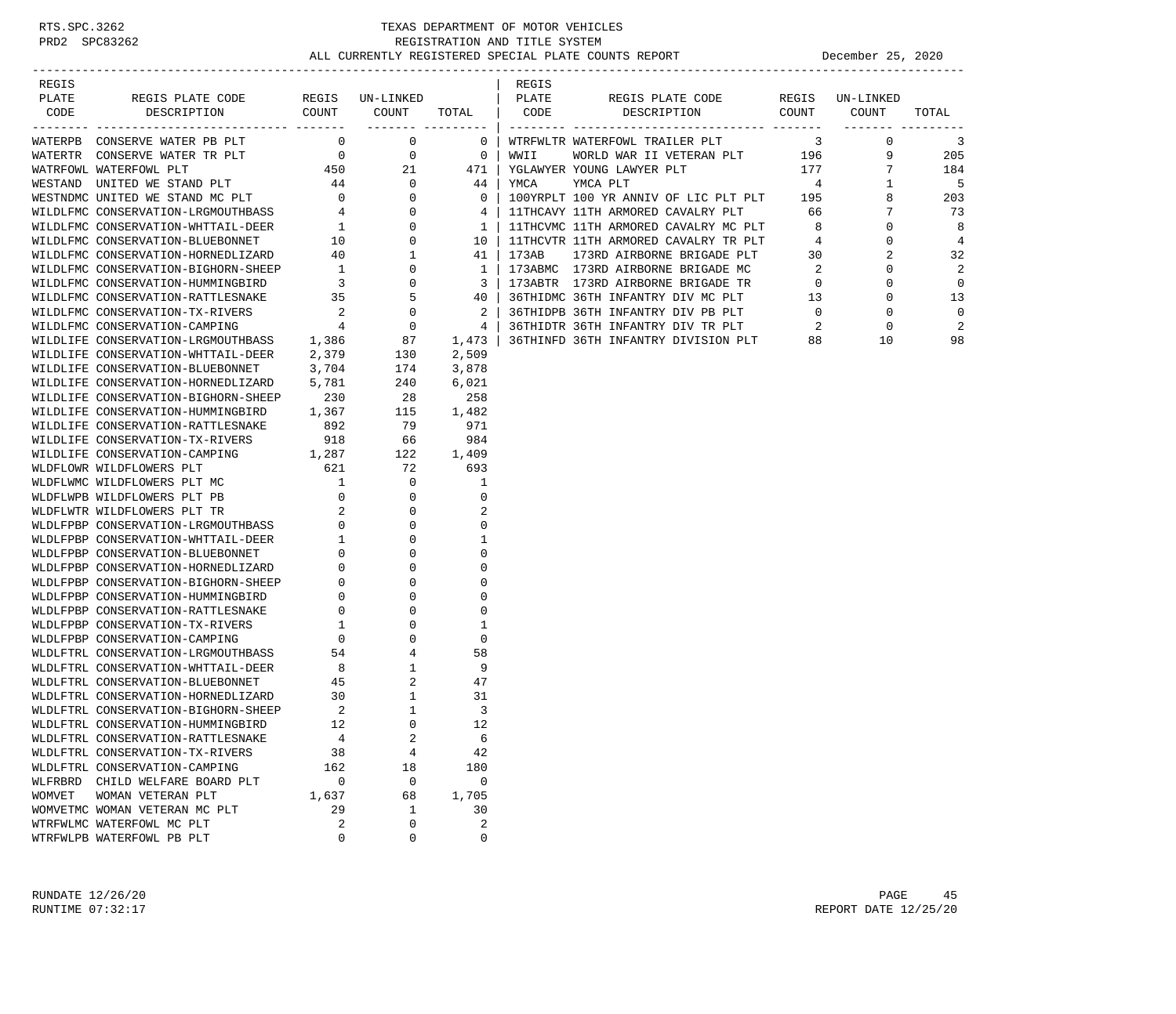TEXAS DEPARTMENT OF MOTOR VEHICLES
REGISTRATION AND TITLE SYSTEM
ALL CURRENTLY REGISTERED SPECIAL PLATE COUNTS REPORT

December 25, 2020

| REGIS PLATE CODE | REGIS PLATE CODE DESCRIPTION | REGIS COUNT | UN-LINKED COUNT | TOTAL |
|---|---|---|---|---|
| WATERPB | CONSERVE WATER PB PLT | 0 | 0 | 0 |
| WATERTR | CONSERVE WATER TR PLT | 0 | 0 | 0 |
| WATRFOWL | WATERFOWL PLT | 450 | 21 | 471 |
| WESTAND | UNITED WE STAND PLT | 44 | 0 | 44 |
| WESTNDMC | UNITED WE STAND MC PLT | 0 | 0 | 0 |
| WILDLFMC | CONSERVATION-LRGMOUTHBASS | 4 | 0 | 4 |
| WILDLFMC | CONSERVATION-WHTTAIL-DEER | 1 | 0 | 1 |
| WILDLFMC | CONSERVATION-BLUEBONNET | 10 | 0 | 10 |
| WILDLFMC | CONSERVATION-HORNEDLIZARD | 40 | 1 | 41 |
| WILDLFMC | CONSERVATION-BIGHORN-SHEEP | 1 | 0 | 1 |
| WILDLFMC | CONSERVATION-HUMMINGBIRD | 3 | 0 | 3 |
| WILDLFMC | CONSERVATION-RATTLESNAKE | 35 | 5 | 40 |
| WILDLFMC | CONSERVATION-TX-RIVERS | 2 | 0 | 2 |
| WILDLFMC | CONSERVATION-CAMPING | 4 | 0 | 4 |
| WILDLIFE | CONSERVATION-LRGMOUTHBASS | 1,386 | 87 | 1,473 |
| WILDLIFE | CONSERVATION-WHTTAIL-DEER | 2,379 | 130 | 2,509 |
| WILDLIFE | CONSERVATION-BLUEBONNET | 3,704 | 174 | 3,878 |
| WILDLIFE | CONSERVATION-HORNEDLIZARD | 5,781 | 240 | 6,021 |
| WILDLIFE | CONSERVATION-BIGHORN-SHEEP | 230 | 28 | 258 |
| WILDLIFE | CONSERVATION-HUMMINGBIRD | 1,367 | 115 | 1,482 |
| WILDLIFE | CONSERVATION-RATTLESNAKE | 892 | 79 | 971 |
| WILDLIFE | CONSERVATION-TX-RIVERS | 918 | 66 | 984 |
| WILDLIFE | CONSERVATION-CAMPING | 1,287 | 122 | 1,409 |
| WLDFLOWR | WILDFLOWERS PLT | 621 | 72 | 693 |
| WLDFLWMC | WILDFLOWERS PLT MC | 1 | 0 | 1 |
| WLDFLWPB | WILDFLOWERS PLT PB | 0 | 0 | 0 |
| WLDFLWTR | WILDFLOWERS PLT TR | 2 | 0 | 2 |
| WLDLFPBP | CONSERVATION-LRGMOUTHBASS | 0 | 0 | 0 |
| WLDLFPBP | CONSERVATION-WHTTAIL-DEER | 1 | 0 | 1 |
| WLDLFPBP | CONSERVATION-BLUEBONNET | 0 | 0 | 0 |
| WLDLFPBP | CONSERVATION-HORNEDLIZARD | 0 | 0 | 0 |
| WLDLFPBP | CONSERVATION-BIGHORN-SHEEP | 0 | 0 | 0 |
| WLDLFPBP | CONSERVATION-HUMMINGBIRD | 0 | 0 | 0 |
| WLDLFPBP | CONSERVATION-RATTLESNAKE | 0 | 0 | 0 |
| WLDLFPBP | CONSERVATION-TX-RIVERS | 1 | 0 | 1 |
| WLDLFPBP | CONSERVATION-CAMPING | 0 | 0 | 0 |
| WLDLFTRL | CONSERVATION-LRGMOUTHBASS | 54 | 4 | 58 |
| WLDLFTRL | CONSERVATION-WHTTAIL-DEER | 8 | 1 | 9 |
| WLDLFTRL | CONSERVATION-BLUEBONNET | 45 | 2 | 47 |
| WLDLFTRL | CONSERVATION-HORNEDLIZARD | 30 | 1 | 31 |
| WLDLFTRL | CONSERVATION-BIGHORN-SHEEP | 2 | 1 | 3 |
| WLDLFTRL | CONSERVATION-HUMMINGBIRD | 12 | 0 | 12 |
| WLDLFTRL | CONSERVATION-RATTLESNAKE | 4 | 2 | 6 |
| WLDLFTRL | CONSERVATION-TX-RIVERS | 38 | 4 | 42 |
| WLDLFTRL | CONSERVATION-CAMPING | 162 | 18 | 180 |
| WLFRBRD | CHILD WELFARE BOARD PLT | 0 | 0 | 0 |
| WOMVET | WOMAN VETERAN PLT | 1,637 | 68 | 1,705 |
| WOMVETMC | WOMAN VETERAN MC PLT | 29 | 1 | 30 |
| WTRFWLMC | WATERFOWL MC PLT | 2 | 0 | 2 |
| WTRFWLPB | WATERFOWL PB PLT | 0 | 0 | 0 |
| WTRFWLTR | WATERFOWL TRAILER PLT | 3 | 0 | 3 |
| WWII | WORLD WAR II VETERAN PLT | 196 | 9 | 205 |
| YGLAWYER | YOUNG LAWYER PLT | 177 | 7 | 184 |
| YMCA | YMCA PLT | 4 | 1 | 5 |
| 100YRPLT | 100 YR ANNIV OF LIC PLT PLT | 195 | 8 | 203 |
| 11THCAVY | 11TH ARMORED CAVALRY PLT | 66 | 7 | 73 |
| 11THCVMC | 11TH ARMORED CAVALRY MC PLT | 8 | 0 | 8 |
| 11THCVTR | 11TH ARMORED CAVALRY TR PLT | 4 | 0 | 4 |
| 173AB | 173RD AIRBORNE BRIGADE PLT | 30 | 2 | 32 |
| 173ABMC | 173RD AIRBORNE BRIGADE MC | 2 | 0 | 2 |
| 173ABTR | 173RD AIRBORNE BRIGADE TR | 0 | 0 | 0 |
| 36THIDMC | 36TH INFANTRY DIV MC PLT | 13 | 0 | 13 |
| 36THIDPB | 36TH INFANTRY DIV PB PLT | 0 | 0 | 0 |
| 36THIDTR | 36TH INFANTRY DIV TR PLT | 2 | 0 | 2 |
| 36THINFD | 36TH INFANTRY DIVISION PLT | 88 | 10 | 98 |

RUNDATE 12/26/20
RUNTIME 07:32:17

REPORT DATE 12/25/20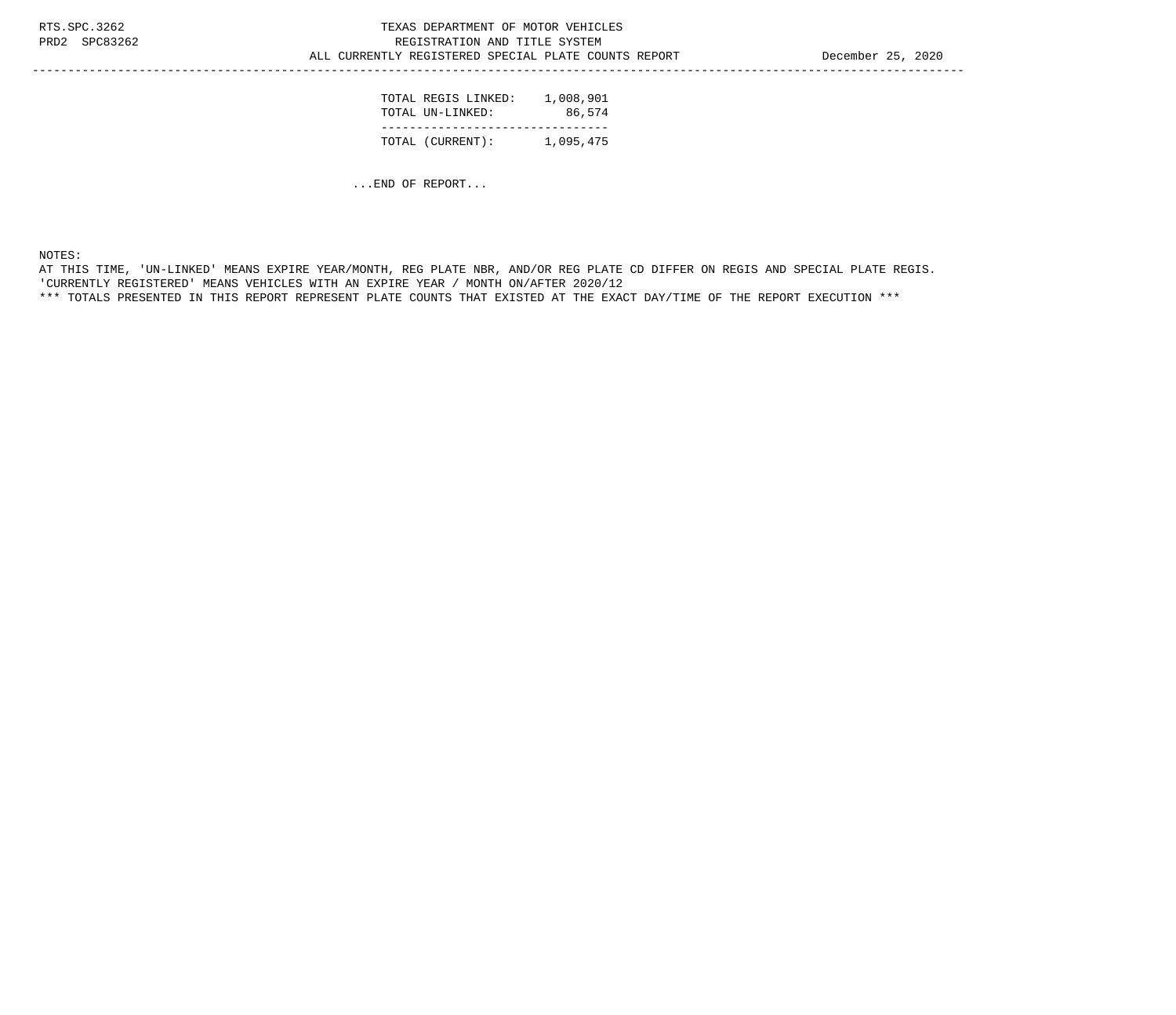RTS.SPC.3262
PRD2 SPC83262

TEXAS DEPARTMENT OF MOTOR VEHICLES
REGISTRATION AND TITLE SYSTEM
ALL CURRENTLY REGISTERED SPECIAL PLATE COUNTS REPORT

December 25, 2020

| | |
|---|---|
| TOTAL REGIS LINKED: | 1,008,901 |
| TOTAL UN-LINKED: | 86,574 |
| TOTAL (CURRENT): | 1,095,475 |

...END OF REPORT...

NOTES:
AT THIS TIME, 'UN-LINKED' MEANS EXPIRE YEAR/MONTH, REG PLATE NBR, AND/OR REG PLATE CD DIFFER ON REGIS AND SPECIAL PLATE REGIS.
'CURRENTLY REGISTERED' MEANS VEHICLES WITH AN EXPIRE YEAR / MONTH ON/AFTER 2020/12
*** TOTALS PRESENTED IN THIS REPORT REPRESENT PLATE COUNTS THAT EXISTED AT THE EXACT DAY/TIME OF THE REPORT EXECUTION ***